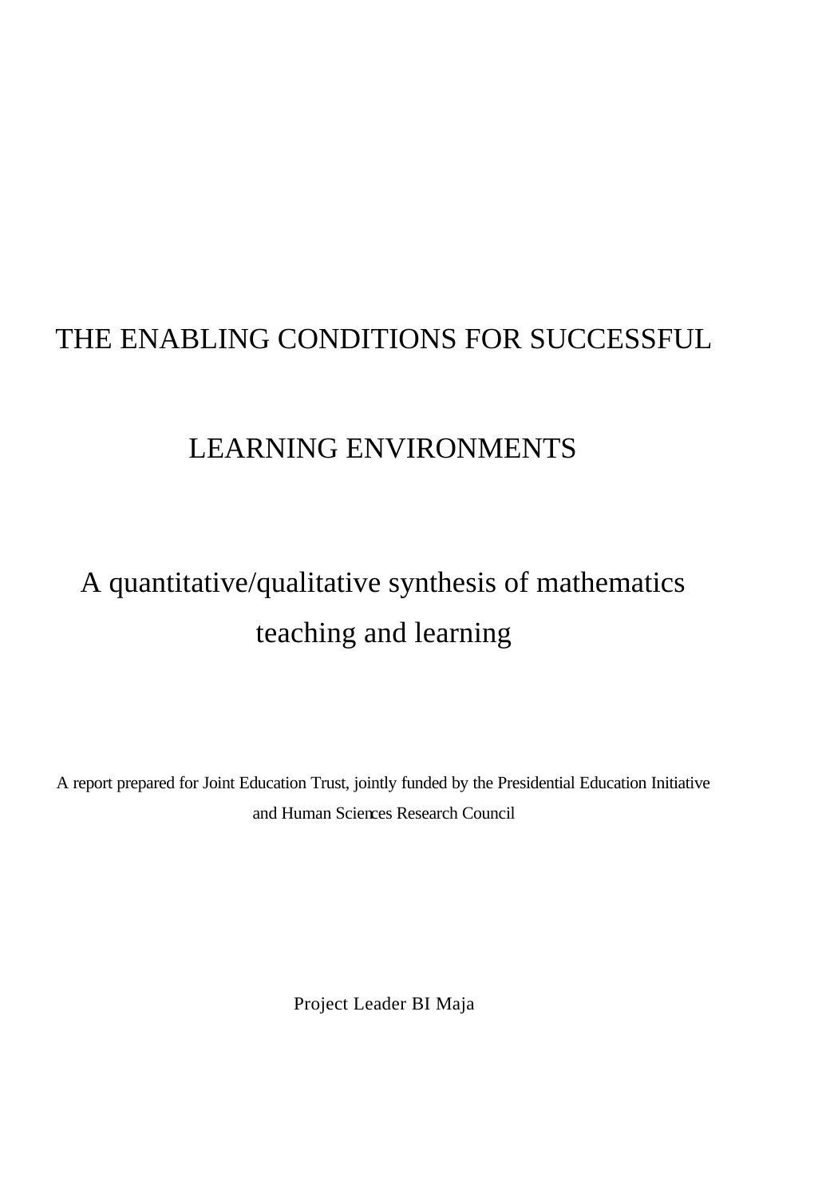# THE ENABLING CONDITIONS FOR SUCCESSFUL LEARNING ENVIRONMENTS

## A quantitative/qualitative synthesis of mathematics teaching and learning

A report prepared for Joint Education Trust, jointly funded by the Presidential Education Initiative and Human Sciences Research Council

Project Leader BI Maja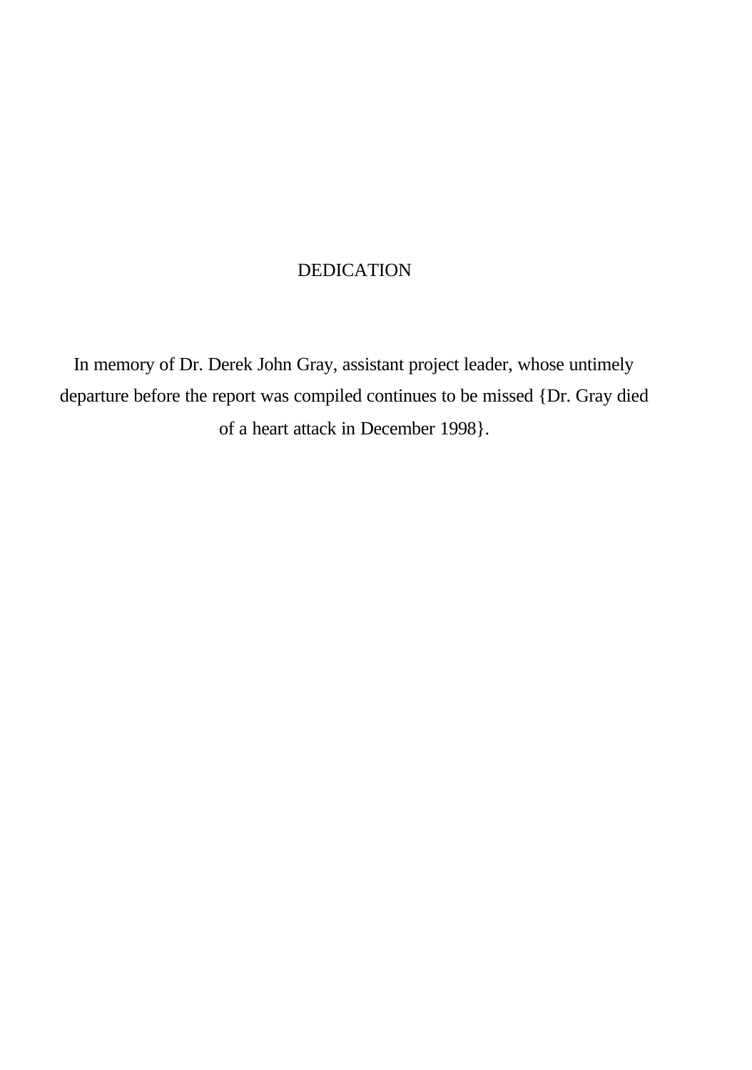# DEDICATION

In memory of Dr. Derek John Gray, assistant project leader, whose untimely departure before the report was compiled continues to be missed {Dr. Gray died of a heart attack in December 1998}.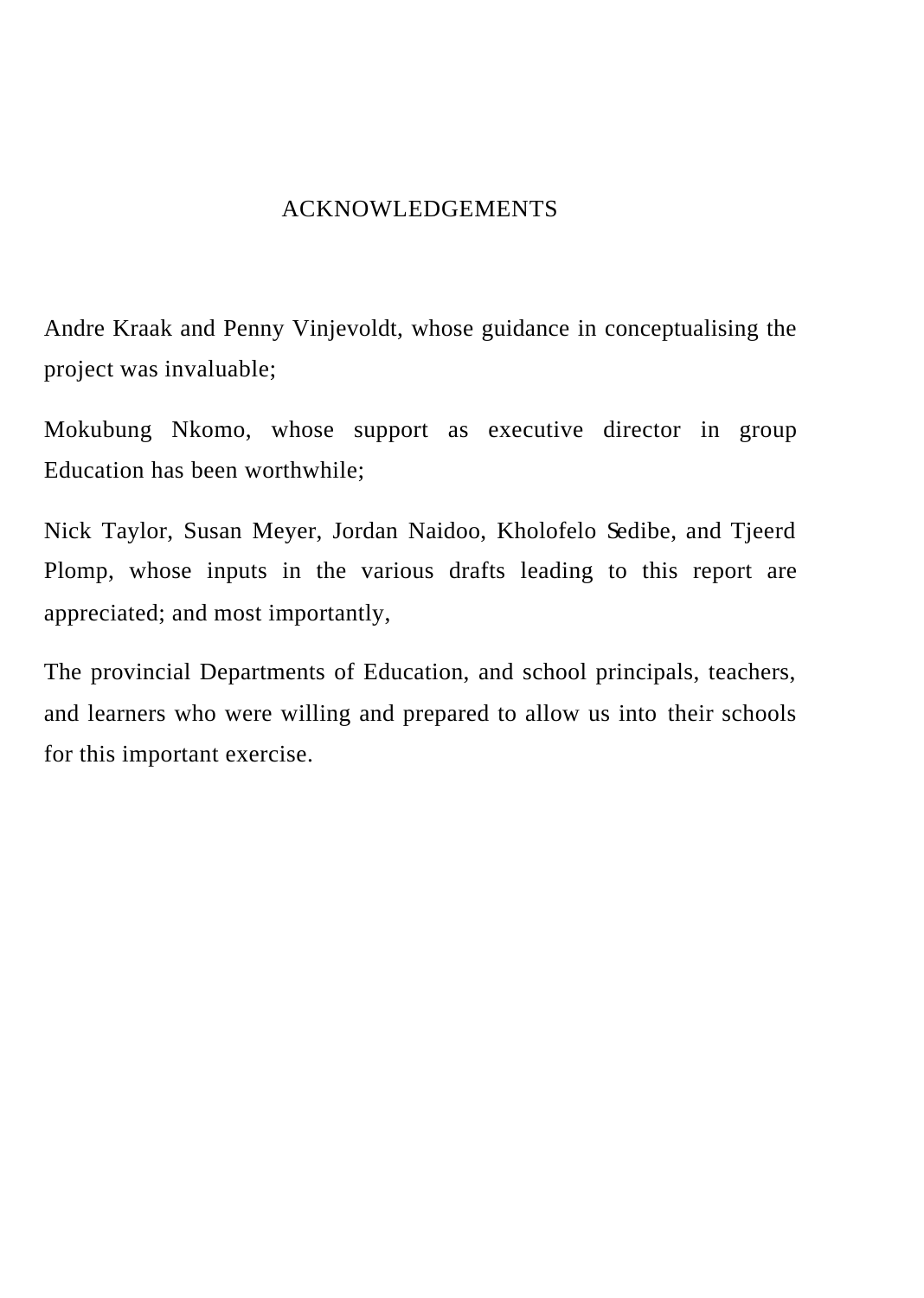# ACKNOWLEDGEMENTS

Andre Kraak and Penny Vinjevoldt, whose guidance in conceptualising the project was invaluable;

Mokubung Nkomo, whose support as executive director in group Education has been worthwhile;

Nick Taylor, Susan Meyer, Jordan Naidoo, Kholofelo Sedibe, and Tjeerd Plomp, whose inputs in the various drafts leading to this report are appreciated; and most importantly,

The provincial Departments of Education, and school principals, teachers, and learners who were willing and prepared to allow us into their schools for this important exercise.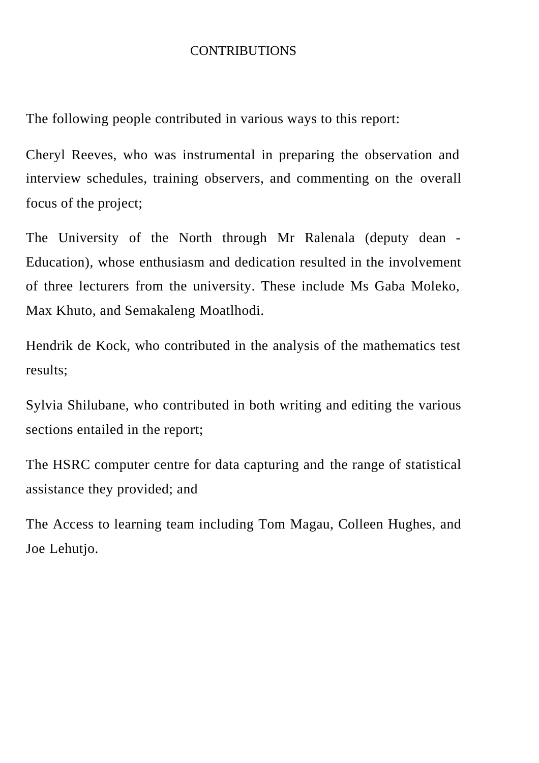# CONTRIBUTIONS

The following people contributed in various ways to this report:

Cheryl Reeves, who was instrumental in preparing the observation and interview schedules, training observers, and commenting on the overall focus of the project;

The University of the North through Mr Ralenala (deputy dean - Education), whose enthusiasm and dedication resulted in the involvement of three lecturers from the university. These include Ms Gaba Moleko, Max Khuto, and Semakaleng Moatlhodi.

Hendrik de Kock, who contributed in the analysis of the mathematics test results;

Sylvia Shilubane, who contributed in both writing and editing the various sections entailed in the report;

The HSRC computer centre for data capturing and the range of statistical assistance they provided; and

The Access to learning team including Tom Magau, Colleen Hughes, and Joe Lehutjo.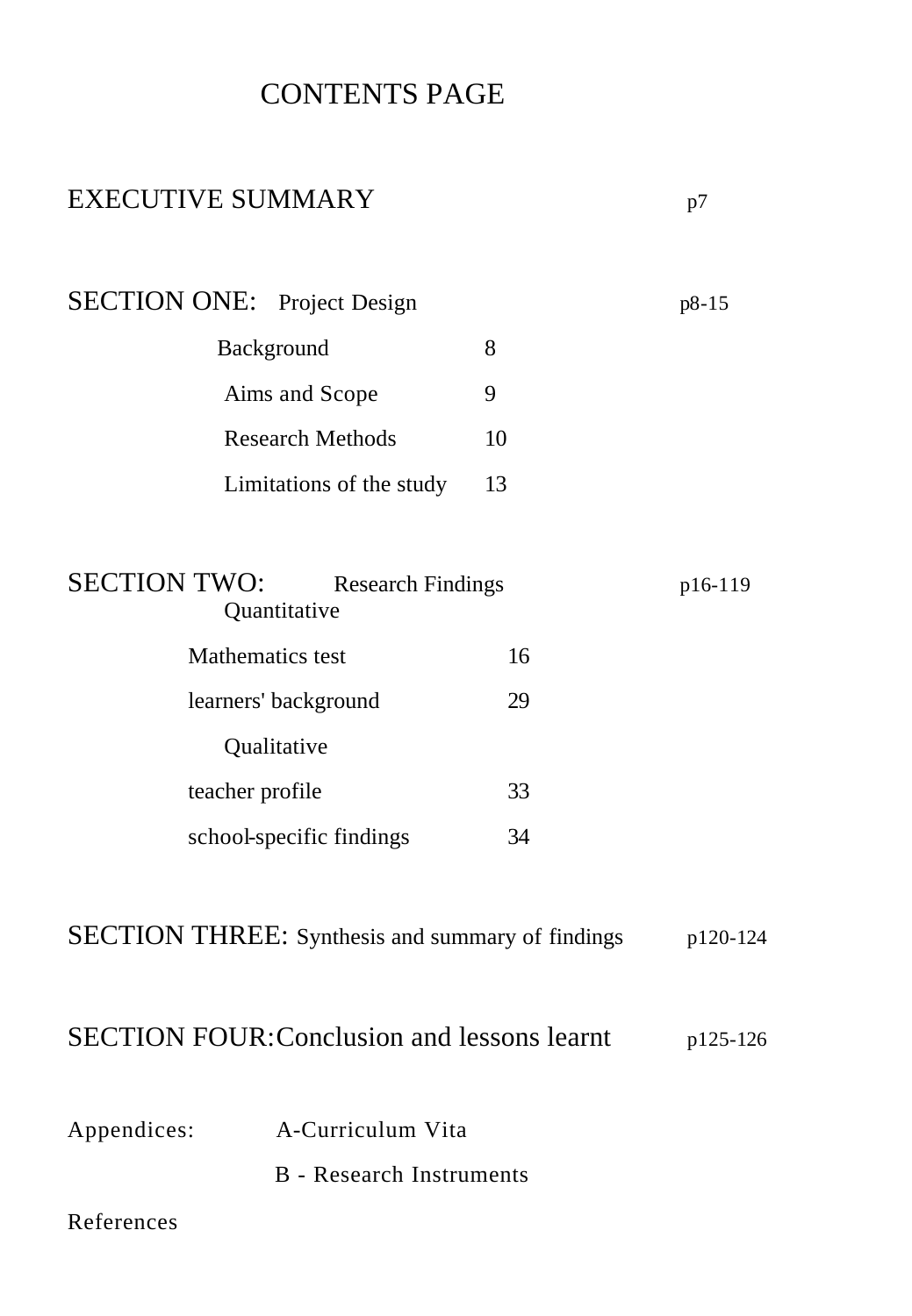# CONTENTS PAGE

EXECUTIVE SUMMARY p7

SECTION ONE: Project Design p8-15

- Background 8
- Aims and Scope 9
- Research Methods 10
- Limitations of the study 13

SECTION TWO: Research Findings p16-119

Quantitative

- Mathematics test 16
- learners' background 29

Qualitative

- teacher profile 33
- school-specific findings 34

SECTION THREE: Synthesis and summary of findings p120-124

SECTION FOUR: Conclusion and lessons learnt p125-126

Appendices: A-Curriculum Vita

B - Research Instruments

References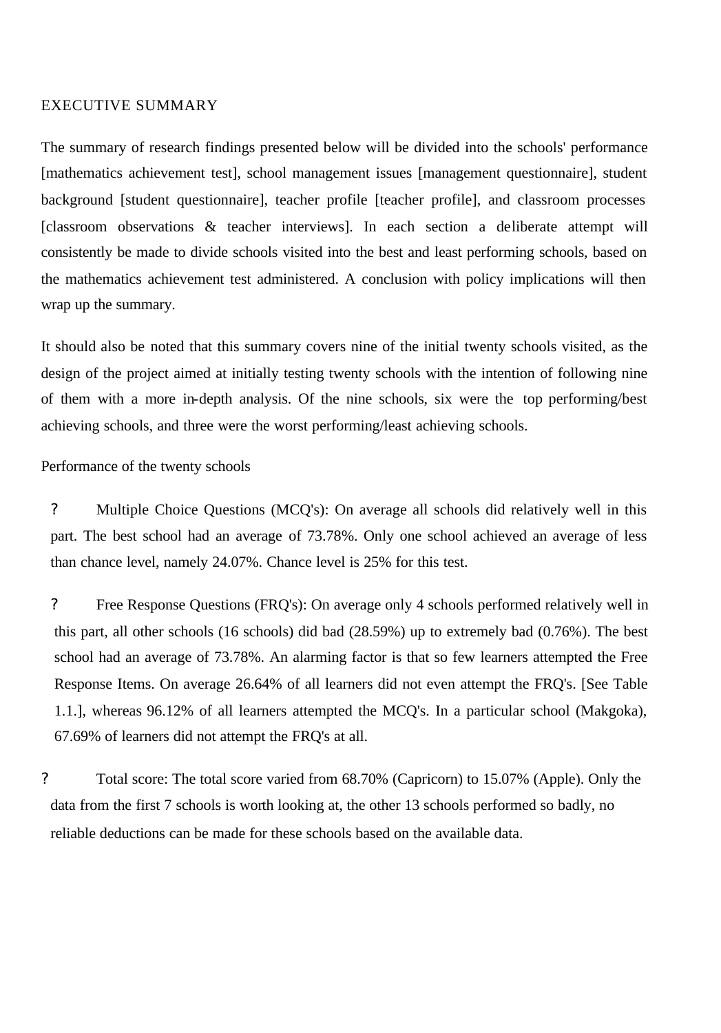# EXECUTIVE SUMMARY

The summary of research findings presented below will be divided into the schools' performance [mathematics achievement test], school management issues [management questionnaire], student background [student questionnaire], teacher profile [teacher profile], and classroom processes [classroom observations & teacher interviews]. In each section a deliberate attempt will consistently be made to divide schools visited into the best and least performing schools, based on the mathematics achievement test administered. A conclusion with policy implications will then wrap up the summary.

It should also be noted that this summary covers nine of the initial twenty schools visited, as the design of the project aimed at initially testing twenty schools with the intention of following nine of them with a more in-depth analysis. Of the nine schools, six were the top performing/best achieving schools, and three were the worst performing/least achieving schools.

Performance of the twenty schools

- Multiple Choice Questions (MCQ's): On average all schools did relatively well in this part. The best school had an average of 73.78%. Only one school achieved an average of less than chance level, namely 24.07%. Chance level is 25% for this test.

- Free Response Questions (FRQ's): On average only 4 schools performed relatively well in this part, all other schools (16 schools) did bad (28.59%) up to extremely bad (0.76%). The best school had an average of 73.78%. An alarming factor is that so few learners attempted the Free Response Items. On average 26.64% of all learners did not even attempt the FRQ's. [See Table 1.1.], whereas 96.12% of all learners attempted the MCQ's. In a particular school (Makgoka), 67.69% of learners did not attempt the FRQ's at all.

- Total score: The total score varied from 68.70% (Capricorn) to 15.07% (Apple). Only the data from the first 7 schools is worth looking at, the other 13 schools performed so badly, no reliable deductions can be made for these schools based on the available data.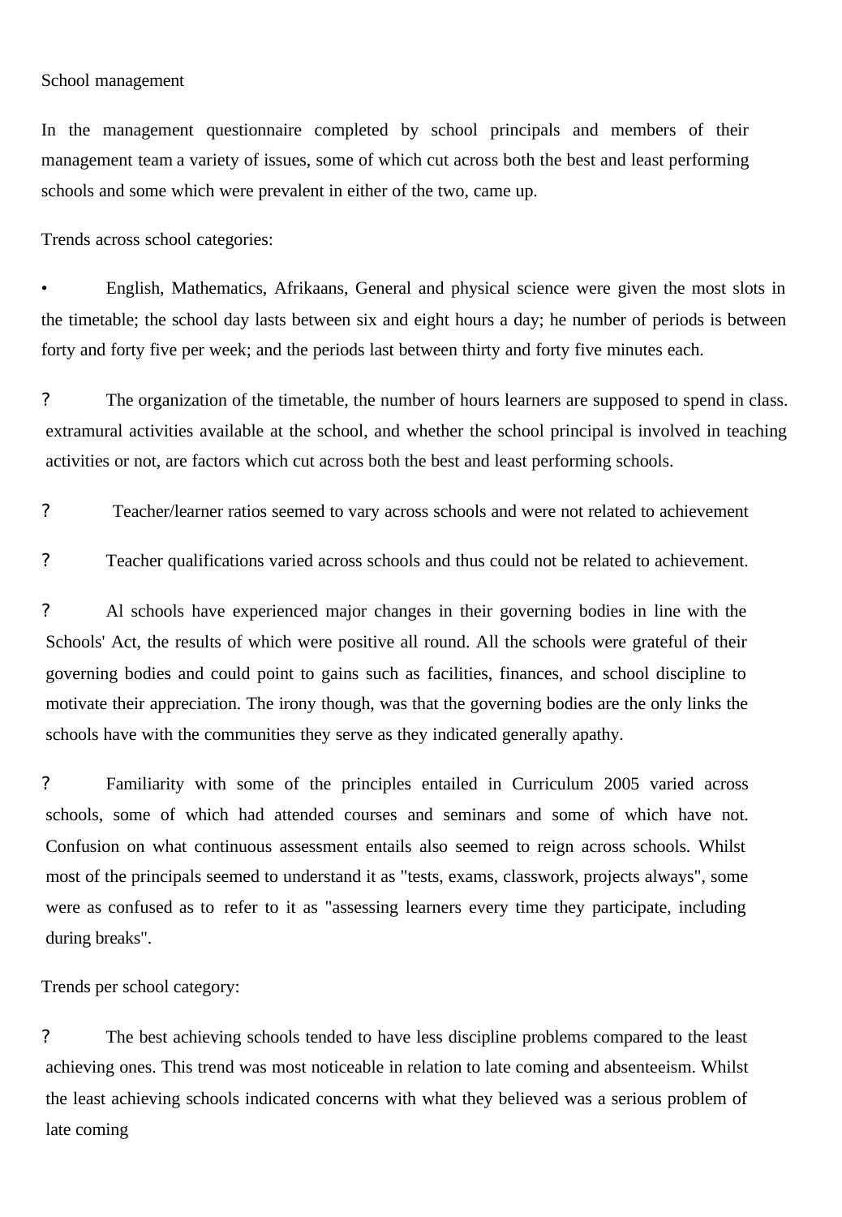School management

In the management questionnaire completed by school principals and members of their management team a variety of issues, some of which cut across both the best and least performing schools and some which were prevalent in either of the two, came up.

Trends across school categories:

- English, Mathematics, Afrikaans, General and physical science were given the most slots in the timetable; the school day lasts between six and eight hours a day; he number of periods is between forty and forty five per week; and the periods last between thirty and forty five minutes each.

- The organization of the timetable, the number of hours learners are supposed to spend in class. extramural activities available at the school, and whether the school principal is involved in teaching activities or not, are factors which cut across both the best and least performing schools.

- Teacher/learner ratios seemed to vary across schools and were not related to achievement

- Teacher qualifications varied across schools and thus could not be related to achievement.

- Al schools have experienced major changes in their governing bodies in line with the Schools' Act, the results of which were positive all round. All the schools were grateful of their governing bodies and could point to gains such as facilities, finances, and school discipline to motivate their appreciation. The irony though, was that the governing bodies are the only links the schools have with the communities they serve as they indicated generally apathy.

- Familiarity with some of the principles entailed in Curriculum 2005 varied across schools, some of which had attended courses and seminars and some of which have not. Confusion on what continuous assessment entails also seemed to reign across schools. Whilst most of the principals seemed to understand it as "tests, exams, classwork, projects always", some were as confused as to refer to it as "assessing learners every time they participate, including during breaks".

Trends per school category:

- The best achieving schools tended to have less discipline problems compared to the least achieving ones. This trend was most noticeable in relation to late coming and absenteeism. Whilst the least achieving schools indicated concerns with what they believed was a serious problem of late coming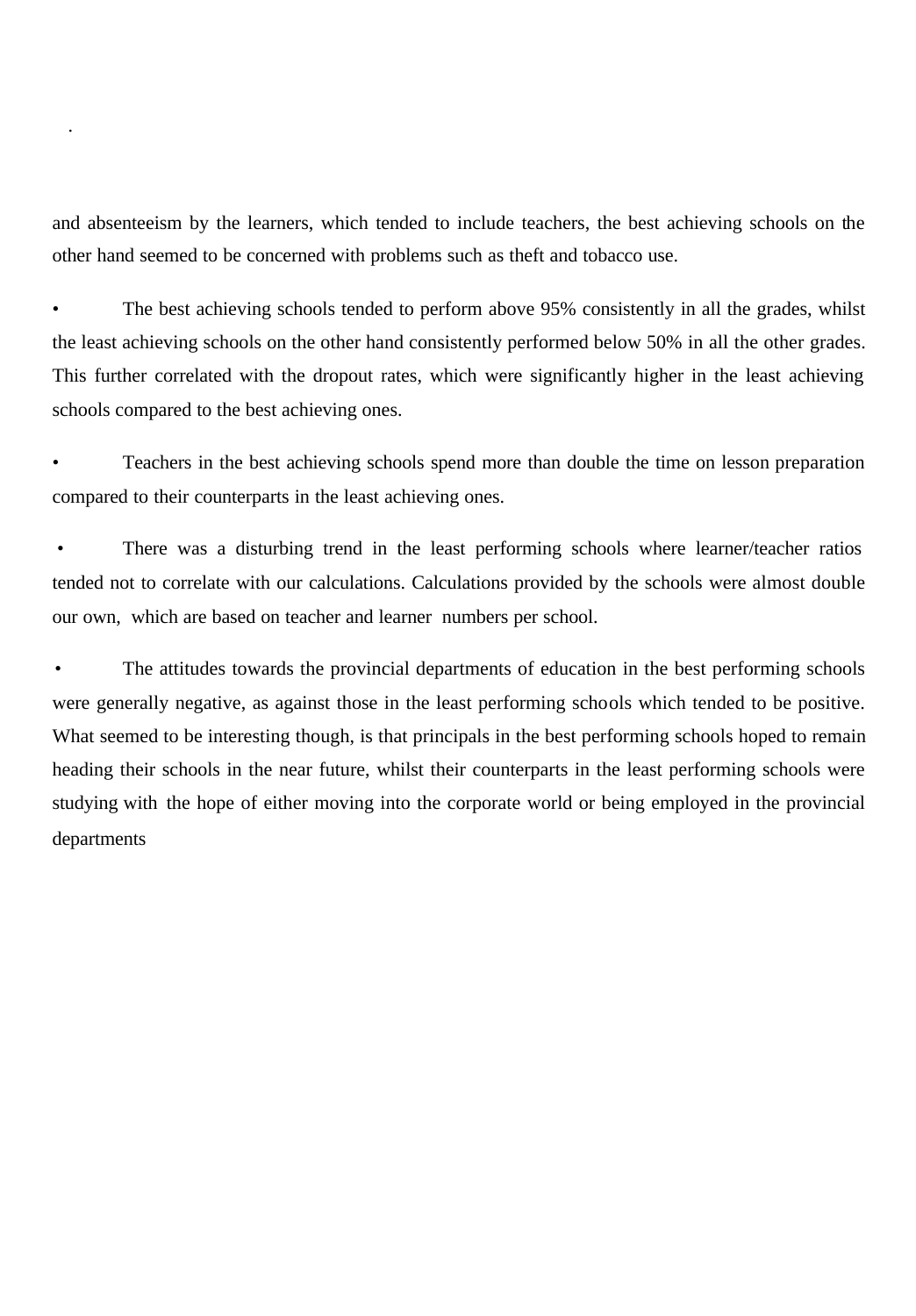and absenteeism by the learners, which tended to include teachers, the best achieving schools on the other hand seemed to be concerned with problems such as theft and tobacco use.

- The best achieving schools tended to perform above 95% consistently in all the grades, whilst the least achieving schools on the other hand consistently performed below 50% in all the other grades. This further correlated with the dropout rates, which were significantly higher in the least achieving schools compared to the best achieving ones.

- Teachers in the best achieving schools spend more than double the time on lesson preparation compared to their counterparts in the least achieving ones.

- There was a disturbing trend in the least performing schools where learner/teacher ratios tended not to correlate with our calculations. Calculations provided by the schools were almost double our own, which are based on teacher and learner numbers per school.

- The attitudes towards the provincial departments of education in the best performing schools were generally negative, as against those in the least performing schools which tended to be positive. What seemed to be interesting though, is that principals in the best performing schools hoped to remain heading their schools in the near future, whilst their counterparts in the least performing schools were studying with the hope of either moving into the corporate world or being employed in the provincial departments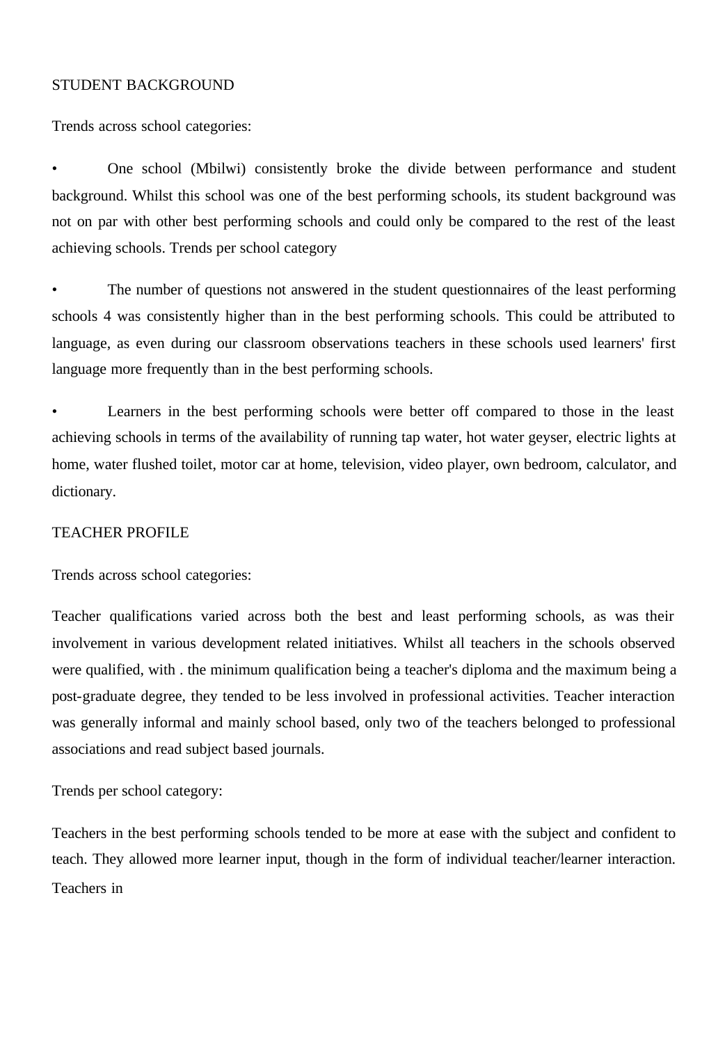STUDENT BACKGROUND

Trends across school categories:

- One school (Mbilwi) consistently broke the divide between performance and student background. Whilst this school was one of the best performing schools, its student background was not on par with other best performing schools and could only be compared to the rest of the least achieving schools. Trends per school category

- The number of questions not answered in the student questionnaires of the least performing schools 4 was consistently higher than in the best performing schools. This could be attributed to language, as even during our classroom observations teachers in these schools used learners' first language more frequently than in the best performing schools.

- Learners in the best performing schools were better off compared to those in the least achieving schools in terms of the availability of running tap water, hot water geyser, electric lights at home, water flushed toilet, motor car at home, television, video player, own bedroom, calculator, and dictionary.

TEACHER PROFILE

Trends across school categories:

Teacher qualifications varied across both the best and least performing schools, as was their involvement in various development related initiatives. Whilst all teachers in the schools observed were qualified, with . the minimum qualification being a teacher's diploma and the maximum being a post-graduate degree, they tended to be less involved in professional activities. Teacher interaction was generally informal and mainly school based, only two of the teachers belonged to professional associations and read subject based journals.

Trends per school category:

Teachers in the best performing schools tended to be more at ease with the subject and confident to teach. They allowed more learner input, though in the form of individual teacher/learner interaction. Teachers in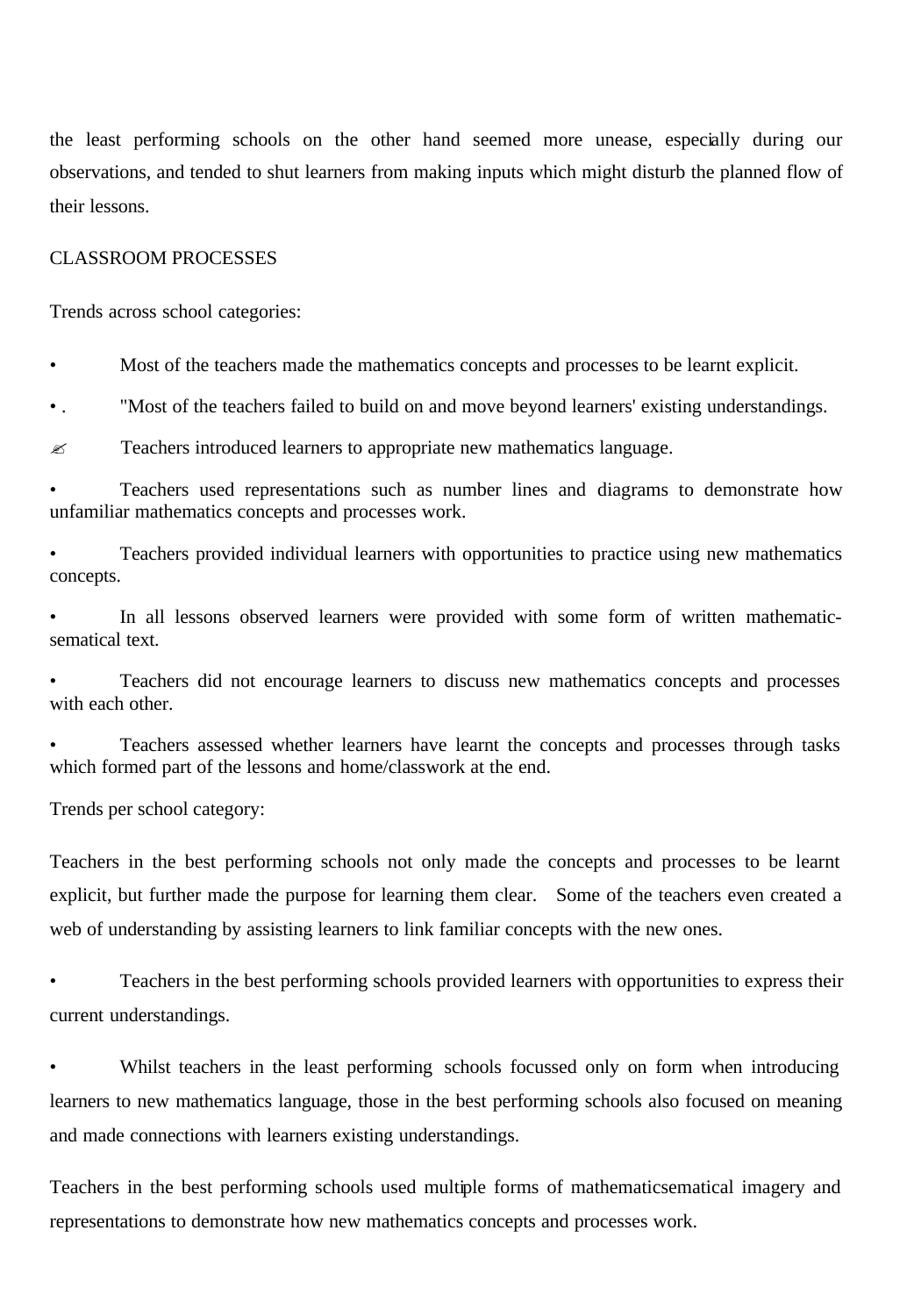the least performing schools on the other hand seemed more unease, especially during our observations, and tended to shut learners from making inputs which might disturb the planned flow of their lessons.

CLASSROOM PROCESSES

Trends across school categories:

- Most of the teachers made the mathematics concepts and processes to be learnt explicit.
- . "Most of the teachers failed to build on and move beyond learners' existing understandings.
- ✍ Teachers introduced learners to appropriate new mathematics language.
- Teachers used representations such as number lines and diagrams to demonstrate how unfamiliar mathematics concepts and processes work.
- Teachers provided individual learners with opportunities to practice using new mathematics concepts.
- In all lessons observed learners were provided with some form of written mathematic-sematical text.
- Teachers did not encourage learners to discuss new mathematics concepts and processes with each other.
- Teachers assessed whether learners have learnt the concepts and processes through tasks which formed part of the lessons and home/classwork at the end.

Trends per school category:

Teachers in the best performing schools not only made the concepts and processes to be learnt explicit, but further made the purpose for learning them clear. Some of the teachers even created a web of understanding by assisting learners to link familiar concepts with the new ones.

- Teachers in the best performing schools provided learners with opportunities to express their current understandings.
- Whilst teachers in the least performing schools focussed only on form when introducing learners to new mathematics language, those in the best performing schools also focused on meaning and made connections with learners existing understandings.

Teachers in the best performing schools used multiple forms of mathematicsematical imagery and representations to demonstrate how new mathematics concepts and processes work.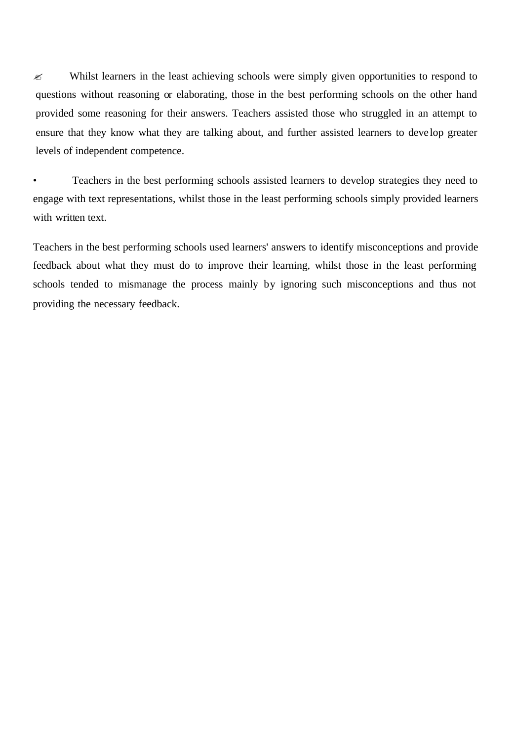- Whilst learners in the least achieving schools were simply given opportunities to respond to questions without reasoning or elaborating, those in the best performing schools on the other hand provided some reasoning for their answers. Teachers assisted those who struggled in an attempt to ensure that they know what they are talking about, and further assisted learners to develop greater levels of independent competence.

- Teachers in the best performing schools assisted learners to develop strategies they need to engage with text representations, whilst those in the least performing schools simply provided learners with written text.

Teachers in the best performing schools used learners' answers to identify misconceptions and provide feedback about what they must do to improve their learning, whilst those in the least performing schools tended to mismanage the process mainly by ignoring such misconceptions and thus not providing the necessary feedback.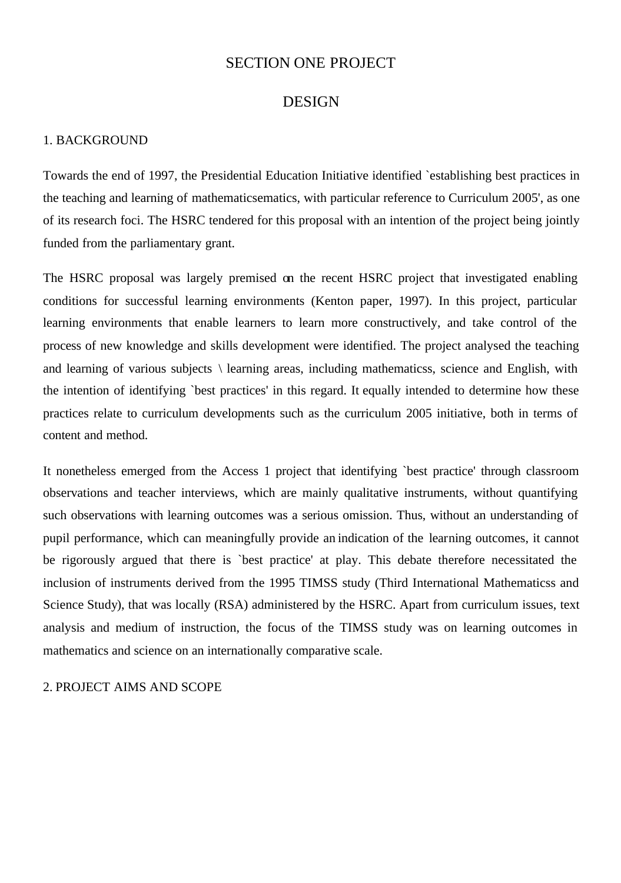# SECTION ONE PROJECT DESIGN

## 1. BACKGROUND

Towards the end of 1997, the Presidential Education Initiative identified `establishing best practices in the teaching and learning of mathematicsematics, with particular reference to Curriculum 2005', as one of its research foci. The HSRC tendered for this proposal with an intention of the project being jointly funded from the parliamentary grant.

The HSRC proposal was largely premised on the recent HSRC project that investigated enabling conditions for successful learning environments (Kenton paper, 1997). In this project, particular learning environments that enable learners to learn more constructively, and take control of the process of new knowledge and skills development were identified. The project analysed the teaching and learning of various subjects \ learning areas, including mathematicss, science and English, with the intention of identifying `best practices' in this regard. It equally intended to determine how these practices relate to curriculum developments such as the curriculum 2005 initiative, both in terms of content and method.

It nonetheless emerged from the Access 1 project that identifying `best practice' through classroom observations and teacher interviews, which are mainly qualitative instruments, without quantifying such observations with learning outcomes was a serious omission. Thus, without an understanding of pupil performance, which can meaningfully provide an indication of the learning outcomes, it cannot be rigorously argued that there is `best practice' at play. This debate therefore necessitated the inclusion of instruments derived from the 1995 TIMSS study (Third International Mathematicss and Science Study), that was locally (RSA) administered by the HSRC. Apart from curriculum issues, text analysis and medium of instruction, the focus of the TIMSS study was on learning outcomes in mathematics and science on an internationally comparative scale.

## 2. PROJECT AIMS AND SCOPE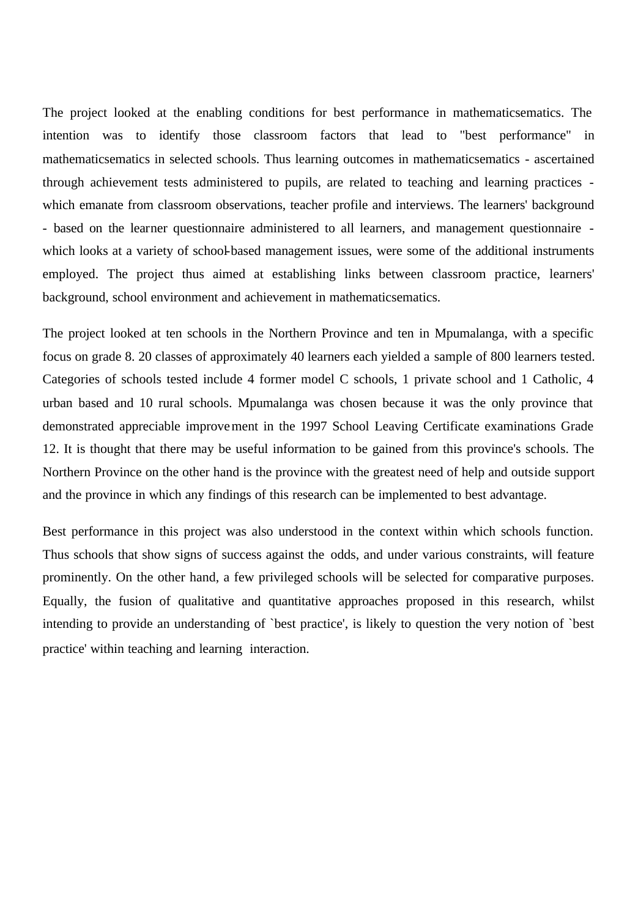The project looked at the enabling conditions for best performance in mathematicsematics. The intention was to identify those classroom factors that lead to "best performance" in mathematicsematics in selected schools. Thus learning outcomes in mathematicsematics - ascertained through achievement tests administered to pupils, are related to teaching and learning practices - which emanate from classroom observations, teacher profile and interviews. The learners' background - based on the learner questionnaire administered to all learners, and management questionnaire - which looks at a variety of school-based management issues, were some of the additional instruments employed. The project thus aimed at establishing links between classroom practice, learners' background, school environment and achievement in mathematicsematics.

The project looked at ten schools in the Northern Province and ten in Mpumalanga, with a specific focus on grade 8. 20 classes of approximately 40 learners each yielded a sample of 800 learners tested. Categories of schools tested include 4 former model C schools, 1 private school and 1 Catholic, 4 urban based and 10 rural schools. Mpumalanga was chosen because it was the only province that demonstrated appreciable improvement in the 1997 School Leaving Certificate examinations Grade 12. It is thought that there may be useful information to be gained from this province's schools. The Northern Province on the other hand is the province with the greatest need of help and outside support and the province in which any findings of this research can be implemented to best advantage.

Best performance in this project was also understood in the context within which schools function. Thus schools that show signs of success against the odds, and under various constraints, will feature prominently. On the other hand, a few privileged schools will be selected for comparative purposes. Equally, the fusion of qualitative and quantitative approaches proposed in this research, whilst intending to provide an understanding of `best practice', is likely to question the very notion of `best practice' within teaching and learning interaction.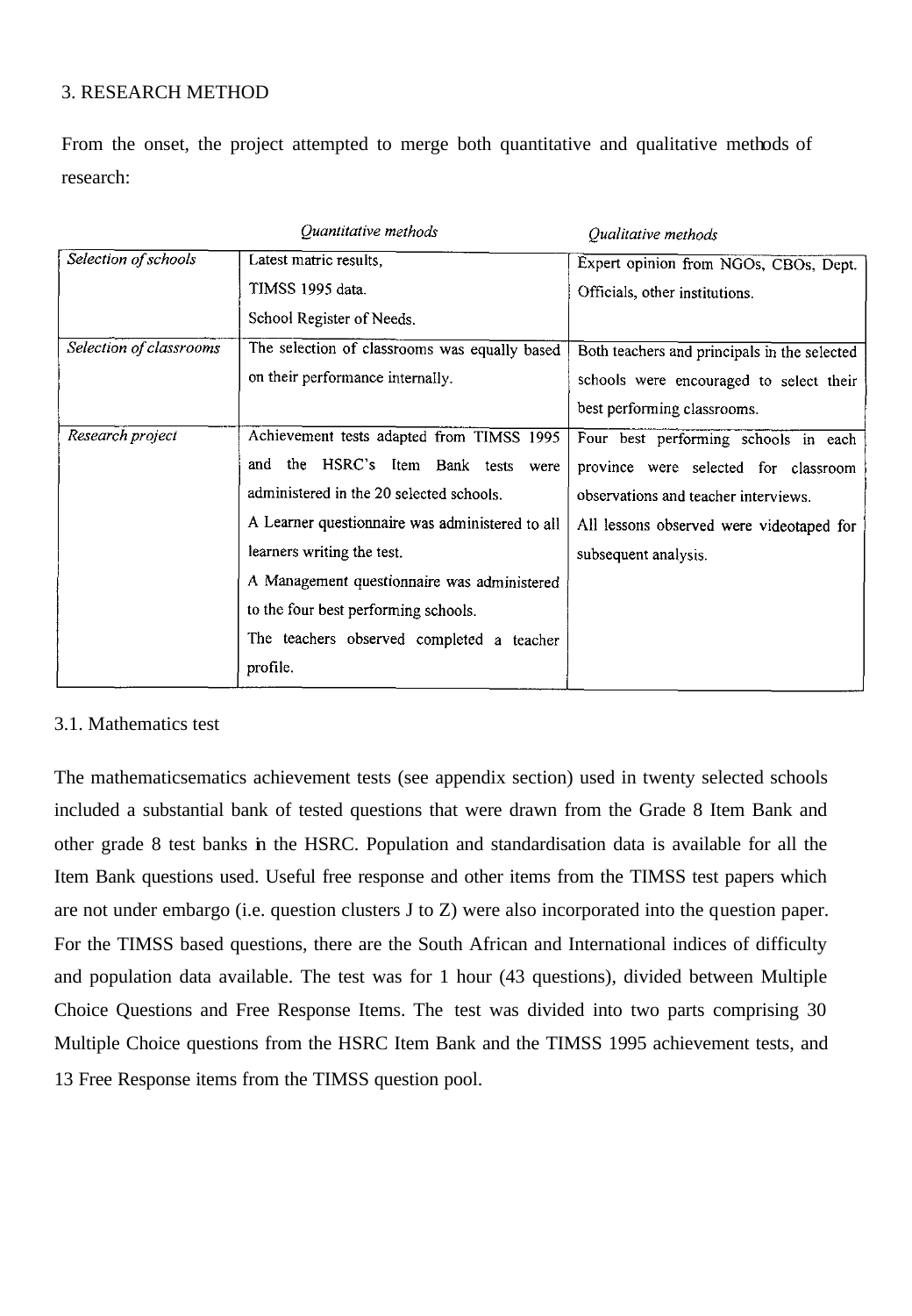## 3. RESEARCH METHOD

From the onset, the project attempted to merge both quantitative and qualitative methods of research:

| | *Quantitative methods* | *Qualitative methods* |
|---|---|---|
| *Selection of schools* | Latest matric results, TIMSS 1995 data. School Register of Needs. | Expert opinion from NGOs, CBOs, Dept. Officials, other institutions. |
| *Selection of classrooms* | The selection of classrooms was equally based on their performance internally. | Both teachers and principals in the selected schools were encouraged to select their best performing classrooms. |
| *Research project* | Achievement tests adapted from TIMSS 1995 and the HSRC's Item Bank tests were administered in the 20 selected schools. A Learner questionnaire was administered to all learners writing the test. A Management questionnaire was administered to the four best performing schools. The teachers observed completed a teacher profile. | Four best performing schools in each province were selected for classroom observations and teacher interviews. All lessons observed were videotaped for subsequent analysis. |

### 3.1. Mathematics test

The mathematicsematics achievement tests (see appendix section) used in twenty selected schools included a substantial bank of tested questions that were drawn from the Grade 8 Item Bank and other grade 8 test banks in the HSRC. Population and standardisation data is available for all the Item Bank questions used. Useful free response and other items from the TIMSS test papers which are not under embargo (i.e. question clusters J to Z) were also incorporated into the question paper. For the TIMSS based questions, there are the South African and International indices of difficulty and population data available. The test was for 1 hour (43 questions), divided between Multiple Choice Questions and Free Response Items. The test was divided into two parts comprising 30 Multiple Choice questions from the HSRC Item Bank and the TIMSS 1995 achievement tests, and 13 Free Response items from the TIMSS question pool.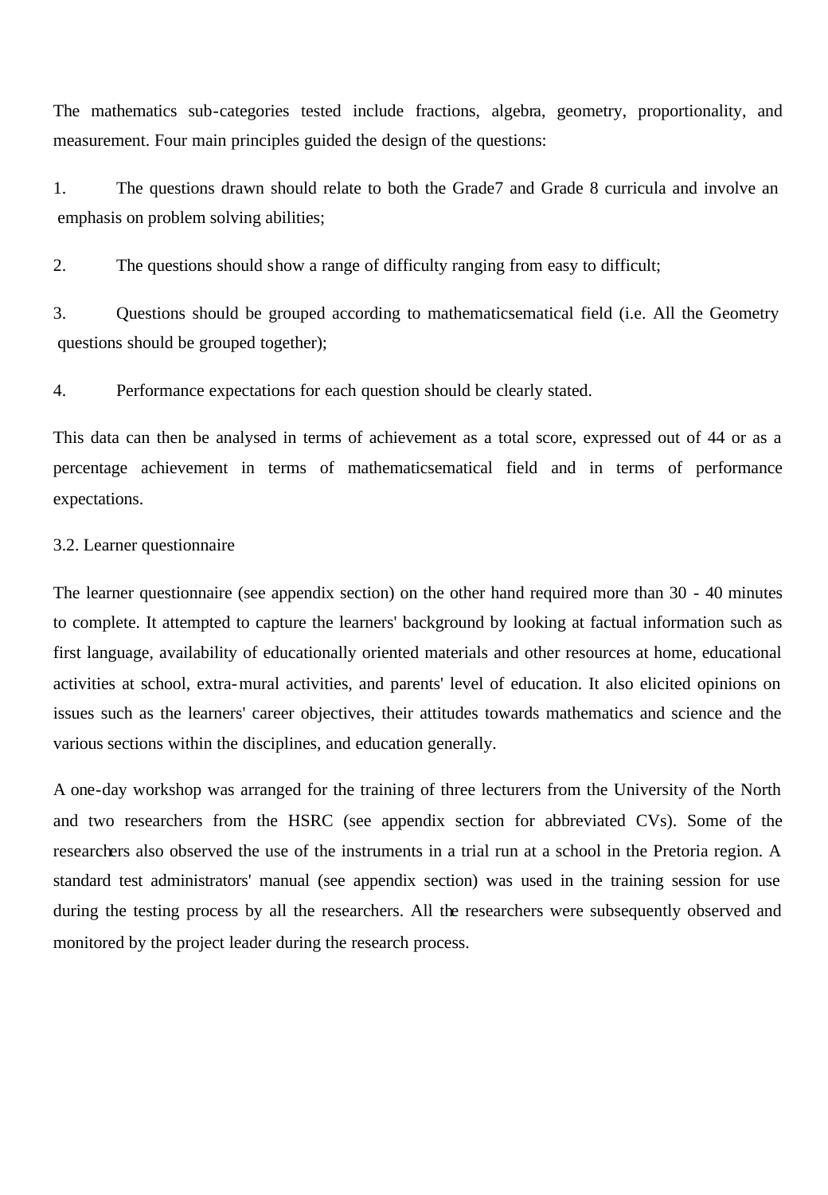The mathematics sub-categories tested include fractions, algebra, geometry, proportionality, and measurement. Four main principles guided the design of the questions:

1. The questions drawn should relate to both the Grade7 and Grade 8 curricula and involve an emphasis on problem solving abilities;

2. The questions should show a range of difficulty ranging from easy to difficult;

3. Questions should be grouped according to mathematicsematical field (i.e. All the Geometry questions should be grouped together);

4. Performance expectations for each question should be clearly stated.

This data can then be analysed in terms of achievement as a total score, expressed out of 44 or as a percentage achievement in terms of mathematicsematical field and in terms of performance expectations.

### 3.2. Learner questionnaire

The learner questionnaire (see appendix section) on the other hand required more than 30 - 40 minutes to complete. It attempted to capture the learners' background by looking at factual information such as first language, availability of educationally oriented materials and other resources at home, educational activities at school, extra-mural activities, and parents' level of education. It also elicited opinions on issues such as the learners' career objectives, their attitudes towards mathematics and science and the various sections within the disciplines, and education generally.

A one-day workshop was arranged for the training of three lecturers from the University of the North and two researchers from the HSRC (see appendix section for abbreviated CVs). Some of the researchers also observed the use of the instruments in a trial run at a school in the Pretoria region. A standard test administrators' manual (see appendix section) was used in the training session for use during the testing process by all the researchers. All the researchers were subsequently observed and monitored by the project leader during the research process.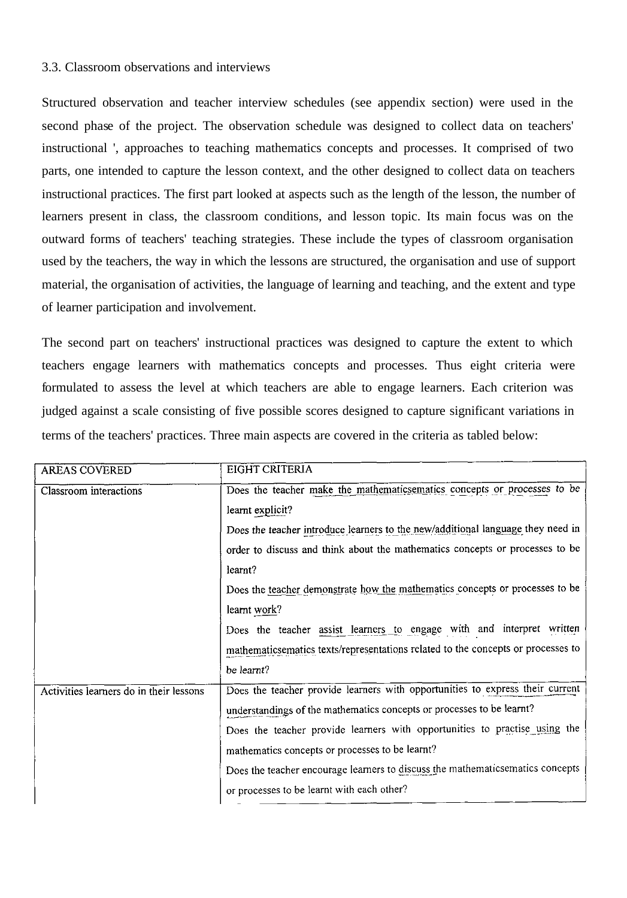### 3.3. Classroom observations and interviews

Structured observation and teacher interview schedules (see appendix section) were used in the second phase of the project. The observation schedule was designed to collect data on teachers' instructional ', approaches to teaching mathematics concepts and processes. It comprised of two parts, one intended to capture the lesson context, and the other designed to collect data on teachers instructional practices. The first part looked at aspects such as the length of the lesson, the number of learners present in class, the classroom conditions, and lesson topic. Its main focus was on the outward forms of teachers' teaching strategies. These include the types of classroom organisation used by the teachers, the way in which the lessons are structured, the organisation and use of support material, the organisation of activities, the language of learning and teaching, and the extent and type of learner participation and involvement.

The second part on teachers' instructional practices was designed to capture the extent to which teachers engage learners with mathematics concepts and processes. Thus eight criteria were formulated to assess the level at which teachers are able to engage learners. Each criterion was judged against a scale consisting of five possible scores designed to capture significant variations in terms of the teachers' practices. Three main aspects are covered in the criteria as tabled below:

| AREAS COVERED | EIGHT CRITERIA |
|---|---|
| Classroom interactions | Does the teacher make the mathematicsematics concepts or processes to be learnt explicit? |
| | Does the teacher introduce learners to the new/additional language they need in order to discuss and think about the mathematics concepts or processes to be learnt? |
| | Does the teacher demonstrate how the mathematics concepts or processes to be learnt work? |
| | Does the teacher assist learners to engage with and interpret written mathematicsematics texts/representations related to the concepts or processes to be learnt? |
| Activities learners do in their lessons | Does the teacher provide learners with opportunities to express their current understandings of the mathematics concepts or processes to be learnt? |
| | Does the teacher provide learners with opportunities to practise using the mathematics concepts or processes to be learnt? |
| | Does the teacher encourage learners to discuss the mathematicsematics concepts or processes to be learnt with each other? |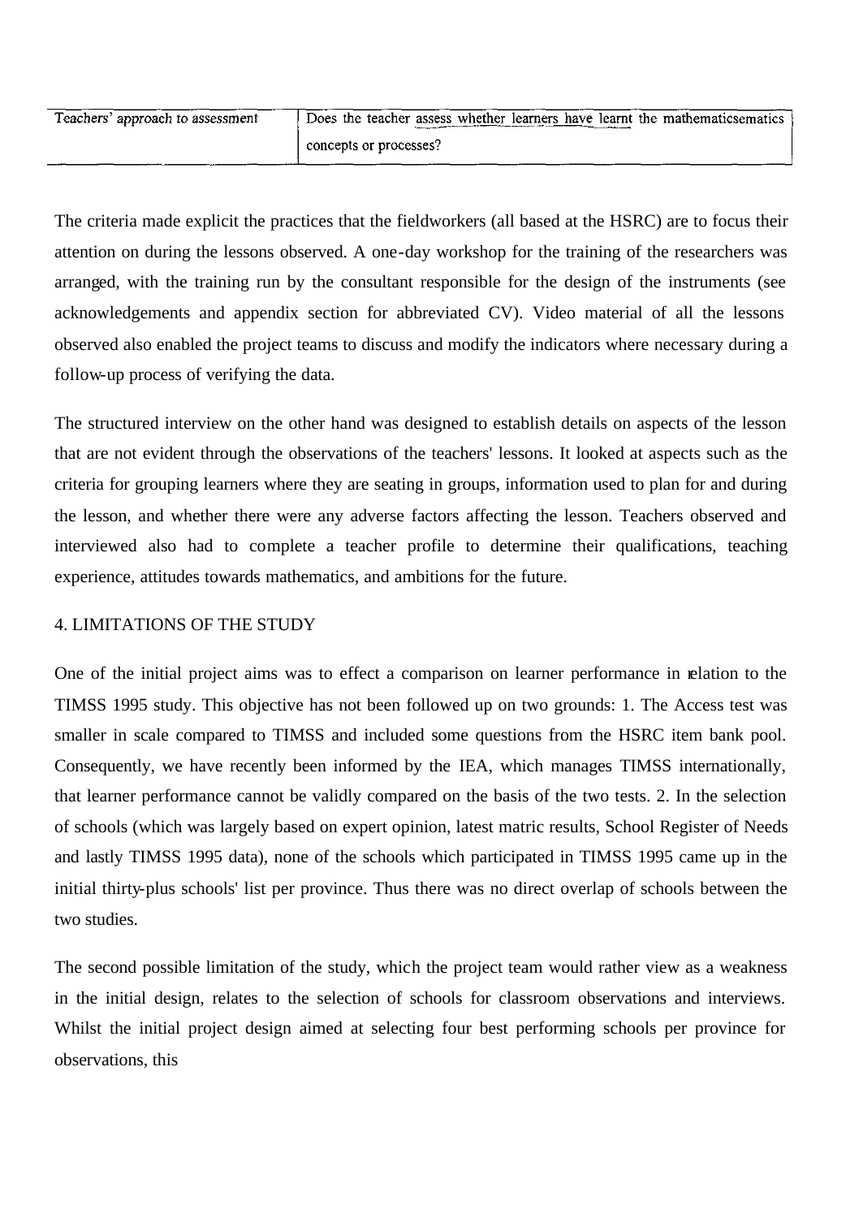| Teachers' approach to assessment | Does the teacher assess whether learners have learnt the mathematicsematics concepts or processes? |
|---|---|

The criteria made explicit the practices that the fieldworkers (all based at the HSRC) are to focus their attention on during the lessons observed. A one-day workshop for the training of the researchers was arranged, with the training run by the consultant responsible for the design of the instruments (see acknowledgements and appendix section for abbreviated CV). Video material of all the lessons observed also enabled the project teams to discuss and modify the indicators where necessary during a follow-up process of verifying the data.

The structured interview on the other hand was designed to establish details on aspects of the lesson that are not evident through the observations of the teachers' lessons. It looked at aspects such as the criteria for grouping learners where they are seating in groups, information used to plan for and during the lesson, and whether there were any adverse factors affecting the lesson. Teachers observed and interviewed also had to complete a teacher profile to determine their qualifications, teaching experience, attitudes towards mathematics, and ambitions for the future.

## 4. LIMITATIONS OF THE STUDY

One of the initial project aims was to effect a comparison on learner performance in relation to the TIMSS 1995 study. This objective has not been followed up on two grounds: 1. The Access test was smaller in scale compared to TIMSS and included some questions from the HSRC item bank pool. Consequently, we have recently been informed by the IEA, which manages TIMSS internationally, that learner performance cannot be validly compared on the basis of the two tests. 2. In the selection of schools (which was largely based on expert opinion, latest matric results, School Register of Needs and lastly TIMSS 1995 data), none of the schools which participated in TIMSS 1995 came up in the initial thirty-plus schools' list per province. Thus there was no direct overlap of schools between the two studies.

The second possible limitation of the study, which the project team would rather view as a weakness in the initial design, relates to the selection of schools for classroom observations and interviews. Whilst the initial project design aimed at selecting four best performing schools per province for observations, this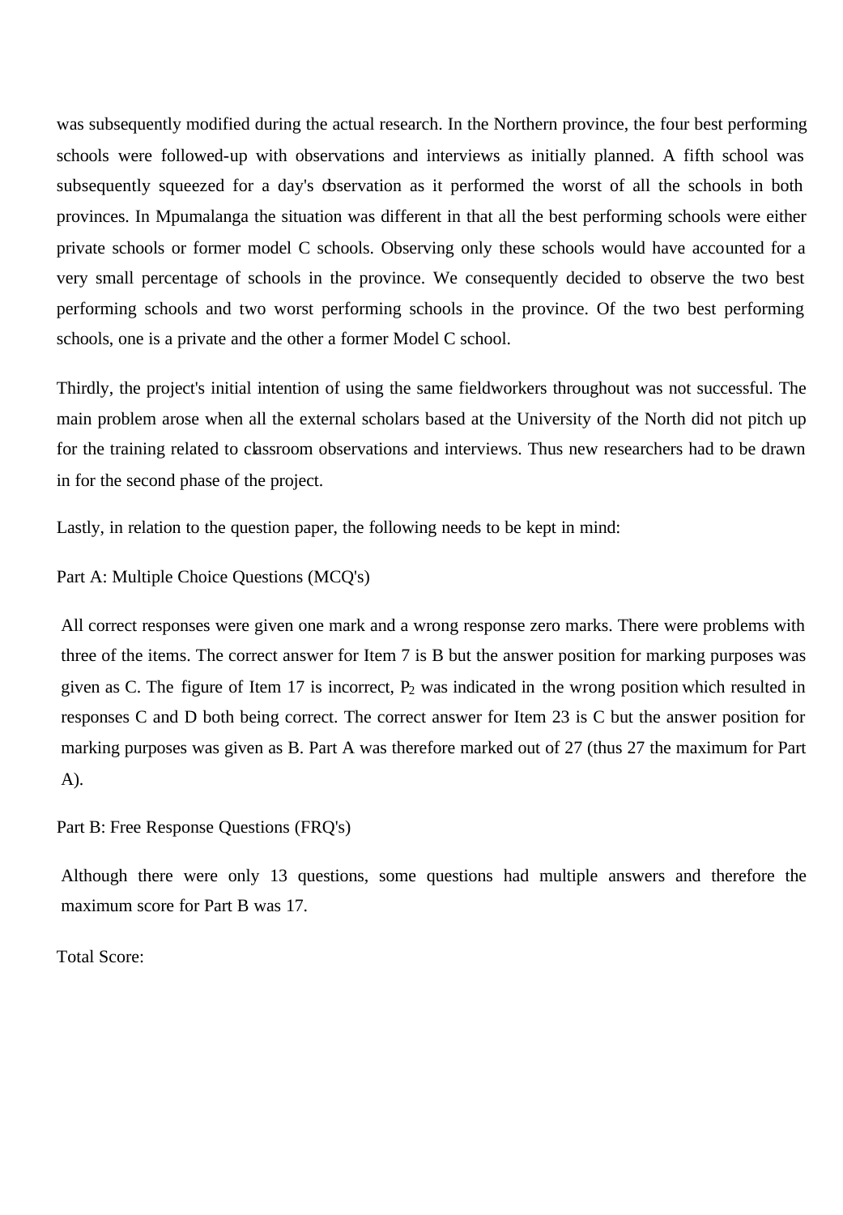was subsequently modified during the actual research. In the Northern province, the four best performing schools were followed-up with observations and interviews as initially planned. A fifth school was subsequently squeezed for a day's observation as it performed the worst of all the schools in both provinces. In Mpumalanga the situation was different in that all the best performing schools were either private schools or former model C schools. Observing only these schools would have accounted for a very small percentage of schools in the province. We consequently decided to observe the two best performing schools and two worst performing schools in the province. Of the two best performing schools, one is a private and the other a former Model C school.

Thirdly, the project's initial intention of using the same fieldworkers throughout was not successful. The main problem arose when all the external scholars based at the University of the North did not pitch up for the training related to classroom observations and interviews. Thus new researchers had to be drawn in for the second phase of the project.

Lastly, in relation to the question paper, the following needs to be kept in mind:

Part A: Multiple Choice Questions (MCQ's)

All correct responses were given one mark and a wrong response zero marks. There were problems with three of the items. The correct answer for Item 7 is B but the answer position for marking purposes was given as C. The figure of Item 17 is incorrect, $P_2$ was indicated in the wrong position which resulted in responses C and D both being correct. The correct answer for Item 23 is C but the answer position for marking purposes was given as B. Part A was therefore marked out of 27 (thus 27 the maximum for Part A).

Part B: Free Response Questions (FRQ's)

Although there were only 13 questions, some questions had multiple answers and therefore the maximum score for Part B was 17.

Total Score: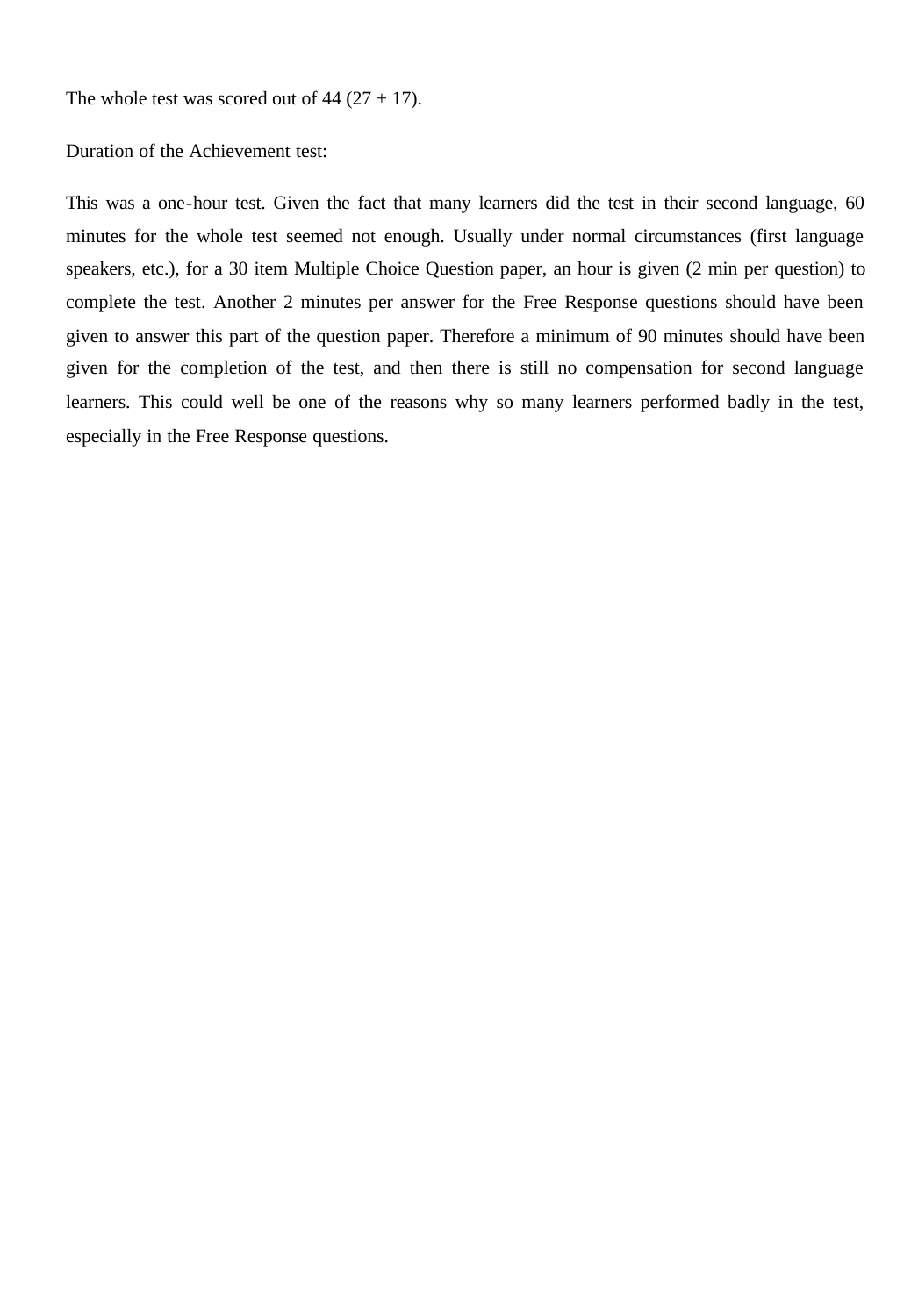The whole test was scored out of 44 (27 + 17).

Duration of the Achievement test:

This was a one-hour test. Given the fact that many learners did the test in their second language, 60 minutes for the whole test seemed not enough. Usually under normal circumstances (first language speakers, etc.), for a 30 item Multiple Choice Question paper, an hour is given (2 min per question) to complete the test. Another 2 minutes per answer for the Free Response questions should have been given to answer this part of the question paper. Therefore a minimum of 90 minutes should have been given for the completion of the test, and then there is still no compensation for second language learners. This could well be one of the reasons why so many learners performed badly in the test, especially in the Free Response questions.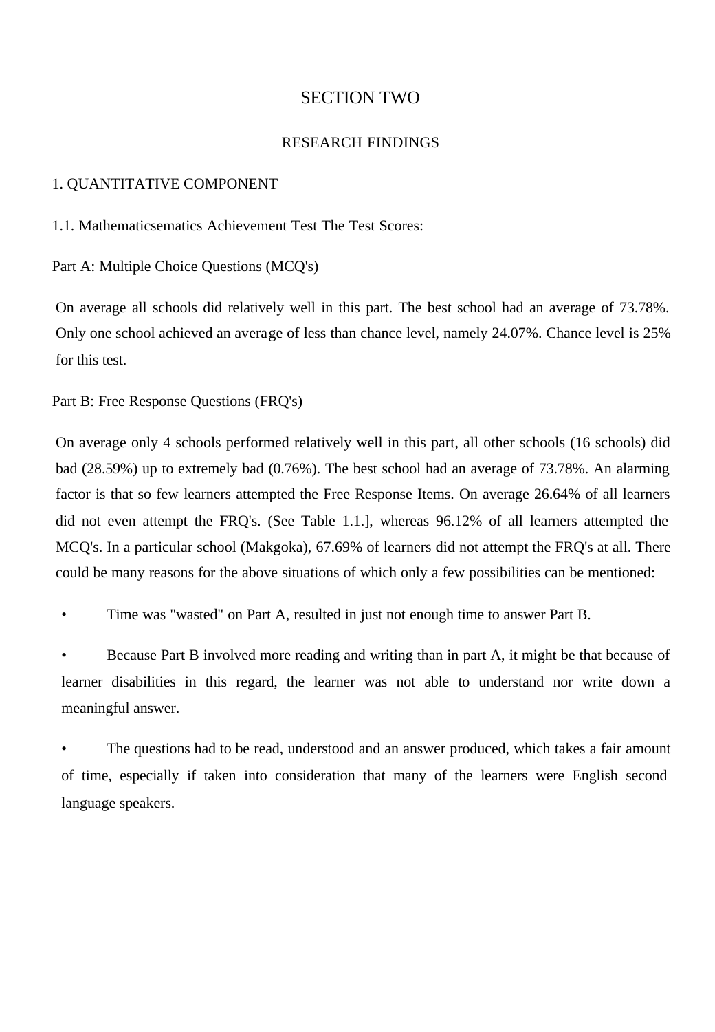# SECTION TWO

## RESEARCH FINDINGS

### 1. QUANTITATIVE COMPONENT

#### 1.1. Mathematicsematics Achievement Test The Test Scores:

Part A: Multiple Choice Questions (MCQ's)

On average all schools did relatively well in this part. The best school had an average of 73.78%. Only one school achieved an average of less than chance level, namely 24.07%. Chance level is 25% for this test.

Part B: Free Response Questions (FRQ's)

On average only 4 schools performed relatively well in this part, all other schools (16 schools) did bad (28.59%) up to extremely bad (0.76%). The best school had an average of 73.78%. An alarming factor is that so few learners attempted the Free Response Items. On average 26.64% of all learners did not even attempt the FRQ's. (See Table 1.1.], whereas 96.12% of all learners attempted the MCQ's. In a particular school (Makgoka), 67.69% of learners did not attempt the FRQ's at all. There could be many reasons for the above situations of which only a few possibilities can be mentioned:

- Time was "wasted" on Part A, resulted in just not enough time to answer Part B.
- Because Part B involved more reading and writing than in part A, it might be that because of learner disabilities in this regard, the learner was not able to understand nor write down a meaningful answer.
- The questions had to be read, understood and an answer produced, which takes a fair amount of time, especially if taken into consideration that many of the learners were English second language speakers.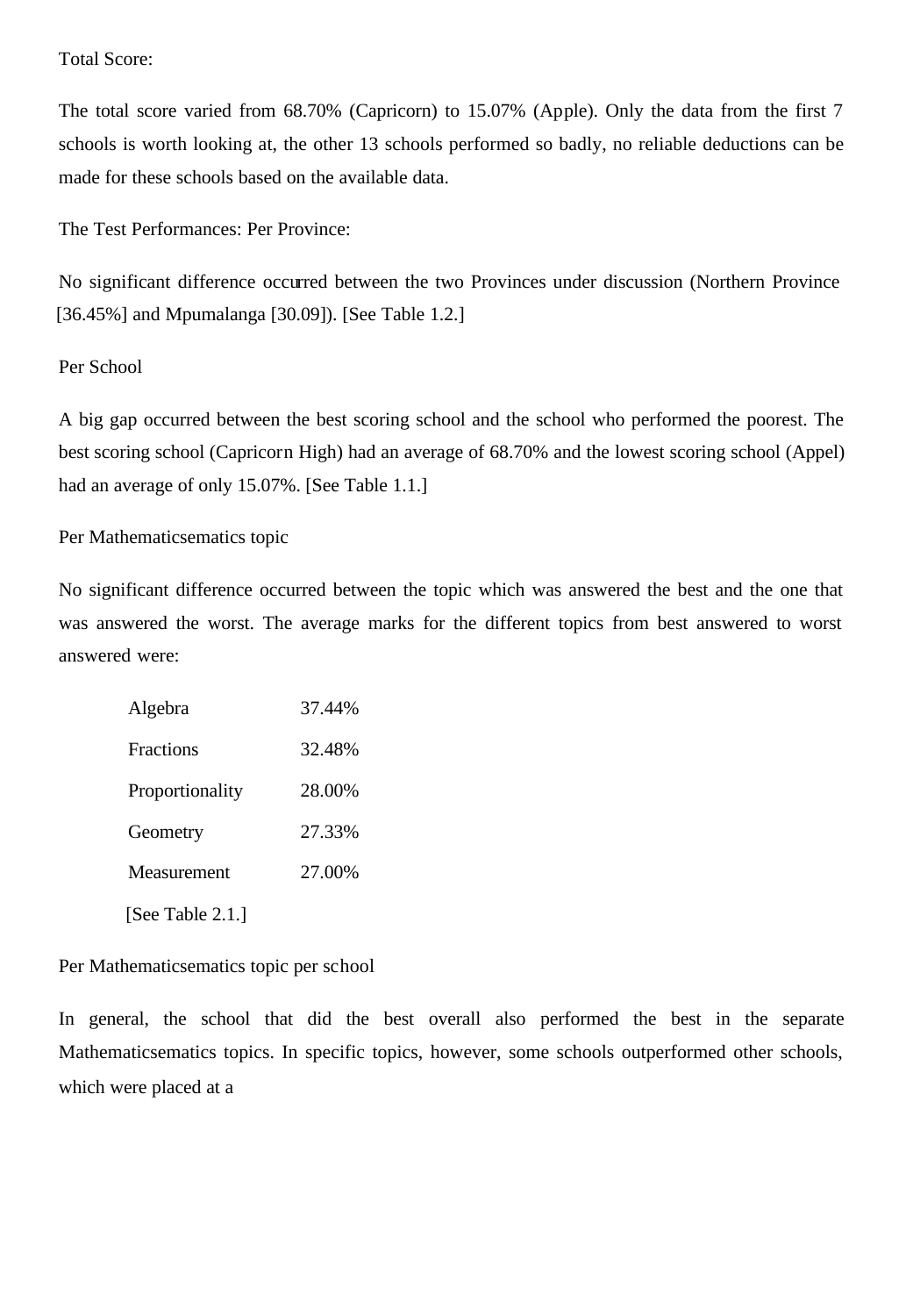Total Score:

The total score varied from 68.70% (Capricorn) to 15.07% (Apple). Only the data from the first 7 schools is worth looking at, the other 13 schools performed so badly, no reliable deductions can be made for these schools based on the available data.

The Test Performances: Per Province:

No significant difference occurred between the two Provinces under discussion (Northern Province [36.45%] and Mpumalanga [30.09]). [See Table 1.2.]

Per School

A big gap occurred between the best scoring school and the school who performed the poorest. The best scoring school (Capricorn High) had an average of 68.70% and the lowest scoring school (Appel) had an average of only 15.07%. [See Table 1.1.]

Per Mathematicsematics topic

No significant difference occurred between the topic which was answered the best and the one that was answered the worst. The average marks for the different topics from best answered to worst answered were:

| Topic | Average |
|---|---|
| Algebra | 37.44% |
| Fractions | 32.48% |
| Proportionality | 28.00% |
| Geometry | 27.33% |
| Measurement | 27.00% |

[See Table 2.1.]

Per Mathematicsematics topic per school

In general, the school that did the best overall also performed the best in the separate Mathematicsematics topics. In specific topics, however, some schools outperformed other schools, which were placed at a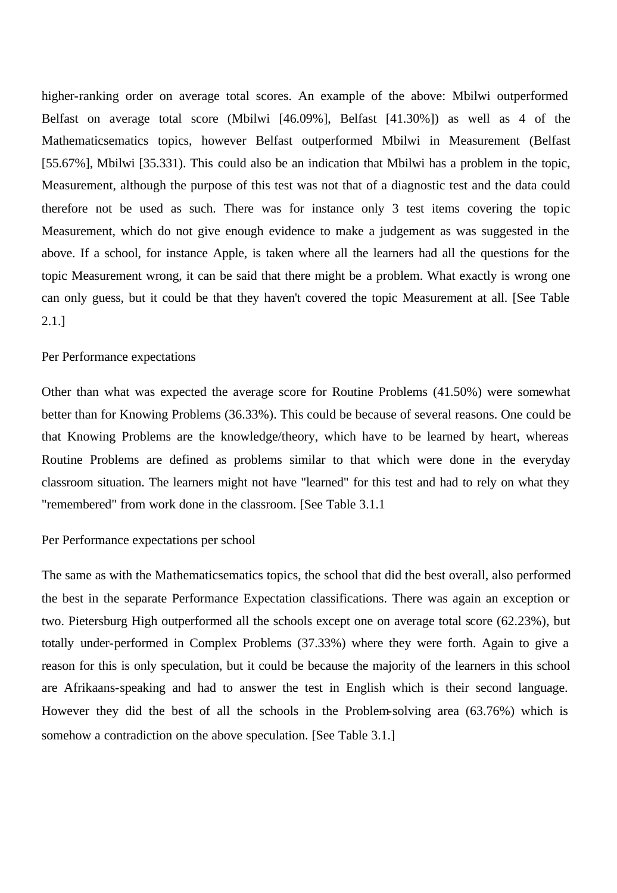higher-ranking order on average total scores. An example of the above: Mbilwi outperformed Belfast on average total score (Mbilwi [46.09%], Belfast [41.30%]) as well as 4 of the Mathematicsematics topics, however Belfast outperformed Mbilwi in Measurement (Belfast [55.67%], Mbilwi [35.331). This could also be an indication that Mbilwi has a problem in the topic, Measurement, although the purpose of this test was not that of a diagnostic test and the data could therefore not be used as such. There was for instance only 3 test items covering the topic Measurement, which do not give enough evidence to make a judgement as was suggested in the above. If a school, for instance Apple, is taken where all the learners had all the questions for the topic Measurement wrong, it can be said that there might be a problem. What exactly is wrong one can only guess, but it could be that they haven't covered the topic Measurement at all. [See Table 2.1.]

Per Performance expectations

Other than what was expected the average score for Routine Problems (41.50%) were somewhat better than for Knowing Problems (36.33%). This could be because of several reasons. One could be that Knowing Problems are the knowledge/theory, which have to be learned by heart, whereas Routine Problems are defined as problems similar to that which were done in the everyday classroom situation. The learners might not have "learned" for this test and had to rely on what they "remembered" from work done in the classroom. [See Table 3.1.1

Per Performance expectations per school

The same as with the Mathematicsematics topics, the school that did the best overall, also performed the best in the separate Performance Expectation classifications. There was again an exception or two. Pietersburg High outperformed all the schools except one on average total score (62.23%), but totally under-performed in Complex Problems (37.33%) where they were forth. Again to give a reason for this is only speculation, but it could be because the majority of the learners in this school are Afrikaans-speaking and had to answer the test in English which is their second language. However they did the best of all the schools in the Problem-solving area (63.76%) which is somehow a contradiction on the above speculation. [See Table 3.1.]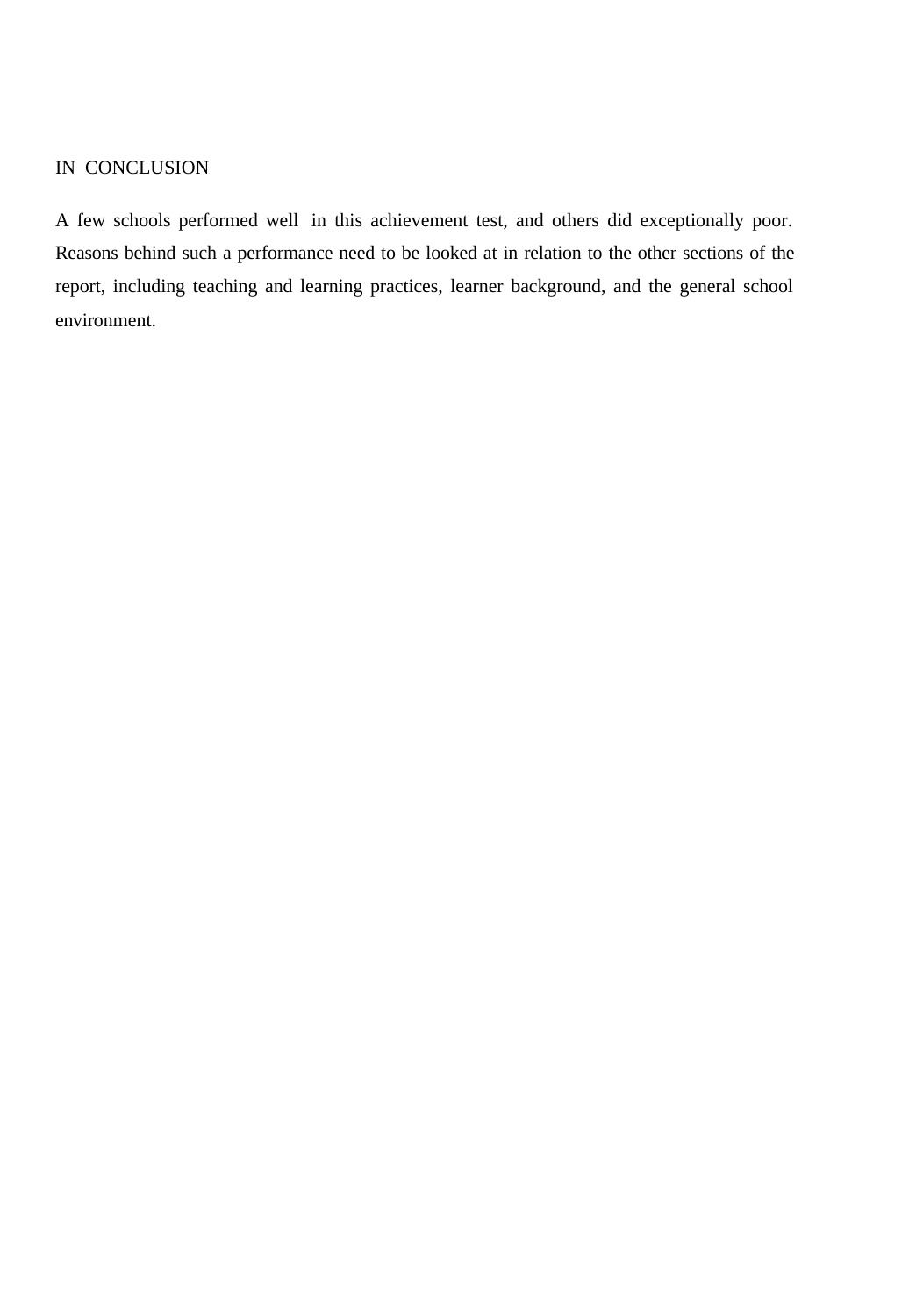## IN CONCLUSION

A few schools performed well in this achievement test, and others did exceptionally poor. Reasons behind such a performance need to be looked at in relation to the other sections of the report, including teaching and learning practices, learner background, and the general school environment.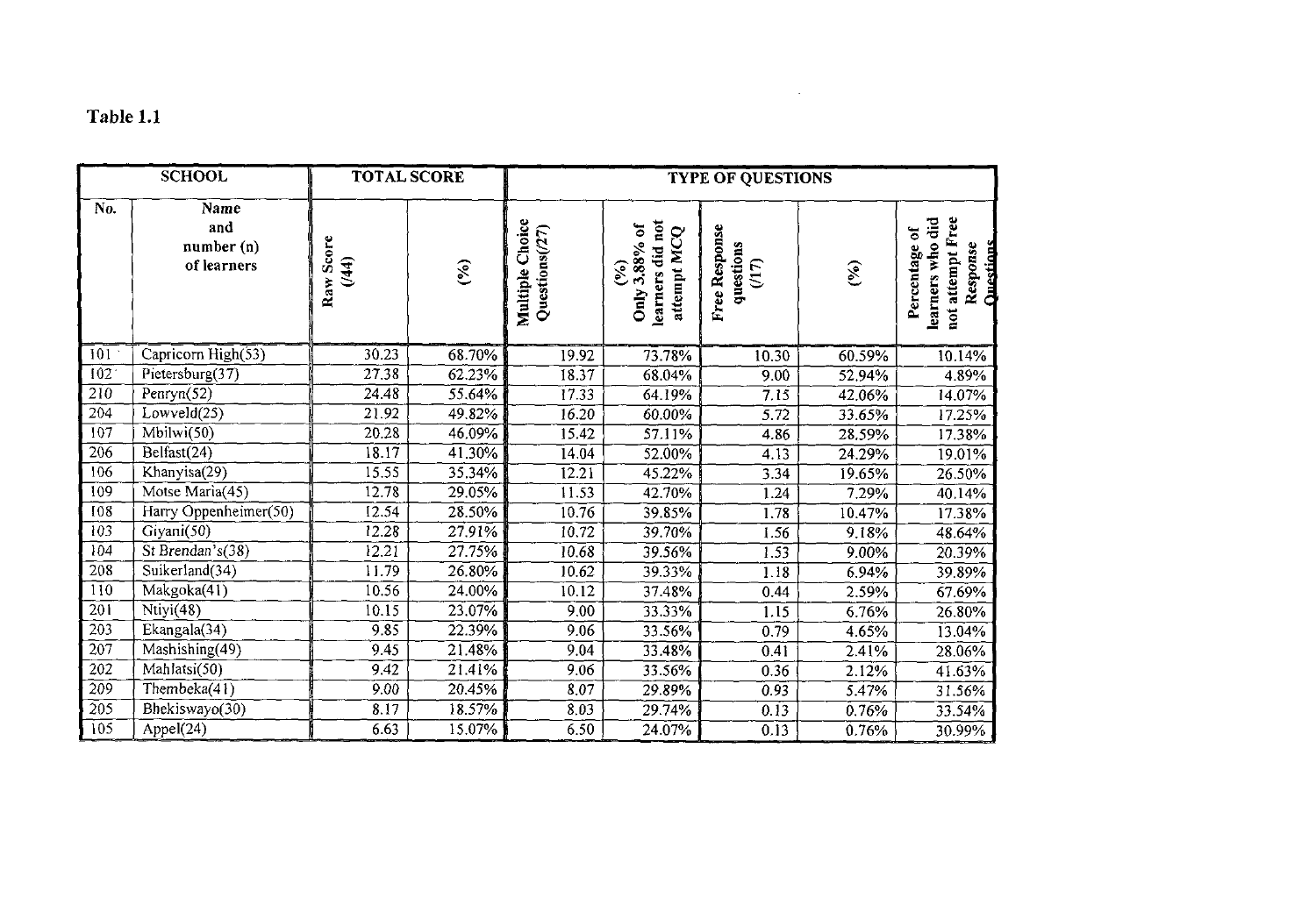**Table 1.1**

| SCHOOL | | TOTAL SCORE | | TYPE OF QUESTIONS | | | | |
|---|---|---|---|---|---|---|---|---|
| No. | Name and number (n) of learners | Raw Score (/44) | (%) | Multiple Choice Questions(/27) | (%) Only 3,88% of learners did not attempt MCQ | Free Response questions (/17) | (%) | Percentage of learners who did not attempt Free Response Questions |
| 101 | Capricorn High(53) | 30.23 | 68.70% | 19.92 | 73.78% | 10.30 | 60.59% | 10.14% |
| 102 | Pietersburg(37) | 27.38 | 62.23% | 18.37 | 68.04% | 9.00 | 52.94% | 4.89% |
| 210 | Penryn(52) | 24.48 | 55.64% | 17.33 | 64.19% | 7.15 | 42.06% | 14.07% |
| 204 | Lowveld(25) | 21.92 | 49.82% | 16.20 | 60.00% | 5.72 | 33.65% | 17.25% |
| 107 | Mbilwi(50) | 20.28 | 46.09% | 15.42 | 57.11% | 4.86 | 28.59% | 17.38% |
| 206 | Belfast(24) | 18.17 | 41.30% | 14.04 | 52.00% | 4.13 | 24.29% | 19.01% |
| 106 | Khanyisa(29) | 15.55 | 35.34% | 12.21 | 45.22% | 3.34 | 19.65% | 26.50% |
| 109 | Motse Maria(45) | 12.78 | 29.05% | 11.53 | 42.70% | 1.24 | 7.29% | 40.14% |
| 108 | Harry Oppenheimer(50) | 12.54 | 28.50% | 10.76 | 39.85% | 1.78 | 10.47% | 17.38% |
| 103 | Giyani(50) | 12.28 | 27.91% | 10.72 | 39.70% | 1.56 | 9.18% | 48.64% |
| 104 | St Brendan's(38) | 12.21 | 27.75% | 10.68 | 39.56% | 1.53 | 9.00% | 20.39% |
| 208 | Suikerland(34) | 11.79 | 26.80% | 10.62 | 39.33% | 1.18 | 6.94% | 39.89% |
| 110 | Makgoka(41) | 10.56 | 24.00% | 10.12 | 37.48% | 0.44 | 2.59% | 67.69% |
| 201 | Ntiyi(48) | 10.15 | 23.07% | 9.00 | 33.33% | 1.15 | 6.76% | 26.80% |
| 203 | Ekangala(34) | 9.85 | 22.39% | 9.06 | 33.56% | 0.79 | 4.65% | 13.04% |
| 207 | Mashishing(49) | 9.45 | 21.48% | 9.04 | 33.48% | 0.41 | 2.41% | 28.06% |
| 202 | Mahlatsi(50) | 9.42 | 21.41% | 9.06 | 33.56% | 0.36 | 2.12% | 41.63% |
| 209 | Thembeka(41) | 9.00 | 20.45% | 8.07 | 29.89% | 0.93 | 5.47% | 31.56% |
| 205 | Bhekiswayo(30) | 8.17 | 18.57% | 8.03 | 29.74% | 0.13 | 0.76% | 33.54% |
| 105 | Appel(24) | 6.63 | 15.07% | 6.50 | 24.07% | 0.13 | 0.76% | 30.99% |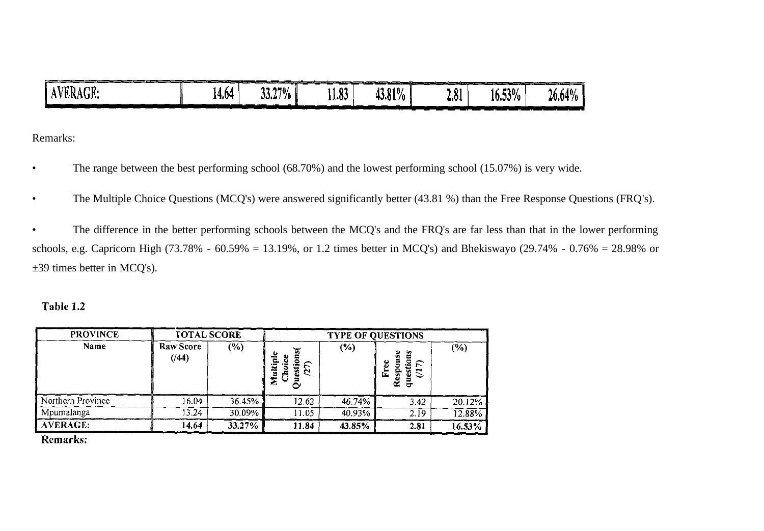| AVERAGE: | 14.64 | 33.27% | 11.83 | 43.81% | 2.81 | 16.53% | 26.64% |
|---|---|---|---|---|---|---|---|

Remarks:

- The range between the best performing school (68.70%) and the lowest performing school (15.07%) is very wide.
- The Multiple Choice Questions (MCQ's) were answered significantly better (43.81 %) than the Free Response Questions (FRQ's).
- The difference in the better performing schools between the MCQ's and the FRQ's are far less than that in the lower performing schools, e.g. Capricorn High (73.78% - 60.59% = 13.19%, or 1.2 times better in MCQ's) and Bhekiswayo (29.74% - 0.76% = 28.98% or ±39 times better in MCQ's).

**Table 1.2**

| PROVINCE | TOTAL SCORE | | TYPE OF QUESTIONS | | | |
|---|---|---|---|---|---|---|
| Name | Raw Score (/44) | (%) | Multiple Choice Questions( /27) | (%) | Free Response questions (/17) | (%) |
| Northern Province | 16.04 | 36.45% | 12.62 | 46.74% | 3.42 | 20.12% |
| Mpumalanga | 13.24 | 30.09% | 11.05 | 40.93% | 2.19 | 12.88% |
| **AVERAGE:** | **14.64** | **33.27%** | **11.84** | **43.85%** | **2.81** | **16.53%** |

**Remarks:**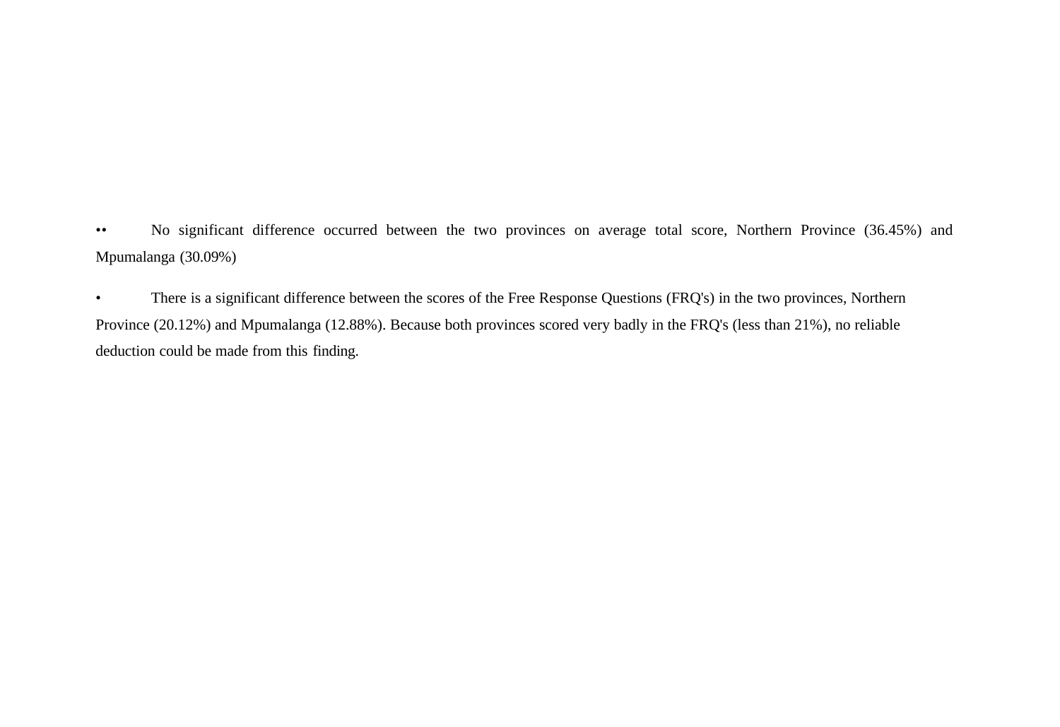- No significant difference occurred between the two provinces on average total score, Northern Province (36.45%) and Mpumalanga (30.09%)

- There is a significant difference between the scores of the Free Response Questions (FRQ's) in the two provinces, Northern Province (20.12%) and Mpumalanga (12.88%). Because both provinces scored very badly in the FRQ's (less than 21%), no reliable deduction could be made from this finding.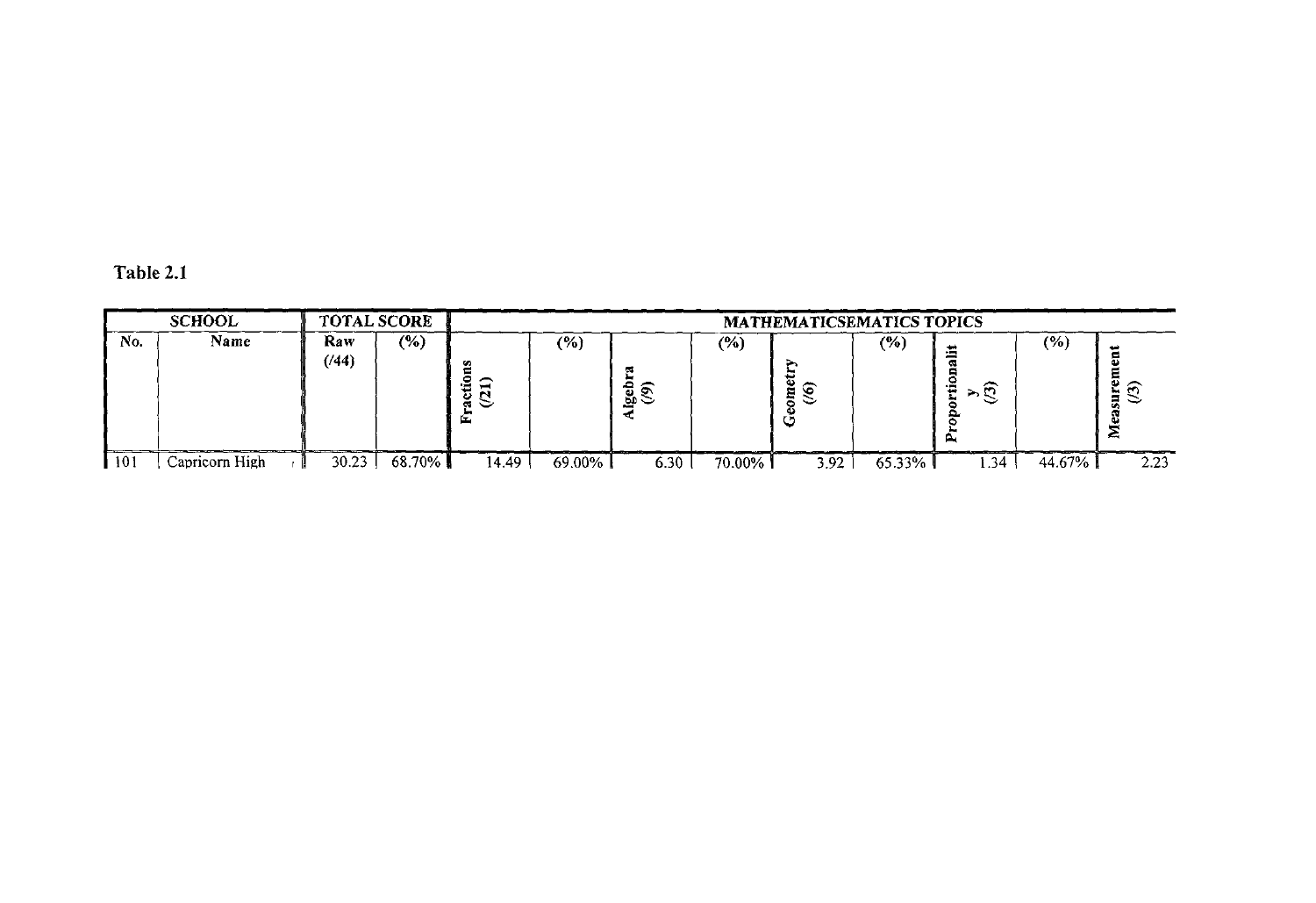**Table 2.1**

| SCHOOL | | TOTAL SCORE | | MATHEMATICSEMATICS TOPICS | | | | | | | | |
|---|---|---|---|---|---|---|---|---|---|---|---|---|
| No. | Name | Raw (/44) | (%) | Fractions (/21) | (%) | Algebra (/9) | (%) | Geometry (/6) | (%) | Proportionality (/3) | (%) | Measurement (/3) |
| 101 | Capricorn High | 30.23 | 68.70% | 14.49 | 69.00% | 6.30 | 70.00% | 3.92 | 65.33% | 1.34 | 44.67% | 2.23 |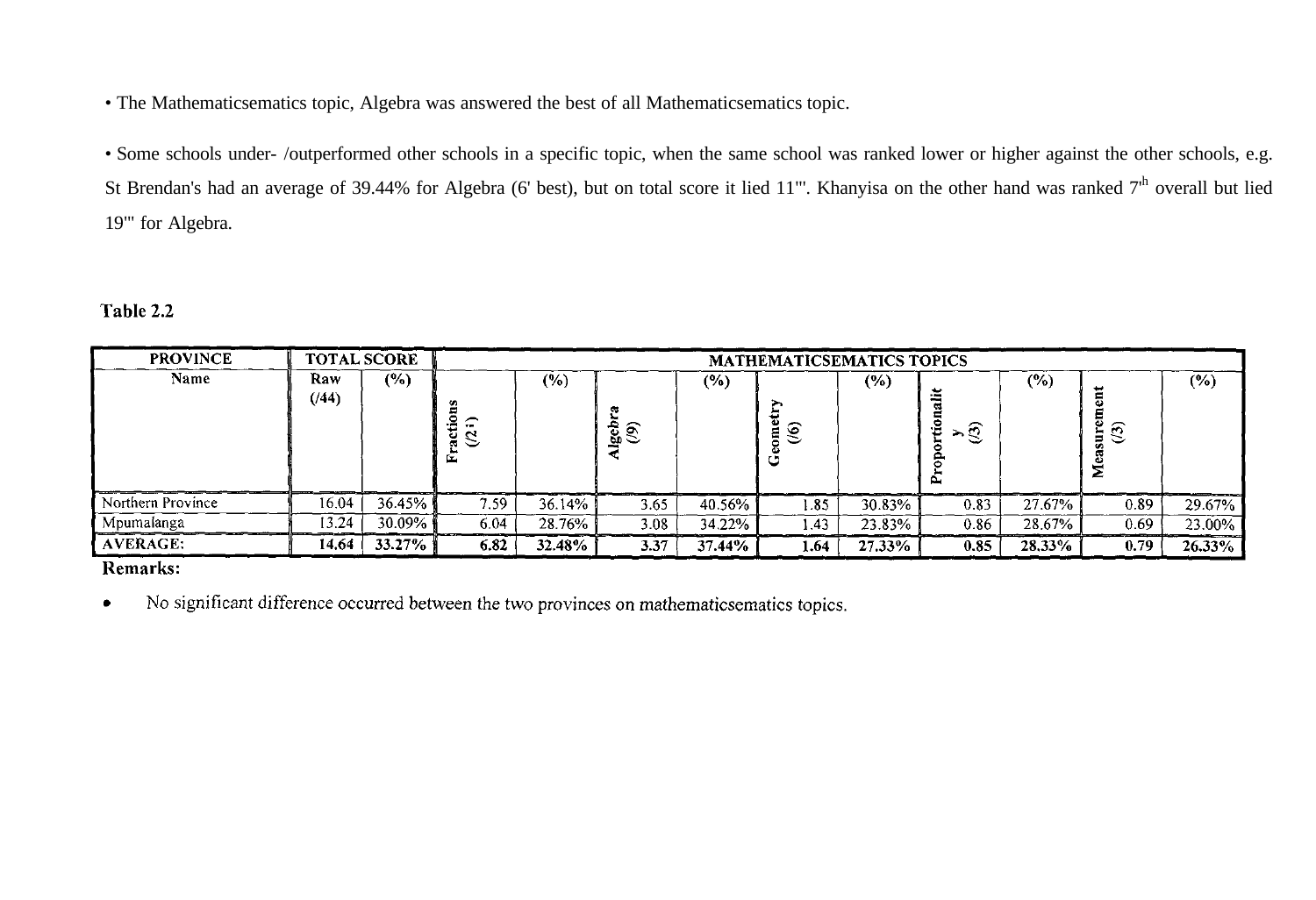• The Mathematicsematics topic, Algebra was answered the best of all Mathematicsematics topic.

• Some schools under- /outperformed other schools in a specific topic, when the same school was ranked lower or higher against the other schools, e.g. St Brendan's had an average of 39.44% for Algebra (6' best), but on total score it lied 11'". Khanyisa on the other hand was ranked 7th overall but lied 19'" for Algebra.

**Table 2.2**

| PROVINCE | TOTAL SCORE | | MATHEMATICSEMATICS TOPICS | | | | | | | | | |
|---|---|---|---|---|---|---|---|---|---|---|---|---|
| Name | Raw (/44) | (%) | Fractions (/21) | (%) | Algebra (/9) | (%) | Geometry (/6) | (%) | Proportionality (/3) | (%) | Measurement (/3) | (%) |
| Northern Province | 16.04 | 36.45% | 7.59 | 36.14% | 3.65 | 40.56% | 1.85 | 30.83% | 0.83 | 27.67% | 0.89 | 29.67% |
| Mpumalanga | 13.24 | 30.09% | 6.04 | 28.76% | 3.08 | 34.22% | 1.43 | 23.83% | 0.86 | 28.67% | 0.69 | 23.00% |
| **AVERAGE:** | **14.64** | **33.27%** | **6.82** | **32.48%** | **3.37** | **37.44%** | **1.64** | **27.33%** | **0.85** | **28.33%** | **0.79** | **26.33%** |

**Remarks:**

- No significant difference occurred between the two provinces on mathematicsematics topics.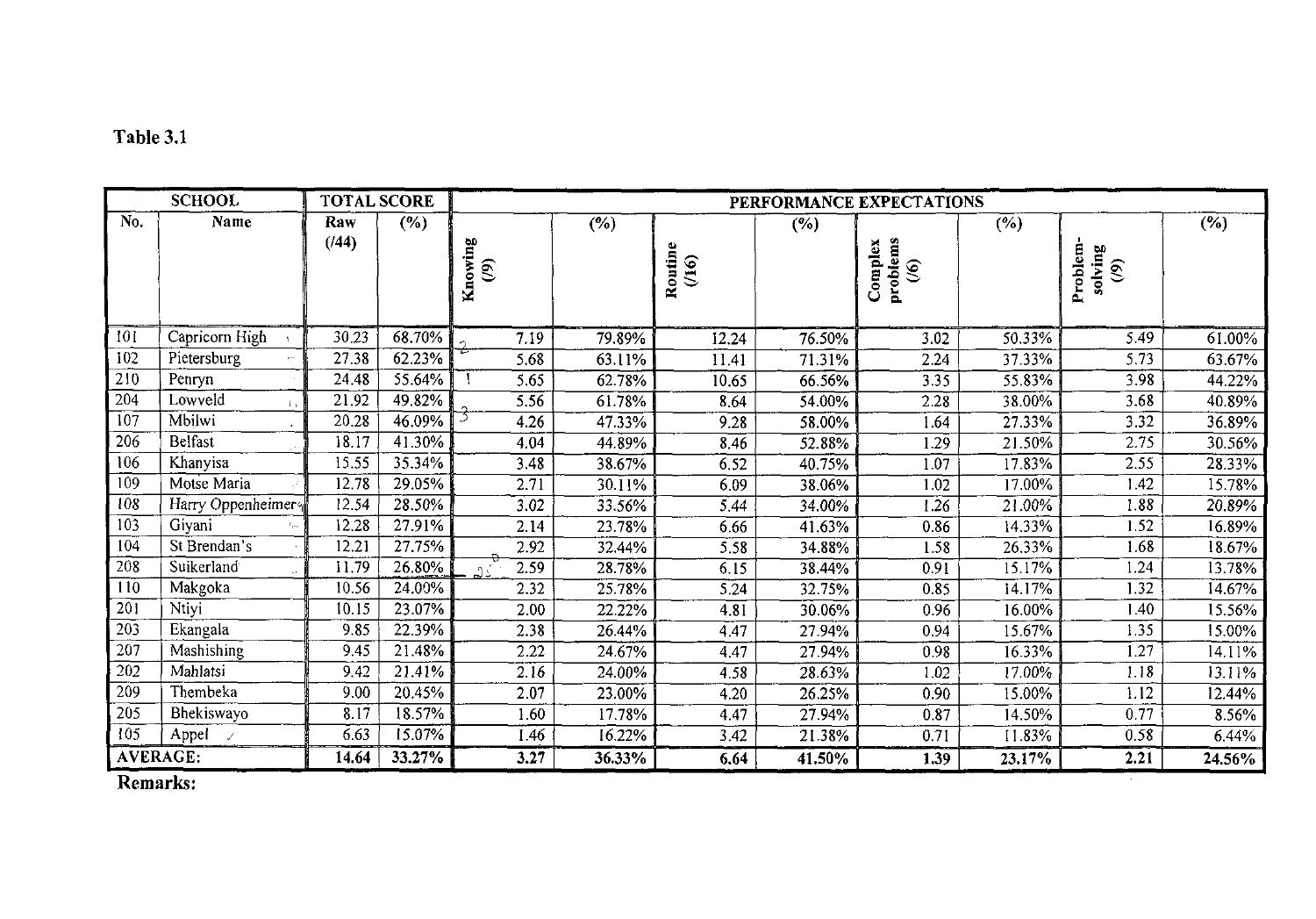**Table 3.1**

| SCHOOL | | TOTAL SCORE | | PERFORMANCE EXPECTATIONS | | | | | | | |
|---|---|---|---|---|---|---|---|---|---|---|---|
| No. | Name | Raw (/44) | (%) | Knowing (/9) | (%) | Routine (/16) | (%) | Complex problems (/6) | (%) | Problem-solving (/9) | (%) |
| 101 | Capricorn High | 30.23 | 68.70% | 7.19 | 79.89% | 12.24 | 76.50% | 3.02 | 50.33% | 5.49 | 61.00% |
| 102 | Pietersburg | 27.38 | 62.23% | 5.68 | 63.11% | 11.41 | 71.31% | 2.24 | 37.33% | 5.73 | 63.67% |
| 210 | Penryn | 24.48 | 55.64% | 5.65 | 62.78% | 10.65 | 66.56% | 3.35 | 55.83% | 3.98 | 44.22% |
| 204 | Lowveld | 21.92 | 49.82% | 5.56 | 61.78% | 8.64 | 54.00% | 2.28 | 38.00% | 3.68 | 40.89% |
| 107 | Mbilwi | 20.28 | 46.09% | 4.26 | 47.33% | 9.28 | 58.00% | 1.64 | 27.33% | 3.32 | 36.89% |
| 206 | Belfast | 18.17 | 41.30% | 4.04 | 44.89% | 8.46 | 52.88% | 1.29 | 21.50% | 2.75 | 30.56% |
| 106 | Khanyisa | 15.55 | 35.34% | 3.48 | 38.67% | 6.52 | 40.75% | 1.07 | 17.83% | 2.55 | 28.33% |
| 109 | Motse Maria | 12.78 | 29.05% | 2.71 | 30.11% | 6.09 | 38.06% | 1.02 | 17.00% | 1.42 | 15.78% |
| 108 | Harry Oppenheimer | 12.54 | 28.50% | 3.02 | 33.56% | 5.44 | 34.00% | 1.26 | 21.00% | 1.88 | 20.89% |
| 103 | Giyani | 12.28 | 27.91% | 2.14 | 23.78% | 6.66 | 41.63% | 0.86 | 14.33% | 1.52 | 16.89% |
| 104 | St Brendan's | 12.21 | 27.75% | 2.92 | 32.44% | 5.58 | 34.88% | 1.58 | 26.33% | 1.68 | 18.67% |
| 208 | Suikerland | 11.79 | 26.80% | 2.59 | 28.78% | 6.15 | 38.44% | 0.91 | 15.17% | 1.24 | 13.78% |
| 110 | Makgoka | 10.56 | 24.00% | 2.32 | 25.78% | 5.24 | 32.75% | 0.85 | 14.17% | 1.32 | 14.67% |
| 201 | Ntiyi | 10.15 | 23.07% | 2.00 | 22.22% | 4.81 | 30.06% | 0.96 | 16.00% | 1.40 | 15.56% |
| 203 | Ekangala | 9.85 | 22.39% | 2.38 | 26.44% | 4.47 | 27.94% | 0.94 | 15.67% | 1.35 | 15.00% |
| 207 | Mashishing | 9.45 | 21.48% | 2.22 | 24.67% | 4.47 | 27.94% | 0.98 | 16.33% | 1.27 | 14.11% |
| 202 | Mahlatsi | 9.42 | 21.41% | 2.16 | 24.00% | 4.58 | 28.63% | 1.02 | 17.00% | 1.18 | 13.11% |
| 209 | Thembeka | 9.00 | 20.45% | 2.07 | 23.00% | 4.20 | 26.25% | 0.90 | 15.00% | 1.12 | 12.44% |
| 205 | Bhekiswayo | 8.17 | 18.57% | 1.60 | 17.78% | 4.47 | 27.94% | 0.87 | 14.50% | 0.77 | 8.56% |
| 105 | Appel | 6.63 | 15.07% | 1.46 | 16.22% | 3.42 | 21.38% | 0.71 | 11.83% | 0.58 | 6.44% |
| **AVERAGE:** | | **14.64** | **33.27%** | **3.27** | **36.33%** | **6.64** | **41.50%** | **1.39** | **23.17%** | **2.21** | **24.56%** |

**Remarks:**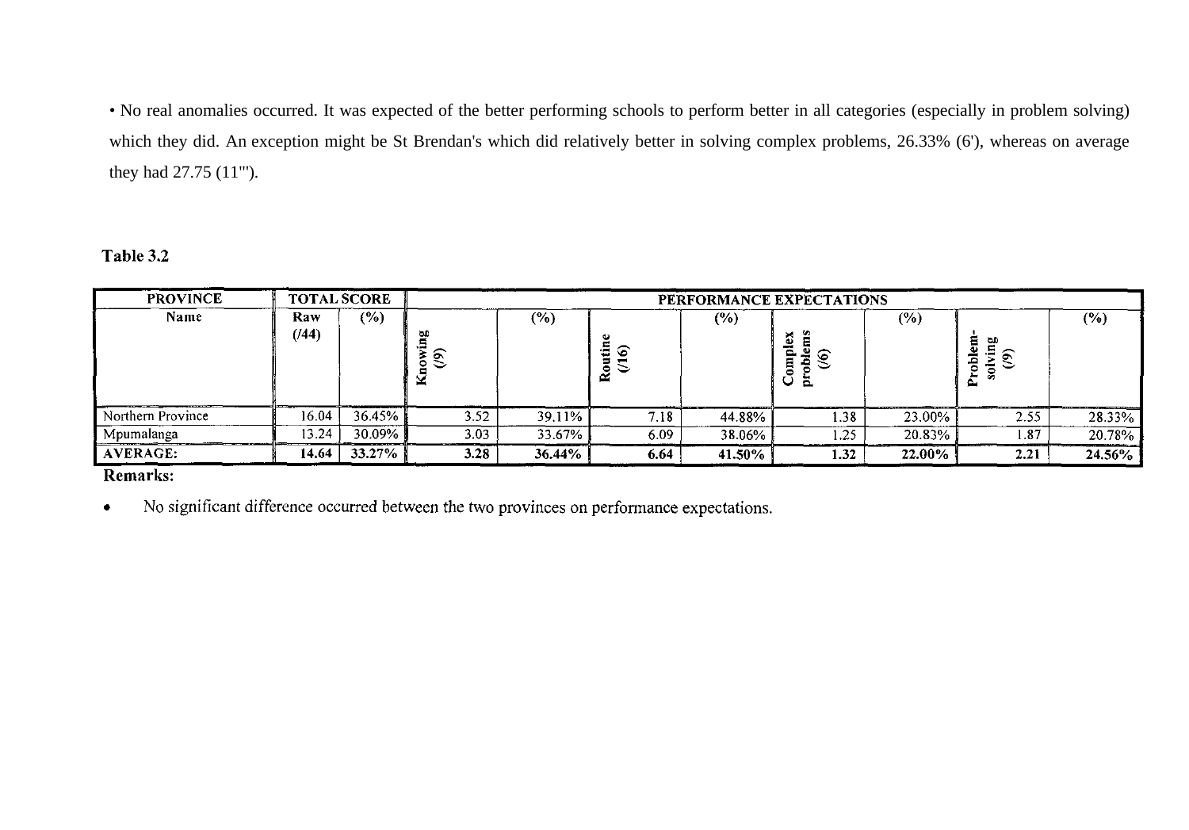• No real anomalies occurred. It was expected of the better performing schools to perform better in all categories (especially in problem solving) which they did. An exception might be St Brendan's which did relatively better in solving complex problems, 26.33% (6'), whereas on average they had 27.75 (11''').

**Table 3.2**

| PROVINCE | TOTAL SCORE | | PERFORMANCE EXPECTATIONS | | | | | | | |
|---|---|---|---|---|---|---|---|---|---|---|
| Name | Raw (/44) | (%) | Knowing (/9) | (%) | Routine (/16) | (%) | Complex problems (/6) | (%) | Problem-solving (/9) | (%) |
| Northern Province | 16.04 | 36.45% | 3.52 | 39.11% | 7.18 | 44.88% | 1.38 | 23.00% | 2.55 | 28.33% |
| Mpumalanga | 13.24 | 30.09% | 3.03 | 33.67% | 6.09 | 38.06% | 1.25 | 20.83% | 1.87 | 20.78% |
| **AVERAGE:** | **14.64** | **33.27%** | **3.28** | **36.44%** | **6.64** | **41.50%** | **1.32** | **22.00%** | **2.21** | **24.56%** |

**Remarks:**

- No significant difference occurred between the two provinces on performance expectations.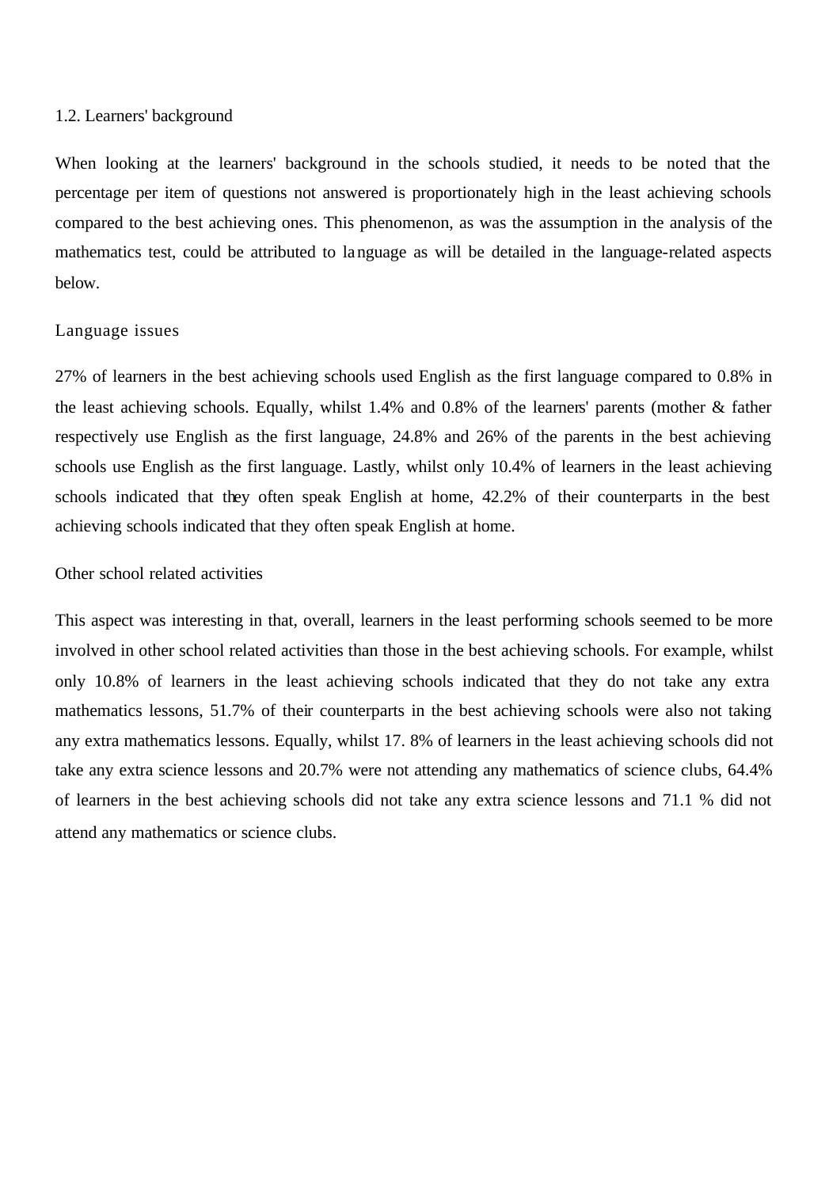## 1.2. Learners' background

When looking at the learners' background in the schools studied, it needs to be noted that the percentage per item of questions not answered is proportionately high in the least achieving schools compared to the best achieving ones. This phenomenon, as was the assumption in the analysis of the mathematics test, could be attributed to language as will be detailed in the language-related aspects below.

### Language issues

27% of learners in the best achieving schools used English as the first language compared to 0.8% in the least achieving schools. Equally, whilst 1.4% and 0.8% of the learners' parents (mother & father respectively use English as the first language, 24.8% and 26% of the parents in the best achieving schools use English as the first language. Lastly, whilst only 10.4% of learners in the least achieving schools indicated that they often speak English at home, 42.2% of their counterparts in the best achieving schools indicated that they often speak English at home.

### Other school related activities

This aspect was interesting in that, overall, learners in the least performing schools seemed to be more involved in other school related activities than those in the best achieving schools. For example, whilst only 10.8% of learners in the least achieving schools indicated that they do not take any extra mathematics lessons, 51.7% of their counterparts in the best achieving schools were also not taking any extra mathematics lessons. Equally, whilst 17. 8% of learners in the least achieving schools did not take any extra science lessons and 20.7% were not attending any mathematics of science clubs, 64.4% of learners in the best achieving schools did not take any extra science lessons and 71.1 % did not attend any mathematics or science clubs.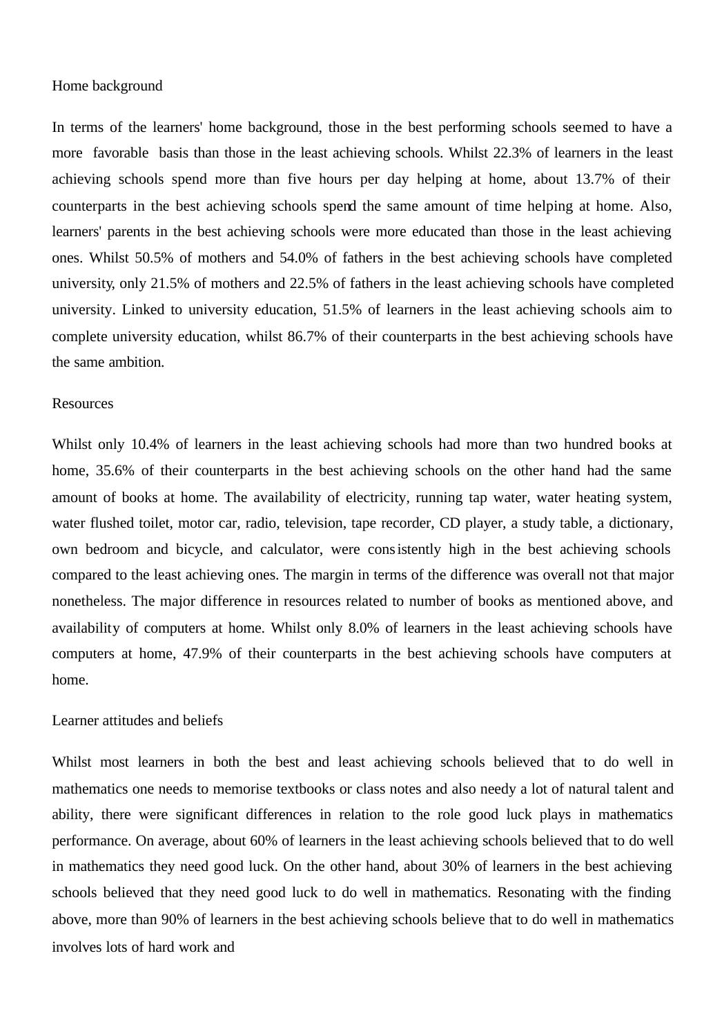### Home background

In terms of the learners' home background, those in the best performing schools seemed to have a more favorable basis than those in the least achieving schools. Whilst 22.3% of learners in the least achieving schools spend more than five hours per day helping at home, about 13.7% of their counterparts in the best achieving schools spend the same amount of time helping at home. Also, learners' parents in the best achieving schools were more educated than those in the least achieving ones. Whilst 50.5% of mothers and 54.0% of fathers in the best achieving schools have completed university, only 21.5% of mothers and 22.5% of fathers in the least achieving schools have completed university. Linked to university education, 51.5% of learners in the least achieving schools aim to complete university education, whilst 86.7% of their counterparts in the best achieving schools have the same ambition.

### Resources

Whilst only 10.4% of learners in the least achieving schools had more than two hundred books at home, 35.6% of their counterparts in the best achieving schools on the other hand had the same amount of books at home. The availability of electricity, running tap water, water heating system, water flushed toilet, motor car, radio, television, tape recorder, CD player, a study table, a dictionary, own bedroom and bicycle, and calculator, were consistently high in the best achieving schools compared to the least achieving ones. The margin in terms of the difference was overall not that major nonetheless. The major difference in resources related to number of books as mentioned above, and availability of computers at home. Whilst only 8.0% of learners in the least achieving schools have computers at home, 47.9% of their counterparts in the best achieving schools have computers at home.

### Learner attitudes and beliefs

Whilst most learners in both the best and least achieving schools believed that to do well in mathematics one needs to memorise textbooks or class notes and also needy a lot of natural talent and ability, there were significant differences in relation to the role good luck plays in mathematics performance. On average, about 60% of learners in the least achieving schools believed that to do well in mathematics they need good luck. On the other hand, about 30% of learners in the best achieving schools believed that they need good luck to do well in mathematics. Resonating with the finding above, more than 90% of learners in the best achieving schools believe that to do well in mathematics involves lots of hard work and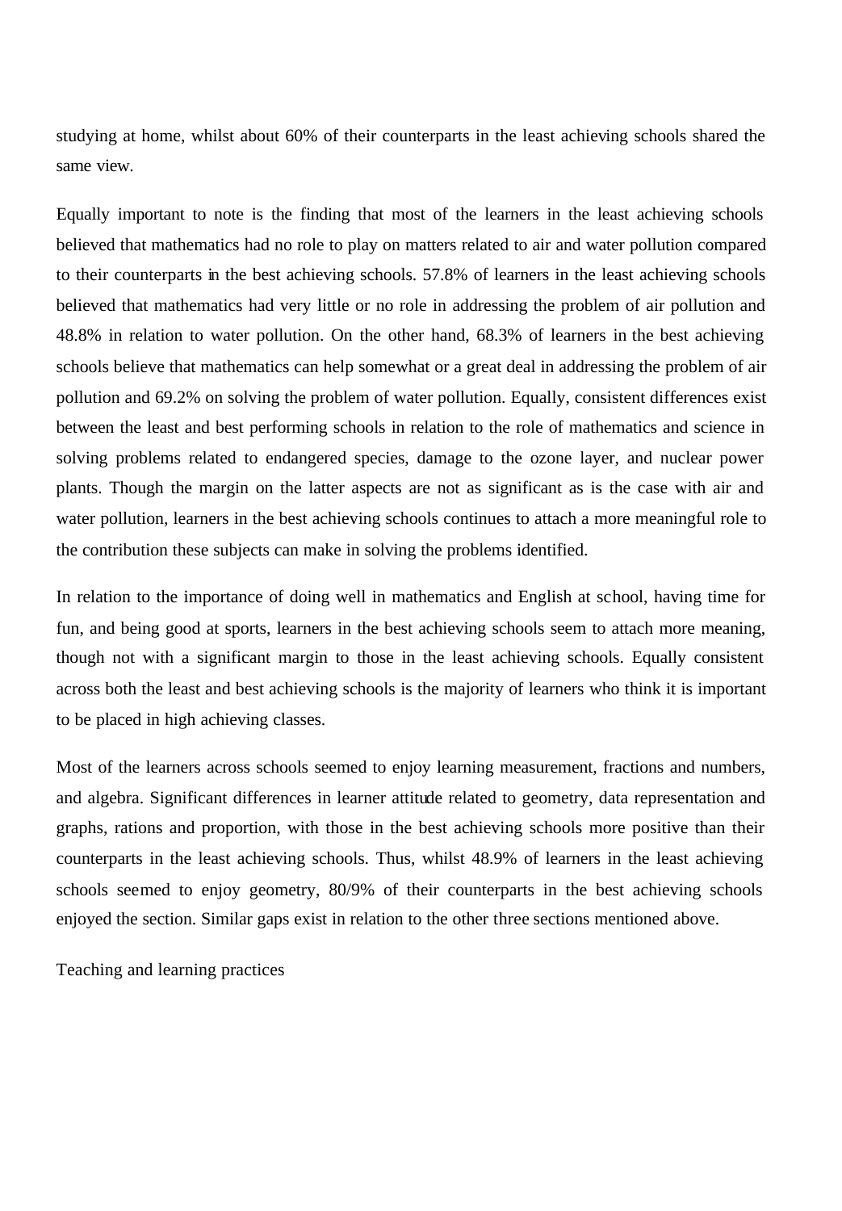studying at home, whilst about 60% of their counterparts in the least achieving schools shared the same view.

Equally important to note is the finding that most of the learners in the least achieving schools believed that mathematics had no role to play on matters related to air and water pollution compared to their counterparts in the best achieving schools. 57.8% of learners in the least achieving schools believed that mathematics had very little or no role in addressing the problem of air pollution and 48.8% in relation to water pollution. On the other hand, 68.3% of learners in the best achieving schools believe that mathematics can help somewhat or a great deal in addressing the problem of air pollution and 69.2% on solving the problem of water pollution. Equally, consistent differences exist between the least and best performing schools in relation to the role of mathematics and science in solving problems related to endangered species, damage to the ozone layer, and nuclear power plants. Though the margin on the latter aspects are not as significant as is the case with air and water pollution, learners in the best achieving schools continues to attach a more meaningful role to the contribution these subjects can make in solving the problems identified.

In relation to the importance of doing well in mathematics and English at school, having time for fun, and being good at sports, learners in the best achieving schools seem to attach more meaning, though not with a significant margin to those in the least achieving schools. Equally consistent across both the least and best achieving schools is the majority of learners who think it is important to be placed in high achieving classes.

Most of the learners across schools seemed to enjoy learning measurement, fractions and numbers, and algebra. Significant differences in learner attitude related to geometry, data representation and graphs, rations and proportion, with those in the best achieving schools more positive than their counterparts in the least achieving schools. Thus, whilst 48.9% of learners in the least achieving schools seemed to enjoy geometry, 80/9% of their counterparts in the best achieving schools enjoyed the section. Similar gaps exist in relation to the other three sections mentioned above.

Teaching and learning practices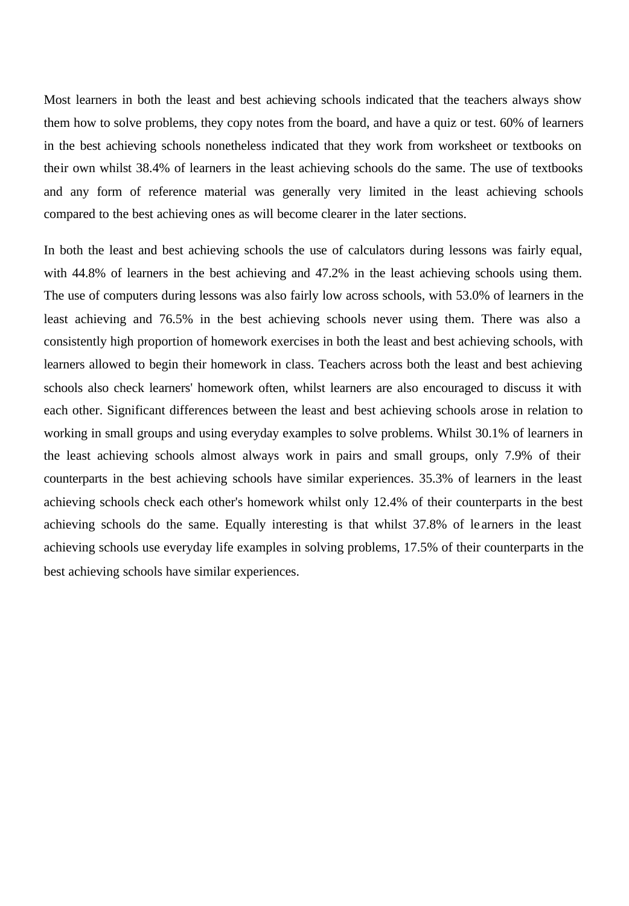Most learners in both the least and best achieving schools indicated that the teachers always show them how to solve problems, they copy notes from the board, and have a quiz or test. 60% of learners in the best achieving schools nonetheless indicated that they work from worksheet or textbooks on their own whilst 38.4% of learners in the least achieving schools do the same. The use of textbooks and any form of reference material was generally very limited in the least achieving schools compared to the best achieving ones as will become clearer in the later sections.

In both the least and best achieving schools the use of calculators during lessons was fairly equal, with 44.8% of learners in the best achieving and 47.2% in the least achieving schools using them. The use of computers during lessons was also fairly low across schools, with 53.0% of learners in the least achieving and 76.5% in the best achieving schools never using them. There was also a consistently high proportion of homework exercises in both the least and best achieving schools, with learners allowed to begin their homework in class. Teachers across both the least and best achieving schools also check learners' homework often, whilst learners are also encouraged to discuss it with each other. Significant differences between the least and best achieving schools arose in relation to working in small groups and using everyday examples to solve problems. Whilst 30.1% of learners in the least achieving schools almost always work in pairs and small groups, only 7.9% of their counterparts in the best achieving schools have similar experiences. 35.3% of learners in the least achieving schools check each other's homework whilst only 12.4% of their counterparts in the best achieving schools do the same. Equally interesting is that whilst 37.8% of learners in the least achieving schools use everyday life examples in solving problems, 17.5% of their counterparts in the best achieving schools have similar experiences.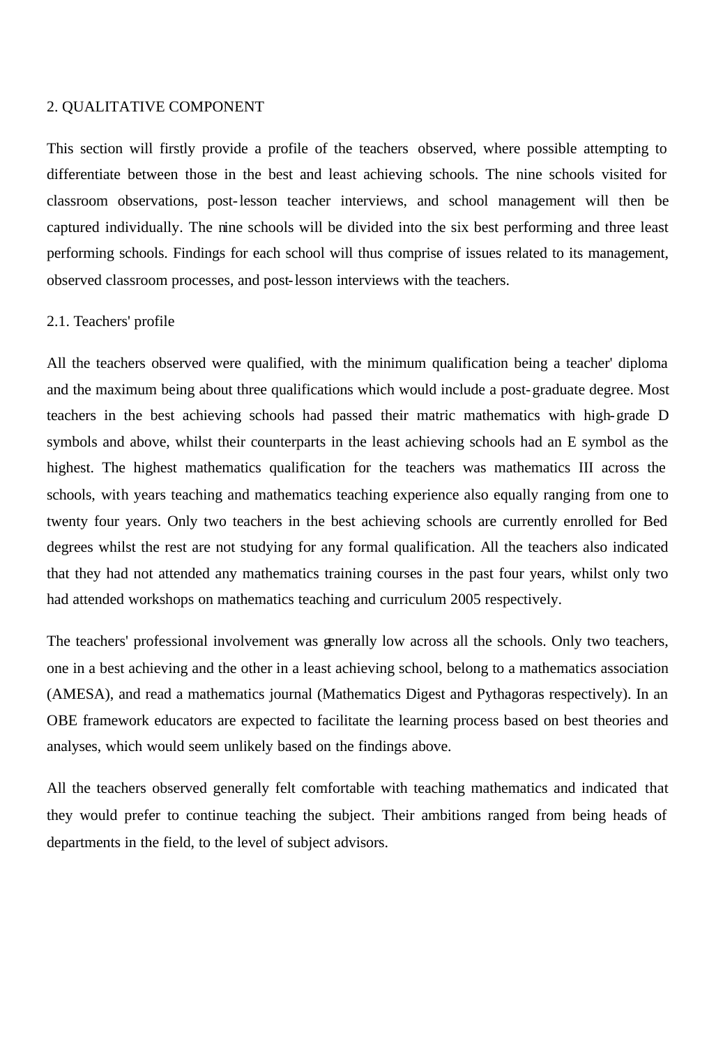## 2. QUALITATIVE COMPONENT

This section will firstly provide a profile of the teachers observed, where possible attempting to differentiate between those in the best and least achieving schools. The nine schools visited for classroom observations, post-lesson teacher interviews, and school management will then be captured individually. The nine schools will be divided into the six best performing and three least performing schools. Findings for each school will thus comprise of issues related to its management, observed classroom processes, and post-lesson interviews with the teachers.

### 2.1. Teachers' profile

All the teachers observed were qualified, with the minimum qualification being a teacher' diploma and the maximum being about three qualifications which would include a post-graduate degree. Most teachers in the best achieving schools had passed their matric mathematics with high-grade D symbols and above, whilst their counterparts in the least achieving schools had an E symbol as the highest. The highest mathematics qualification for the teachers was mathematics III across the schools, with years teaching and mathematics teaching experience also equally ranging from one to twenty four years. Only two teachers in the best achieving schools are currently enrolled for Bed degrees whilst the rest are not studying for any formal qualification. All the teachers also indicated that they had not attended any mathematics training courses in the past four years, whilst only two had attended workshops on mathematics teaching and curriculum 2005 respectively.

The teachers' professional involvement was generally low across all the schools. Only two teachers, one in a best achieving and the other in a least achieving school, belong to a mathematics association (AMESA), and read a mathematics journal (Mathematics Digest and Pythagoras respectively). In an OBE framework educators are expected to facilitate the learning process based on best theories and analyses, which would seem unlikely based on the findings above.

All the teachers observed generally felt comfortable with teaching mathematics and indicated that they would prefer to continue teaching the subject. Their ambitions ranged from being heads of departments in the field, to the level of subject advisors.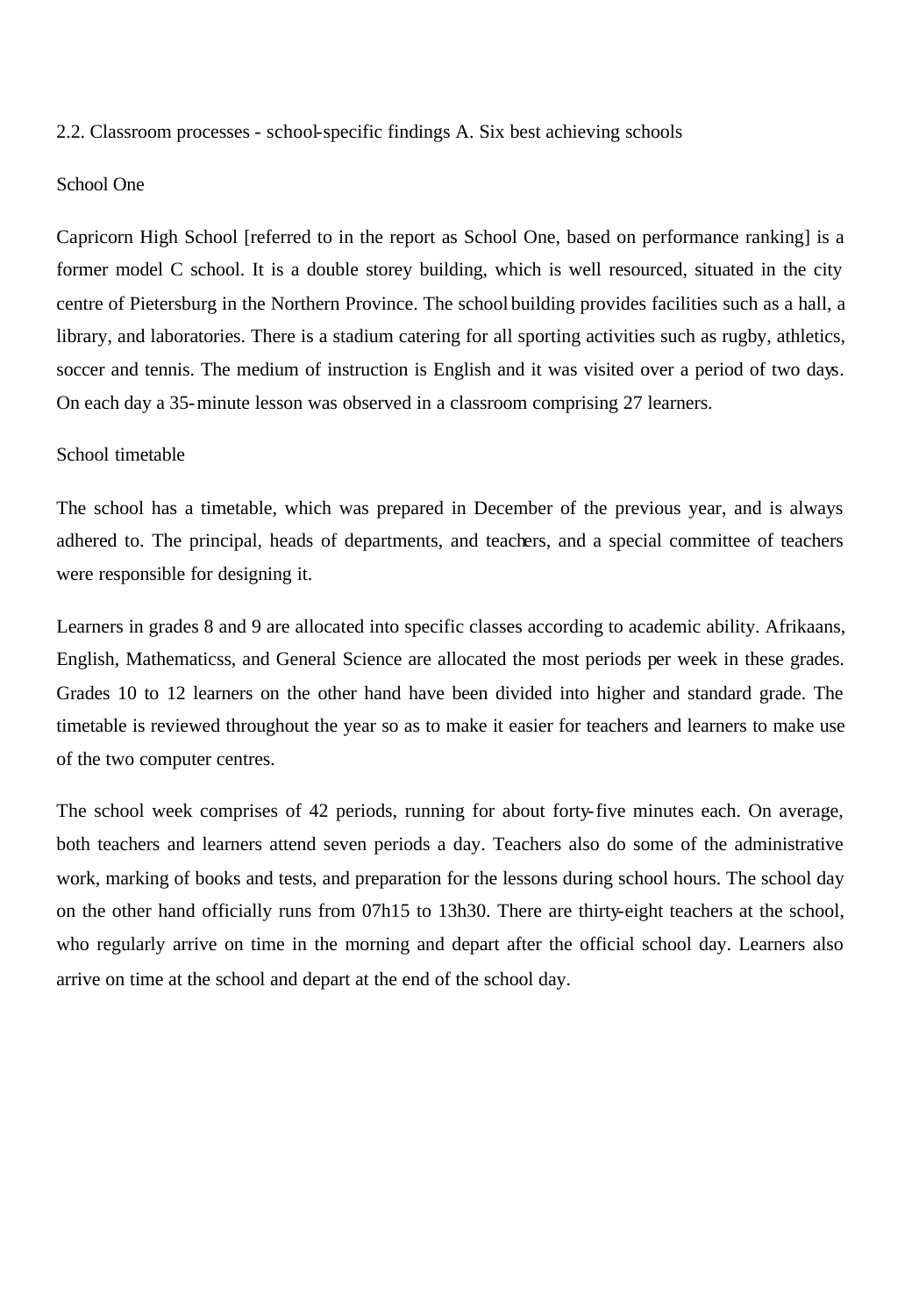2.2. Classroom processes - school-specific findings A. Six best achieving schools

School One

Capricorn High School [referred to in the report as School One, based on performance ranking] is a former model C school. It is a double storey building, which is well resourced, situated in the city centre of Pietersburg in the Northern Province. The school building provides facilities such as a hall, a library, and laboratories. There is a stadium catering for all sporting activities such as rugby, athletics, soccer and tennis. The medium of instruction is English and it was visited over a period of two days. On each day a 35-minute lesson was observed in a classroom comprising 27 learners.

School timetable

The school has a timetable, which was prepared in December of the previous year, and is always adhered to. The principal, heads of departments, and teachers, and a special committee of teachers were responsible for designing it.

Learners in grades 8 and 9 are allocated into specific classes according to academic ability. Afrikaans, English, Mathematicss, and General Science are allocated the most periods per week in these grades. Grades 10 to 12 learners on the other hand have been divided into higher and standard grade. The timetable is reviewed throughout the year so as to make it easier for teachers and learners to make use of the two computer centres.

The school week comprises of 42 periods, running for about forty-five minutes each. On average, both teachers and learners attend seven periods a day. Teachers also do some of the administrative work, marking of books and tests, and preparation for the lessons during school hours. The school day on the other hand officially runs from 07h15 to 13h30. There are thirty-eight teachers at the school, who regularly arrive on time in the morning and depart after the official school day. Learners also arrive on time at the school and depart at the end of the school day.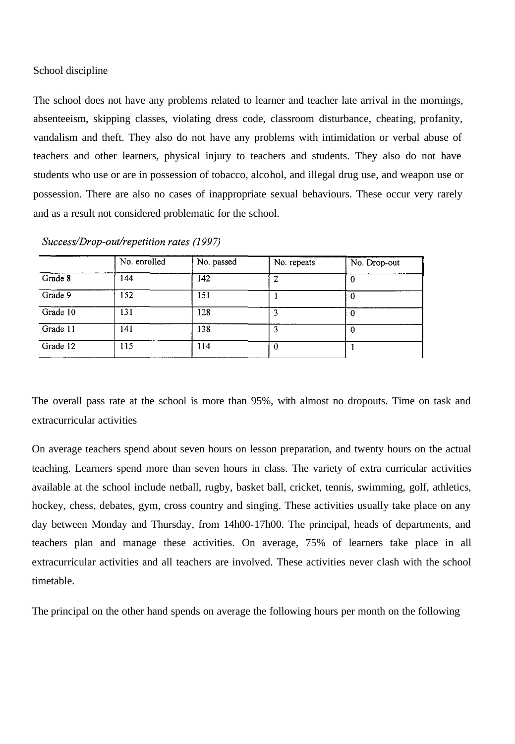School discipline

The school does not have any problems related to learner and teacher late arrival in the mornings, absenteeism, skipping classes, violating dress code, classroom disturbance, cheating, profanity, vandalism and theft. They also do not have any problems with intimidation or verbal abuse of teachers and other learners, physical injury to teachers and students. They also do not have students who use or are in possession of tobacco, alcohol, and illegal drug use, and weapon use or possession. There are also no cases of inappropriate sexual behaviours. These occur very rarely and as a result not considered problematic for the school.

*Success/Drop-out/repetition rates (1997)*

| | No. enrolled | No. passed | No. repeats | No. Drop-out |
|---|---|---|---|---|
| Grade 8 | 144 | 142 | 2 | 0 |
| Grade 9 | 152 | 151 | 1 | 0 |
| Grade 10 | 131 | 128 | 3 | 0 |
| Grade 11 | 141 | 138 | 3 | 0 |
| Grade 12 | 115 | 114 | 0 | 1 |

The overall pass rate at the school is more than 95%, with almost no dropouts. Time on task and extracurricular activities

On average teachers spend about seven hours on lesson preparation, and twenty hours on the actual teaching. Learners spend more than seven hours in class. The variety of extra curricular activities available at the school include netball, rugby, basket ball, cricket, tennis, swimming, golf, athletics, hockey, chess, debates, gym, cross country and singing. These activities usually take place on any day between Monday and Thursday, from 14h00-17h00. The principal, heads of departments, and teachers plan and manage these activities. On average, 75% of learners take place in all extracurricular activities and all teachers are involved. These activities never clash with the school timetable.

The principal on the other hand spends on average the following hours per month on the following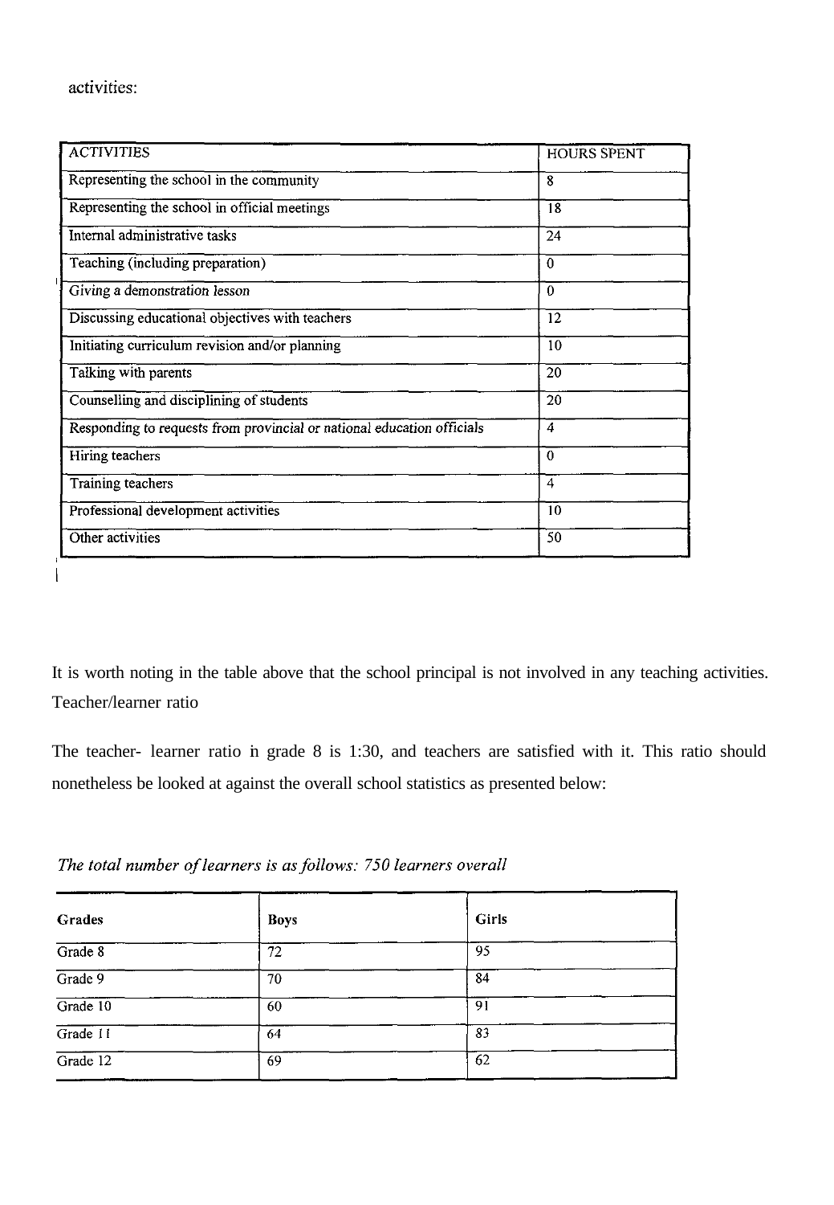activities:

| ACTIVITIES | HOURS SPENT |
|---|---|
| Representing the school in the community | 8 |
| Representing the school in official meetings | 18 |
| Internal administrative tasks | 24 |
| Teaching (including preparation) | 0 |
| Giving a demonstration lesson | 0 |
| Discussing educational objectives with teachers | 12 |
| Initiating curriculum revision and/or planning | 10 |
| Talking with parents | 20 |
| Counselling and disciplining of students | 20 |
| Responding to requests from provincial or national education officials | 4 |
| Hiring teachers | 0 |
| Training teachers | 4 |
| Professional development activities | 10 |
| Other activities | 50 |

It is worth noting in the table above that the school principal is not involved in any teaching activities. Teacher/learner ratio

The teacher- learner ratio in grade 8 is 1:30, and teachers are satisfied with it. This ratio should nonetheless be looked at against the overall school statistics as presented below:

*The total number of learners is as follows: 750 learners overall*

| Grades | Boys | Girls |
|---|---|---|
| Grade 8 | 72 | 95 |
| Grade 9 | 70 | 84 |
| Grade 10 | 60 | 91 |
| Grade 11 | 64 | 83 |
| Grade 12 | 69 | 62 |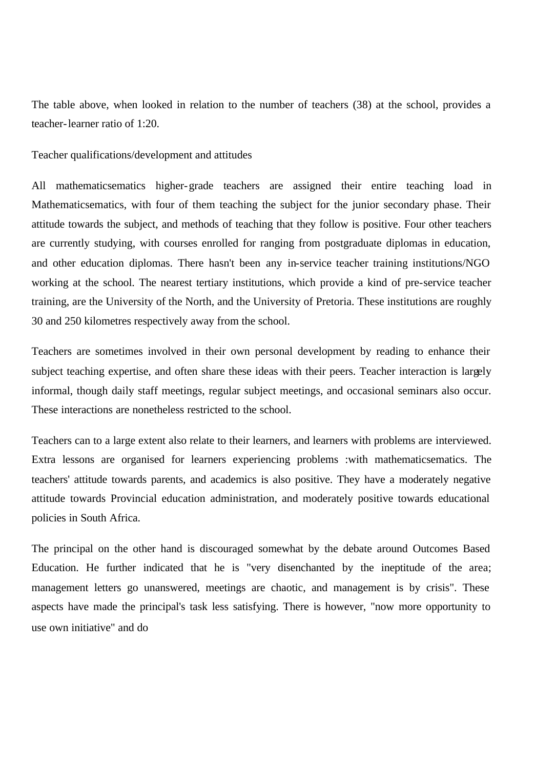The table above, when looked in relation to the number of teachers (38) at the school, provides a teacher-learner ratio of 1:20.

Teacher qualifications/development and attitudes

All mathematicsematics higher-grade teachers are assigned their entire teaching load in Mathematicsematics, with four of them teaching the subject for the junior secondary phase. Their attitude towards the subject, and methods of teaching that they follow is positive. Four other teachers are currently studying, with courses enrolled for ranging from postgraduate diplomas in education, and other education diplomas. There hasn't been any in-service teacher training institutions/NGO working at the school. The nearest tertiary institutions, which provide a kind of pre-service teacher training, are the University of the North, and the University of Pretoria. These institutions are roughly 30 and 250 kilometres respectively away from the school.

Teachers are sometimes involved in their own personal development by reading to enhance their subject teaching expertise, and often share these ideas with their peers. Teacher interaction is largely informal, though daily staff meetings, regular subject meetings, and occasional seminars also occur. These interactions are nonetheless restricted to the school.

Teachers can to a large extent also relate to their learners, and learners with problems are interviewed. Extra lessons are organised for learners experiencing problems :with mathematicsematics. The teachers' attitude towards parents, and academics is also positive. They have a moderately negative attitude towards Provincial education administration, and moderately positive towards educational policies in South Africa.

The principal on the other hand is discouraged somewhat by the debate around Outcomes Based Education. He further indicated that he is "very disenchanted by the ineptitude of the area; management letters go unanswered, meetings are chaotic, and management is by crisis". These aspects have made the principal's task less satisfying. There is however, "now more opportunity to use own initiative" and do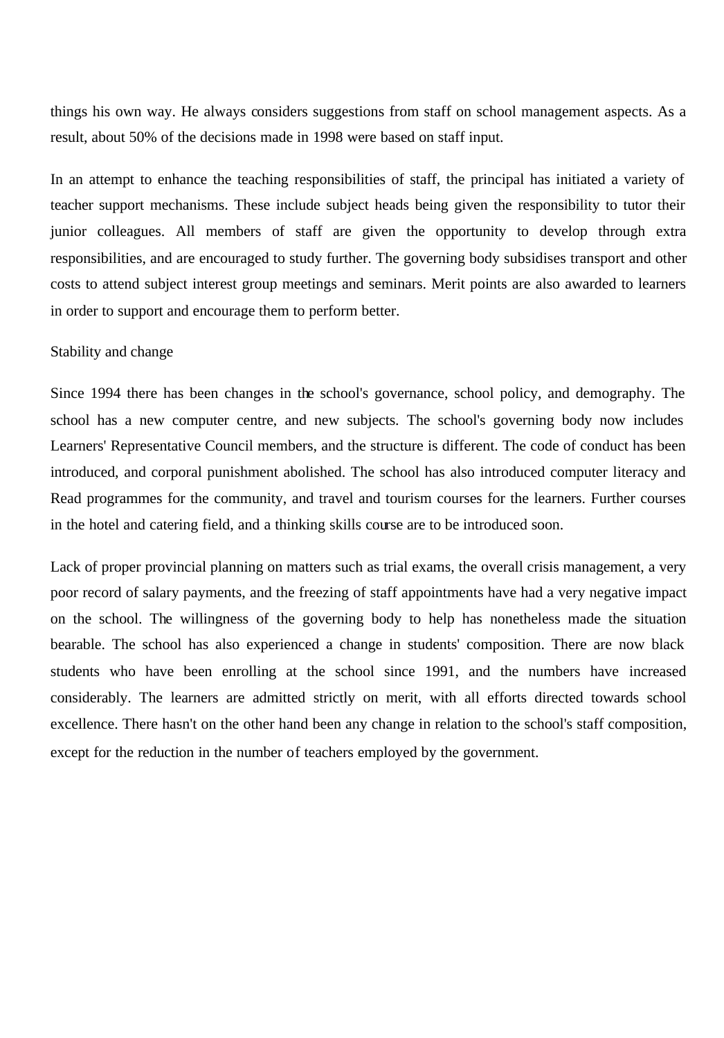things his own way. He always considers suggestions from staff on school management aspects. As a result, about 50% of the decisions made in 1998 were based on staff input.

In an attempt to enhance the teaching responsibilities of staff, the principal has initiated a variety of teacher support mechanisms. These include subject heads being given the responsibility to tutor their junior colleagues. All members of staff are given the opportunity to develop through extra responsibilities, and are encouraged to study further. The governing body subsidises transport and other costs to attend subject interest group meetings and seminars. Merit points are also awarded to learners in order to support and encourage them to perform better.

Stability and change

Since 1994 there has been changes in the school's governance, school policy, and demography. The school has a new computer centre, and new subjects. The school's governing body now includes Learners' Representative Council members, and the structure is different. The code of conduct has been introduced, and corporal punishment abolished. The school has also introduced computer literacy and Read programmes for the community, and travel and tourism courses for the learners. Further courses in the hotel and catering field, and a thinking skills course are to be introduced soon.

Lack of proper provincial planning on matters such as trial exams, the overall crisis management, a very poor record of salary payments, and the freezing of staff appointments have had a very negative impact on the school. The willingness of the governing body to help has nonetheless made the situation bearable. The school has also experienced a change in students' composition. There are now black students who have been enrolling at the school since 1991, and the numbers have increased considerably. The learners are admitted strictly on merit, with all efforts directed towards school excellence. There hasn't on the other hand been any change in relation to the school's staff composition, except for the reduction in the number of teachers employed by the government.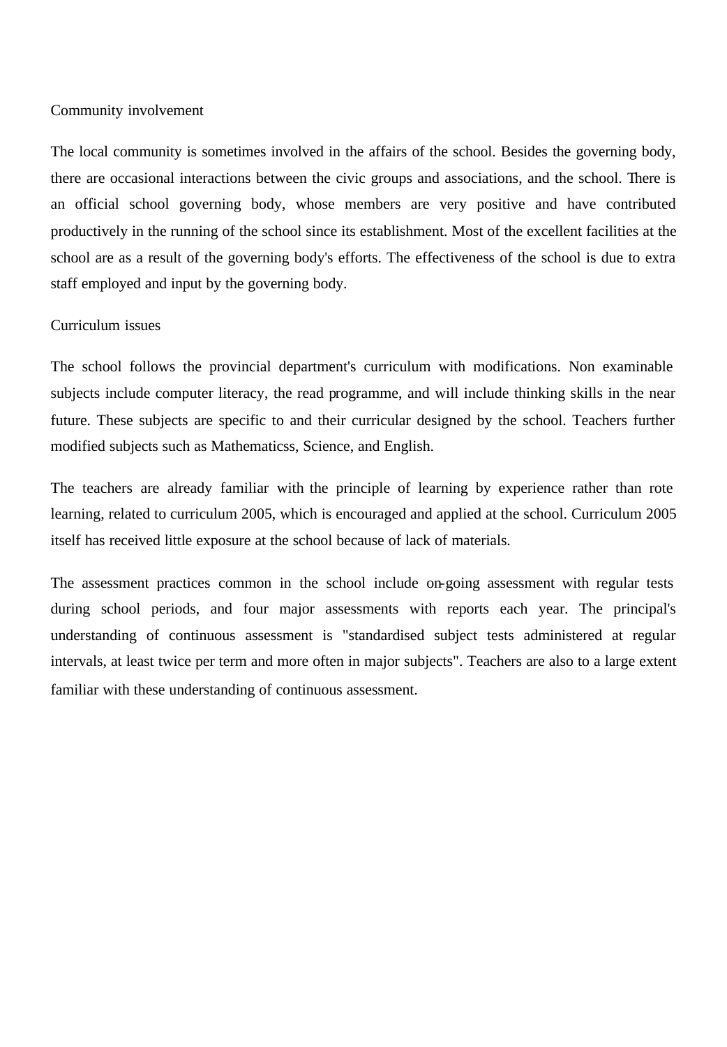## Community involvement

The local community is sometimes involved in the affairs of the school. Besides the governing body, there are occasional interactions between the civic groups and associations, and the school. There is an official school governing body, whose members are very positive and have contributed productively in the running of the school since its establishment. Most of the excellent facilities at the school are as a result of the governing body's efforts. The effectiveness of the school is due to extra staff employed and input by the governing body.

## Curriculum issues

The school follows the provincial department's curriculum with modifications. Non examinable subjects include computer literacy, the read programme, and will include thinking skills in the near future. These subjects are specific to and their curricular designed by the school. Teachers further modified subjects such as Mathematicss, Science, and English.

The teachers are already familiar with the principle of learning by experience rather than rote learning, related to curriculum 2005, which is encouraged and applied at the school. Curriculum 2005 itself has received little exposure at the school because of lack of materials.

The assessment practices common in the school include on-going assessment with regular tests during school periods, and four major assessments with reports each year. The principal's understanding of continuous assessment is "standardised subject tests administered at regular intervals, at least twice per term and more often in major subjects". Teachers are also to a large extent familiar with these understanding of continuous assessment.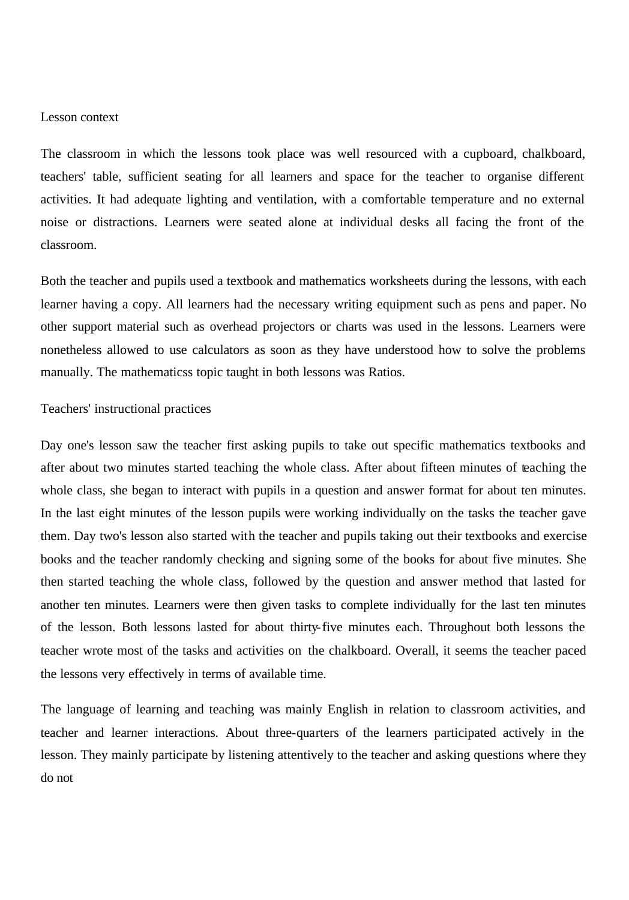Lesson context

The classroom in which the lessons took place was well resourced with a cupboard, chalkboard, teachers' table, sufficient seating for all learners and space for the teacher to organise different activities. It had adequate lighting and ventilation, with a comfortable temperature and no external noise or distractions. Learners were seated alone at individual desks all facing the front of the classroom.

Both the teacher and pupils used a textbook and mathematics worksheets during the lessons, with each learner having a copy. All learners had the necessary writing equipment such as pens and paper. No other support material such as overhead projectors or charts was used in the lessons. Learners were nonetheless allowed to use calculators as soon as they have understood how to solve the problems manually. The mathematicss topic taught in both lessons was Ratios.

Teachers' instructional practices

Day one's lesson saw the teacher first asking pupils to take out specific mathematics textbooks and after about two minutes started teaching the whole class. After about fifteen minutes of teaching the whole class, she began to interact with pupils in a question and answer format for about ten minutes. In the last eight minutes of the lesson pupils were working individually on the tasks the teacher gave them. Day two's lesson also started with the teacher and pupils taking out their textbooks and exercise books and the teacher randomly checking and signing some of the books for about five minutes. She then started teaching the whole class, followed by the question and answer method that lasted for another ten minutes. Learners were then given tasks to complete individually for the last ten minutes of the lesson. Both lessons lasted for about thirty-five minutes each. Throughout both lessons the teacher wrote most of the tasks and activities on the chalkboard. Overall, it seems the teacher paced the lessons very effectively in terms of available time.

The language of learning and teaching was mainly English in relation to classroom activities, and teacher and learner interactions. About three-quarters of the learners participated actively in the lesson. They mainly participate by listening attentively to the teacher and asking questions where they do not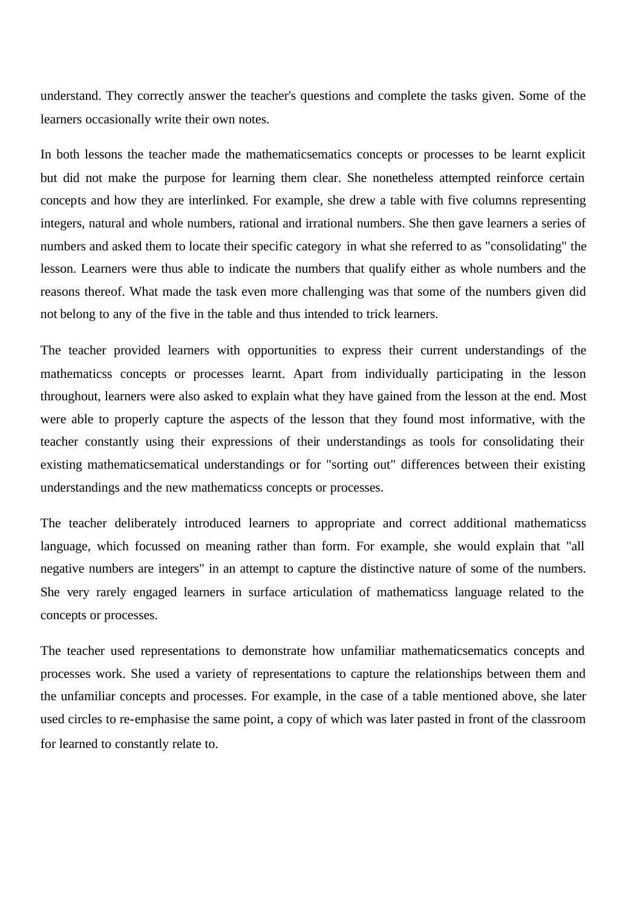understand. They correctly answer the teacher's questions and complete the tasks given. Some of the learners occasionally write their own notes.

In both lessons the teacher made the mathematicsematics concepts or processes to be learnt explicit but did not make the purpose for learning them clear. She nonetheless attempted reinforce certain concepts and how they are interlinked. For example, she drew a table with five columns representing integers, natural and whole numbers, rational and irrational numbers. She then gave learners a series of numbers and asked them to locate their specific category in what she referred to as "consolidating" the lesson. Learners were thus able to indicate the numbers that qualify either as whole numbers and the reasons thereof. What made the task even more challenging was that some of the numbers given did not belong to any of the five in the table and thus intended to trick learners.

The teacher provided learners with opportunities to express their current understandings of the mathematicss concepts or processes learnt. Apart from individually participating in the lesson throughout, learners were also asked to explain what they have gained from the lesson at the end. Most were able to properly capture the aspects of the lesson that they found most informative, with the teacher constantly using their expressions of their understandings as tools for consolidating their existing mathematicsematical understandings or for "sorting out" differences between their existing understandings and the new mathematicss concepts or processes.

The teacher deliberately introduced learners to appropriate and correct additional mathematicss language, which focussed on meaning rather than form. For example, she would explain that "all negative numbers are integers" in an attempt to capture the distinctive nature of some of the numbers. She very rarely engaged learners in surface articulation of mathematicss language related to the concepts or processes.

The teacher used representations to demonstrate how unfamiliar mathematicsematics concepts and processes work. She used a variety of representations to capture the relationships between them and the unfamiliar concepts and processes. For example, in the case of a table mentioned above, she later used circles to re-emphasise the same point, a copy of which was later pasted in front of the classroom for learned to constantly relate to.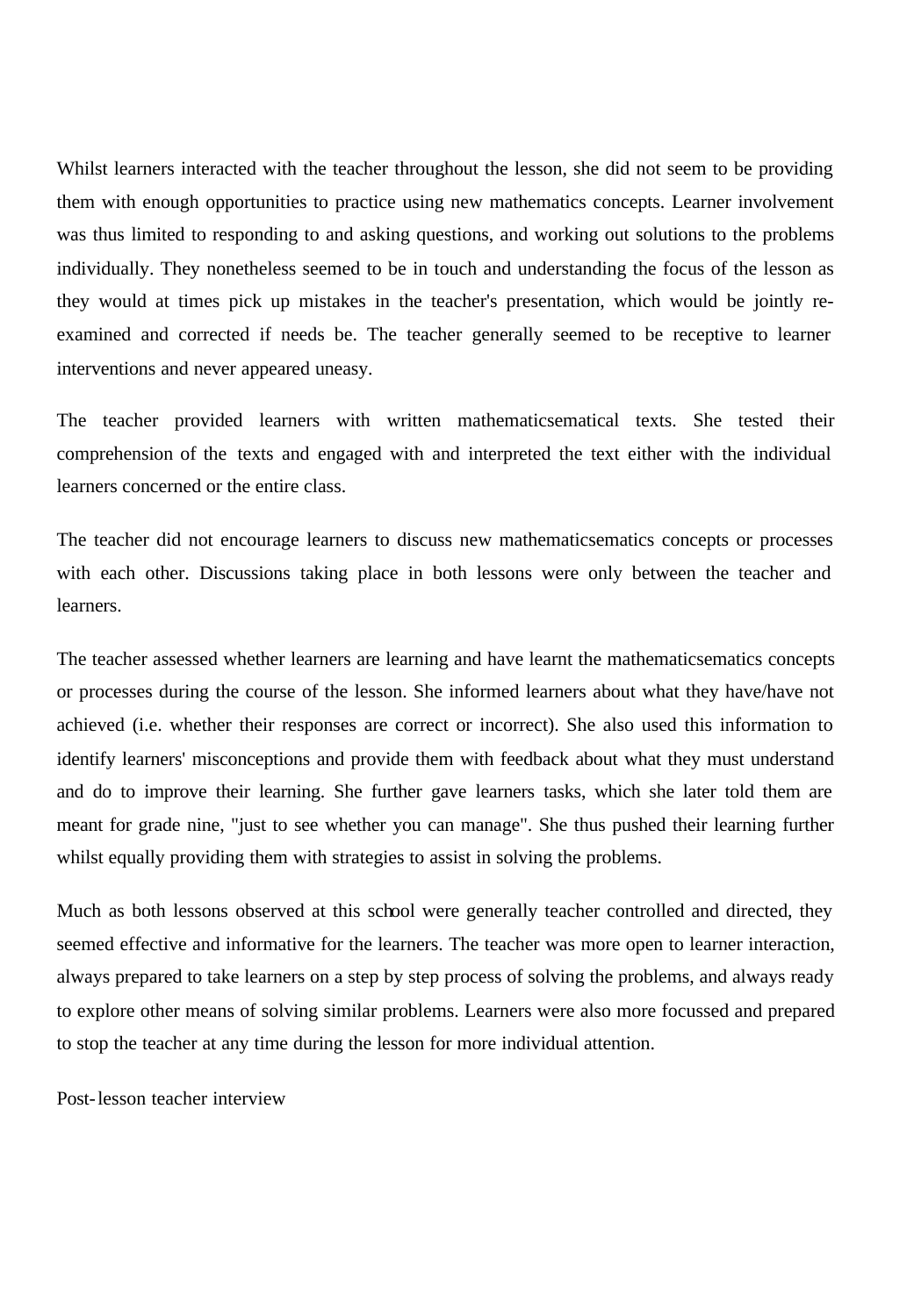Whilst learners interacted with the teacher throughout the lesson, she did not seem to be providing them with enough opportunities to practice using new mathematics concepts. Learner involvement was thus limited to responding to and asking questions, and working out solutions to the problems individually. They nonetheless seemed to be in touch and understanding the focus of the lesson as they would at times pick up mistakes in the teacher's presentation, which would be jointly re-examined and corrected if needs be. The teacher generally seemed to be receptive to learner interventions and never appeared uneasy.

The teacher provided learners with written mathematicsematical texts. She tested their comprehension of the texts and engaged with and interpreted the text either with the individual learners concerned or the entire class.

The teacher did not encourage learners to discuss new mathematicsematics concepts or processes with each other. Discussions taking place in both lessons were only between the teacher and learners.

The teacher assessed whether learners are learning and have learnt the mathematicsematics concepts or processes during the course of the lesson. She informed learners about what they have/have not achieved (i.e. whether their responses are correct or incorrect). She also used this information to identify learners' misconceptions and provide them with feedback about what they must understand and do to improve their learning. She further gave learners tasks, which she later told them are meant for grade nine, "just to see whether you can manage". She thus pushed their learning further whilst equally providing them with strategies to assist in solving the problems.

Much as both lessons observed at this school were generally teacher controlled and directed, they seemed effective and informative for the learners. The teacher was more open to learner interaction, always prepared to take learners on a step by step process of solving the problems, and always ready to explore other means of solving similar problems. Learners were also more focussed and prepared to stop the teacher at any time during the lesson for more individual attention.

Post-lesson teacher interview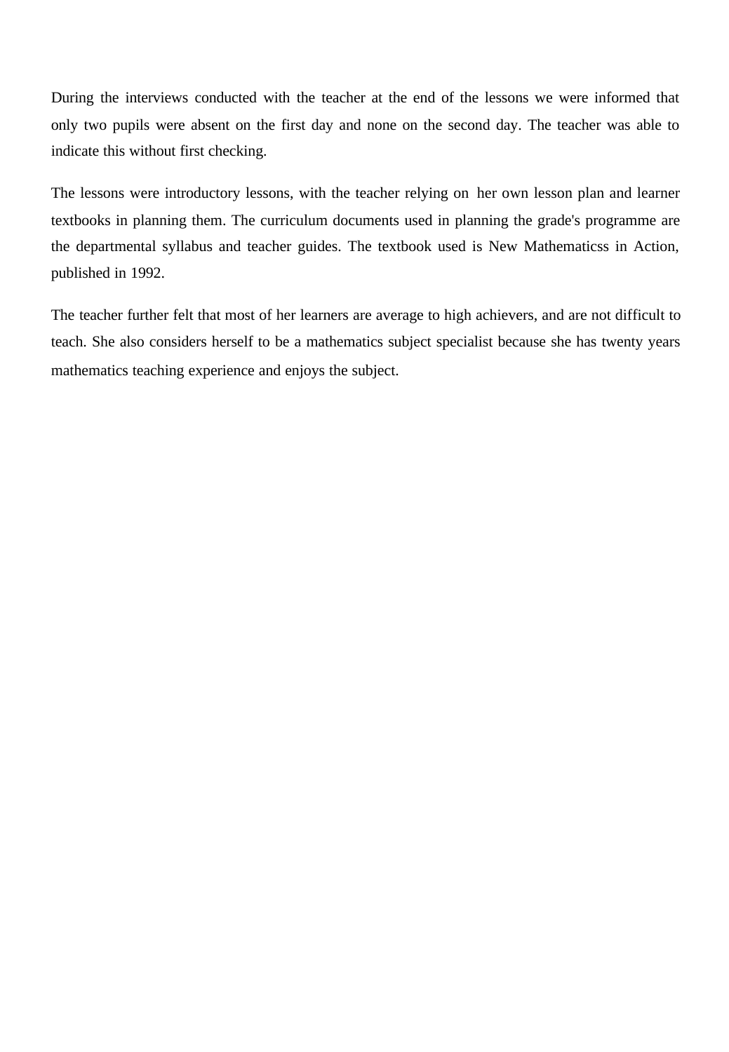During the interviews conducted with the teacher at the end of the lessons we were informed that only two pupils were absent on the first day and none on the second day. The teacher was able to indicate this without first checking.

The lessons were introductory lessons, with the teacher relying on her own lesson plan and learner textbooks in planning them. The curriculum documents used in planning the grade's programme are the departmental syllabus and teacher guides. The textbook used is New Mathematicss in Action, published in 1992.

The teacher further felt that most of her learners are average to high achievers, and are not difficult to teach. She also considers herself to be a mathematics subject specialist because she has twenty years mathematics teaching experience and enjoys the subject.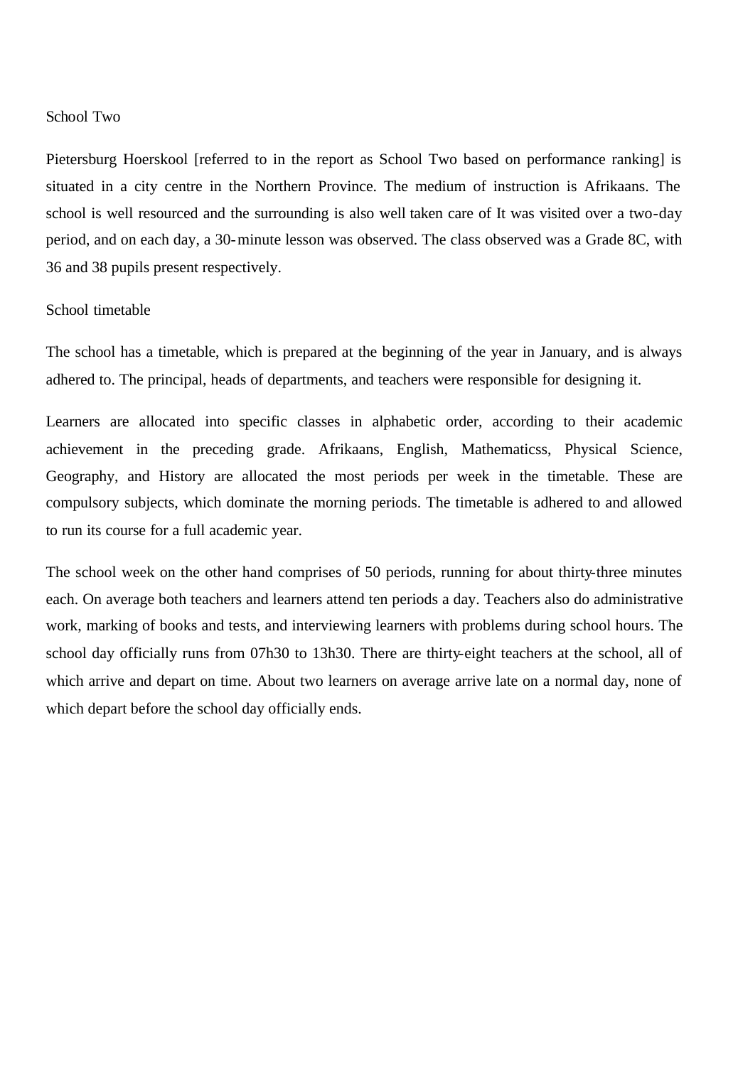School Two

Pietersburg Hoerskool [referred to in the report as School Two based on performance ranking] is situated in a city centre in the Northern Province. The medium of instruction is Afrikaans. The school is well resourced and the surrounding is also well taken care of It was visited over a two-day period, and on each day, a 30-minute lesson was observed. The class observed was a Grade 8C, with 36 and 38 pupils present respectively.

School timetable

The school has a timetable, which is prepared at the beginning of the year in January, and is always adhered to. The principal, heads of departments, and teachers were responsible for designing it.

Learners are allocated into specific classes in alphabetic order, according to their academic achievement in the preceding grade. Afrikaans, English, Mathematicss, Physical Science, Geography, and History are allocated the most periods per week in the timetable. These are compulsory subjects, which dominate the morning periods. The timetable is adhered to and allowed to run its course for a full academic year.

The school week on the other hand comprises of 50 periods, running for about thirty-three minutes each. On average both teachers and learners attend ten periods a day. Teachers also do administrative work, marking of books and tests, and interviewing learners with problems during school hours. The school day officially runs from 07h30 to 13h30. There are thirty-eight teachers at the school, all of which arrive and depart on time. About two learners on average arrive late on a normal day, none of which depart before the school day officially ends.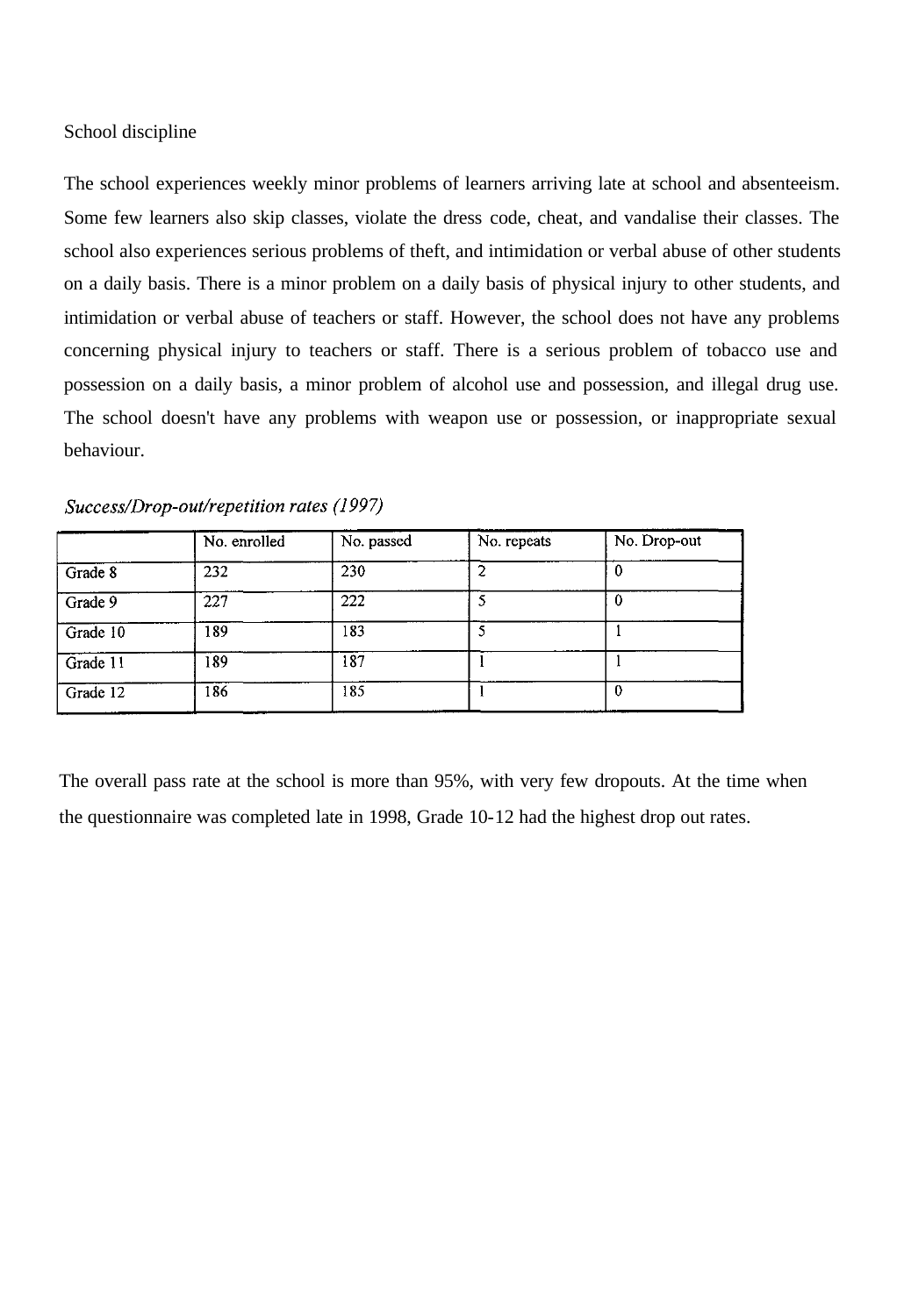School discipline

The school experiences weekly minor problems of learners arriving late at school and absenteeism. Some few learners also skip classes, violate the dress code, cheat, and vandalise their classes. The school also experiences serious problems of theft, and intimidation or verbal abuse of other students on a daily basis. There is a minor problem on a daily basis of physical injury to other students, and intimidation or verbal abuse of teachers or staff. However, the school does not have any problems concerning physical injury to teachers or staff. There is a serious problem of tobacco use and possession on a daily basis, a minor problem of alcohol use and possession, and illegal drug use. The school doesn't have any problems with weapon use or possession, or inappropriate sexual behaviour.

*Success/Drop-out/repetition rates (1997)*

| | No. enrolled | No. passed | No. repeats | No. Drop-out |
|---|---|---|---|---|
| Grade 8 | 232 | 230 | 2 | 0 |
| Grade 9 | 227 | 222 | 5 | 0 |
| Grade 10 | 189 | 183 | 5 | 1 |
| Grade 11 | 189 | 187 | 1 | 1 |
| Grade 12 | 186 | 185 | 1 | 0 |

The overall pass rate at the school is more than 95%, with very few dropouts. At the time when the questionnaire was completed late in 1998, Grade 10-12 had the highest drop out rates.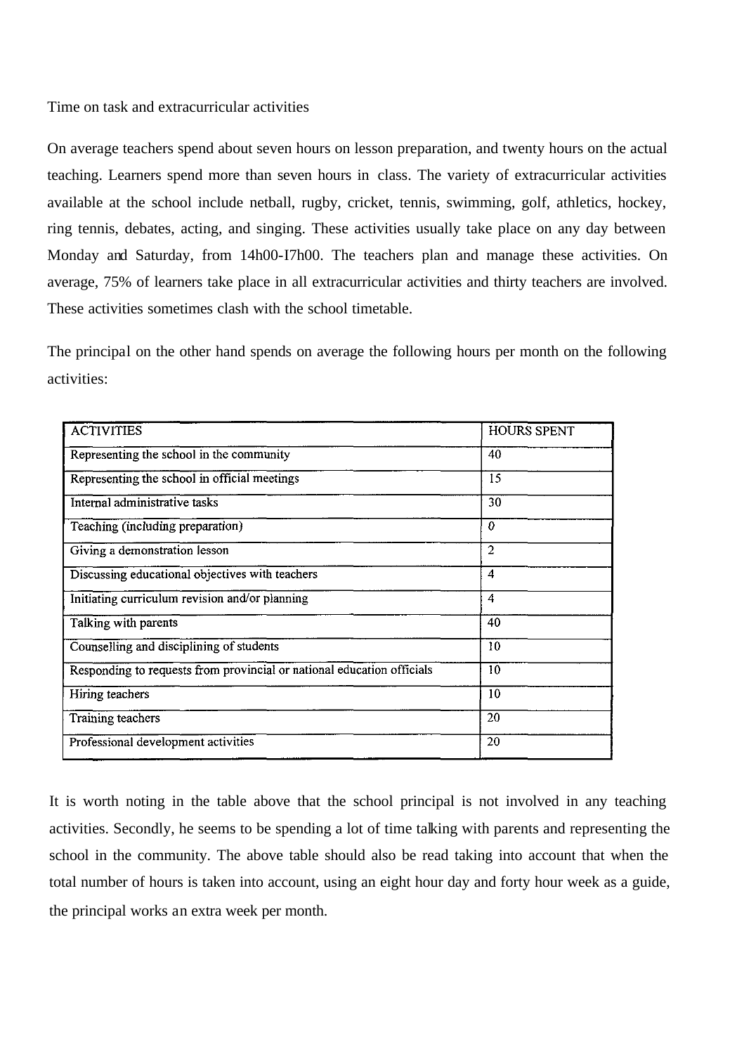Time on task and extracurricular activities

On average teachers spend about seven hours on lesson preparation, and twenty hours on the actual teaching. Learners spend more than seven hours in class. The variety of extracurricular activities available at the school include netball, rugby, cricket, tennis, swimming, golf, athletics, hockey, ring tennis, debates, acting, and singing. These activities usually take place on any day between Monday and Saturday, from 14h00-I7h00. The teachers plan and manage these activities. On average, 75% of learners take place in all extracurricular activities and thirty teachers are involved. These activities sometimes clash with the school timetable.

The principal on the other hand spends on average the following hours per month on the following activities:

| ACTIVITIES | HOURS SPENT |
|---|---|
| Representing the school in the community | 40 |
| Representing the school in official meetings | 15 |
| Internal administrative tasks | 30 |
| Teaching (including preparation) | 0 |
| Giving a demonstration lesson | 2 |
| Discussing educational objectives with teachers | 4 |
| Initiating curriculum revision and/or planning | 4 |
| Talking with parents | 40 |
| Counselling and disciplining of students | 10 |
| Responding to requests from provincial or national education officials | 10 |
| Hiring teachers | 10 |
| Training teachers | 20 |
| Professional development activities | 20 |

It is worth noting in the table above that the school principal is not involved in any teaching activities. Secondly, he seems to be spending a lot of time talking with parents and representing the school in the community. The above table should also be read taking into account that when the total number of hours is taken into account, using an eight hour day and forty hour week as a guide, the principal works an extra week per month.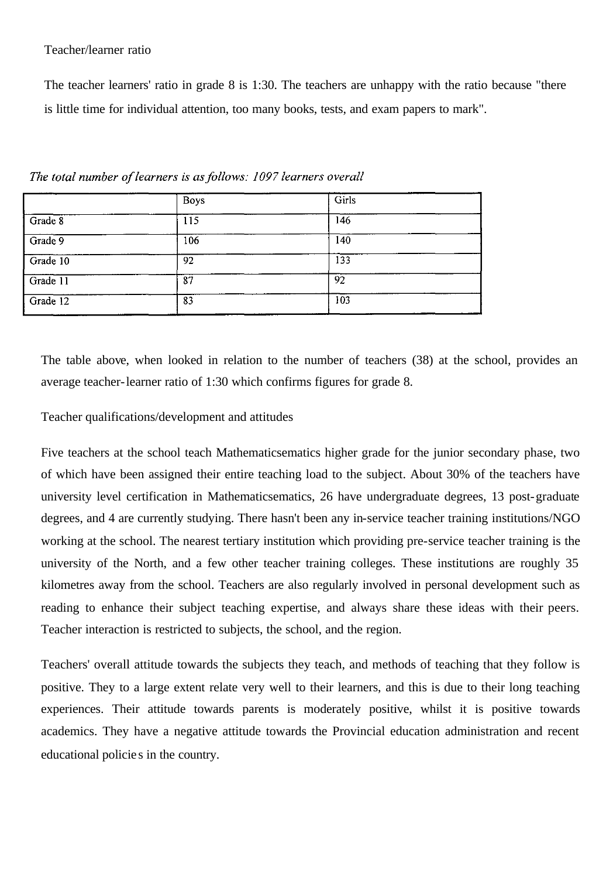Teacher/learner ratio

The teacher learners' ratio in grade 8 is 1:30. The teachers are unhappy with the ratio because "there is little time for individual attention, too many books, tests, and exam papers to mark".

*The total number of learners is as follows: 1097 learners overall*

| | Boys | Girls |
|---|---|---|
| Grade 8 | 115 | 146 |
| Grade 9 | 106 | 140 |
| Grade 10 | 92 | 133 |
| Grade 11 | 87 | 92 |
| Grade 12 | 83 | 103 |

The table above, when looked in relation to the number of teachers (38) at the school, provides an average teacher-learner ratio of 1:30 which confirms figures for grade 8.

Teacher qualifications/development and attitudes

Five teachers at the school teach Mathematicsematics higher grade for the junior secondary phase, two of which have been assigned their entire teaching load to the subject. About 30% of the teachers have university level certification in Mathematicsematics, 26 have undergraduate degrees, 13 post-graduate degrees, and 4 are currently studying. There hasn't been any in-service teacher training institutions/NGO working at the school. The nearest tertiary institution which providing pre-service teacher training is the university of the North, and a few other teacher training colleges. These institutions are roughly 35 kilometres away from the school. Teachers are also regularly involved in personal development such as reading to enhance their subject teaching expertise, and always share these ideas with their peers. Teacher interaction is restricted to subjects, the school, and the region.

Teachers' overall attitude towards the subjects they teach, and methods of teaching that they follow is positive. They to a large extent relate very well to their learners, and this is due to their long teaching experiences. Their attitude towards parents is moderately positive, whilst it is positive towards academics. They have a negative attitude towards the Provincial education administration and recent educational policies in the country.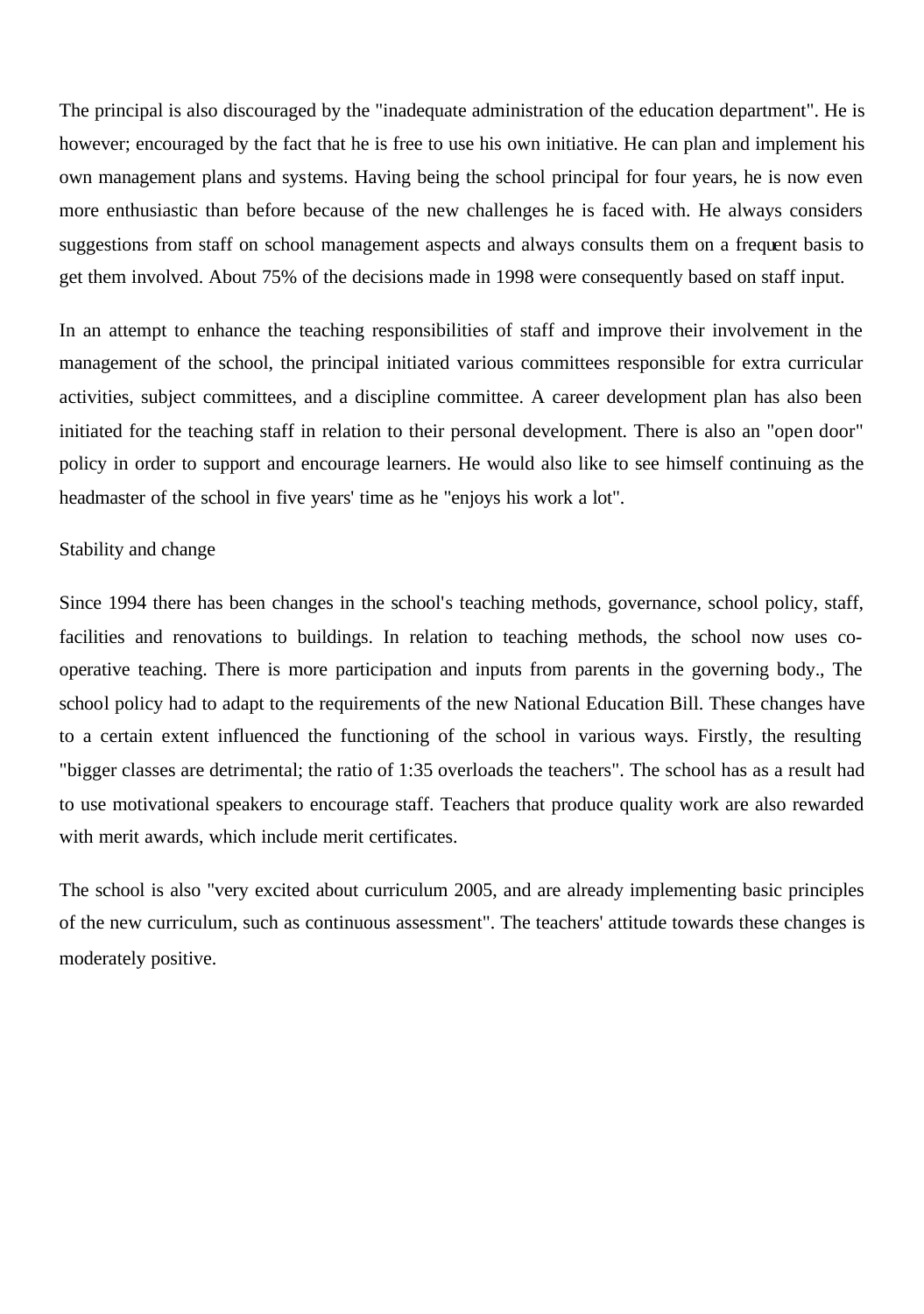The principal is also discouraged by the "inadequate administration of the education department". He is however; encouraged by the fact that he is free to use his own initiative. He can plan and implement his own management plans and systems. Having being the school principal for four years, he is now even more enthusiastic than before because of the new challenges he is faced with. He always considers suggestions from staff on school management aspects and always consults them on a frequent basis to get them involved. About 75% of the decisions made in 1998 were consequently based on staff input.

In an attempt to enhance the teaching responsibilities of staff and improve their involvement in the management of the school, the principal initiated various committees responsible for extra curricular activities, subject committees, and a discipline committee. A career development plan has also been initiated for the teaching staff in relation to their personal development. There is also an "open door" policy in order to support and encourage learners. He would also like to see himself continuing as the headmaster of the school in five years' time as he "enjoys his work a lot".

Stability and change

Since 1994 there has been changes in the school's teaching methods, governance, school policy, staff, facilities and renovations to buildings. In relation to teaching methods, the school now uses co-operative teaching. There is more participation and inputs from parents in the governing body., The school policy had to adapt to the requirements of the new National Education Bill. These changes have to a certain extent influenced the functioning of the school in various ways. Firstly, the resulting "bigger classes are detrimental; the ratio of 1:35 overloads the teachers". The school has as a result had to use motivational speakers to encourage staff. Teachers that produce quality work are also rewarded with merit awards, which include merit certificates.

The school is also "very excited about curriculum 2005, and are already implementing basic principles of the new curriculum, such as continuous assessment". The teachers' attitude towards these changes is moderately positive.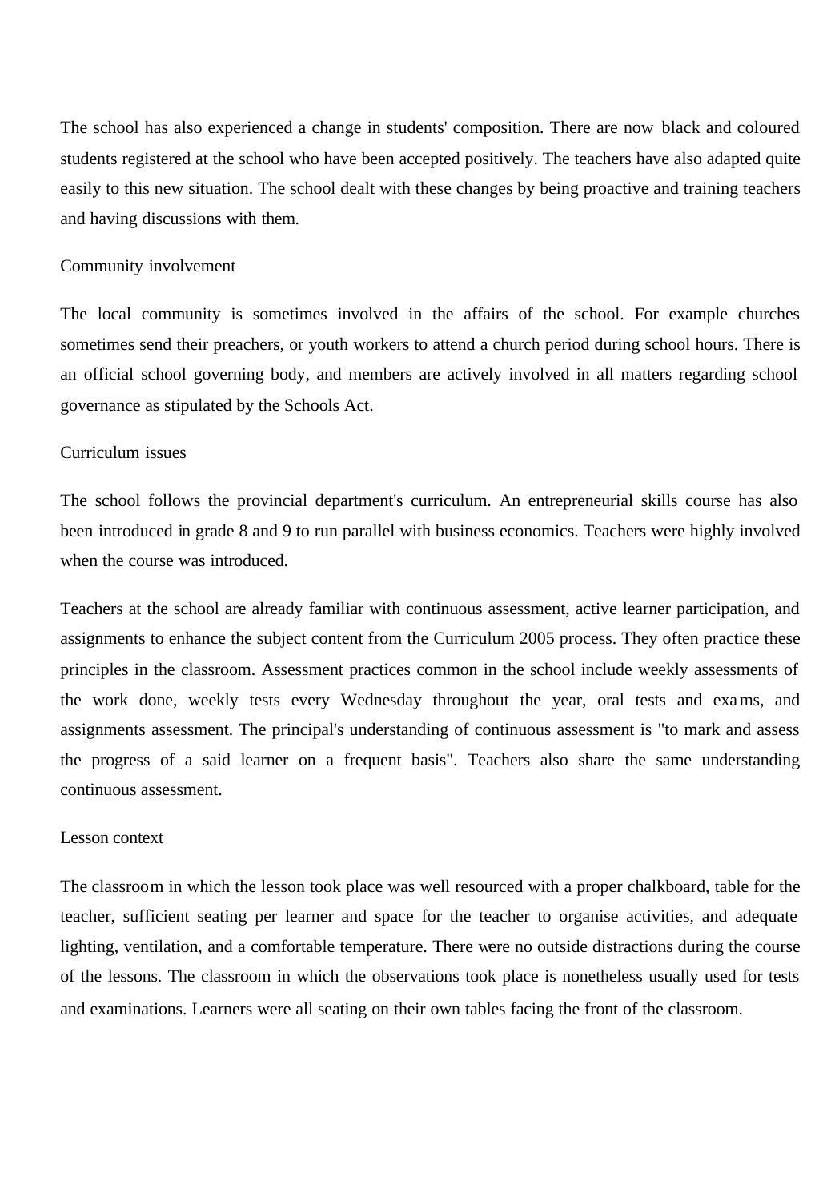The school has also experienced a change in students' composition. There are now black and coloured students registered at the school who have been accepted positively. The teachers have also adapted quite easily to this new situation. The school dealt with these changes by being proactive and training teachers and having discussions with them.

### Community involvement

The local community is sometimes involved in the affairs of the school. For example churches sometimes send their preachers, or youth workers to attend a church period during school hours. There is an official school governing body, and members are actively involved in all matters regarding school governance as stipulated by the Schools Act.

### Curriculum issues

The school follows the provincial department's curriculum. An entrepreneurial skills course has also been introduced in grade 8 and 9 to run parallel with business economics. Teachers were highly involved when the course was introduced.

Teachers at the school are already familiar with continuous assessment, active learner participation, and assignments to enhance the subject content from the Curriculum 2005 process. They often practice these principles in the classroom. Assessment practices common in the school include weekly assessments of the work done, weekly tests every Wednesday throughout the year, oral tests and exams, and assignments assessment. The principal's understanding of continuous assessment is "to mark and assess the progress of a said learner on a frequent basis". Teachers also share the same understanding continuous assessment.

### Lesson context

The classroom in which the lesson took place was well resourced with a proper chalkboard, table for the teacher, sufficient seating per learner and space for the teacher to organise activities, and adequate lighting, ventilation, and a comfortable temperature. There were no outside distractions during the course of the lessons. The classroom in which the observations took place is nonetheless usually used for tests and examinations. Learners were all seating on their own tables facing the front of the classroom.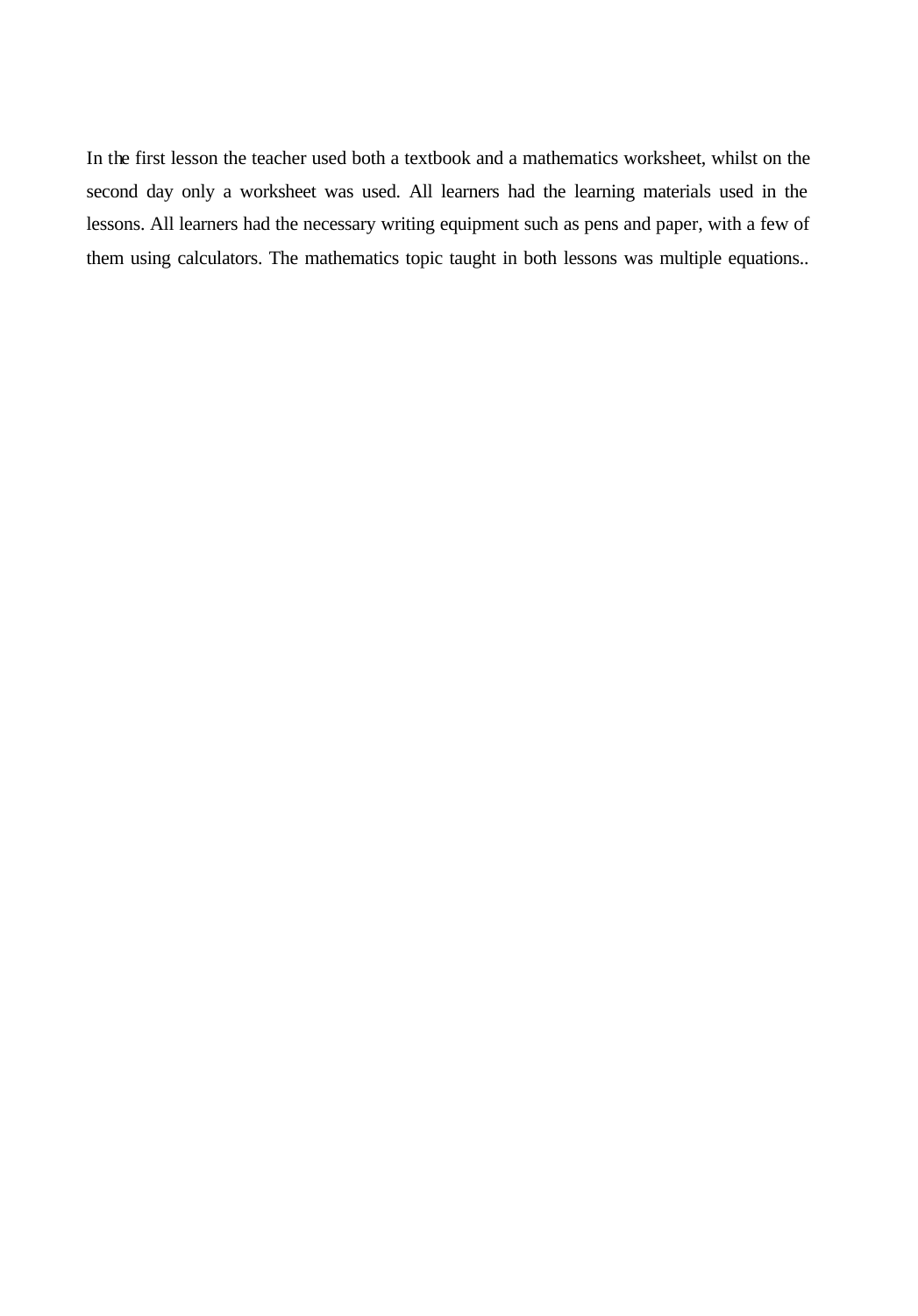In the first lesson the teacher used both a textbook and a mathematics worksheet, whilst on the second day only a worksheet was used. All learners had the learning materials used in the lessons. All learners had the necessary writing equipment such as pens and paper, with a few of them using calculators. The mathematics topic taught in both lessons was multiple equations..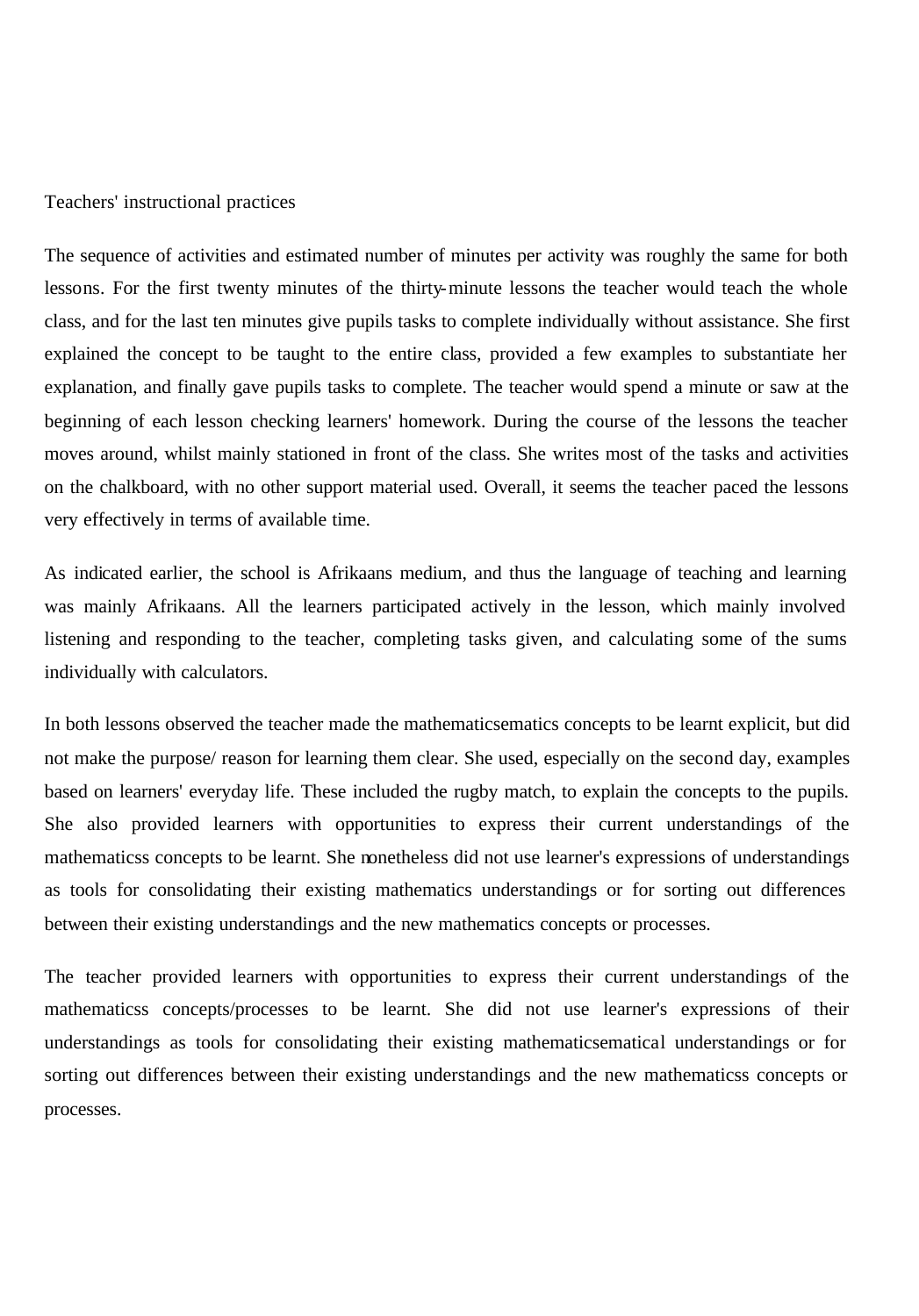Teachers' instructional practices

The sequence of activities and estimated number of minutes per activity was roughly the same for both lessons. For the first twenty minutes of the thirty-minute lessons the teacher would teach the whole class, and for the last ten minutes give pupils tasks to complete individually without assistance. She first explained the concept to be taught to the entire class, provided a few examples to substantiate her explanation, and finally gave pupils tasks to complete. The teacher would spend a minute or saw at the beginning of each lesson checking learners' homework. During the course of the lessons the teacher moves around, whilst mainly stationed in front of the class. She writes most of the tasks and activities on the chalkboard, with no other support material used. Overall, it seems the teacher paced the lessons very effectively in terms of available time.

As indicated earlier, the school is Afrikaans medium, and thus the language of teaching and learning was mainly Afrikaans. All the learners participated actively in the lesson, which mainly involved listening and responding to the teacher, completing tasks given, and calculating some of the sums individually with calculators.

In both lessons observed the teacher made the mathematicsematics concepts to be learnt explicit, but did not make the purpose/ reason for learning them clear. She used, especially on the second day, examples based on learners' everyday life. These included the rugby match, to explain the concepts to the pupils. She also provided learners with opportunities to express their current understandings of the mathematicss concepts to be learnt. She nonetheless did not use learner's expressions of understandings as tools for consolidating their existing mathematics understandings or for sorting out differences between their existing understandings and the new mathematics concepts or processes.

The teacher provided learners with opportunities to express their current understandings of the mathematicss concepts/processes to be learnt. She did not use learner's expressions of their understandings as tools for consolidating their existing mathematicsematical understandings or for sorting out differences between their existing understandings and the new mathematicss concepts or processes.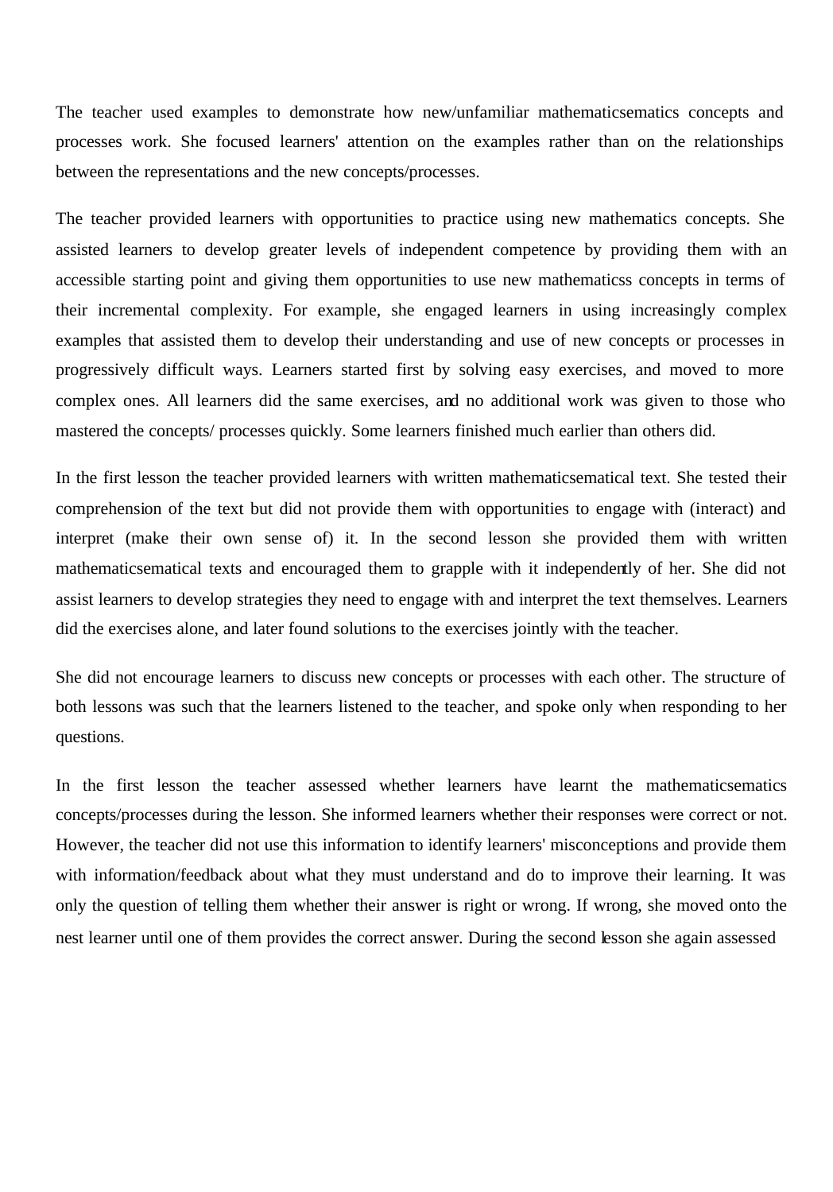The teacher used examples to demonstrate how new/unfamiliar mathematicsematics concepts and processes work. She focused learners' attention on the examples rather than on the relationships between the representations and the new concepts/processes.

The teacher provided learners with opportunities to practice using new mathematics concepts. She assisted learners to develop greater levels of independent competence by providing them with an accessible starting point and giving them opportunities to use new mathematicss concepts in terms of their incremental complexity. For example, she engaged learners in using increasingly complex examples that assisted them to develop their understanding and use of new concepts or processes in progressively difficult ways. Learners started first by solving easy exercises, and moved to more complex ones. All learners did the same exercises, and no additional work was given to those who mastered the concepts/ processes quickly. Some learners finished much earlier than others did.

In the first lesson the teacher provided learners with written mathematicsematical text. She tested their comprehension of the text but did not provide them with opportunities to engage with (interact) and interpret (make their own sense of) it. In the second lesson she provided them with written mathematicsematical texts and encouraged them to grapple with it independently of her. She did not assist learners to develop strategies they need to engage with and interpret the text themselves. Learners did the exercises alone, and later found solutions to the exercises jointly with the teacher.

She did not encourage learners to discuss new concepts or processes with each other. The structure of both lessons was such that the learners listened to the teacher, and spoke only when responding to her questions.

In the first lesson the teacher assessed whether learners have learnt the mathematicsematics concepts/processes during the lesson. She informed learners whether their responses were correct or not. However, the teacher did not use this information to identify learners' misconceptions and provide them with information/feedback about what they must understand and do to improve their learning. It was only the question of telling them whether their answer is right or wrong. If wrong, she moved onto the nest learner until one of them provides the correct answer. During the second lesson she again assessed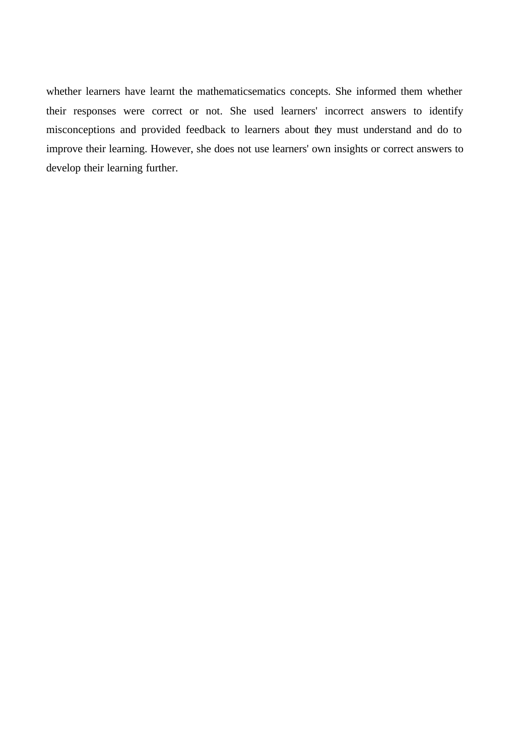whether learners have learnt the mathematicsematics concepts. She informed them whether their responses were correct or not. She used learners' incorrect answers to identify misconceptions and provided feedback to learners about they must understand and do to improve their learning. However, she does not use learners' own insights or correct answers to develop their learning further.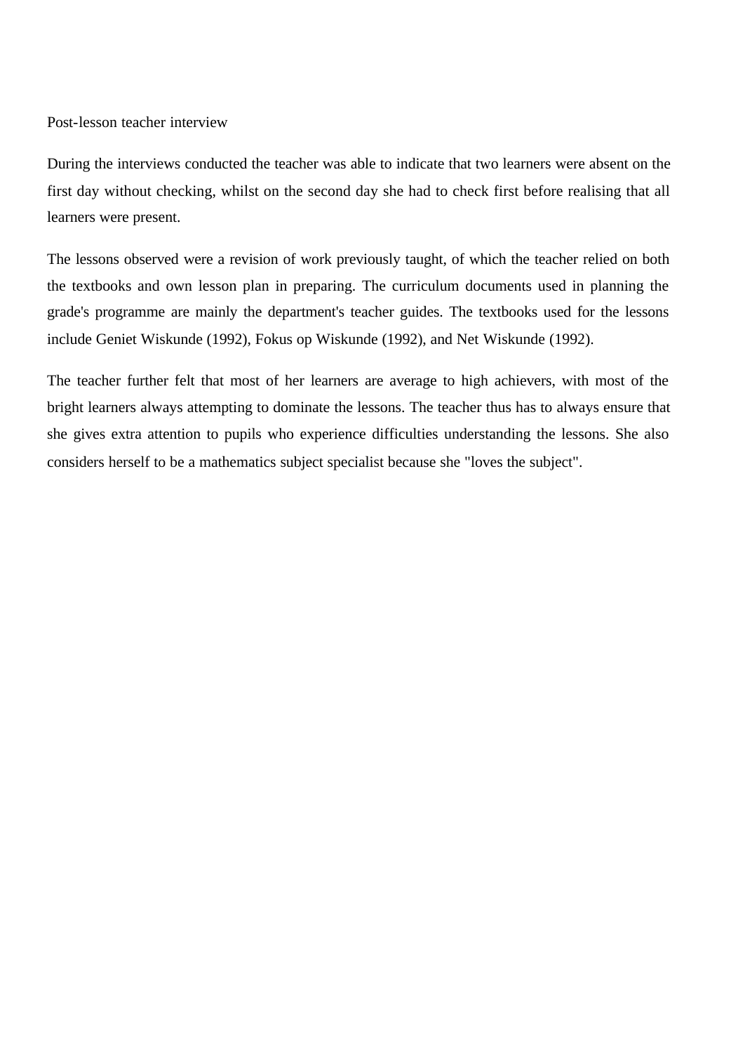Post-lesson teacher interview

During the interviews conducted the teacher was able to indicate that two learners were absent on the first day without checking, whilst on the second day she had to check first before realising that all learners were present.

The lessons observed were a revision of work previously taught, of which the teacher relied on both the textbooks and own lesson plan in preparing. The curriculum documents used in planning the grade's programme are mainly the department's teacher guides. The textbooks used for the lessons include Geniet Wiskunde (1992), Fokus op Wiskunde (1992), and Net Wiskunde (1992).

The teacher further felt that most of her learners are average to high achievers, with most of the bright learners always attempting to dominate the lessons. The teacher thus has to always ensure that she gives extra attention to pupils who experience difficulties understanding the lessons. She also considers herself to be a mathematics subject specialist because she "loves the subject".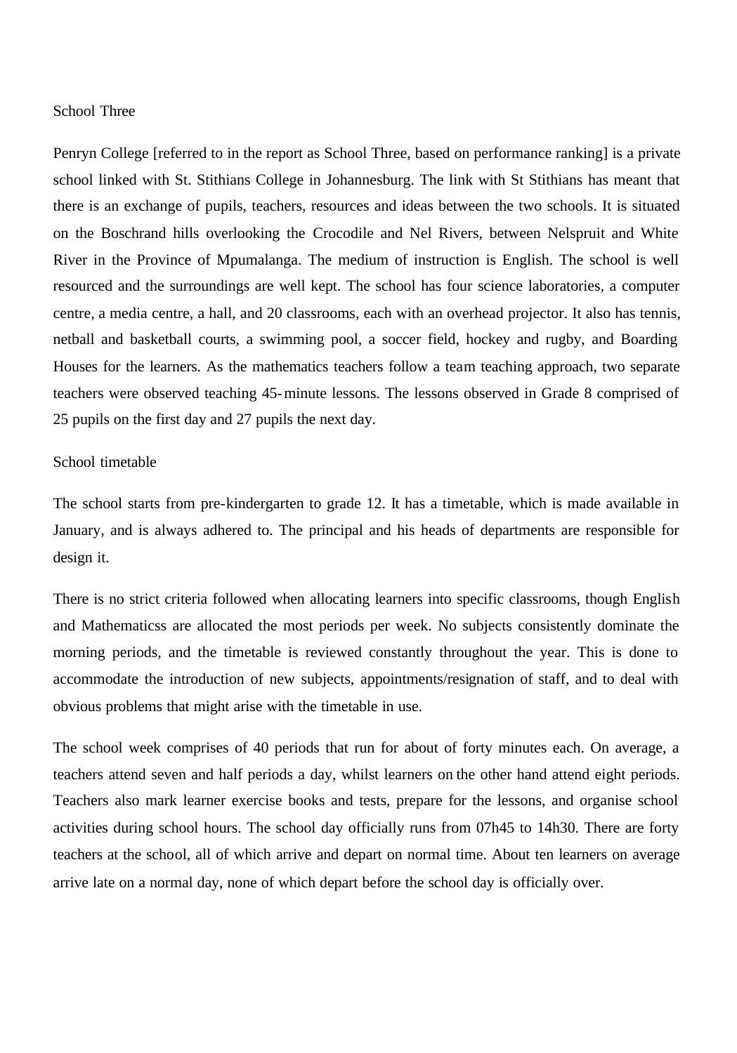## School Three

Penryn College [referred to in the report as School Three, based on performance ranking] is a private school linked with St. Stithians College in Johannesburg. The link with St Stithians has meant that there is an exchange of pupils, teachers, resources and ideas between the two schools. It is situated on the Boschrand hills overlooking the Crocodile and Nel Rivers, between Nelspruit and White River in the Province of Mpumalanga. The medium of instruction is English. The school is well resourced and the surroundings are well kept. The school has four science laboratories, a computer centre, a media centre, a hall, and 20 classrooms, each with an overhead projector. It also has tennis, netball and basketball courts, a swimming pool, a soccer field, hockey and rugby, and Boarding Houses for the learners. As the mathematics teachers follow a team teaching approach, two separate teachers were observed teaching 45-minute lessons. The lessons observed in Grade 8 comprised of 25 pupils on the first day and 27 pupils the next day.

### School timetable

The school starts from pre-kindergarten to grade 12. It has a timetable, which is made available in January, and is always adhered to. The principal and his heads of departments are responsible for design it.

There is no strict criteria followed when allocating learners into specific classrooms, though English and Mathematicss are allocated the most periods per week. No subjects consistently dominate the morning periods, and the timetable is reviewed constantly throughout the year. This is done to accommodate the introduction of new subjects, appointments/resignation of staff, and to deal with obvious problems that might arise with the timetable in use.

The school week comprises of 40 periods that run for about of forty minutes each. On average, a teachers attend seven and half periods a day, whilst learners on the other hand attend eight periods. Teachers also mark learner exercise books and tests, prepare for the lessons, and organise school activities during school hours. The school day officially runs from 07h45 to 14h30. There are forty teachers at the school, all of which arrive and depart on normal time. About ten learners on average arrive late on a normal day, none of which depart before the school day is officially over.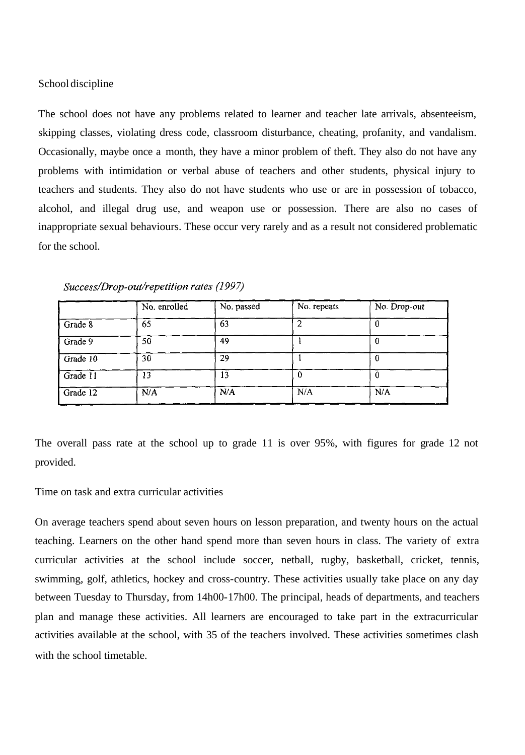School discipline

The school does not have any problems related to learner and teacher late arrivals, absenteeism, skipping classes, violating dress code, classroom disturbance, cheating, profanity, and vandalism. Occasionally, maybe once a month, they have a minor problem of theft. They also do not have any problems with intimidation or verbal abuse of teachers and other students, physical injury to teachers and students. They also do not have students who use or are in possession of tobacco, alcohol, and illegal drug use, and weapon use or possession. There are also no cases of inappropriate sexual behaviours. These occur very rarely and as a result not considered problematic for the school.

*Success/Drop-out/repetition rates (1997)*

| | No. enrolled | No. passed | No. repeats | No. Drop-out |
|---|---|---|---|---|
| Grade 8 | 65 | 63 | 2 | 0 |
| Grade 9 | 50 | 49 | 1 | 0 |
| Grade 10 | 30 | 29 | 1 | 0 |
| Grade 11 | 13 | 13 | 0 | 0 |
| Grade 12 | N/A | N/A | N/A | N/A |

The overall pass rate at the school up to grade 11 is over 95%, with figures for grade 12 not provided.

Time on task and extra curricular activities

On average teachers spend about seven hours on lesson preparation, and twenty hours on the actual teaching. Learners on the other hand spend more than seven hours in class. The variety of extra curricular activities at the school include soccer, netball, rugby, basketball, cricket, tennis, swimming, golf, athletics, hockey and cross-country. These activities usually take place on any day between Tuesday to Thursday, from 14h00-17h00. The principal, heads of departments, and teachers plan and manage these activities. All learners are encouraged to take part in the extracurricular activities available at the school, with 35 of the teachers involved. These activities sometimes clash with the school timetable.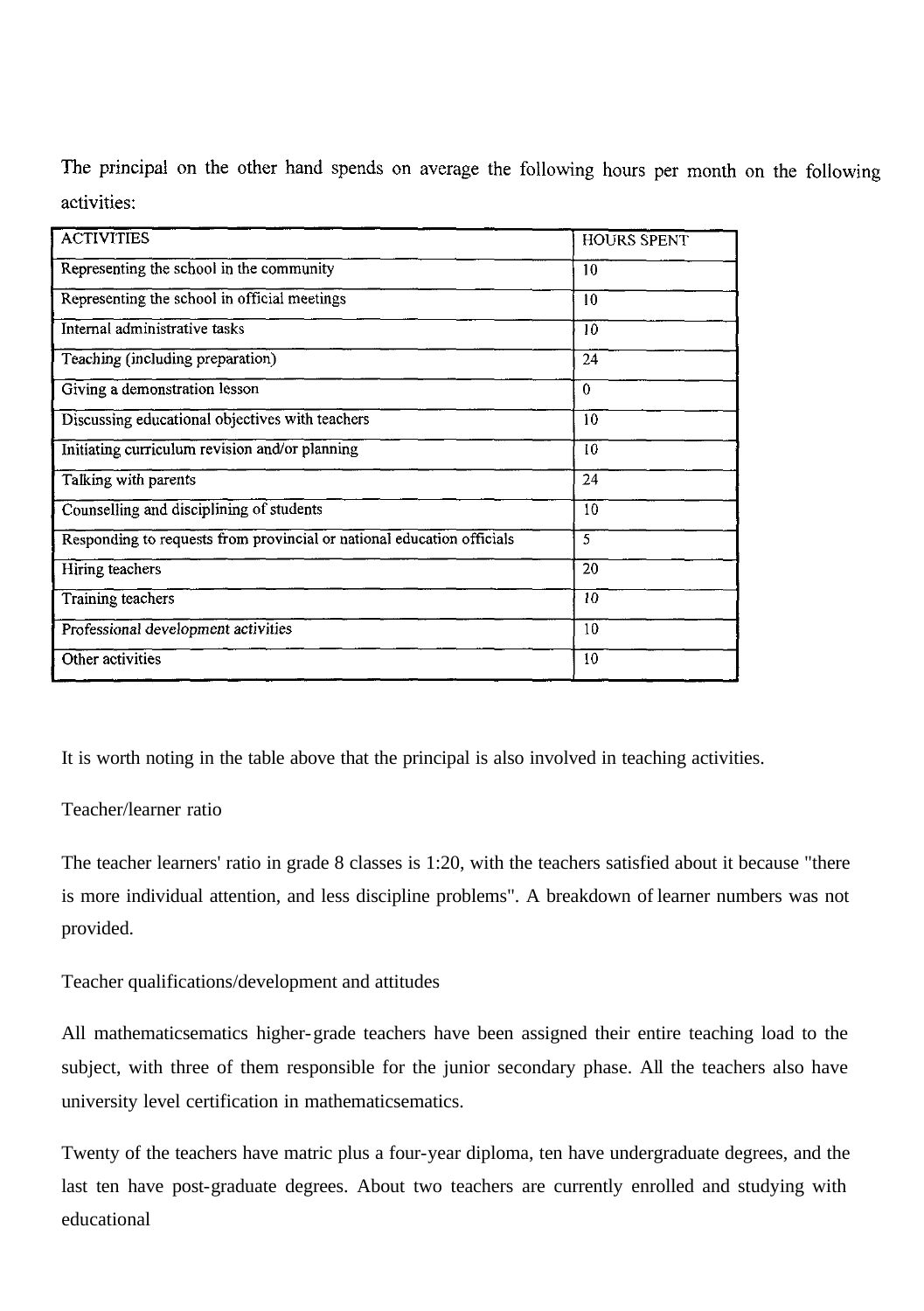The principal on the other hand spends on average the following hours per month on the following activities:

| ACTIVITIES | HOURS SPENT |
|---|---|
| Representing the school in the community | 10 |
| Representing the school in official meetings | 10 |
| Internal administrative tasks | 10 |
| Teaching (including preparation) | 24 |
| Giving a demonstration lesson | 0 |
| Discussing educational objectives with teachers | 10 |
| Initiating curriculum revision and/or planning | 10 |
| Talking with parents | 24 |
| Counselling and disciplining of students | 10 |
| Responding to requests from provincial or national education officials | 5 |
| Hiring teachers | 20 |
| Training teachers | 10 |
| Professional development activities | 10 |
| Other activities | 10 |

It is worth noting in the table above that the principal is also involved in teaching activities.

Teacher/learner ratio

The teacher learners' ratio in grade 8 classes is 1:20, with the teachers satisfied about it because "there is more individual attention, and less discipline problems". A breakdown of learner numbers was not provided.

Teacher qualifications/development and attitudes

All mathematicsematics higher-grade teachers have been assigned their entire teaching load to the subject, with three of them responsible for the junior secondary phase. All the teachers also have university level certification in mathematicsematics.

Twenty of the teachers have matric plus a four-year diploma, ten have undergraduate degrees, and the last ten have post-graduate degrees. About two teachers are currently enrolled and studying with educational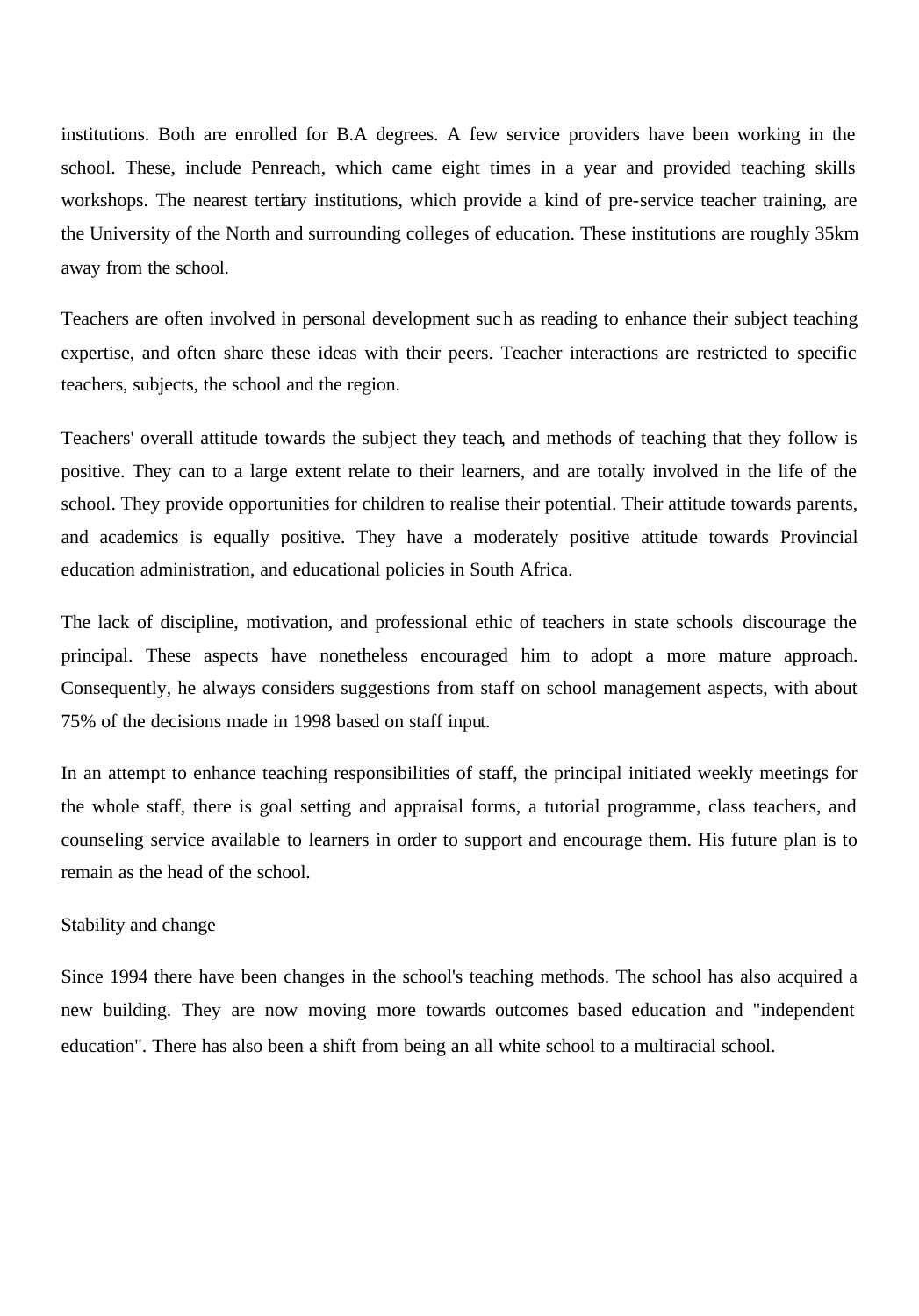institutions. Both are enrolled for B.A degrees. A few service providers have been working in the school. These, include Penreach, which came eight times in a year and provided teaching skills workshops. The nearest tertiary institutions, which provide a kind of pre-service teacher training, are the University of the North and surrounding colleges of education. These institutions are roughly 35km away from the school.

Teachers are often involved in personal development such as reading to enhance their subject teaching expertise, and often share these ideas with their peers. Teacher interactions are restricted to specific teachers, subjects, the school and the region.

Teachers' overall attitude towards the subject they teach, and methods of teaching that they follow is positive. They can to a large extent relate to their learners, and are totally involved in the life of the school. They provide opportunities for children to realise their potential. Their attitude towards parents, and academics is equally positive. They have a moderately positive attitude towards Provincial education administration, and educational policies in South Africa.

The lack of discipline, motivation, and professional ethic of teachers in state schools discourage the principal. These aspects have nonetheless encouraged him to adopt a more mature approach. Consequently, he always considers suggestions from staff on school management aspects, with about 75% of the decisions made in 1998 based on staff input.

In an attempt to enhance teaching responsibilities of staff, the principal initiated weekly meetings for the whole staff, there is goal setting and appraisal forms, a tutorial programme, class teachers, and counseling service available to learners in order to support and encourage them. His future plan is to remain as the head of the school.

Stability and change

Since 1994 there have been changes in the school's teaching methods. The school has also acquired a new building. They are now moving more towards outcomes based education and "independent education". There has also been a shift from being an all white school to a multiracial school.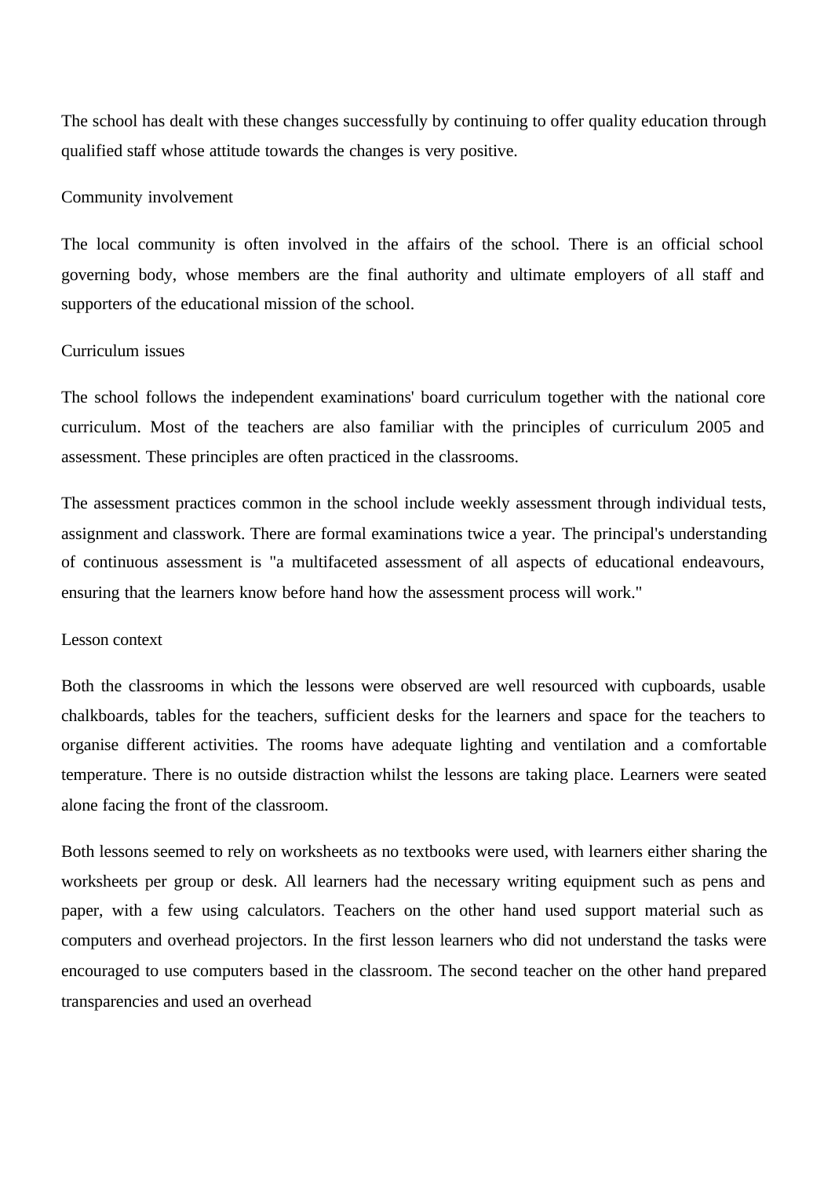The school has dealt with these changes successfully by continuing to offer quality education through qualified staff whose attitude towards the changes is very positive.

### Community involvement

The local community is often involved in the affairs of the school. There is an official school governing body, whose members are the final authority and ultimate employers of all staff and supporters of the educational mission of the school.

### Curriculum issues

The school follows the independent examinations' board curriculum together with the national core curriculum. Most of the teachers are also familiar with the principles of curriculum 2005 and assessment. These principles are often practiced in the classrooms.

The assessment practices common in the school include weekly assessment through individual tests, assignment and classwork. There are formal examinations twice a year. The principal's understanding of continuous assessment is "a multifaceted assessment of all aspects of educational endeavours, ensuring that the learners know before hand how the assessment process will work."

### Lesson context

Both the classrooms in which the lessons were observed are well resourced with cupboards, usable chalkboards, tables for the teachers, sufficient desks for the learners and space for the teachers to organise different activities. The rooms have adequate lighting and ventilation and a comfortable temperature. There is no outside distraction whilst the lessons are taking place. Learners were seated alone facing the front of the classroom.

Both lessons seemed to rely on worksheets as no textbooks were used, with learners either sharing the worksheets per group or desk. All learners had the necessary writing equipment such as pens and paper, with a few using calculators. Teachers on the other hand used support material such as computers and overhead projectors. In the first lesson learners who did not understand the tasks were encouraged to use computers based in the classroom. The second teacher on the other hand prepared transparencies and used an overhead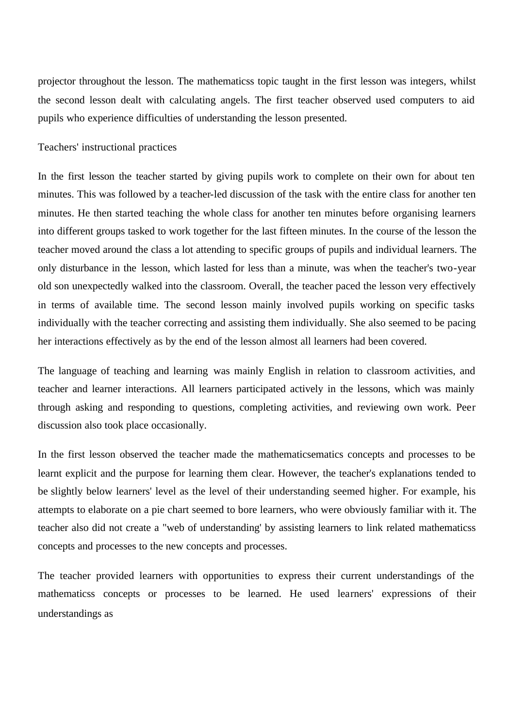projector throughout the lesson. The mathematicss topic taught in the first lesson was integers, whilst the second lesson dealt with calculating angels. The first teacher observed used computers to aid pupils who experience difficulties of understanding the lesson presented.

## Teachers' instructional practices

In the first lesson the teacher started by giving pupils work to complete on their own for about ten minutes. This was followed by a teacher-led discussion of the task with the entire class for another ten minutes. He then started teaching the whole class for another ten minutes before organising learners into different groups tasked to work together for the last fifteen minutes. In the course of the lesson the teacher moved around the class a lot attending to specific groups of pupils and individual learners. The only disturbance in the lesson, which lasted for less than a minute, was when the teacher's two-year old son unexpectedly walked into the classroom. Overall, the teacher paced the lesson very effectively in terms of available time. The second lesson mainly involved pupils working on specific tasks individually with the teacher correcting and assisting them individually. She also seemed to be pacing her interactions effectively as by the end of the lesson almost all learners had been covered.

The language of teaching and learning was mainly English in relation to classroom activities, and teacher and learner interactions. All learners participated actively in the lessons, which was mainly through asking and responding to questions, completing activities, and reviewing own work. Peer discussion also took place occasionally.

In the first lesson observed the teacher made the mathematicsematics concepts and processes to be learnt explicit and the purpose for learning them clear. However, the teacher's explanations tended to be slightly below learners' level as the level of their understanding seemed higher. For example, his attempts to elaborate on a pie chart seemed to bore learners, who were obviously familiar with it. The teacher also did not create a "web of understanding' by assisting learners to link related mathematicss concepts and processes to the new concepts and processes.

The teacher provided learners with opportunities to express their current understandings of the mathematicss concepts or processes to be learned. He used learners' expressions of their understandings as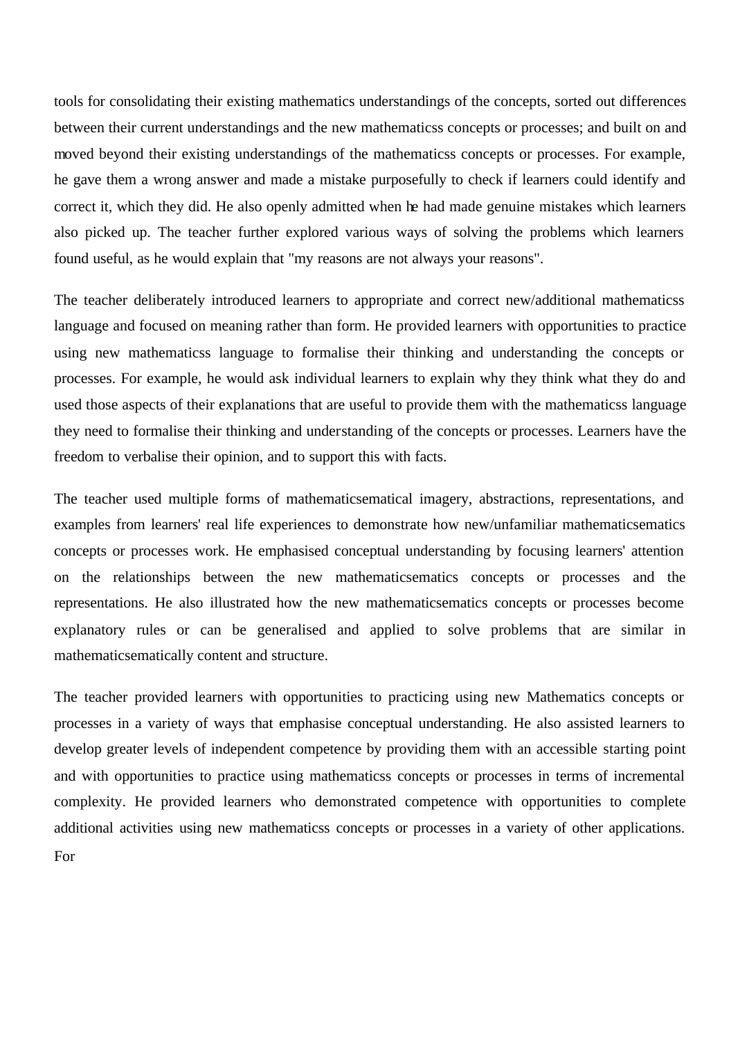tools for consolidating their existing mathematics understandings of the concepts, sorted out differences between their current understandings and the new mathematicss concepts or processes; and built on and moved beyond their existing understandings of the mathematicss concepts or processes. For example, he gave them a wrong answer and made a mistake purposefully to check if learners could identify and correct it, which they did. He also openly admitted when he had made genuine mistakes which learners also picked up. The teacher further explored various ways of solving the problems which learners found useful, as he would explain that "my reasons are not always your reasons".

The teacher deliberately introduced learners to appropriate and correct new/additional mathematicss language and focused on meaning rather than form. He provided learners with opportunities to practice using new mathematicss language to formalise their thinking and understanding the concepts or processes. For example, he would ask individual learners to explain why they think what they do and used those aspects of their explanations that are useful to provide them with the mathematicss language they need to formalise their thinking and understanding of the concepts or processes. Learners have the freedom to verbalise their opinion, and to support this with facts.

The teacher used multiple forms of mathematicsematical imagery, abstractions, representations, and examples from learners' real life experiences to demonstrate how new/unfamiliar mathematicsematics concepts or processes work. He emphasised conceptual understanding by focusing learners' attention on the relationships between the new mathematicsematics concepts or processes and the representations. He also illustrated how the new mathematicsematics concepts or processes become explanatory rules or can be generalised and applied to solve problems that are similar in mathematicsematically content and structure.

The teacher provided learners with opportunities to practicing using new Mathematics concepts or processes in a variety of ways that emphasise conceptual understanding. He also assisted learners to develop greater levels of independent competence by providing them with an accessible starting point and with opportunities to practice using mathematicss concepts or processes in terms of incremental complexity. He provided learners who demonstrated competence with opportunities to complete additional activities using new mathematicss concepts or processes in a variety of other applications. For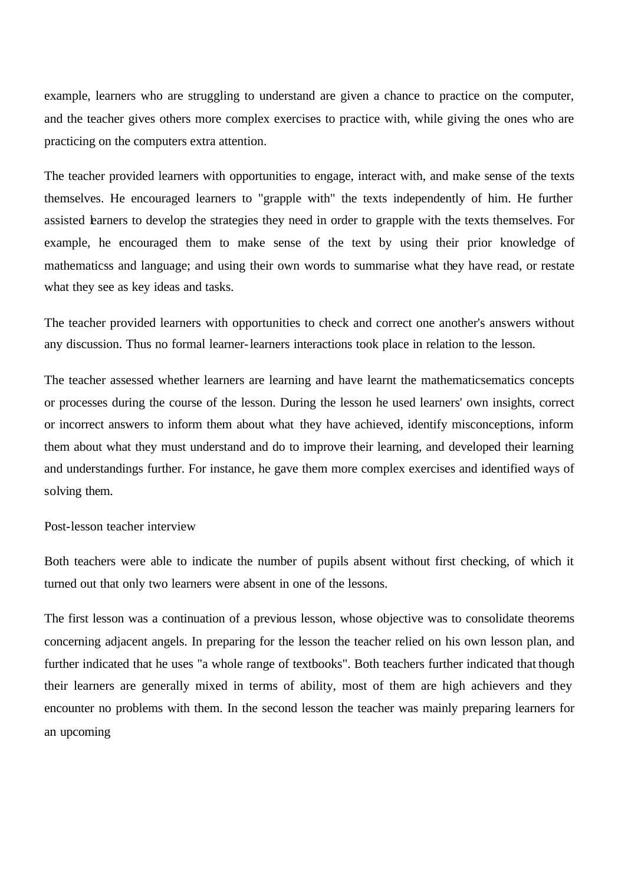example, learners who are struggling to understand are given a chance to practice on the computer, and the teacher gives others more complex exercises to practice with, while giving the ones who are practicing on the computers extra attention.

The teacher provided learners with opportunities to engage, interact with, and make sense of the texts themselves. He encouraged learners to "grapple with" the texts independently of him. He further assisted learners to develop the strategies they need in order to grapple with the texts themselves. For example, he encouraged them to make sense of the text by using their prior knowledge of mathematicss and language; and using their own words to summarise what they have read, or restate what they see as key ideas and tasks.

The teacher provided learners with opportunities to check and correct one another's answers without any discussion. Thus no formal learner-learners interactions took place in relation to the lesson.

The teacher assessed whether learners are learning and have learnt the mathematicsematics concepts or processes during the course of the lesson. During the lesson he used learners' own insights, correct or incorrect answers to inform them about what they have achieved, identify misconceptions, inform them about what they must understand and do to improve their learning, and developed their learning and understandings further. For instance, he gave them more complex exercises and identified ways of solving them.

Post-lesson teacher interview

Both teachers were able to indicate the number of pupils absent without first checking, of which it turned out that only two learners were absent in one of the lessons.

The first lesson was a continuation of a previous lesson, whose objective was to consolidate theorems concerning adjacent angels. In preparing for the lesson the teacher relied on his own lesson plan, and further indicated that he uses "a whole range of textbooks". Both teachers further indicated that though their learners are generally mixed in terms of ability, most of them are high achievers and they encounter no problems with them. In the second lesson the teacher was mainly preparing learners for an upcoming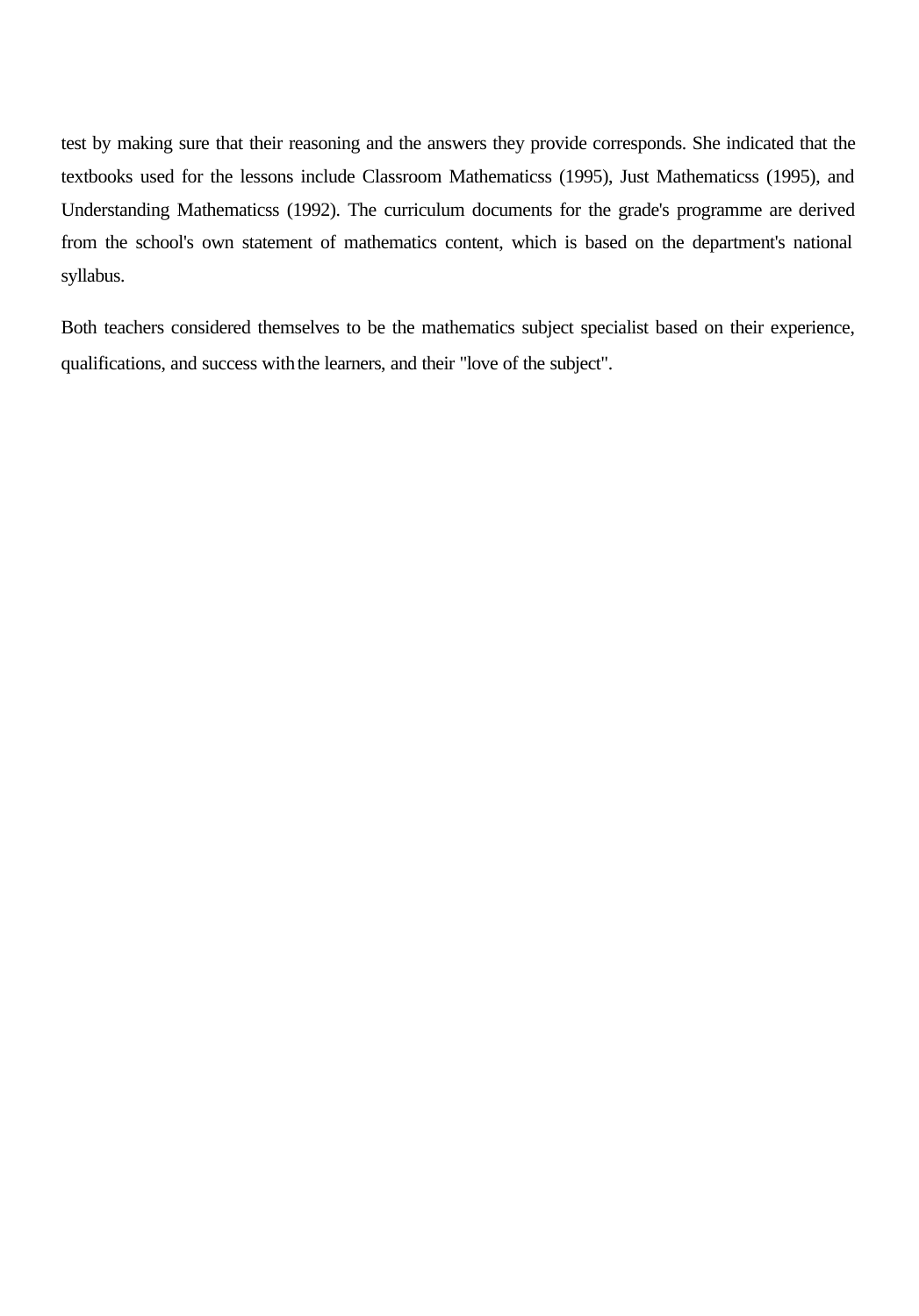test by making sure that their reasoning and the answers they provide corresponds. She indicated that the textbooks used for the lessons include Classroom Mathematicss (1995), Just Mathematicss (1995), and Understanding Mathematicss (1992). The curriculum documents for the grade's programme are derived from the school's own statement of mathematics content, which is based on the department's national syllabus.

Both teachers considered themselves to be the mathematics subject specialist based on their experience, qualifications, and success with the learners, and their "love of the subject".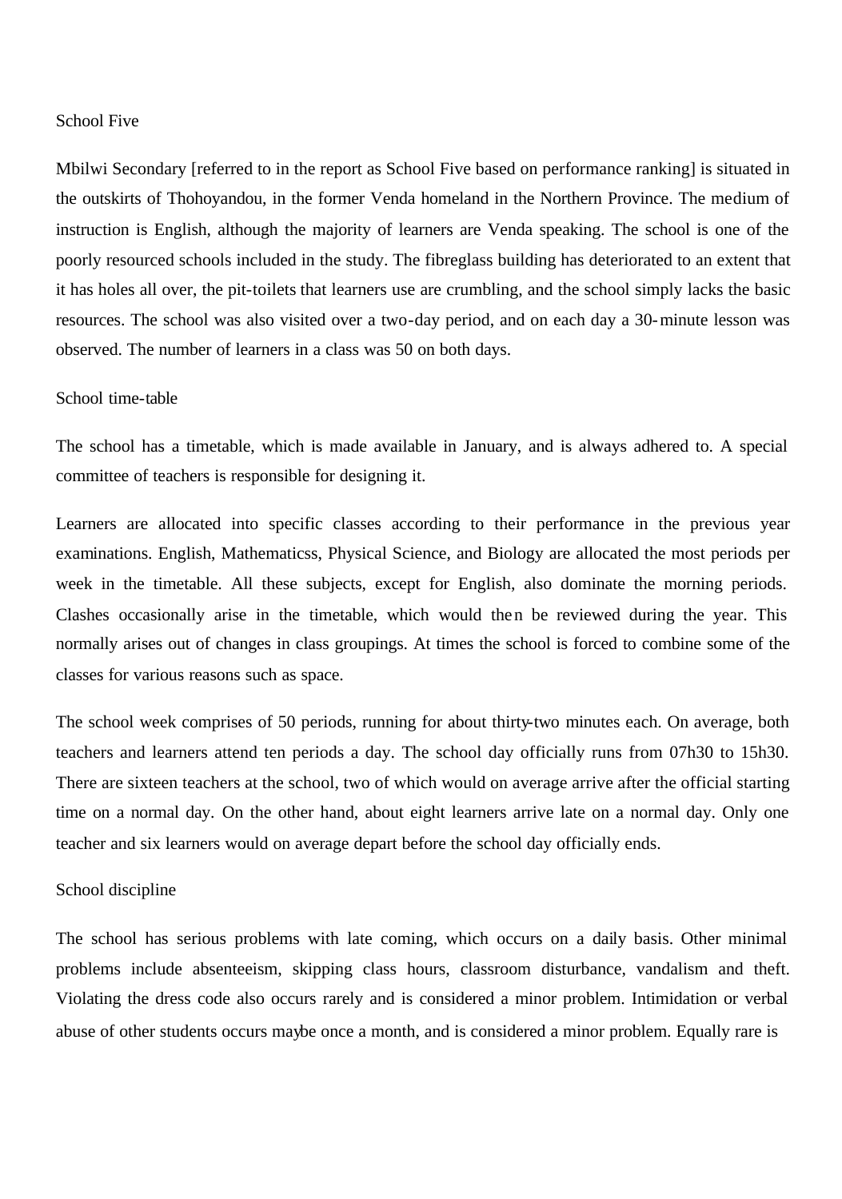## School Five

Mbilwi Secondary [referred to in the report as School Five based on performance ranking] is situated in the outskirts of Thohoyandou, in the former Venda homeland in the Northern Province. The medium of instruction is English, although the majority of learners are Venda speaking. The school is one of the poorly resourced schools included in the study. The fibreglass building has deteriorated to an extent that it has holes all over, the pit-toilets that learners use are crumbling, and the school simply lacks the basic resources. The school was also visited over a two-day period, and on each day a 30-minute lesson was observed. The number of learners in a class was 50 on both days.

### School time-table

The school has a timetable, which is made available in January, and is always adhered to. A special committee of teachers is responsible for designing it.

Learners are allocated into specific classes according to their performance in the previous year examinations. English, Mathematicss, Physical Science, and Biology are allocated the most periods per week in the timetable. All these subjects, except for English, also dominate the morning periods. Clashes occasionally arise in the timetable, which would then be reviewed during the year. This normally arises out of changes in class groupings. At times the school is forced to combine some of the classes for various reasons such as space.

The school week comprises of 50 periods, running for about thirty-two minutes each. On average, both teachers and learners attend ten periods a day. The school day officially runs from 07h30 to 15h30. There are sixteen teachers at the school, two of which would on average arrive after the official starting time on a normal day. On the other hand, about eight learners arrive late on a normal day. Only one teacher and six learners would on average depart before the school day officially ends.

### School discipline

The school has serious problems with late coming, which occurs on a daily basis. Other minimal problems include absenteeism, skipping class hours, classroom disturbance, vandalism and theft. Violating the dress code also occurs rarely and is considered a minor problem. Intimidation or verbal abuse of other students occurs maybe once a month, and is considered a minor problem. Equally rare is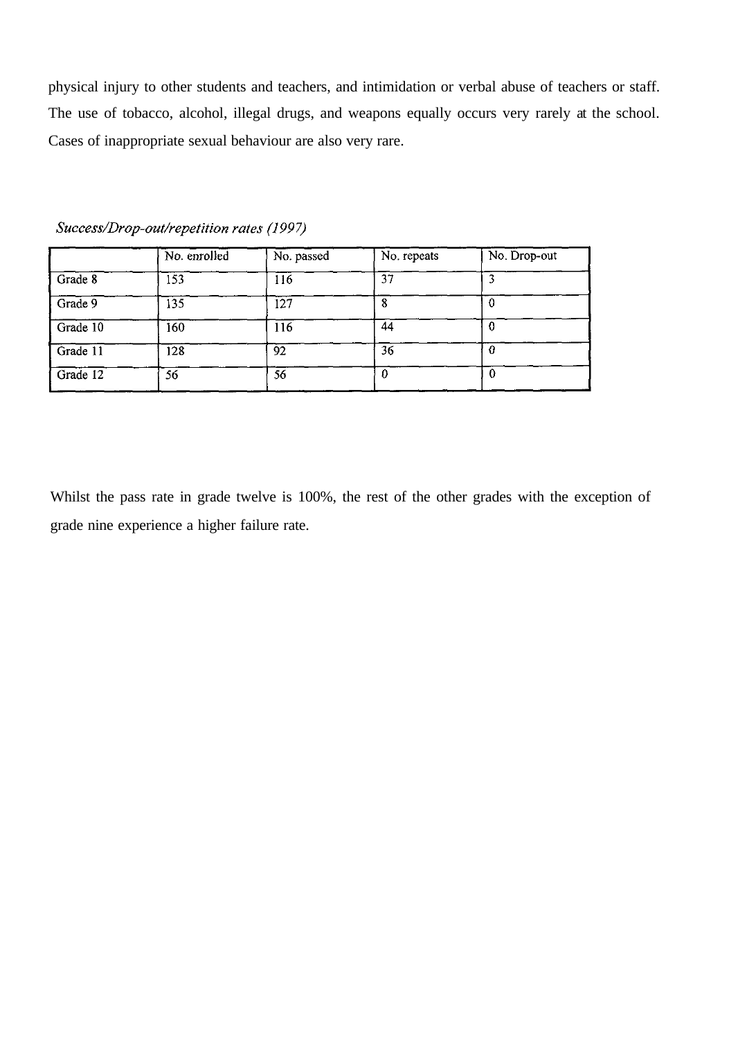physical injury to other students and teachers, and intimidation or verbal abuse of teachers or staff. The use of tobacco, alcohol, illegal drugs, and weapons equally occurs very rarely at the school. Cases of inappropriate sexual behaviour are also very rare.

*Success/Drop-out/repetition rates (1997)*

| | No. enrolled | No. passed | No. repeats | No. Drop-out |
|---|---|---|---|---|
| Grade 8 | 153 | 116 | 37 | 3 |
| Grade 9 | 135 | 127 | 8 | 0 |
| Grade 10 | 160 | 116 | 44 | 0 |
| Grade 11 | 128 | 92 | 36 | 0 |
| Grade 12 | 56 | 56 | 0 | 0 |

Whilst the pass rate in grade twelve is 100%, the rest of the other grades with the exception of grade nine experience a higher failure rate.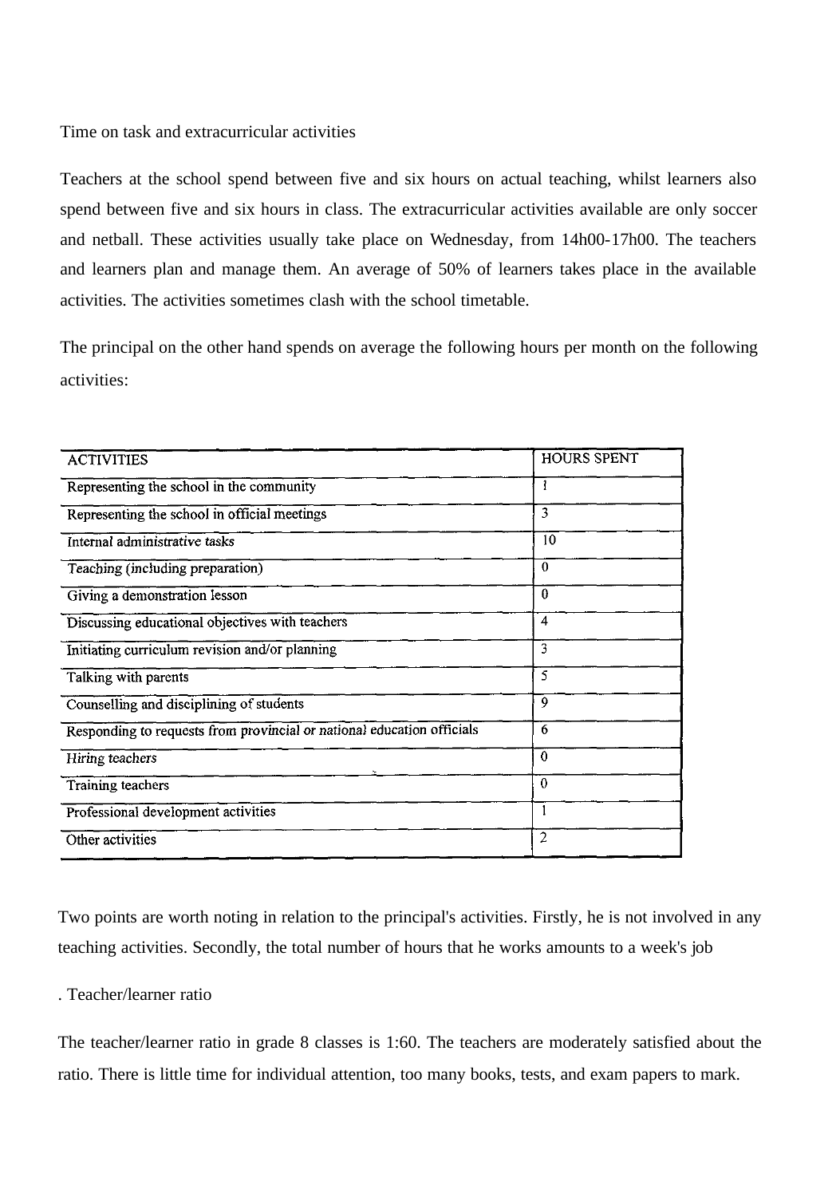Time on task and extracurricular activities

Teachers at the school spend between five and six hours on actual teaching, whilst learners also spend between five and six hours in class. The extracurricular activities available are only soccer and netball. These activities usually take place on Wednesday, from 14h00-17h00. The teachers and learners plan and manage them. An average of 50% of learners takes place in the available activities. The activities sometimes clash with the school timetable.

The principal on the other hand spends on average the following hours per month on the following activities:

| ACTIVITIES | HOURS SPENT |
|---|---|
| Representing the school in the community | 1 |
| Representing the school in official meetings | 3 |
| Internal administrative tasks | 10 |
| Teaching (including preparation) | 0 |
| Giving a demonstration lesson | 0 |
| Discussing educational objectives with teachers | 4 |
| Initiating curriculum revision and/or planning | 3 |
| Talking with parents | 5 |
| Counselling and disciplining of students | 9 |
| Responding to requests from provincial or national education officials | 6 |
| Hiring teachers | 0 |
| Training teachers | 0 |
| Professional development activities | 1 |
| Other activities | 2 |

Two points are worth noting in relation to the principal's activities. Firstly, he is not involved in any teaching activities. Secondly, the total number of hours that he works amounts to a week's job

. Teacher/learner ratio

The teacher/learner ratio in grade 8 classes is 1:60. The teachers are moderately satisfied about the ratio. There is little time for individual attention, too many books, tests, and exam papers to mark.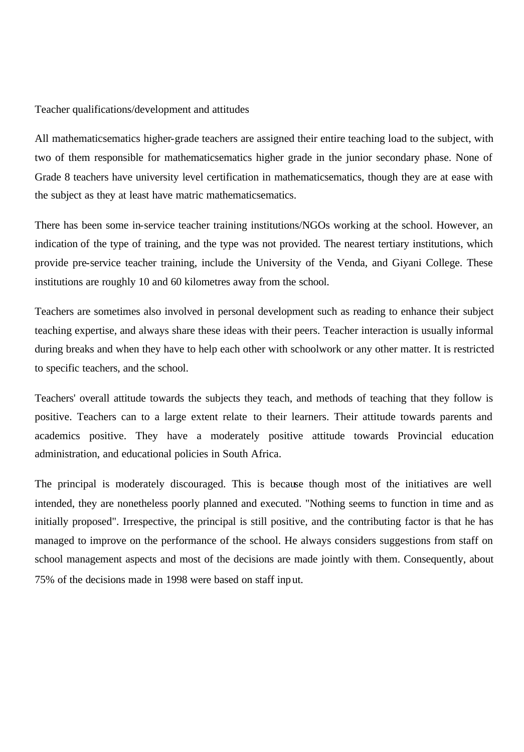Teacher qualifications/development and attitudes

All mathematicsematics higher-grade teachers are assigned their entire teaching load to the subject, with two of them responsible for mathematicsematics higher grade in the junior secondary phase. None of Grade 8 teachers have university level certification in mathematicsematics, though they are at ease with the subject as they at least have matric mathematicsematics.

There has been some in-service teacher training institutions/NGOs working at the school. However, an indication of the type of training, and the type was not provided. The nearest tertiary institutions, which provide pre-service teacher training, include the University of the Venda, and Giyani College. These institutions are roughly 10 and 60 kilometres away from the school.

Teachers are sometimes also involved in personal development such as reading to enhance their subject teaching expertise, and always share these ideas with their peers. Teacher interaction is usually informal during breaks and when they have to help each other with schoolwork or any other matter. It is restricted to specific teachers, and the school.

Teachers' overall attitude towards the subjects they teach, and methods of teaching that they follow is positive. Teachers can to a large extent relate to their learners. Their attitude towards parents and academics positive. They have a moderately positive attitude towards Provincial education administration, and educational policies in South Africa.

The principal is moderately discouraged. This is because though most of the initiatives are well intended, they are nonetheless poorly planned and executed. "Nothing seems to function in time and as initially proposed". Irrespective, the principal is still positive, and the contributing factor is that he has managed to improve on the performance of the school. He always considers suggestions from staff on school management aspects and most of the decisions are made jointly with them. Consequently, about 75% of the decisions made in 1998 were based on staff input.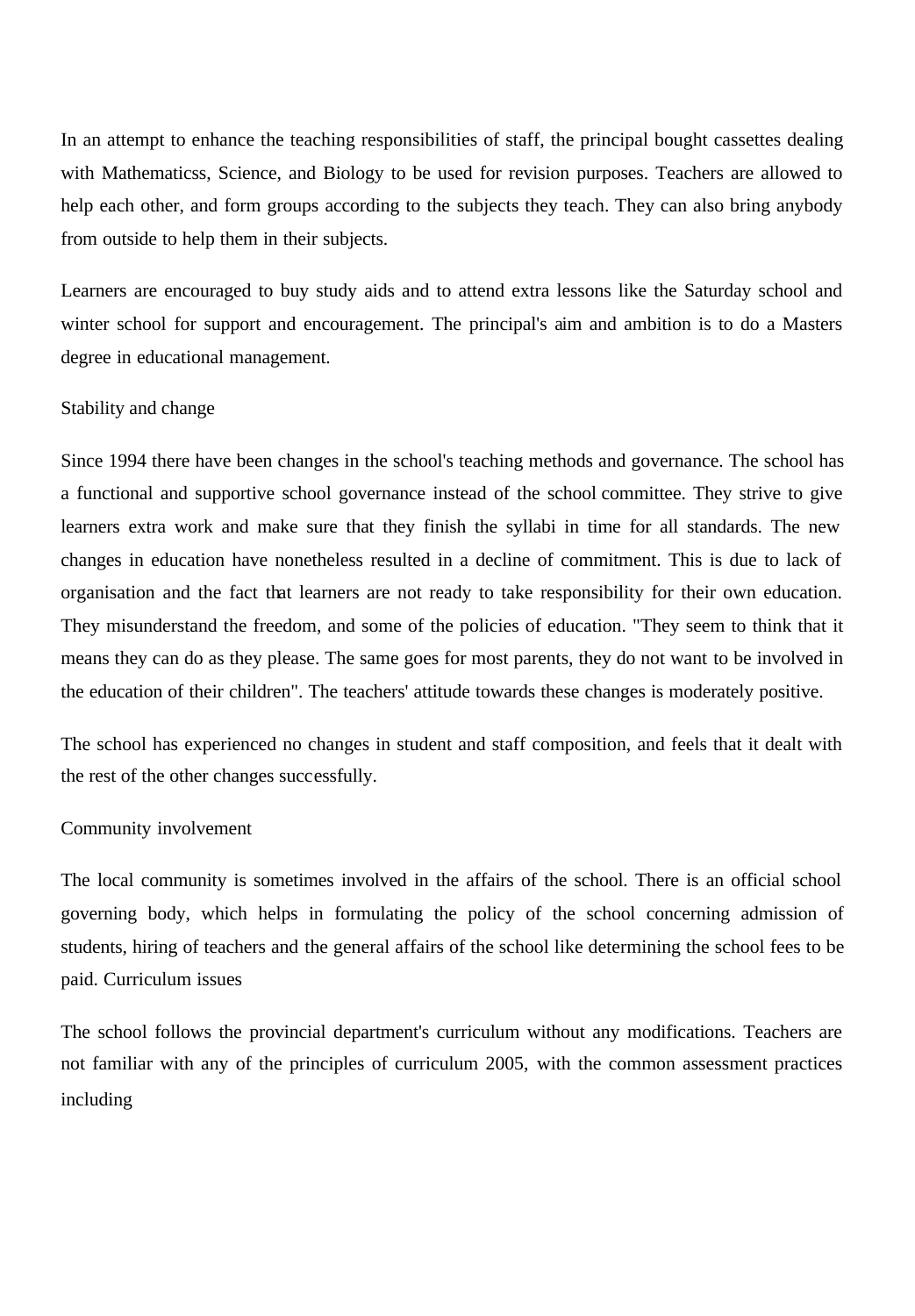In an attempt to enhance the teaching responsibilities of staff, the principal bought cassettes dealing with Mathematicss, Science, and Biology to be used for revision purposes. Teachers are allowed to help each other, and form groups according to the subjects they teach. They can also bring anybody from outside to help them in their subjects.

Learners are encouraged to buy study aids and to attend extra lessons like the Saturday school and winter school for support and encouragement. The principal's aim and ambition is to do a Masters degree in educational management.

Stability and change

Since 1994 there have been changes in the school's teaching methods and governance. The school has a functional and supportive school governance instead of the school committee. They strive to give learners extra work and make sure that they finish the syllabi in time for all standards. The new changes in education have nonetheless resulted in a decline of commitment. This is due to lack of organisation and the fact that learners are not ready to take responsibility for their own education. They misunderstand the freedom, and some of the policies of education. "They seem to think that it means they can do as they please. The same goes for most parents, they do not want to be involved in the education of their children". The teachers' attitude towards these changes is moderately positive.

The school has experienced no changes in student and staff composition, and feels that it dealt with the rest of the other changes successfully.

Community involvement

The local community is sometimes involved in the affairs of the school. There is an official school governing body, which helps in formulating the policy of the school concerning admission of students, hiring of teachers and the general affairs of the school like determining the school fees to be paid. Curriculum issues

The school follows the provincial department's curriculum without any modifications. Teachers are not familiar with any of the principles of curriculum 2005, with the common assessment practices including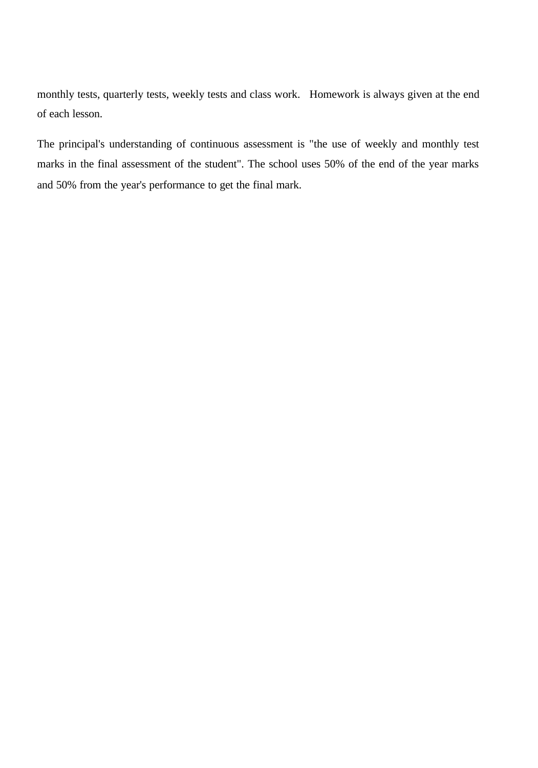monthly tests, quarterly tests, weekly tests and class work. Homework is always given at the end of each lesson.

The principal's understanding of continuous assessment is "the use of weekly and monthly test marks in the final assessment of the student". The school uses 50% of the end of the year marks and 50% from the year's performance to get the final mark.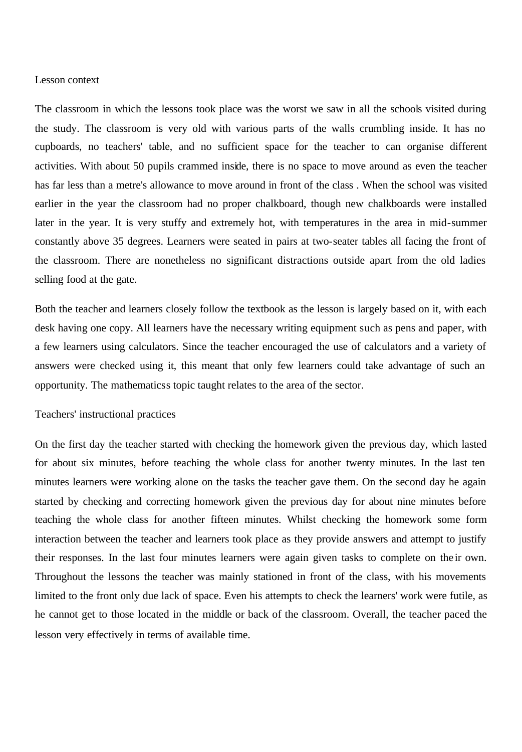Lesson context

The classroom in which the lessons took place was the worst we saw in all the schools visited during the study. The classroom is very old with various parts of the walls crumbling inside. It has no cupboards, no teachers' table, and no sufficient space for the teacher to can organise different activities. With about 50 pupils crammed inside, there is no space to move around as even the teacher has far less than a metre's allowance to move around in front of the class . When the school was visited earlier in the year the classroom had no proper chalkboard, though new chalkboards were installed later in the year. It is very stuffy and extremely hot, with temperatures in the area in mid-summer constantly above 35 degrees. Learners were seated in pairs at two-seater tables all facing the front of the classroom. There are nonetheless no significant distractions outside apart from the old ladies selling food at the gate.

Both the teacher and learners closely follow the textbook as the lesson is largely based on it, with each desk having one copy. All learners have the necessary writing equipment such as pens and paper, with a few learners using calculators. Since the teacher encouraged the use of calculators and a variety of answers were checked using it, this meant that only few learners could take advantage of such an opportunity. The mathematicss topic taught relates to the area of the sector.

Teachers' instructional practices

On the first day the teacher started with checking the homework given the previous day, which lasted for about six minutes, before teaching the whole class for another twenty minutes. In the last ten minutes learners were working alone on the tasks the teacher gave them. On the second day he again started by checking and correcting homework given the previous day for about nine minutes before teaching the whole class for another fifteen minutes. Whilst checking the homework some form interaction between the teacher and learners took place as they provide answers and attempt to justify their responses. In the last four minutes learners were again given tasks to complete on their own. Throughout the lessons the teacher was mainly stationed in front of the class, with his movements limited to the front only due lack of space. Even his attempts to check the learners' work were futile, as he cannot get to those located in the middle or back of the classroom. Overall, the teacher paced the lesson very effectively in terms of available time.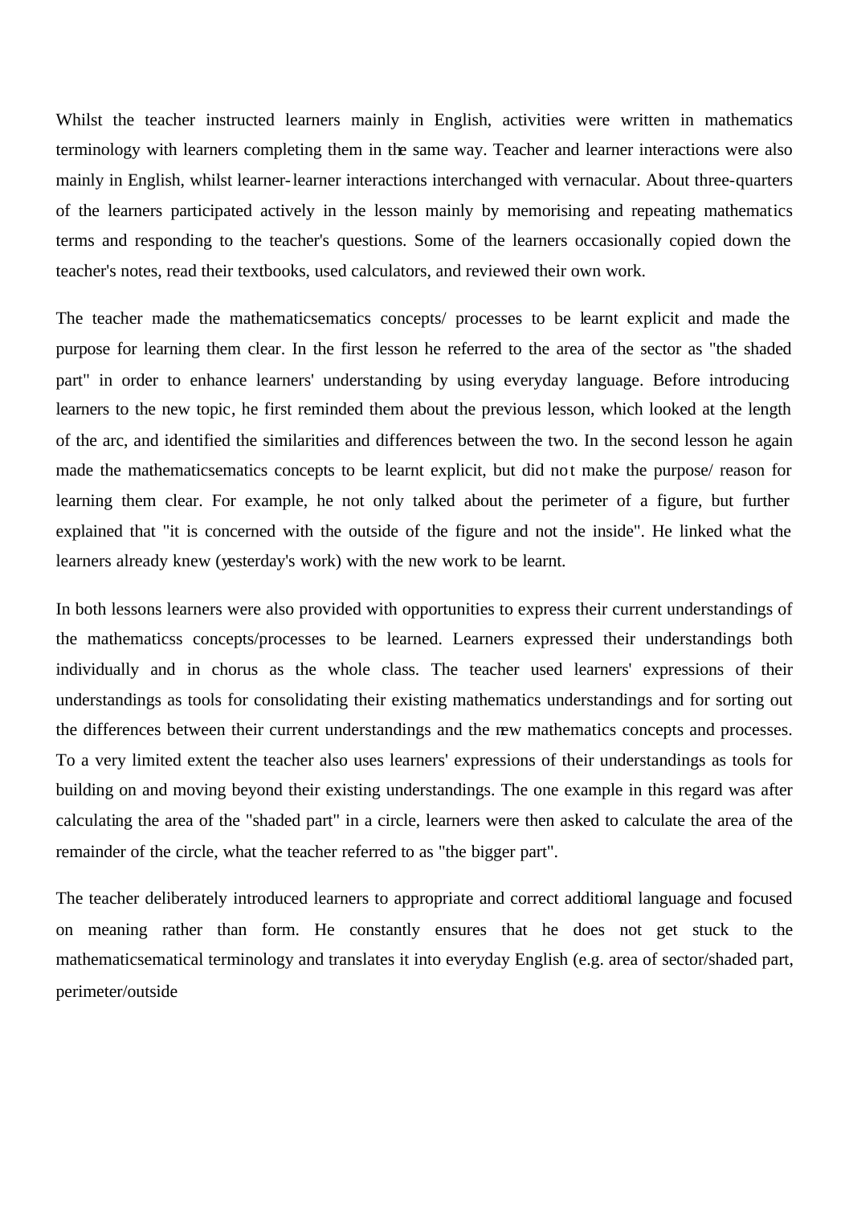Whilst the teacher instructed learners mainly in English, activities were written in mathematics terminology with learners completing them in the same way. Teacher and learner interactions were also mainly in English, whilst learner-learner interactions interchanged with vernacular. About three-quarters of the learners participated actively in the lesson mainly by memorising and repeating mathematics terms and responding to the teacher's questions. Some of the learners occasionally copied down the teacher's notes, read their textbooks, used calculators, and reviewed their own work.

The teacher made the mathematicsematics concepts/ processes to be learnt explicit and made the purpose for learning them clear. In the first lesson he referred to the area of the sector as "the shaded part" in order to enhance learners' understanding by using everyday language. Before introducing learners to the new topic, he first reminded them about the previous lesson, which looked at the length of the arc, and identified the similarities and differences between the two. In the second lesson he again made the mathematicsematics concepts to be learnt explicit, but did not make the purpose/ reason for learning them clear. For example, he not only talked about the perimeter of a figure, but further explained that "it is concerned with the outside of the figure and not the inside". He linked what the learners already knew (yesterday's work) with the new work to be learnt.

In both lessons learners were also provided with opportunities to express their current understandings of the mathematicss concepts/processes to be learned. Learners expressed their understandings both individually and in chorus as the whole class. The teacher used learners' expressions of their understandings as tools for consolidating their existing mathematics understandings and for sorting out the differences between their current understandings and the new mathematics concepts and processes. To a very limited extent the teacher also uses learners' expressions of their understandings as tools for building on and moving beyond their existing understandings. The one example in this regard was after calculating the area of the "shaded part" in a circle, learners were then asked to calculate the area of the remainder of the circle, what the teacher referred to as "the bigger part".

The teacher deliberately introduced learners to appropriate and correct additional language and focused on meaning rather than form. He constantly ensures that he does not get stuck to the mathematicsematical terminology and translates it into everyday English (e.g. area of sector/shaded part, perimeter/outside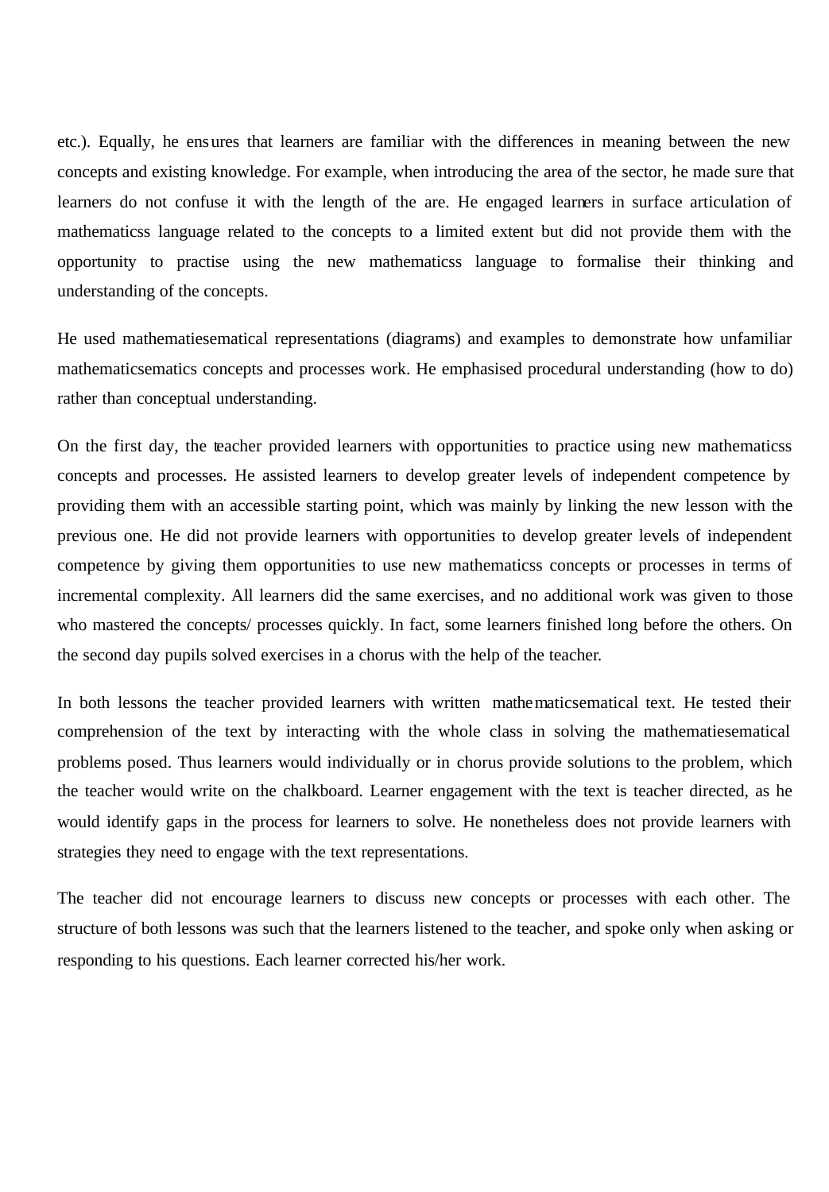etc.). Equally, he ensures that learners are familiar with the differences in meaning between the new concepts and existing knowledge. For example, when introducing the area of the sector, he made sure that learners do not confuse it with the length of the are. He engaged learners in surface articulation of mathematicss language related to the concepts to a limited extent but did not provide them with the opportunity to practise using the new mathematicss language to formalise their thinking and understanding of the concepts.

He used mathematiesematical representations (diagrams) and examples to demonstrate how unfamiliar mathematicsematics concepts and processes work. He emphasised procedural understanding (how to do) rather than conceptual understanding.

On the first day, the teacher provided learners with opportunities to practice using new mathematicss concepts and processes. He assisted learners to develop greater levels of independent competence by providing them with an accessible starting point, which was mainly by linking the new lesson with the previous one. He did not provide learners with opportunities to develop greater levels of independent competence by giving them opportunities to use new mathematicss concepts or processes in terms of incremental complexity. All learners did the same exercises, and no additional work was given to those who mastered the concepts/ processes quickly. In fact, some learners finished long before the others. On the second day pupils solved exercises in a chorus with the help of the teacher.

In both lessons the teacher provided learners with written mathematicsematical text. He tested their comprehension of the text by interacting with the whole class in solving the mathematiesematical problems posed. Thus learners would individually or in chorus provide solutions to the problem, which the teacher would write on the chalkboard. Learner engagement with the text is teacher directed, as he would identify gaps in the process for learners to solve. He nonetheless does not provide learners with strategies they need to engage with the text representations.

The teacher did not encourage learners to discuss new concepts or processes with each other. The structure of both lessons was such that the learners listened to the teacher, and spoke only when asking or responding to his questions. Each learner corrected his/her work.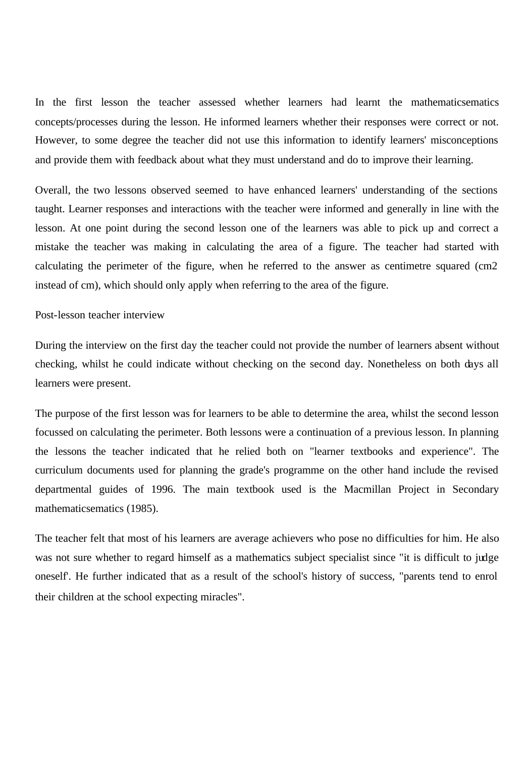In the first lesson the teacher assessed whether learners had learnt the mathematicsematics concepts/processes during the lesson. He informed learners whether their responses were correct or not. However, to some degree the teacher did not use this information to identify learners' misconceptions and provide them with feedback about what they must understand and do to improve their learning.

Overall, the two lessons observed seemed to have enhanced learners' understanding of the sections taught. Learner responses and interactions with the teacher were informed and generally in line with the lesson. At one point during the second lesson one of the learners was able to pick up and correct a mistake the teacher was making in calculating the area of a figure. The teacher had started with calculating the perimeter of the figure, when he referred to the answer as centimetre squared (cm2 instead of cm), which should only apply when referring to the area of the figure.

Post-lesson teacher interview

During the interview on the first day the teacher could not provide the number of learners absent without checking, whilst he could indicate without checking on the second day. Nonetheless on both days all learners were present.

The purpose of the first lesson was for learners to be able to determine the area, whilst the second lesson focussed on calculating the perimeter. Both lessons were a continuation of a previous lesson. In planning the lessons the teacher indicated that he relied both on "learner textbooks and experience". The curriculum documents used for planning the grade's programme on the other hand include the revised departmental guides of 1996. The main textbook used is the Macmillan Project in Secondary mathematicsematics (1985).

The teacher felt that most of his learners are average achievers who pose no difficulties for him. He also was not sure whether to regard himself as a mathematics subject specialist since "it is difficult to judge oneself'. He further indicated that as a result of the school's history of success, "parents tend to enrol their children at the school expecting miracles".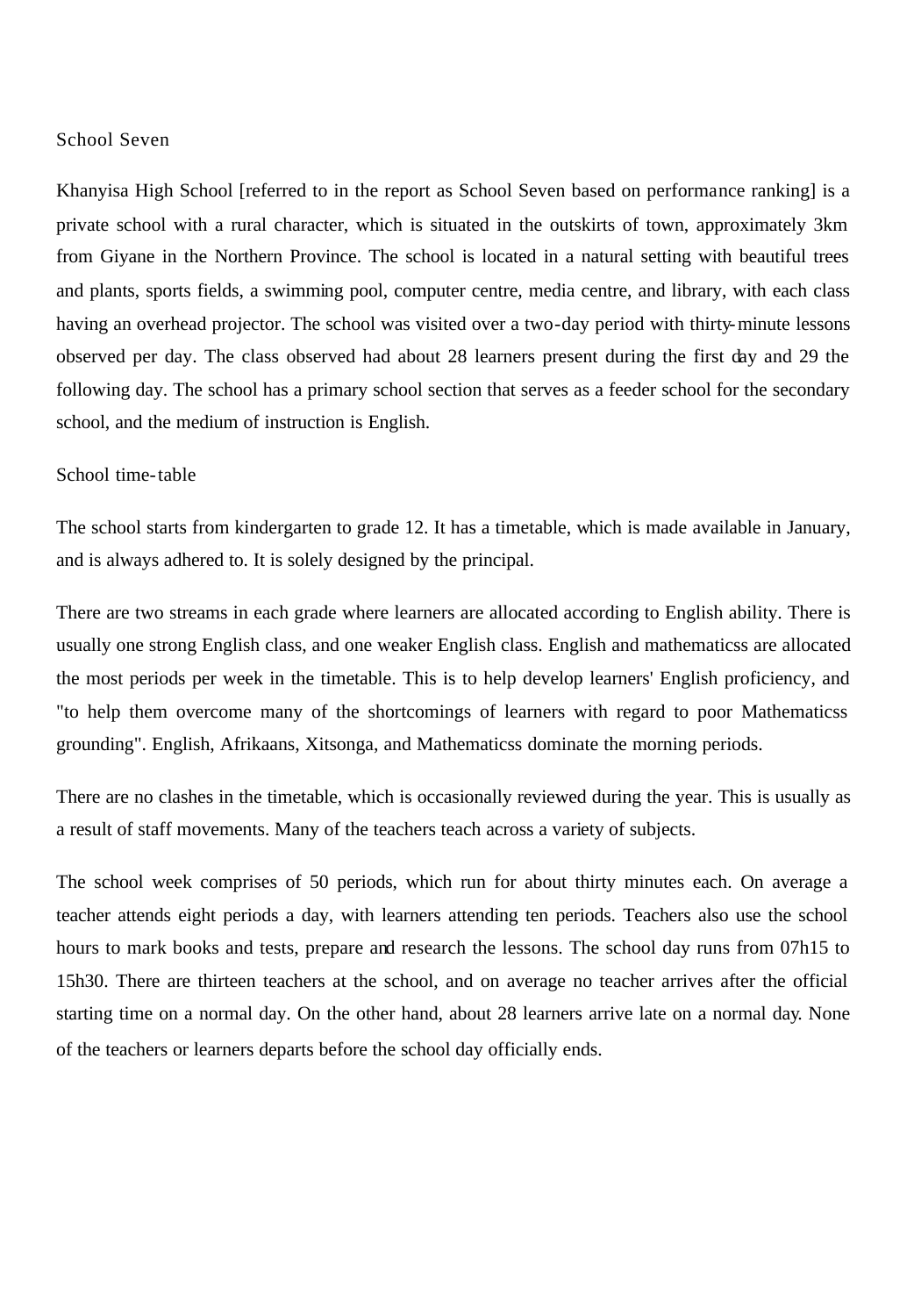## School Seven

Khanyisa High School [referred to in the report as School Seven based on performance ranking] is a private school with a rural character, which is situated in the outskirts of town, approximately 3km from Giyane in the Northern Province. The school is located in a natural setting with beautiful trees and plants, sports fields, a swimming pool, computer centre, media centre, and library, with each class having an overhead projector. The school was visited over a two-day period with thirty-minute lessons observed per day. The class observed had about 28 learners present during the first day and 29 the following day. The school has a primary school section that serves as a feeder school for the secondary school, and the medium of instruction is English.

### School time-table

The school starts from kindergarten to grade 12. It has a timetable, which is made available in January, and is always adhered to. It is solely designed by the principal.

There are two streams in each grade where learners are allocated according to English ability. There is usually one strong English class, and one weaker English class. English and mathematicss are allocated the most periods per week in the timetable. This is to help develop learners' English proficiency, and "to help them overcome many of the shortcomings of learners with regard to poor Mathematicss grounding". English, Afrikaans, Xitsonga, and Mathematicss dominate the morning periods.

There are no clashes in the timetable, which is occasionally reviewed during the year. This is usually as a result of staff movements. Many of the teachers teach across a variety of subjects.

The school week comprises of 50 periods, which run for about thirty minutes each. On average a teacher attends eight periods a day, with learners attending ten periods. Teachers also use the school hours to mark books and tests, prepare and research the lessons. The school day runs from 07h15 to 15h30. There are thirteen teachers at the school, and on average no teacher arrives after the official starting time on a normal day. On the other hand, about 28 learners arrive late on a normal day. None of the teachers or learners departs before the school day officially ends.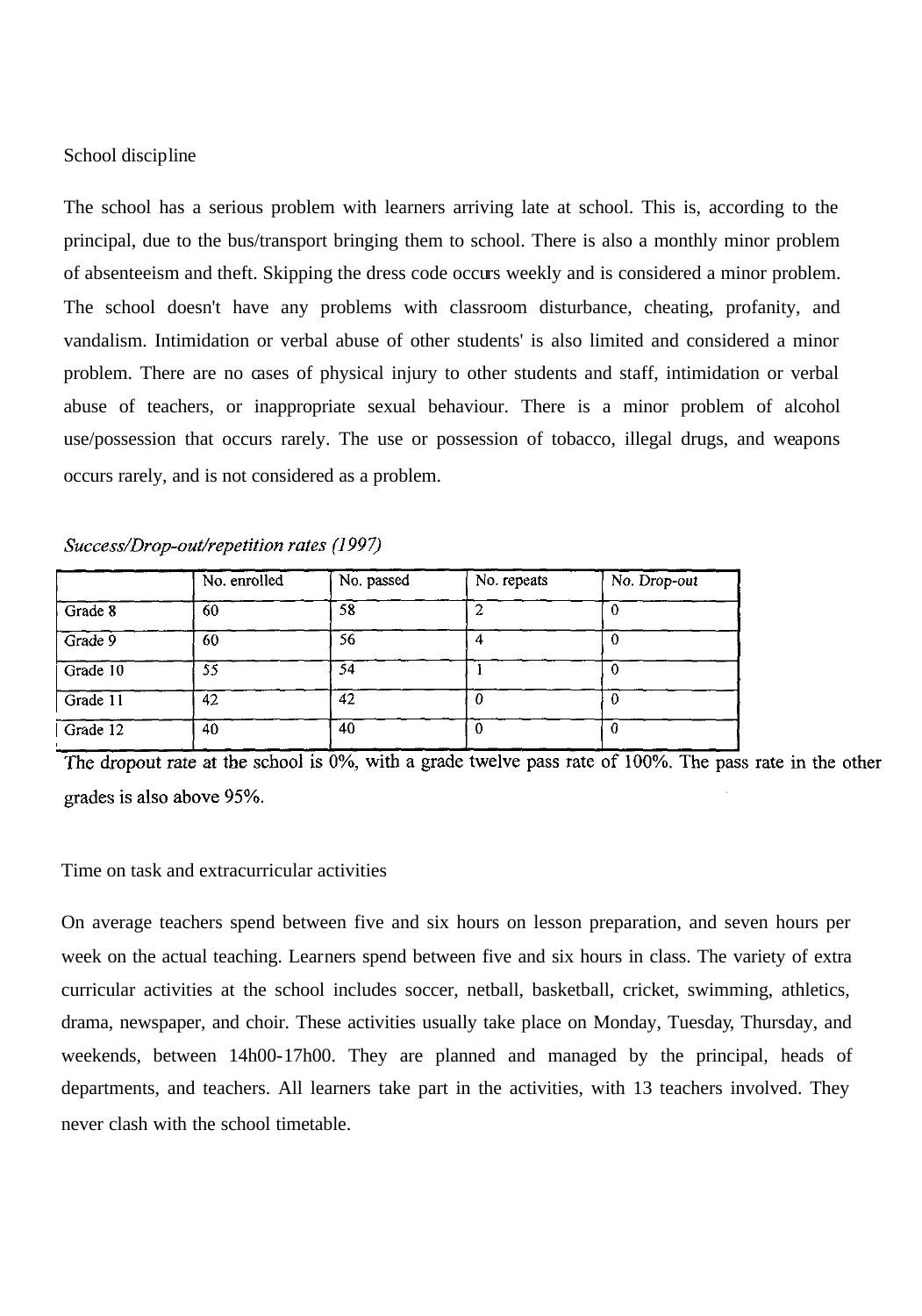School discipline

The school has a serious problem with learners arriving late at school. This is, according to the principal, due to the bus/transport bringing them to school. There is also a monthly minor problem of absenteeism and theft. Skipping the dress code occurs weekly and is considered a minor problem. The school doesn't have any problems with classroom disturbance, cheating, profanity, and vandalism. Intimidation or verbal abuse of other students' is also limited and considered a minor problem. There are no cases of physical injury to other students and staff, intimidation or verbal abuse of teachers, or inappropriate sexual behaviour. There is a minor problem of alcohol use/possession that occurs rarely. The use or possession of tobacco, illegal drugs, and weapons occurs rarely, and is not considered as a problem.

*Success/Drop-out/repetition rates (1997)*

| | No. enrolled | No. passed | No. repeats | No. Drop-out |
|---|---|---|---|---|
| Grade 8 | 60 | 58 | 2 | 0 |
| Grade 9 | 60 | 56 | 4 | 0 |
| Grade 10 | 55 | 54 | 1 | 0 |
| Grade 11 | 42 | 42 | 0 | 0 |
| Grade 12 | 40 | 40 | 0 | 0 |

The dropout rate at the school is 0%, with a grade twelve pass rate of 100%. The pass rate in the other grades is also above 95%.

Time on task and extracurricular activities

On average teachers spend between five and six hours on lesson preparation, and seven hours per week on the actual teaching. Learners spend between five and six hours in class. The variety of extra curricular activities at the school includes soccer, netball, basketball, cricket, swimming, athletics, drama, newspaper, and choir. These activities usually take place on Monday, Tuesday, Thursday, and weekends, between 14h00-17h00. They are planned and managed by the principal, heads of departments, and teachers. All learners take part in the activities, with 13 teachers involved. They never clash with the school timetable.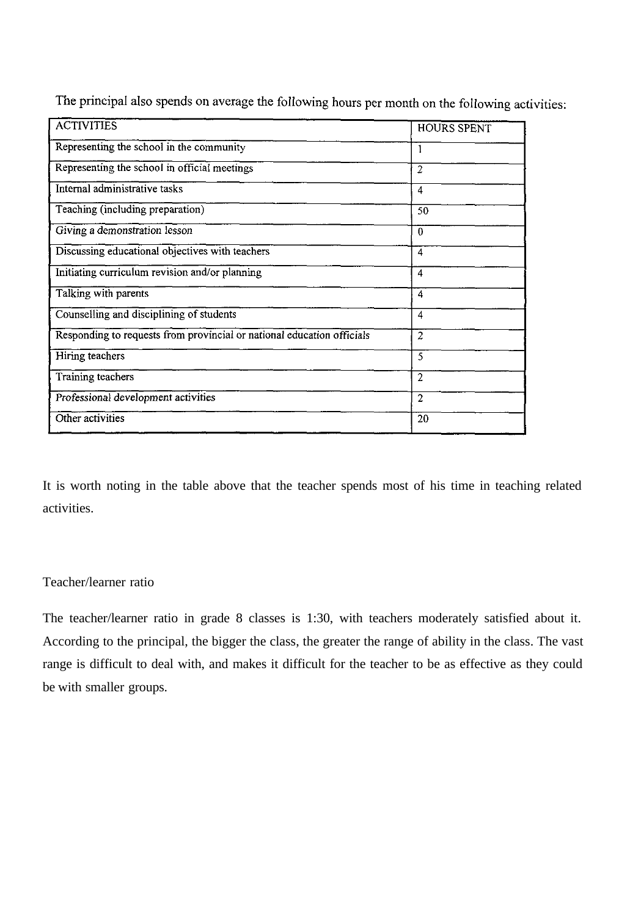The principal also spends on average the following hours per month on the following activities:

| ACTIVITIES | HOURS SPENT |
|---|---|
| Representing the school in the community | 1 |
| Representing the school in official meetings | 2 |
| Internal administrative tasks | 4 |
| Teaching (including preparation) | 50 |
| Giving a demonstration lesson | 0 |
| Discussing educational objectives with teachers | 4 |
| Initiating curriculum revision and/or planning | 4 |
| Talking with parents | 4 |
| Counselling and disciplining of students | 4 |
| Responding to requests from provincial or national education officials | 2 |
| Hiring teachers | 5 |
| Training teachers | 2 |
| Professional development activities | 2 |
| Other activities | 20 |

It is worth noting in the table above that the teacher spends most of his time in teaching related activities.

Teacher/learner ratio

The teacher/learner ratio in grade 8 classes is 1:30, with teachers moderately satisfied about it. According to the principal, the bigger the class, the greater the range of ability in the class. The vast range is difficult to deal with, and makes it difficult for the teacher to be as effective as they could be with smaller groups.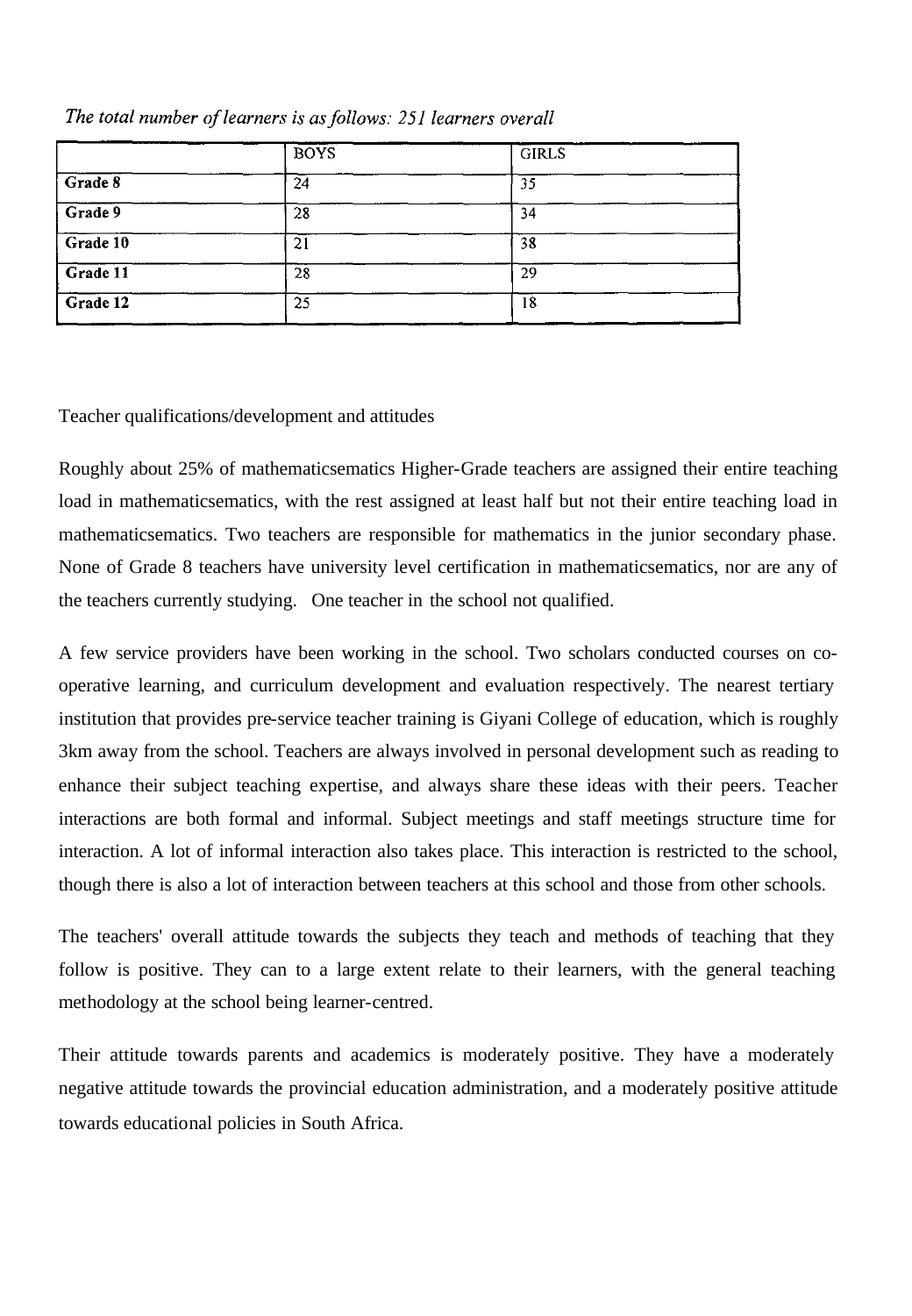*The total number of learners is as follows: 251 learners overall*

| | BOYS | GIRLS |
|---|---|---|
| **Grade 8** | 24 | 35 |
| **Grade 9** | 28 | 34 |
| **Grade 10** | 21 | 38 |
| **Grade 11** | 28 | 29 |
| **Grade 12** | 25 | 18 |

Teacher qualifications/development and attitudes

Roughly about 25% of mathematicsematics Higher-Grade teachers are assigned their entire teaching load in mathematicsematics, with the rest assigned at least half but not their entire teaching load in mathematicsematics. Two teachers are responsible for mathematics in the junior secondary phase. None of Grade 8 teachers have university level certification in mathematicsematics, nor are any of the teachers currently studying. One teacher in the school not qualified.

A few service providers have been working in the school. Two scholars conducted courses on co-operative learning, and curriculum development and evaluation respectively. The nearest tertiary institution that provides pre-service teacher training is Giyani College of education, which is roughly 3km away from the school. Teachers are always involved in personal development such as reading to enhance their subject teaching expertise, and always share these ideas with their peers. Teacher interactions are both formal and informal. Subject meetings and staff meetings structure time for interaction. A lot of informal interaction also takes place. This interaction is restricted to the school, though there is also a lot of interaction between teachers at this school and those from other schools.

The teachers' overall attitude towards the subjects they teach and methods of teaching that they follow is positive. They can to a large extent relate to their learners, with the general teaching methodology at the school being learner-centred.

Their attitude towards parents and academics is moderately positive. They have a moderately negative attitude towards the provincial education administration, and a moderately positive attitude towards educational policies in South Africa.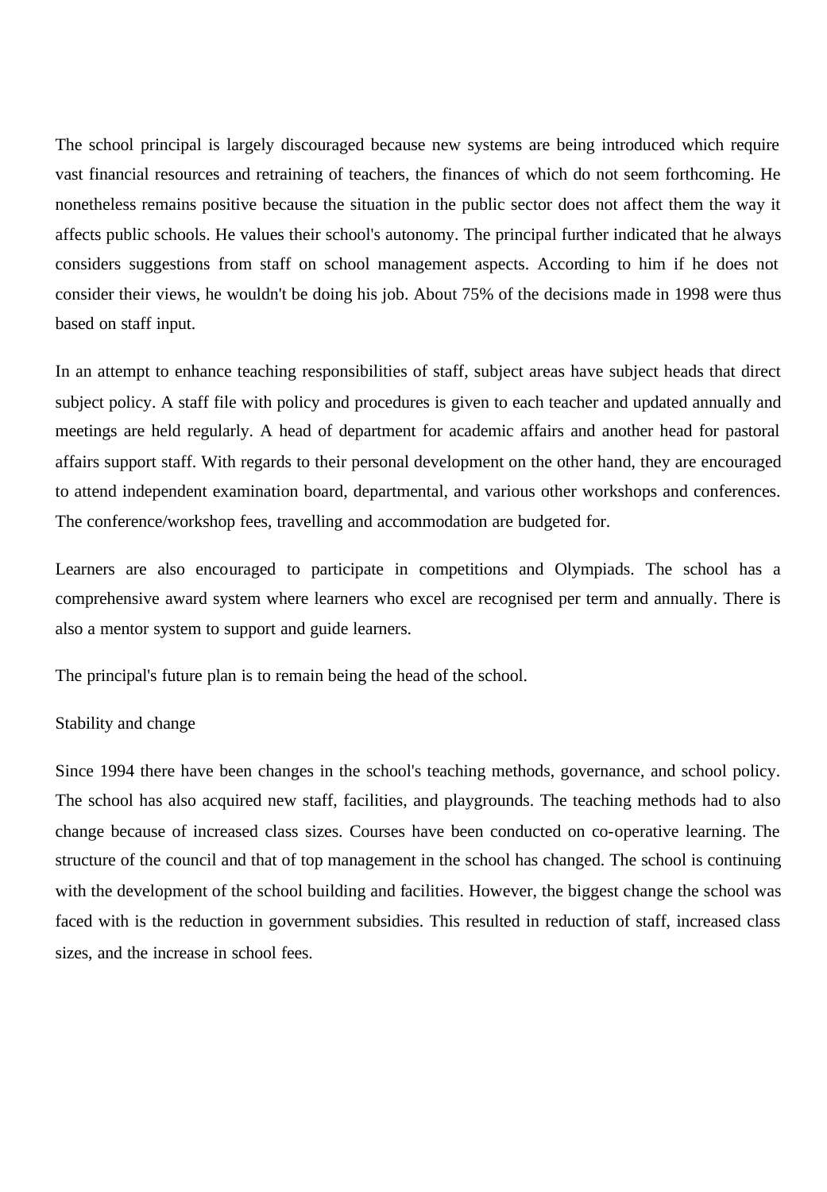The school principal is largely discouraged because new systems are being introduced which require vast financial resources and retraining of teachers, the finances of which do not seem forthcoming. He nonetheless remains positive because the situation in the public sector does not affect them the way it affects public schools. He values their school's autonomy. The principal further indicated that he always considers suggestions from staff on school management aspects. According to him if he does not consider their views, he wouldn't be doing his job. About 75% of the decisions made in 1998 were thus based on staff input.

In an attempt to enhance teaching responsibilities of staff, subject areas have subject heads that direct subject policy. A staff file with policy and procedures is given to each teacher and updated annually and meetings are held regularly. A head of department for academic affairs and another head for pastoral affairs support staff. With regards to their personal development on the other hand, they are encouraged to attend independent examination board, departmental, and various other workshops and conferences. The conference/workshop fees, travelling and accommodation are budgeted for.

Learners are also encouraged to participate in competitions and Olympiads. The school has a comprehensive award system where learners who excel are recognised per term and annually. There is also a mentor system to support and guide learners.

The principal's future plan is to remain being the head of the school.

## Stability and change

Since 1994 there have been changes in the school's teaching methods, governance, and school policy. The school has also acquired new staff, facilities, and playgrounds. The teaching methods had to also change because of increased class sizes. Courses have been conducted on co-operative learning. The structure of the council and that of top management in the school has changed. The school is continuing with the development of the school building and facilities. However, the biggest change the school was faced with is the reduction in government subsidies. This resulted in reduction of staff, increased class sizes, and the increase in school fees.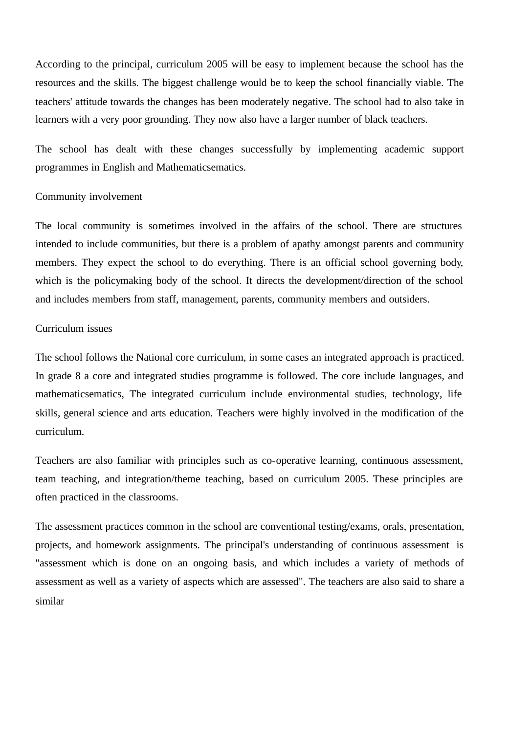According to the principal, curriculum 2005 will be easy to implement because the school has the resources and the skills. The biggest challenge would be to keep the school financially viable. The teachers' attitude towards the changes has been moderately negative. The school had to also take in learners with a very poor grounding. They now also have a larger number of black teachers.

The school has dealt with these changes successfully by implementing academic support programmes in English and Mathematicsematics.

Community involvement

The local community is sometimes involved in the affairs of the school. There are structures intended to include communities, but there is a problem of apathy amongst parents and community members. They expect the school to do everything. There is an official school governing body, which is the policymaking body of the school. It directs the development/direction of the school and includes members from staff, management, parents, community members and outsiders.

Curriculum issues

The school follows the National core curriculum, in some cases an integrated approach is practiced. In grade 8 a core and integrated studies programme is followed. The core include languages, and mathematicsematics, The integrated curriculum include environmental studies, technology, life skills, general science and arts education. Teachers were highly involved in the modification of the curriculum.

Teachers are also familiar with principles such as co-operative learning, continuous assessment, team teaching, and integration/theme teaching, based on curriculum 2005. These principles are often practiced in the classrooms.

The assessment practices common in the school are conventional testing/exams, orals, presentation, projects, and homework assignments. The principal's understanding of continuous assessment is "assessment which is done on an ongoing basis, and which includes a variety of methods of assessment as well as a variety of aspects which are assessed". The teachers are also said to share a similar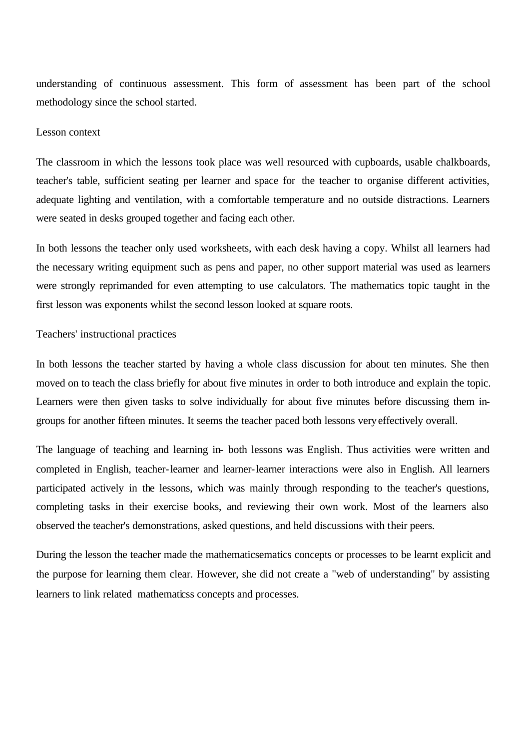understanding of continuous assessment. This form of assessment has been part of the school methodology since the school started.

Lesson context

The classroom in which the lessons took place was well resourced with cupboards, usable chalkboards, teacher's table, sufficient seating per learner and space for the teacher to organise different activities, adequate lighting and ventilation, with a comfortable temperature and no outside distractions. Learners were seated in desks grouped together and facing each other.

In both lessons the teacher only used worksheets, with each desk having a copy. Whilst all learners had the necessary writing equipment such as pens and paper, no other support material was used as learners were strongly reprimanded for even attempting to use calculators. The mathematics topic taught in the first lesson was exponents whilst the second lesson looked at square roots.

Teachers' instructional practices

In both lessons the teacher started by having a whole class discussion for about ten minutes. She then moved on to teach the class briefly for about five minutes in order to both introduce and explain the topic. Learners were then given tasks to solve individually for about five minutes before discussing them in-groups for another fifteen minutes. It seems the teacher paced both lessons very effectively overall.

The language of teaching and learning in- both lessons was English. Thus activities were written and completed in English, teacher-learner and learner-learner interactions were also in English. All learners participated actively in the lessons, which was mainly through responding to the teacher's questions, completing tasks in their exercise books, and reviewing their own work. Most of the learners also observed the teacher's demonstrations, asked questions, and held discussions with their peers.

During the lesson the teacher made the mathematicsematics concepts or processes to be learnt explicit and the purpose for learning them clear. However, she did not create a "web of understanding" by assisting learners to link related mathematicss concepts and processes.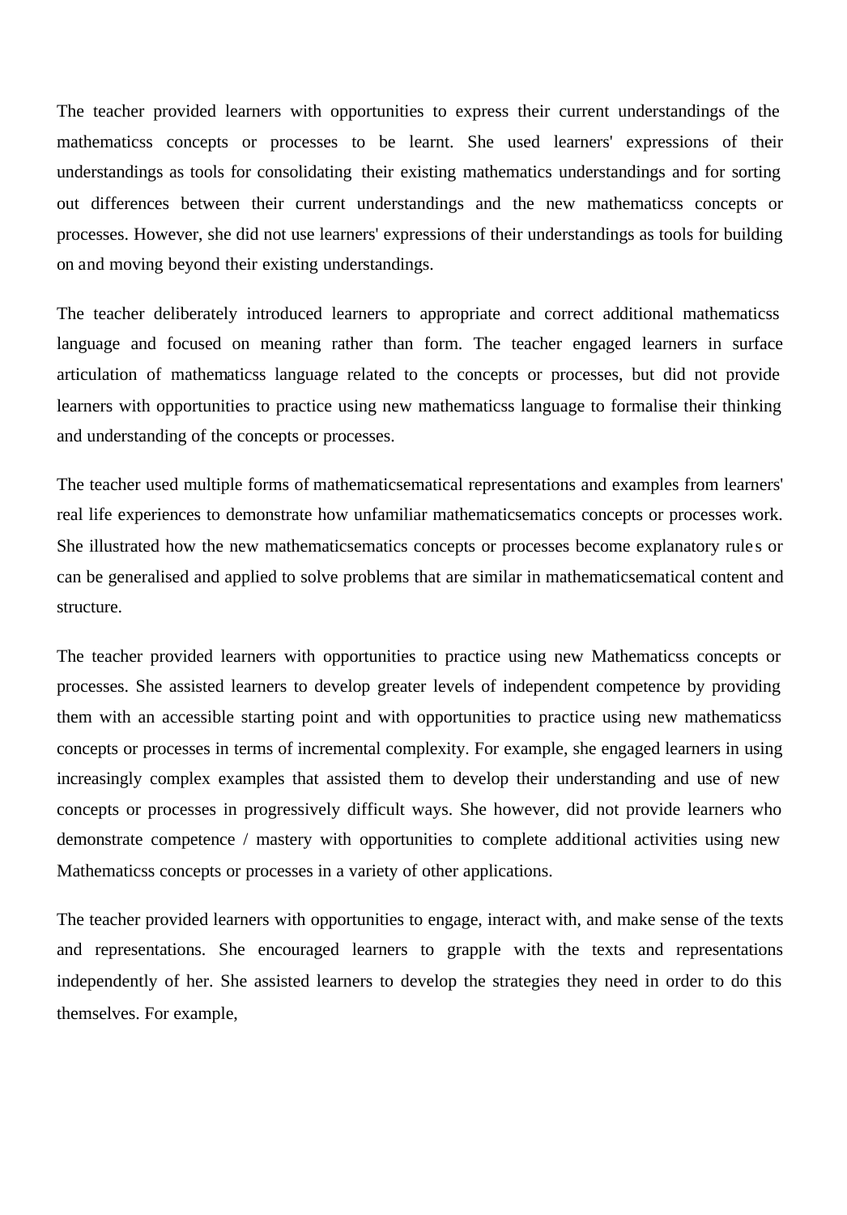The teacher provided learners with opportunities to express their current understandings of the mathematicss concepts or processes to be learnt. She used learners' expressions of their understandings as tools for consolidating their existing mathematics understandings and for sorting out differences between their current understandings and the new mathematicss concepts or processes. However, she did not use learners' expressions of their understandings as tools for building on and moving beyond their existing understandings.

The teacher deliberately introduced learners to appropriate and correct additional mathematicss language and focused on meaning rather than form. The teacher engaged learners in surface articulation of mathematicss language related to the concepts or processes, but did not provide learners with opportunities to practice using new mathematicss language to formalise their thinking and understanding of the concepts or processes.

The teacher used multiple forms of mathematicsematical representations and examples from learners' real life experiences to demonstrate how unfamiliar mathematicsematics concepts or processes work. She illustrated how the new mathematicsematics concepts or processes become explanatory rules or can be generalised and applied to solve problems that are similar in mathematicsematical content and structure.

The teacher provided learners with opportunities to practice using new Mathematicss concepts or processes. She assisted learners to develop greater levels of independent competence by providing them with an accessible starting point and with opportunities to practice using new mathematicss concepts or processes in terms of incremental complexity. For example, she engaged learners in using increasingly complex examples that assisted them to develop their understanding and use of new concepts or processes in progressively difficult ways. She however, did not provide learners who demonstrate competence / mastery with opportunities to complete additional activities using new Mathematicss concepts or processes in a variety of other applications.

The teacher provided learners with opportunities to engage, interact with, and make sense of the texts and representations. She encouraged learners to grapple with the texts and representations independently of her. She assisted learners to develop the strategies they need in order to do this themselves. For example,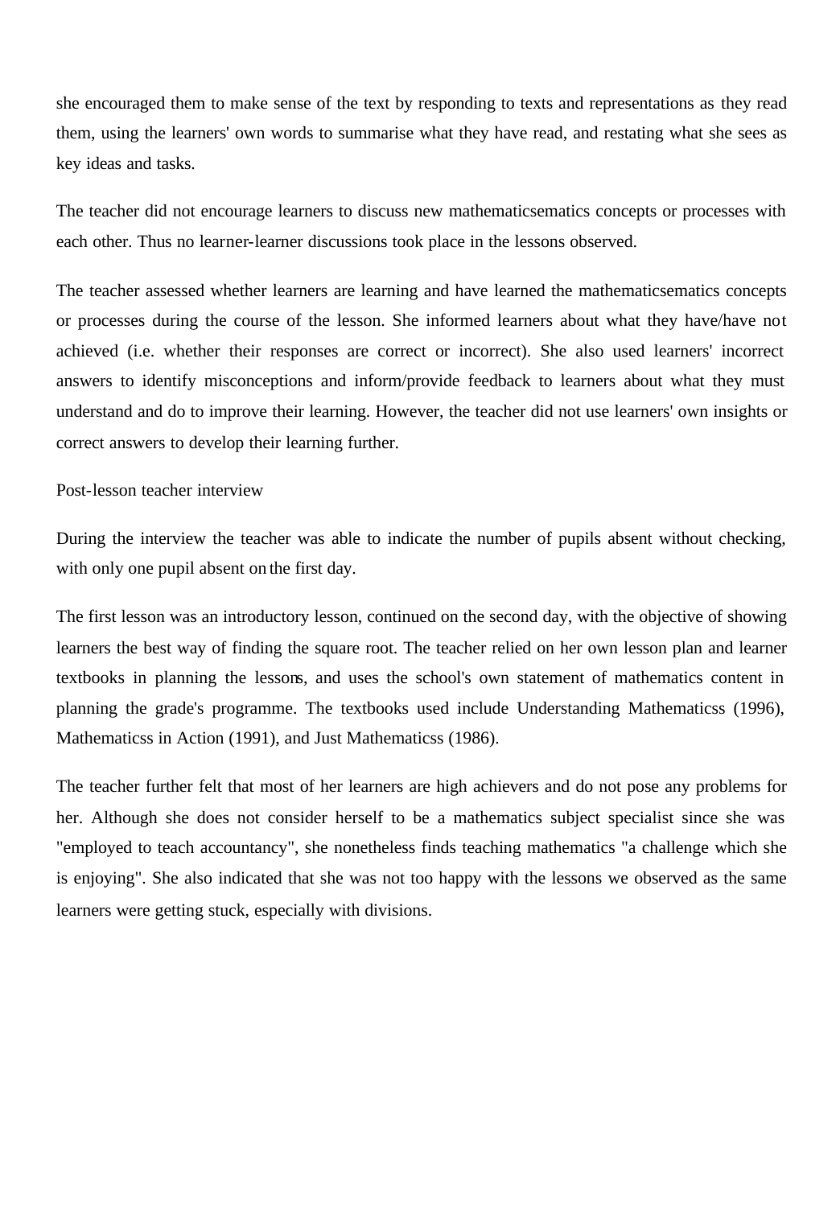she encouraged them to make sense of the text by responding to texts and representations as they read them, using the learners' own words to summarise what they have read, and restating what she sees as key ideas and tasks.

The teacher did not encourage learners to discuss new mathematicsematics concepts or processes with each other. Thus no learner-learner discussions took place in the lessons observed.

The teacher assessed whether learners are learning and have learned the mathematicsematics concepts or processes during the course of the lesson. She informed learners about what they have/have not achieved (i.e. whether their responses are correct or incorrect). She also used learners' incorrect answers to identify misconceptions and inform/provide feedback to learners about what they must understand and do to improve their learning. However, the teacher did not use learners' own insights or correct answers to develop their learning further.

Post-lesson teacher interview

During the interview the teacher was able to indicate the number of pupils absent without checking, with only one pupil absent on the first day.

The first lesson was an introductory lesson, continued on the second day, with the objective of showing learners the best way of finding the square root. The teacher relied on her own lesson plan and learner textbooks in planning the lessons, and uses the school's own statement of mathematics content in planning the grade's programme. The textbooks used include Understanding Mathematicss (1996), Mathematicss in Action (1991), and Just Mathematicss (1986).

The teacher further felt that most of her learners are high achievers and do not pose any problems for her. Although she does not consider herself to be a mathematics subject specialist since she was "employed to teach accountancy", she nonetheless finds teaching mathematics "a challenge which she is enjoying". She also indicated that she was not too happy with the lessons we observed as the same learners were getting stuck, especially with divisions.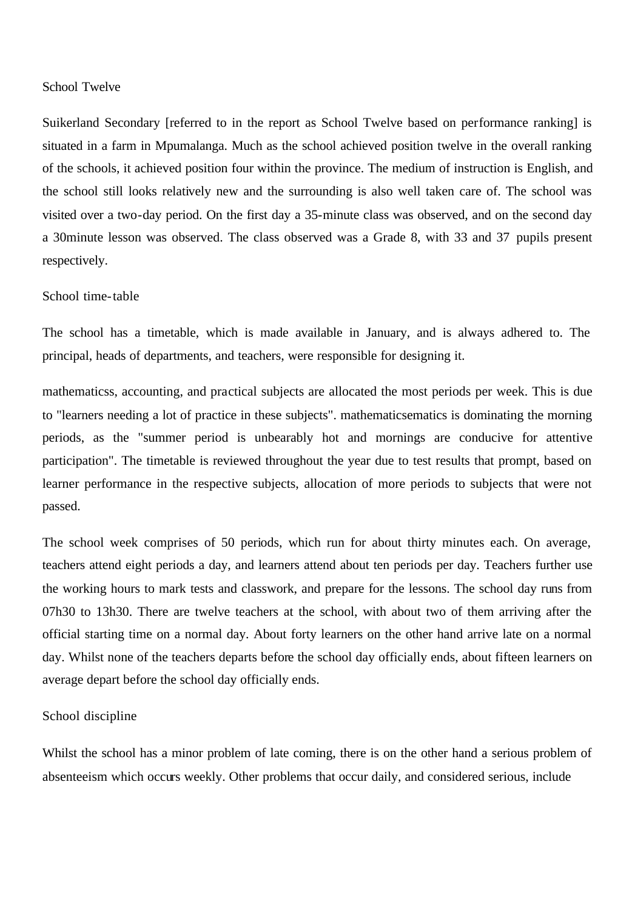## School Twelve

Suikerland Secondary [referred to in the report as School Twelve based on performance ranking] is situated in a farm in Mpumalanga. Much as the school achieved position twelve in the overall ranking of the schools, it achieved position four within the province. The medium of instruction is English, and the school still looks relatively new and the surrounding is also well taken care of. The school was visited over a two-day period. On the first day a 35-minute class was observed, and on the second day a 30minute lesson was observed. The class observed was a Grade 8, with 33 and 37 pupils present respectively.

### School time-table

The school has a timetable, which is made available in January, and is always adhered to. The principal, heads of departments, and teachers, were responsible for designing it.

mathematicss, accounting, and practical subjects are allocated the most periods per week. This is due to "learners needing a lot of practice in these subjects". mathematicsematics is dominating the morning periods, as the "summer period is unbearably hot and mornings are conducive for attentive participation". The timetable is reviewed throughout the year due to test results that prompt, based on learner performance in the respective subjects, allocation of more periods to subjects that were not passed.

The school week comprises of 50 periods, which run for about thirty minutes each. On average, teachers attend eight periods a day, and learners attend about ten periods per day. Teachers further use the working hours to mark tests and classwork, and prepare for the lessons. The school day runs from 07h30 to 13h30. There are twelve teachers at the school, with about two of them arriving after the official starting time on a normal day. About forty learners on the other hand arrive late on a normal day. Whilst none of the teachers departs before the school day officially ends, about fifteen learners on average depart before the school day officially ends.

### School discipline

Whilst the school has a minor problem of late coming, there is on the other hand a serious problem of absenteeism which occurs weekly. Other problems that occur daily, and considered serious, include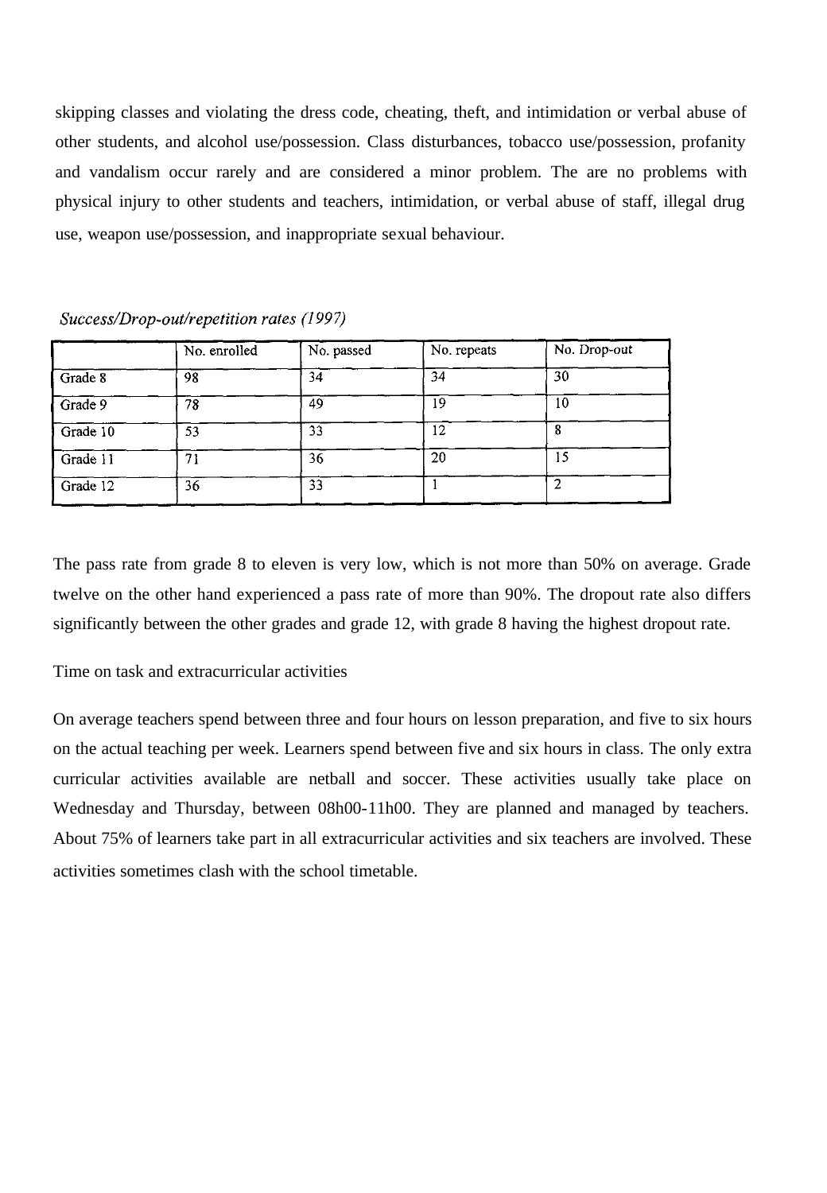skipping classes and violating the dress code, cheating, theft, and intimidation or verbal abuse of other students, and alcohol use/possession. Class disturbances, tobacco use/possession, profanity and vandalism occur rarely and are considered a minor problem. The are no problems with physical injury to other students and teachers, intimidation, or verbal abuse of staff, illegal drug use, weapon use/possession, and inappropriate sexual behaviour.

*Success/Drop-out/repetition rates (1997)*

| | No. enrolled | No. passed | No. repeats | No. Drop-out |
|---|---|---|---|---|
| Grade 8 | 98 | 34 | 34 | 30 |
| Grade 9 | 78 | 49 | 19 | 10 |
| Grade 10 | 53 | 33 | 12 | 8 |
| Grade 11 | 71 | 36 | 20 | 15 |
| Grade 12 | 36 | 33 | 1 | 2 |

The pass rate from grade 8 to eleven is very low, which is not more than 50% on average. Grade twelve on the other hand experienced a pass rate of more than 90%. The dropout rate also differs significantly between the other grades and grade 12, with grade 8 having the highest dropout rate.

Time on task and extracurricular activities

On average teachers spend between three and four hours on lesson preparation, and five to six hours on the actual teaching per week. Learners spend between five and six hours in class. The only extra curricular activities available are netball and soccer. These activities usually take place on Wednesday and Thursday, between 08h00-11h00. They are planned and managed by teachers. About 75% of learners take part in all extracurricular activities and six teachers are involved. These activities sometimes clash with the school timetable.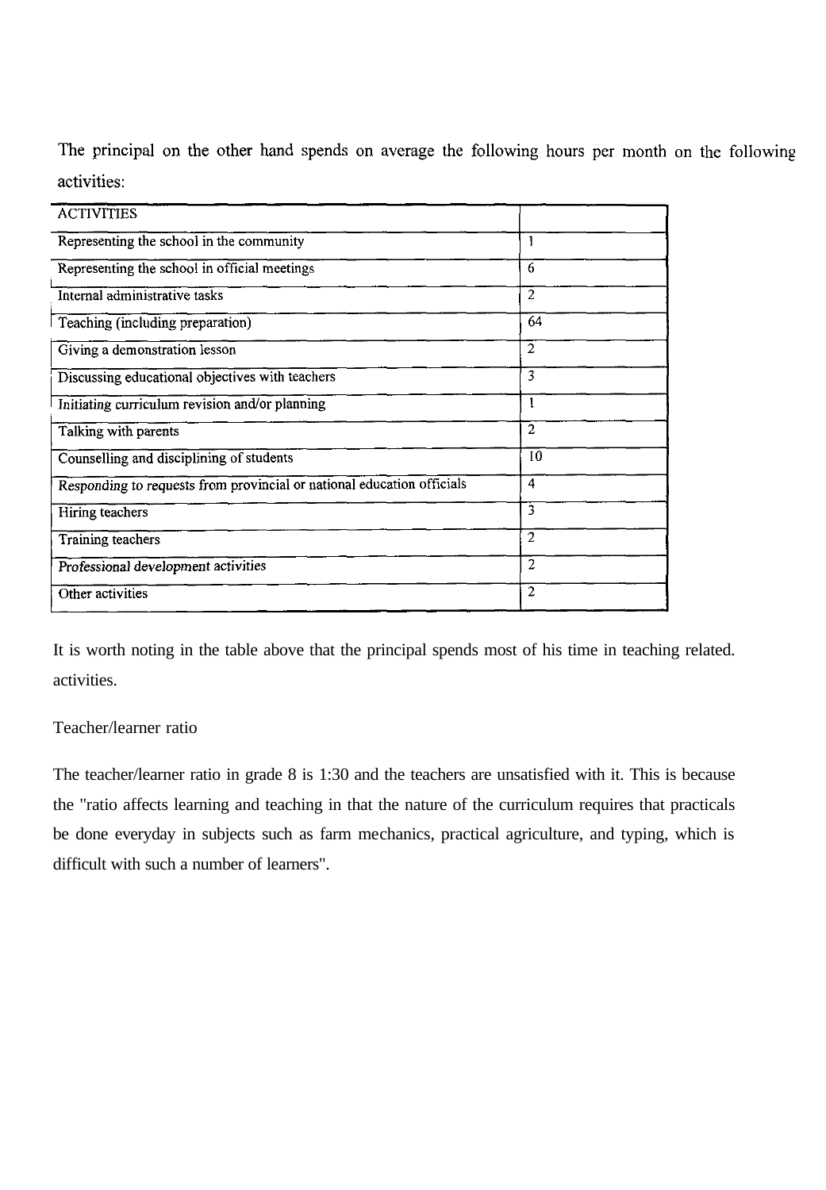The principal on the other hand spends on average the following hours per month on the following activities:

| ACTIVITIES | |
|---|---|
| Representing the school in the community | 1 |
| Representing the school in official meetings | 6 |
| Internal administrative tasks | 2 |
| Teaching (including preparation) | 64 |
| Giving a demonstration lesson | 2 |
| Discussing educational objectives with teachers | 3 |
| Initiating curriculum revision and/or planning | 1 |
| Talking with parents | 2 |
| Counselling and disciplining of students | 10 |
| Responding to requests from provincial or national education officials | 4 |
| Hiring teachers | 3 |
| Training teachers | 2 |
| Professional development activities | 2 |
| Other activities | 2 |

It is worth noting in the table above that the principal spends most of his time in teaching related. activities.

Teacher/learner ratio

The teacher/learner ratio in grade 8 is 1:30 and the teachers are unsatisfied with it. This is because the "ratio affects learning and teaching in that the nature of the curriculum requires that practicals be done everyday in subjects such as farm mechanics, practical agriculture, and typing, which is difficult with such a number of learners".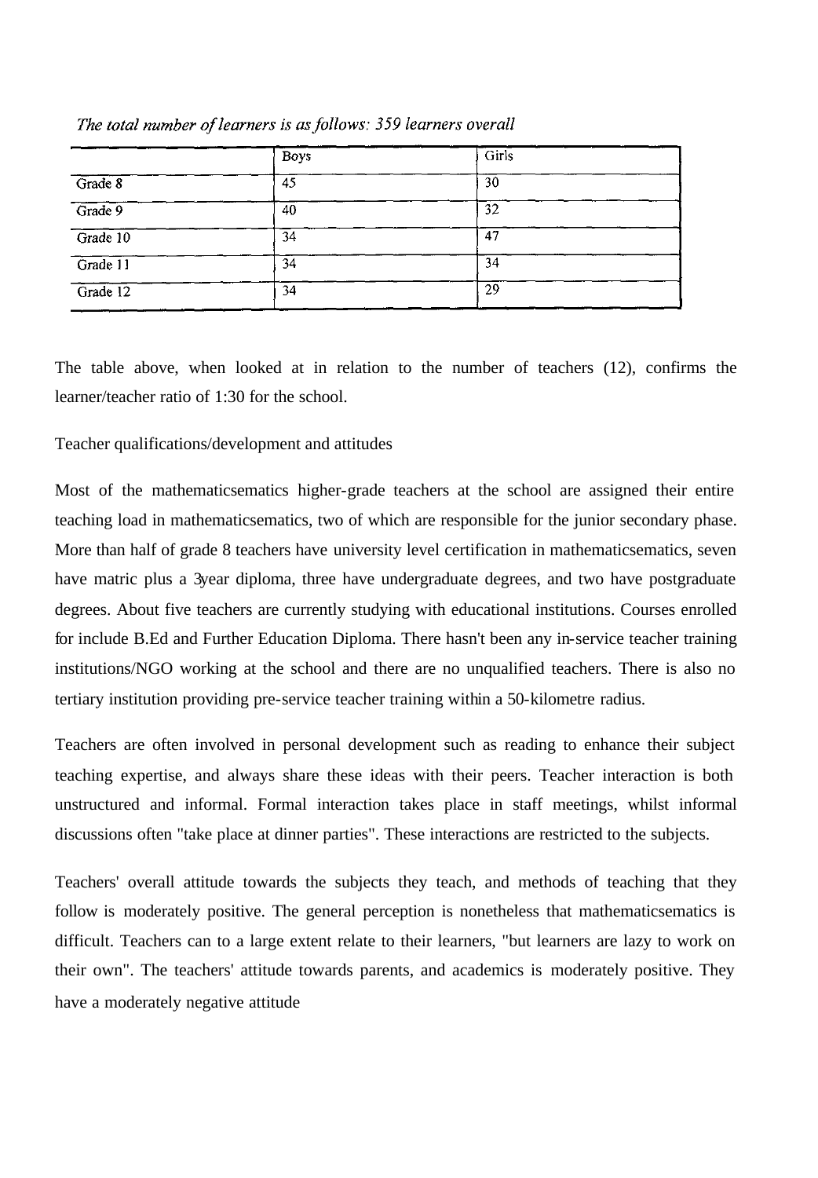*The total number of learners is as follows: 359 learners overall*

| | Boys | Girls |
|---|---|---|
| Grade 8 | 45 | 30 |
| Grade 9 | 40 | 32 |
| Grade 10 | 34 | 47 |
| Grade 11 | 34 | 34 |
| Grade 12 | 34 | 29 |

The table above, when looked at in relation to the number of teachers (12), confirms the learner/teacher ratio of 1:30 for the school.

Teacher qualifications/development and attitudes

Most of the mathematicsematics higher-grade teachers at the school are assigned their entire teaching load in mathematicsematics, two of which are responsible for the junior secondary phase. More than half of grade 8 teachers have university level certification in mathematicsematics, seven have matric plus a 3year diploma, three have undergraduate degrees, and two have postgraduate degrees. About five teachers are currently studying with educational institutions. Courses enrolled for include B.Ed and Further Education Diploma. There hasn't been any in-service teacher training institutions/NGO working at the school and there are no unqualified teachers. There is also no tertiary institution providing pre-service teacher training within a 50-kilometre radius.

Teachers are often involved in personal development such as reading to enhance their subject teaching expertise, and always share these ideas with their peers. Teacher interaction is both unstructured and informal. Formal interaction takes place in staff meetings, whilst informal discussions often "take place at dinner parties". These interactions are restricted to the subjects.

Teachers' overall attitude towards the subjects they teach, and methods of teaching that they follow is moderately positive. The general perception is nonetheless that mathematicsematics is difficult. Teachers can to a large extent relate to their learners, "but learners are lazy to work on their own". The teachers' attitude towards parents, and academics is moderately positive. They have a moderately negative attitude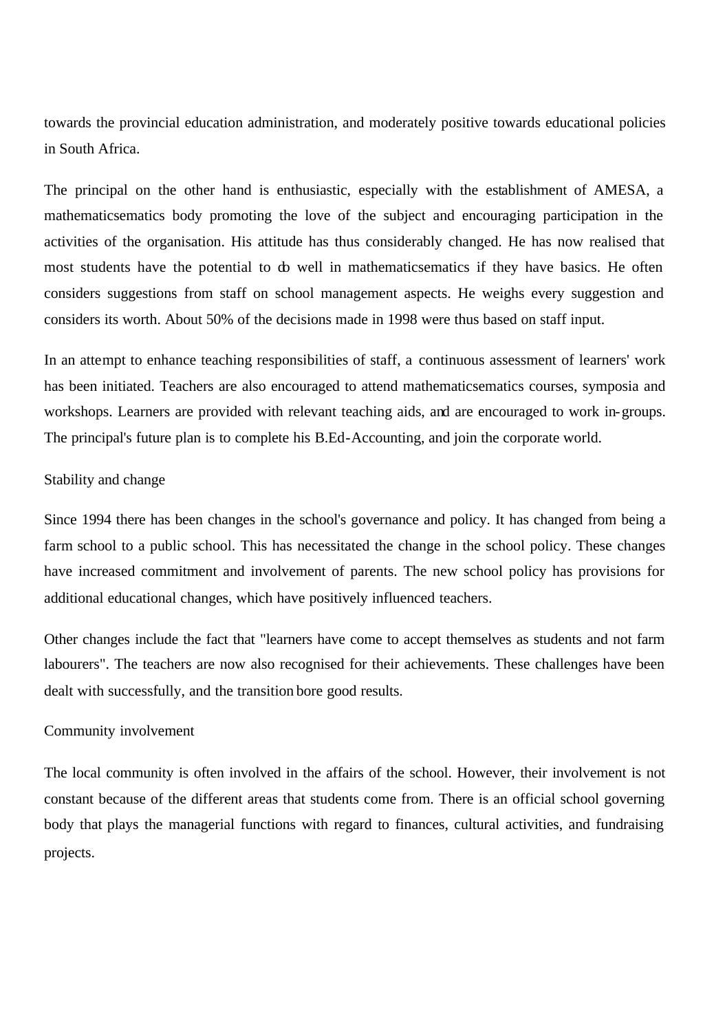towards the provincial education administration, and moderately positive towards educational policies in South Africa.

The principal on the other hand is enthusiastic, especially with the establishment of AMESA, a mathematicsematics body promoting the love of the subject and encouraging participation in the activities of the organisation. His attitude has thus considerably changed. He has now realised that most students have the potential to do well in mathematicsematics if they have basics. He often considers suggestions from staff on school management aspects. He weighs every suggestion and considers its worth. About 50% of the decisions made in 1998 were thus based on staff input.

In an attempt to enhance teaching responsibilities of staff, a continuous assessment of learners' work has been initiated. Teachers are also encouraged to attend mathematicsematics courses, symposia and workshops. Learners are provided with relevant teaching aids, and are encouraged to work in-groups. The principal's future plan is to complete his B.Ed-Accounting, and join the corporate world.

### Stability and change

Since 1994 there has been changes in the school's governance and policy. It has changed from being a farm school to a public school. This has necessitated the change in the school policy. These changes have increased commitment and involvement of parents. The new school policy has provisions for additional educational changes, which have positively influenced teachers.

Other changes include the fact that "learners have come to accept themselves as students and not farm labourers". The teachers are now also recognised for their achievements. These challenges have been dealt with successfully, and the transition bore good results.

### Community involvement

The local community is often involved in the affairs of the school. However, their involvement is not constant because of the different areas that students come from. There is an official school governing body that plays the managerial functions with regard to finances, cultural activities, and fundraising projects.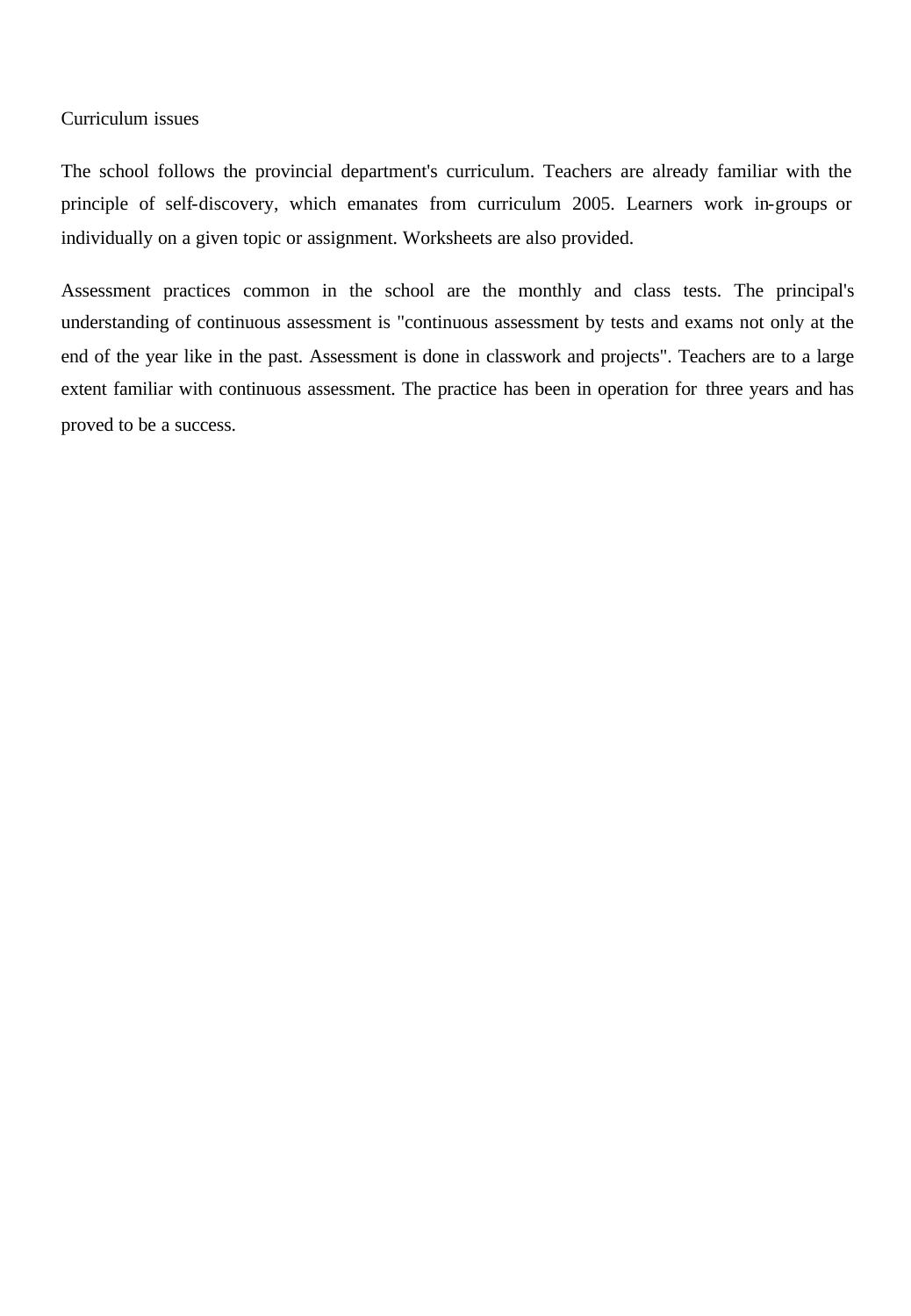Curriculum issues

The school follows the provincial department's curriculum. Teachers are already familiar with the principle of self-discovery, which emanates from curriculum 2005. Learners work in-groups or individually on a given topic or assignment. Worksheets are also provided.

Assessment practices common in the school are the monthly and class tests. The principal's understanding of continuous assessment is "continuous assessment by tests and exams not only at the end of the year like in the past. Assessment is done in classwork and projects". Teachers are to a large extent familiar with continuous assessment. The practice has been in operation for three years and has proved to be a success.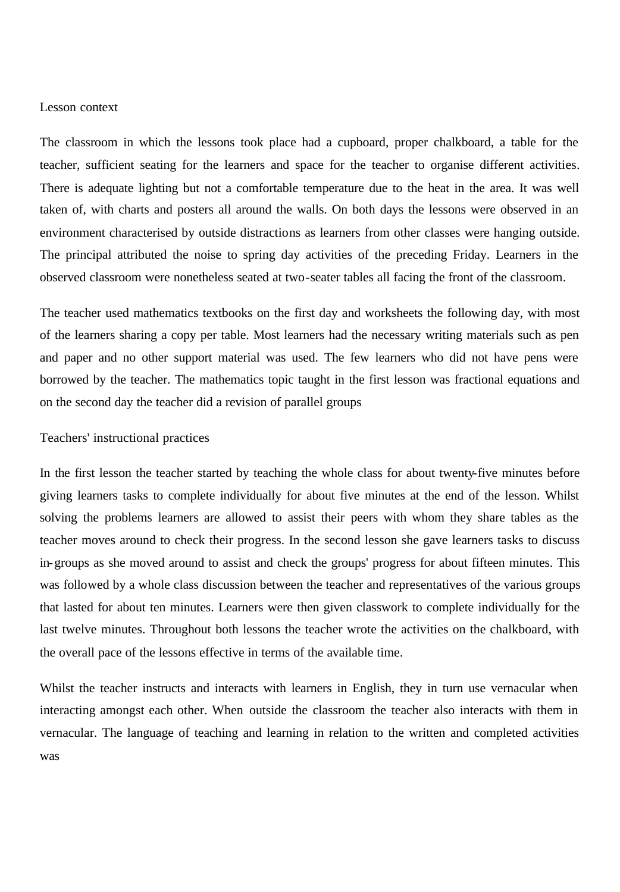Lesson context

The classroom in which the lessons took place had a cupboard, proper chalkboard, a table for the teacher, sufficient seating for the learners and space for the teacher to organise different activities. There is adequate lighting but not a comfortable temperature due to the heat in the area. It was well taken of, with charts and posters all around the walls. On both days the lessons were observed in an environment characterised by outside distractions as learners from other classes were hanging outside. The principal attributed the noise to spring day activities of the preceding Friday. Learners in the observed classroom were nonetheless seated at two-seater tables all facing the front of the classroom.

The teacher used mathematics textbooks on the first day and worksheets the following day, with most of the learners sharing a copy per table. Most learners had the necessary writing materials such as pen and paper and no other support material was used. The few learners who did not have pens were borrowed by the teacher. The mathematics topic taught in the first lesson was fractional equations and on the second day the teacher did a revision of parallel groups

Teachers' instructional practices

In the first lesson the teacher started by teaching the whole class for about twenty-five minutes before giving learners tasks to complete individually for about five minutes at the end of the lesson. Whilst solving the problems learners are allowed to assist their peers with whom they share tables as the teacher moves around to check their progress. In the second lesson she gave learners tasks to discuss in-groups as she moved around to assist and check the groups' progress for about fifteen minutes. This was followed by a whole class discussion between the teacher and representatives of the various groups that lasted for about ten minutes. Learners were then given classwork to complete individually for the last twelve minutes. Throughout both lessons the teacher wrote the activities on the chalkboard, with the overall pace of the lessons effective in terms of the available time.

Whilst the teacher instructs and interacts with learners in English, they in turn use vernacular when interacting amongst each other. When outside the classroom the teacher also interacts with them in vernacular. The language of teaching and learning in relation to the written and completed activities was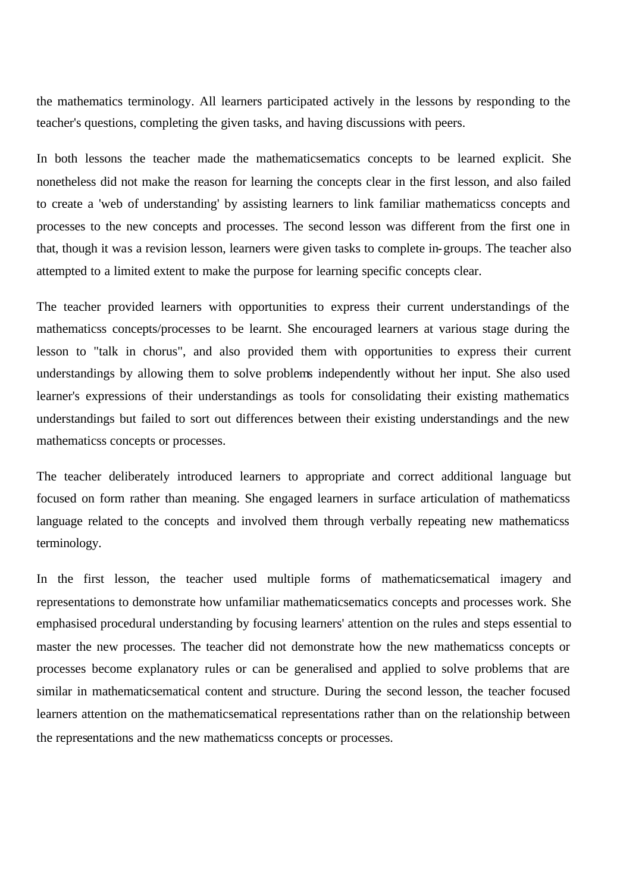the mathematics terminology. All learners participated actively in the lessons by responding to the teacher's questions, completing the given tasks, and having discussions with peers.

In both lessons the teacher made the mathematicsematics concepts to be learned explicit. She nonetheless did not make the reason for learning the concepts clear in the first lesson, and also failed to create a 'web of understanding' by assisting learners to link familiar mathematicss concepts and processes to the new concepts and processes. The second lesson was different from the first one in that, though it was a revision lesson, learners were given tasks to complete in-groups. The teacher also attempted to a limited extent to make the purpose for learning specific concepts clear.

The teacher provided learners with opportunities to express their current understandings of the mathematicss concepts/processes to be learnt. She encouraged learners at various stage during the lesson to "talk in chorus", and also provided them with opportunities to express their current understandings by allowing them to solve problems independently without her input. She also used learner's expressions of their understandings as tools for consolidating their existing mathematics understandings but failed to sort out differences between their existing understandings and the new mathematicss concepts or processes.

The teacher deliberately introduced learners to appropriate and correct additional language but focused on form rather than meaning. She engaged learners in surface articulation of mathematicss language related to the concepts and involved them through verbally repeating new mathematicss terminology.

In the first lesson, the teacher used multiple forms of mathematicsematical imagery and representations to demonstrate how unfamiliar mathematicsematics concepts and processes work. She emphasised procedural understanding by focusing learners' attention on the rules and steps essential to master the new processes. The teacher did not demonstrate how the new mathematicss concepts or processes become explanatory rules or can be generalised and applied to solve problems that are similar in mathematicsematical content and structure. During the second lesson, the teacher focused learners attention on the mathematicsematical representations rather than on the relationship between the representations and the new mathematicss concepts or processes.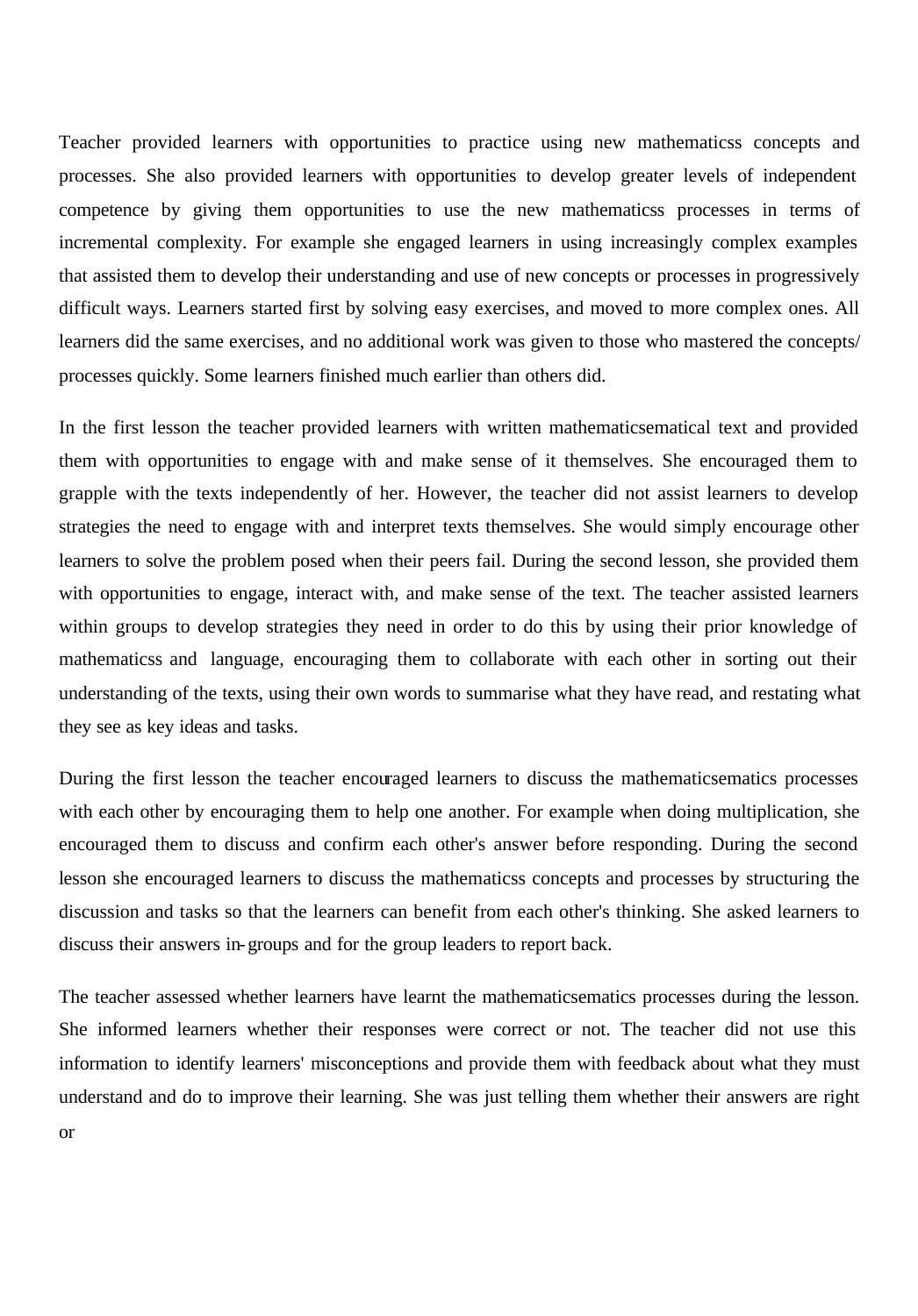Teacher provided learners with opportunities to practice using new mathematicss concepts and processes. She also provided learners with opportunities to develop greater levels of independent competence by giving them opportunities to use the new mathematicss processes in terms of incremental complexity. For example she engaged learners in using increasingly complex examples that assisted them to develop their understanding and use of new concepts or processes in progressively difficult ways. Learners started first by solving easy exercises, and moved to more complex ones. All learners did the same exercises, and no additional work was given to those who mastered the concepts/ processes quickly. Some learners finished much earlier than others did.

In the first lesson the teacher provided learners with written mathematicsematical text and provided them with opportunities to engage with and make sense of it themselves. She encouraged them to grapple with the texts independently of her. However, the teacher did not assist learners to develop strategies the need to engage with and interpret texts themselves. She would simply encourage other learners to solve the problem posed when their peers fail. During the second lesson, she provided them with opportunities to engage, interact with, and make sense of the text. The teacher assisted learners within groups to develop strategies they need in order to do this by using their prior knowledge of mathematicss and language, encouraging them to collaborate with each other in sorting out their understanding of the texts, using their own words to summarise what they have read, and restating what they see as key ideas and tasks.

During the first lesson the teacher encouraged learners to discuss the mathematicsematics processes with each other by encouraging them to help one another. For example when doing multiplication, she encouraged them to discuss and confirm each other's answer before responding. During the second lesson she encouraged learners to discuss the mathematicss concepts and processes by structuring the discussion and tasks so that the learners can benefit from each other's thinking. She asked learners to discuss their answers in-groups and for the group leaders to report back.

The teacher assessed whether learners have learnt the mathematicsematics processes during the lesson. She informed learners whether their responses were correct or not. The teacher did not use this information to identify learners' misconceptions and provide them with feedback about what they must understand and do to improve their learning. She was just telling them whether their answers are right or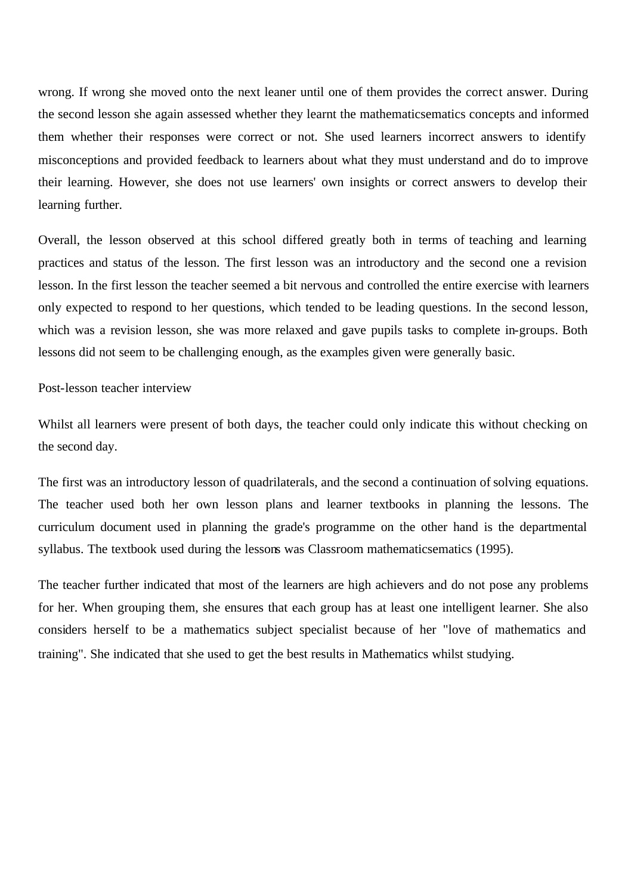wrong. If wrong she moved onto the next leaner until one of them provides the correct answer. During the second lesson she again assessed whether they learnt the mathematicsematics concepts and informed them whether their responses were correct or not. She used learners incorrect answers to identify misconceptions and provided feedback to learners about what they must understand and do to improve their learning. However, she does not use learners' own insights or correct answers to develop their learning further.

Overall, the lesson observed at this school differed greatly both in terms of teaching and learning practices and status of the lesson. The first lesson was an introductory and the second one a revision lesson. In the first lesson the teacher seemed a bit nervous and controlled the entire exercise with learners only expected to respond to her questions, which tended to be leading questions. In the second lesson, which was a revision lesson, she was more relaxed and gave pupils tasks to complete in-groups. Both lessons did not seem to be challenging enough, as the examples given were generally basic.

Post-lesson teacher interview

Whilst all learners were present of both days, the teacher could only indicate this without checking on the second day.

The first was an introductory lesson of quadrilaterals, and the second a continuation of solving equations. The teacher used both her own lesson plans and learner textbooks in planning the lessons. The curriculum document used in planning the grade's programme on the other hand is the departmental syllabus. The textbook used during the lessons was Classroom mathematicsematics (1995).

The teacher further indicated that most of the learners are high achievers and do not pose any problems for her. When grouping them, she ensures that each group has at least one intelligent learner. She also considers herself to be a mathematics subject specialist because of her "love of mathematics and training". She indicated that she used to get the best results in Mathematics whilst studying.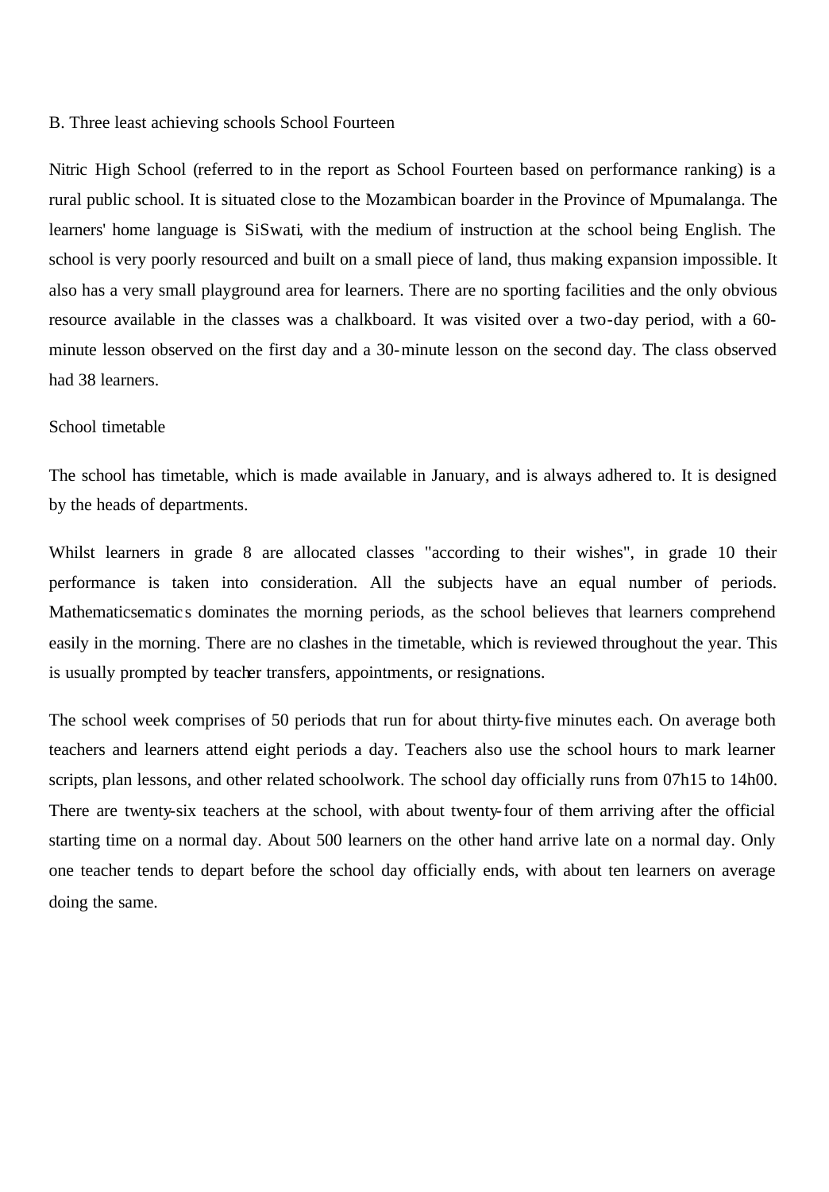B. Three least achieving schools School Fourteen

Nitric High School (referred to in the report as School Fourteen based on performance ranking) is a rural public school. It is situated close to the Mozambican boarder in the Province of Mpumalanga. The learners' home language is SiSwati, with the medium of instruction at the school being English. The school is very poorly resourced and built on a small piece of land, thus making expansion impossible. It also has a very small playground area for learners. There are no sporting facilities and the only obvious resource available in the classes was a chalkboard. It was visited over a two-day period, with a 60-minute lesson observed on the first day and a 30-minute lesson on the second day. The class observed had 38 learners.

School timetable

The school has timetable, which is made available in January, and is always adhered to. It is designed by the heads of departments.

Whilst learners in grade 8 are allocated classes "according to their wishes", in grade 10 their performance is taken into consideration. All the subjects have an equal number of periods. Mathematicsematics dominates the morning periods, as the school believes that learners comprehend easily in the morning. There are no clashes in the timetable, which is reviewed throughout the year. This is usually prompted by teacher transfers, appointments, or resignations.

The school week comprises of 50 periods that run for about thirty-five minutes each. On average both teachers and learners attend eight periods a day. Teachers also use the school hours to mark learner scripts, plan lessons, and other related schoolwork. The school day officially runs from 07h15 to 14h00. There are twenty-six teachers at the school, with about twenty-four of them arriving after the official starting time on a normal day. About 500 learners on the other hand arrive late on a normal day. Only one teacher tends to depart before the school day officially ends, with about ten learners on average doing the same.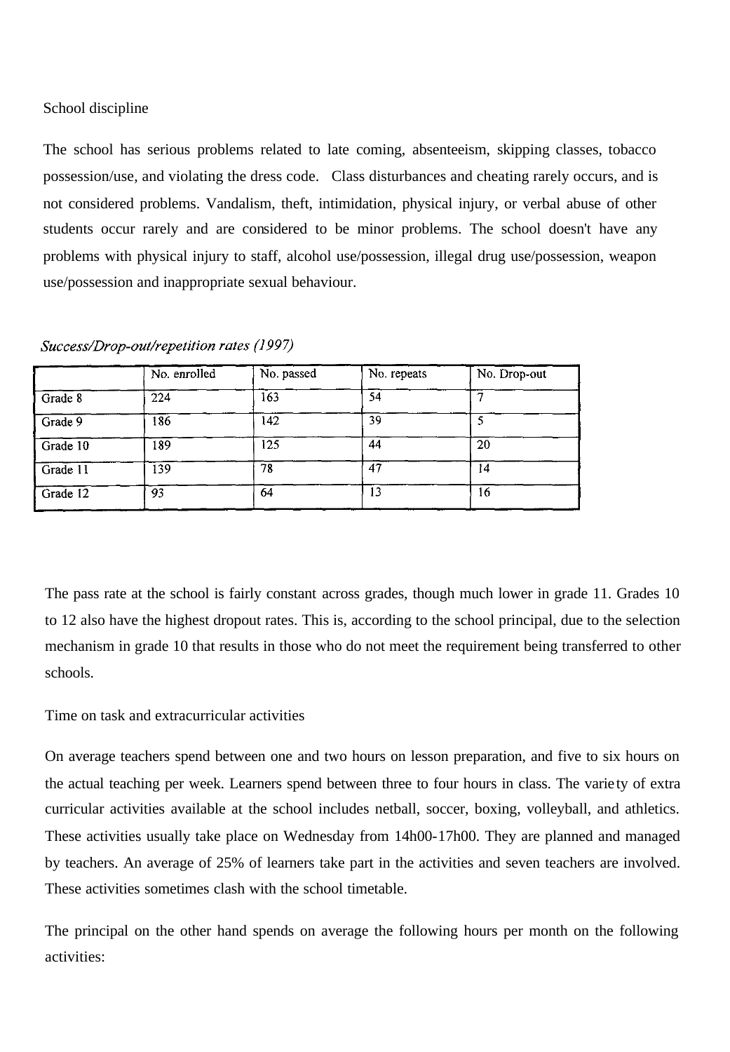School discipline

The school has serious problems related to late coming, absenteeism, skipping classes, tobacco possession/use, and violating the dress code. Class disturbances and cheating rarely occurs, and is not considered problems. Vandalism, theft, intimidation, physical injury, or verbal abuse of other students occur rarely and are considered to be minor problems. The school doesn't have any problems with physical injury to staff, alcohol use/possession, illegal drug use/possession, weapon use/possession and inappropriate sexual behaviour.

*Success/Drop-out/repetition rates (1997)*

| | No. enrolled | No. passed | No. repeats | No. Drop-out |
|---|---|---|---|---|
| Grade 8 | 224 | 163 | 54 | 7 |
| Grade 9 | 186 | 142 | 39 | 5 |
| Grade 10 | 189 | 125 | 44 | 20 |
| Grade 11 | 139 | 78 | 47 | 14 |
| Grade 12 | 93 | 64 | 13 | 16 |

The pass rate at the school is fairly constant across grades, though much lower in grade 11. Grades 10 to 12 also have the highest dropout rates. This is, according to the school principal, due to the selection mechanism in grade 10 that results in those who do not meet the requirement being transferred to other schools.

Time on task and extracurricular activities

On average teachers spend between one and two hours on lesson preparation, and five to six hours on the actual teaching per week. Learners spend between three to four hours in class. The variety of extra curricular activities available at the school includes netball, soccer, boxing, volleyball, and athletics. These activities usually take place on Wednesday from 14h00-17h00. They are planned and managed by teachers. An average of 25% of learners take part in the activities and seven teachers are involved. These activities sometimes clash with the school timetable.

The principal on the other hand spends on average the following hours per month on the following activities: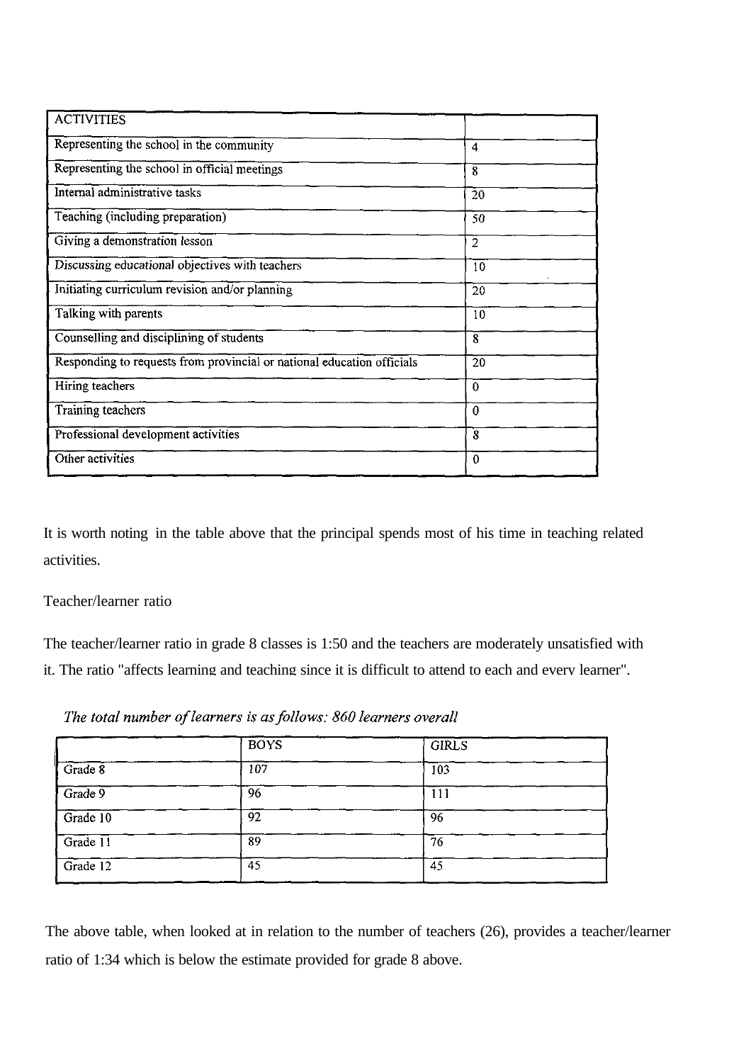| ACTIVITIES | |
|---|---|
| Representing the school in the community | 4 |
| Representing the school in official meetings | 8 |
| Internal administrative tasks | 20 |
| Teaching (including preparation) | 50 |
| Giving a demonstration lesson | 2 |
| Discussing educational objectives with teachers | 10 |
| Initiating curriculum revision and/or planning | 20 |
| Talking with parents | 10 |
| Counselling and disciplining of students | 8 |
| Responding to requests from provincial or national education officials | 20 |
| Hiring teachers | 0 |
| Training teachers | 0 |
| Professional development activities | 8 |
| Other activities | 0 |

It is worth noting in the table above that the principal spends most of his time in teaching related activities.

Teacher/learner ratio

The teacher/learner ratio in grade 8 classes is 1:50 and the teachers are moderately unsatisfied with it. The ratio "affects learning and teaching since it is difficult to attend to each and every learner".

*The total number of learners is as follows: 860 learners overall*

| | BOYS | GIRLS |
|---|---|---|
| Grade 8 | 107 | 103 |
| Grade 9 | 96 | 111 |
| Grade 10 | 92 | 96 |
| Grade 11 | 89 | 76 |
| Grade 12 | 45 | 45 |

The above table, when looked at in relation to the number of teachers (26), provides a teacher/learner ratio of 1:34 which is below the estimate provided for grade 8 above.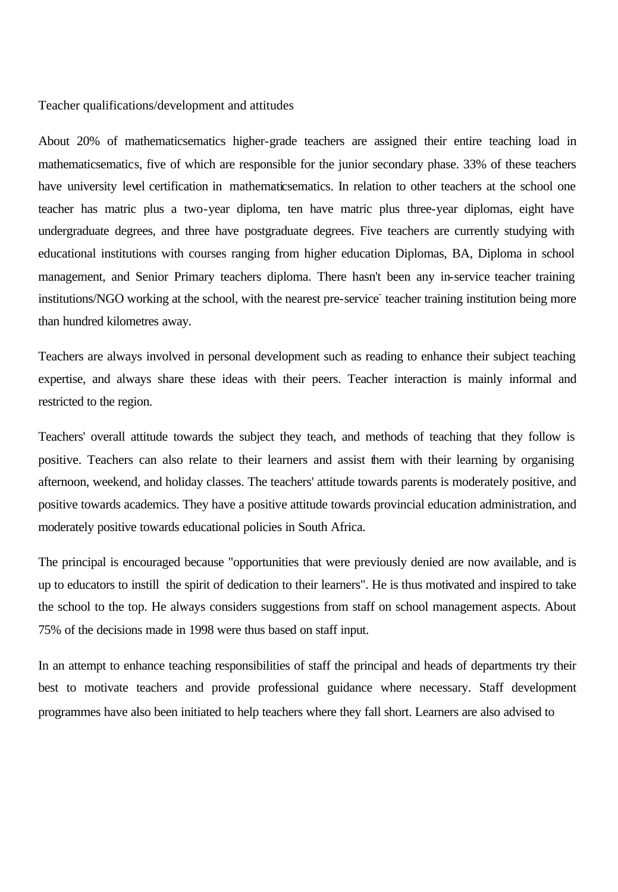Teacher qualifications/development and attitudes

About 20% of mathematicsematics higher-grade teachers are assigned their entire teaching load in mathematicsematics, five of which are responsible for the junior secondary phase. 33% of these teachers have university level certification in mathematicsematics. In relation to other teachers at the school one teacher has matric plus a two-year diploma, ten have matric plus three-year diplomas, eight have undergraduate degrees, and three have postgraduate degrees. Five teachers are currently studying with educational institutions with courses ranging from higher education Diplomas, BA, Diploma in school management, and Senior Primary teachers diploma. There hasn't been any in-service teacher training institutions/NGO working at the school, with the nearest pre-service teacher training institution being more than hundred kilometres away.

Teachers are always involved in personal development such as reading to enhance their subject teaching expertise, and always share these ideas with their peers. Teacher interaction is mainly informal and restricted to the region.

Teachers' overall attitude towards the subject they teach, and methods of teaching that they follow is positive. Teachers can also relate to their learners and assist them with their learning by organising afternoon, weekend, and holiday classes. The teachers' attitude towards parents is moderately positive, and positive towards academics. They have a positive attitude towards provincial education administration, and moderately positive towards educational policies in South Africa.

The principal is encouraged because "opportunities that were previously denied are now available, and is up to educators to instill the spirit of dedication to their learners". He is thus motivated and inspired to take the school to the top. He always considers suggestions from staff on school management aspects. About 75% of the decisions made in 1998 were thus based on staff input.

In an attempt to enhance teaching responsibilities of staff the principal and heads of departments try their best to motivate teachers and provide professional guidance where necessary. Staff development programmes have also been initiated to help teachers where they fall short. Learners are also advised to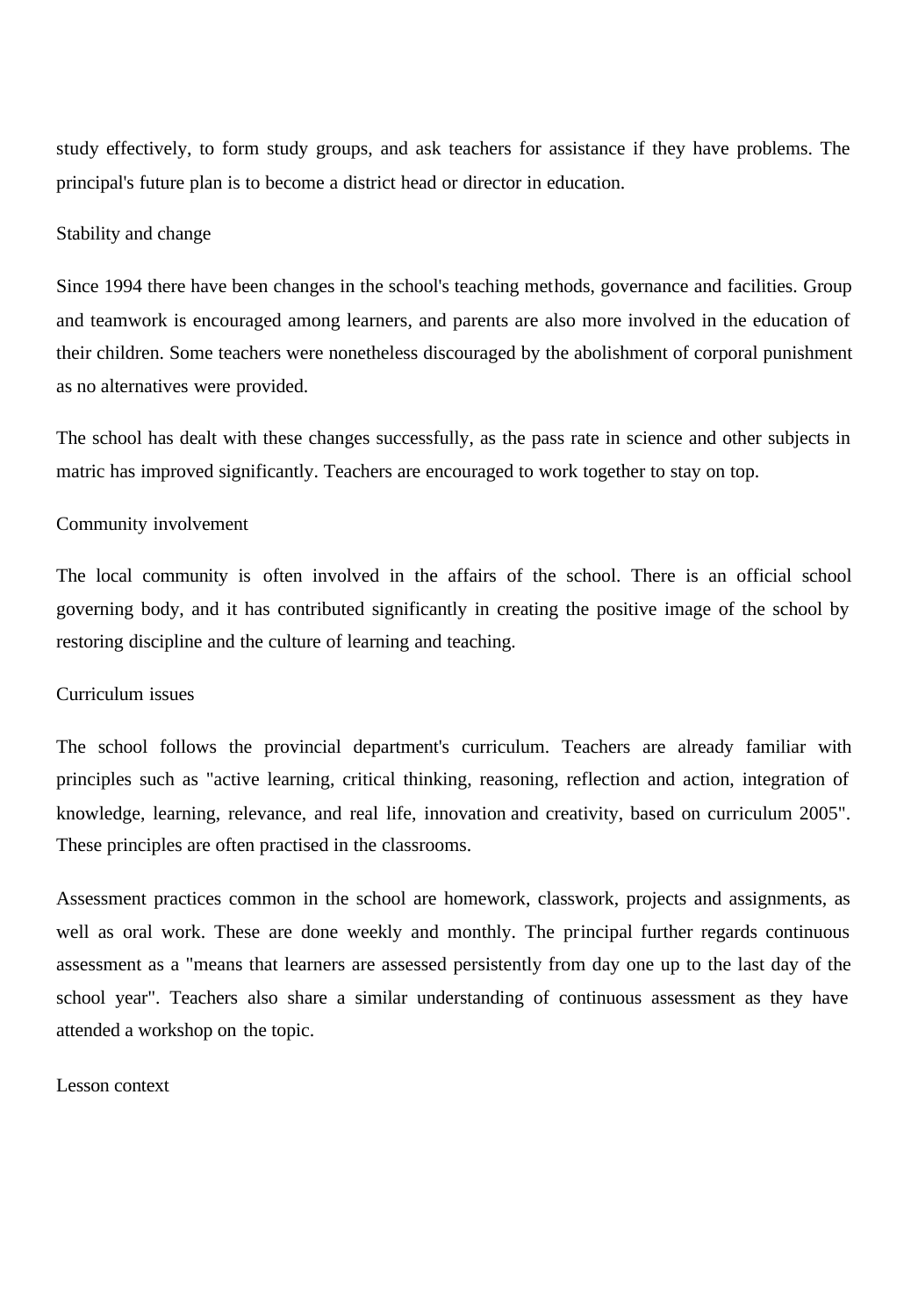study effectively, to form study groups, and ask teachers for assistance if they have problems. The principal's future plan is to become a district head or director in education.

Stability and change

Since 1994 there have been changes in the school's teaching methods, governance and facilities. Group and teamwork is encouraged among learners, and parents are also more involved in the education of their children. Some teachers were nonetheless discouraged by the abolishment of corporal punishment as no alternatives were provided.

The school has dealt with these changes successfully, as the pass rate in science and other subjects in matric has improved significantly. Teachers are encouraged to work together to stay on top.

Community involvement

The local community is often involved in the affairs of the school. There is an official school governing body, and it has contributed significantly in creating the positive image of the school by restoring discipline and the culture of learning and teaching.

Curriculum issues

The school follows the provincial department's curriculum. Teachers are already familiar with principles such as "active learning, critical thinking, reasoning, reflection and action, integration of knowledge, learning, relevance, and real life, innovation and creativity, based on curriculum 2005". These principles are often practised in the classrooms.

Assessment practices common in the school are homework, classwork, projects and assignments, as well as oral work. These are done weekly and monthly. The principal further regards continuous assessment as a "means that learners are assessed persistently from day one up to the last day of the school year". Teachers also share a similar understanding of continuous assessment as they have attended a workshop on the topic.

Lesson context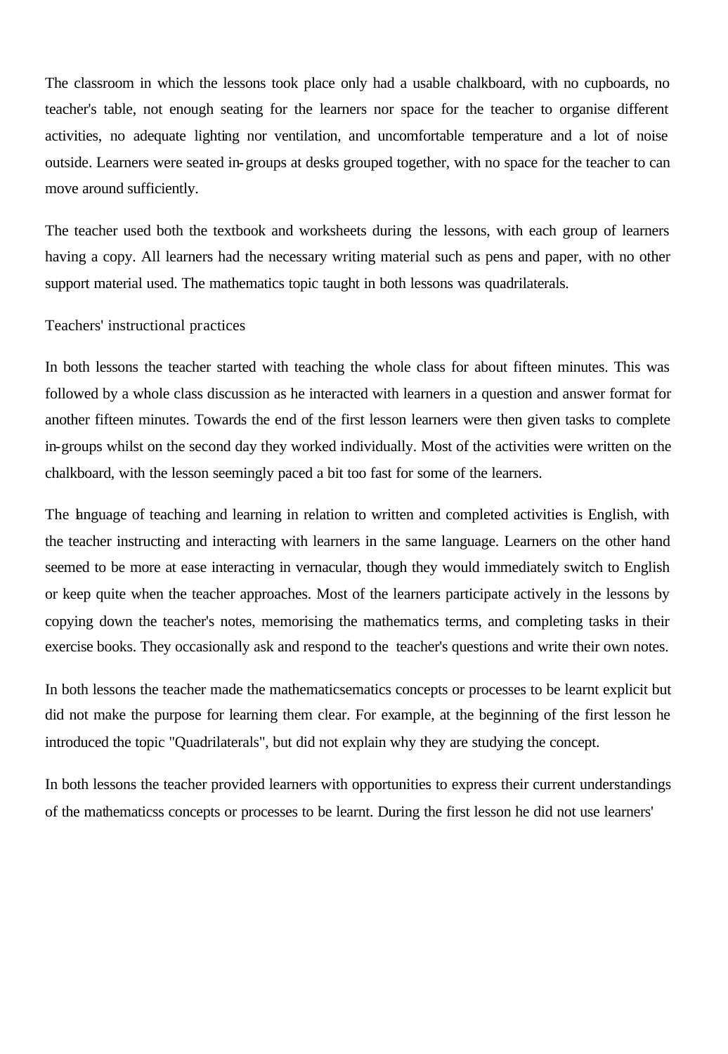The classroom in which the lessons took place only had a usable chalkboard, with no cupboards, no teacher's table, not enough seating for the learners nor space for the teacher to organise different activities, no adequate lighting nor ventilation, and uncomfortable temperature and a lot of noise outside. Learners were seated in-groups at desks grouped together, with no space for the teacher to can move around sufficiently.

The teacher used both the textbook and worksheets during the lessons, with each group of learners having a copy. All learners had the necessary writing material such as pens and paper, with no other support material used. The mathematics topic taught in both lessons was quadrilaterals.

### Teachers' instructional practices

In both lessons the teacher started with teaching the whole class for about fifteen minutes. This was followed by a whole class discussion as he interacted with learners in a question and answer format for another fifteen minutes. Towards the end of the first lesson learners were then given tasks to complete in-groups whilst on the second day they worked individually. Most of the activities were written on the chalkboard, with the lesson seemingly paced a bit too fast for some of the learners.

The language of teaching and learning in relation to written and completed activities is English, with the teacher instructing and interacting with learners in the same language. Learners on the other hand seemed to be more at ease interacting in vernacular, though they would immediately switch to English or keep quite when the teacher approaches. Most of the learners participate actively in the lessons by copying down the teacher's notes, memorising the mathematics terms, and completing tasks in their exercise books. They occasionally ask and respond to the teacher's questions and write their own notes.

In both lessons the teacher made the mathematicsematics concepts or processes to be learnt explicit but did not make the purpose for learning them clear. For example, at the beginning of the first lesson he introduced the topic "Quadrilaterals", but did not explain why they are studying the concept.

In both lessons the teacher provided learners with opportunities to express their current understandings of the mathematicss concepts or processes to be learnt. During the first lesson he did not use learners'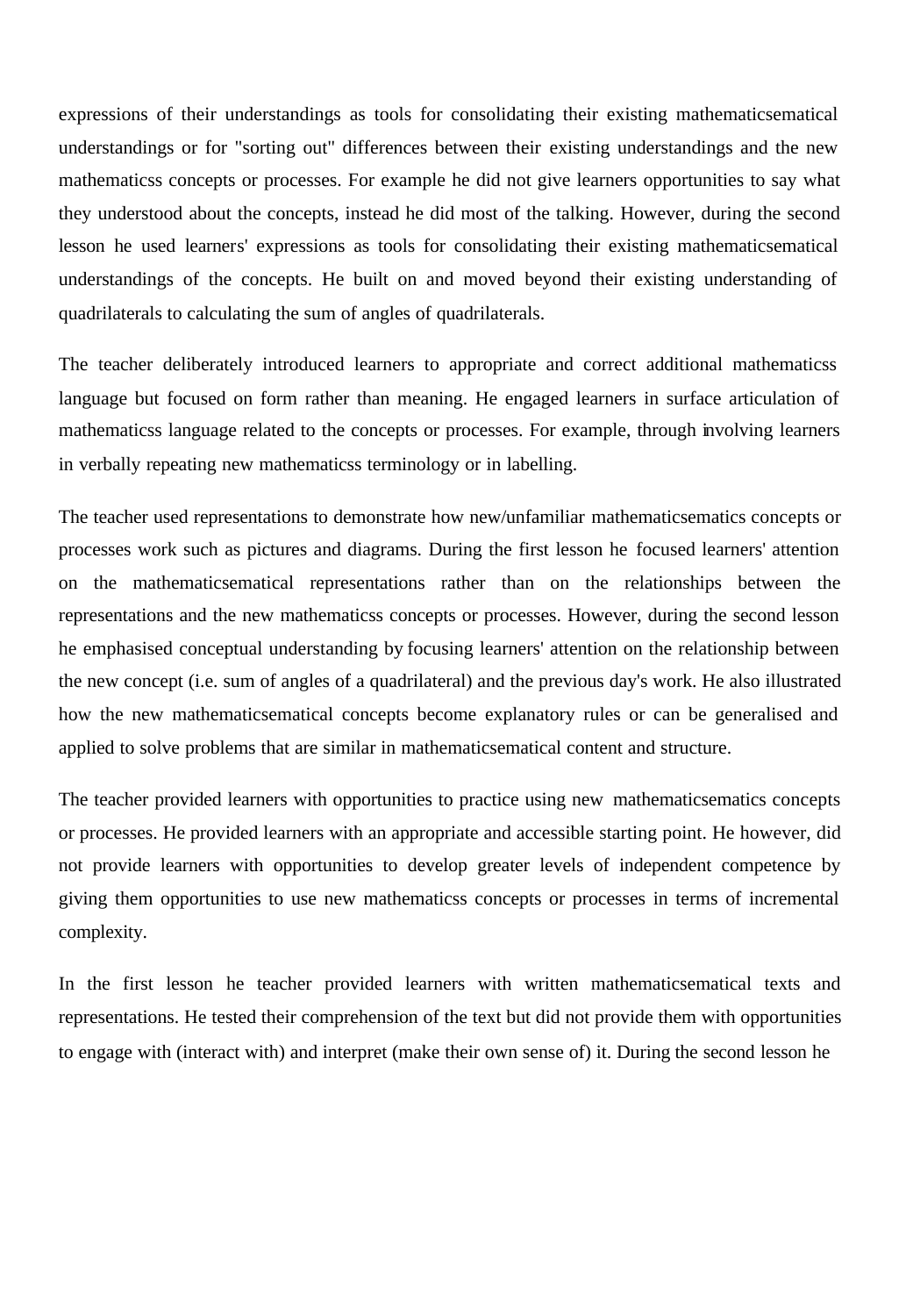expressions of their understandings as tools for consolidating their existing mathematicsematical understandings or for "sorting out" differences between their existing understandings and the new mathematicss concepts or processes. For example he did not give learners opportunities to say what they understood about the concepts, instead he did most of the talking. However, during the second lesson he used learners' expressions as tools for consolidating their existing mathematicsematical understandings of the concepts. He built on and moved beyond their existing understanding of quadrilaterals to calculating the sum of angles of quadrilaterals.

The teacher deliberately introduced learners to appropriate and correct additional mathematicss language but focused on form rather than meaning. He engaged learners in surface articulation of mathematicss language related to the concepts or processes. For example, through involving learners in verbally repeating new mathematicss terminology or in labelling.

The teacher used representations to demonstrate how new/unfamiliar mathematicsematics concepts or processes work such as pictures and diagrams. During the first lesson he focused learners' attention on the mathematicsematical representations rather than on the relationships between the representations and the new mathematicss concepts or processes. However, during the second lesson he emphasised conceptual understanding by focusing learners' attention on the relationship between the new concept (i.e. sum of angles of a quadrilateral) and the previous day's work. He also illustrated how the new mathematicsematical concepts become explanatory rules or can be generalised and applied to solve problems that are similar in mathematicsematical content and structure.

The teacher provided learners with opportunities to practice using new mathematicsematics concepts or processes. He provided learners with an appropriate and accessible starting point. He however, did not provide learners with opportunities to develop greater levels of independent competence by giving them opportunities to use new mathematicss concepts or processes in terms of incremental complexity.

In the first lesson he teacher provided learners with written mathematicsematical texts and representations. He tested their comprehension of the text but did not provide them with opportunities to engage with (interact with) and interpret (make their own sense of) it. During the second lesson he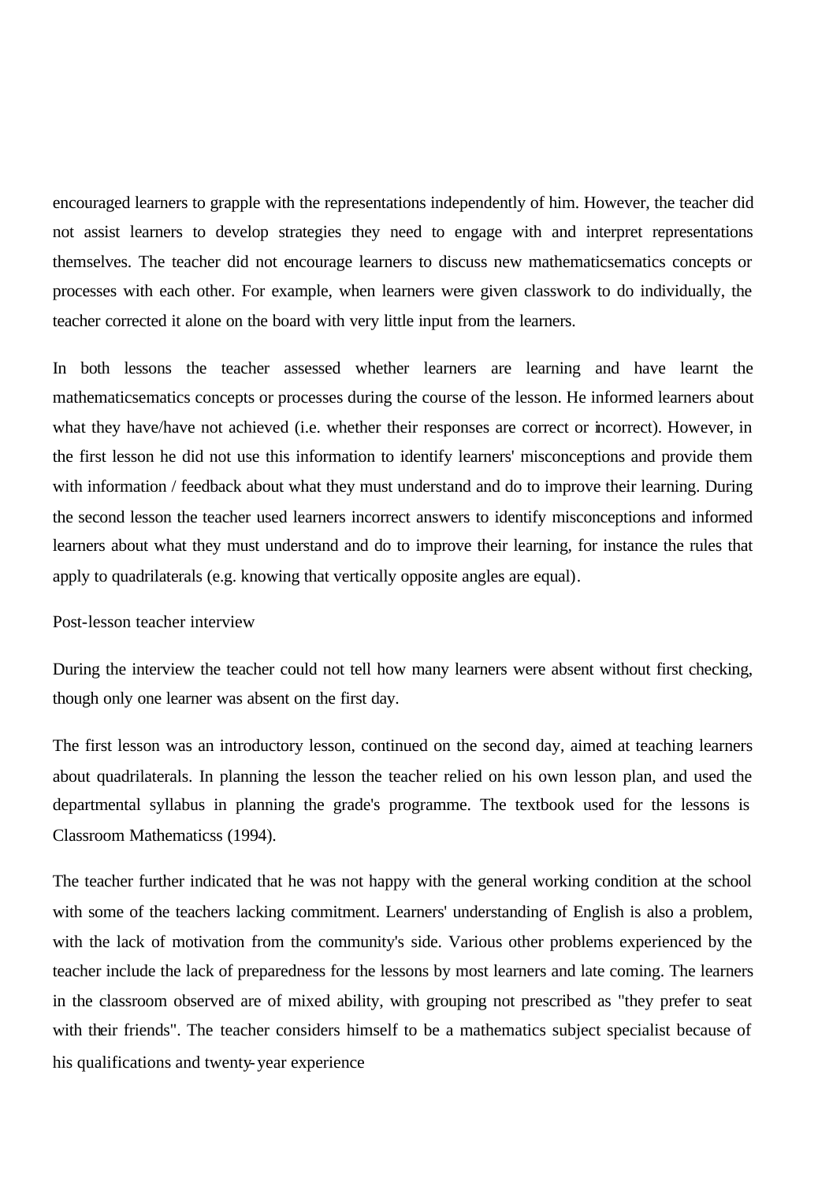encouraged learners to grapple with the representations independently of him. However, the teacher did not assist learners to develop strategies they need to engage with and interpret representations themselves. The teacher did not encourage learners to discuss new mathematicsematics concepts or processes with each other. For example, when learners were given classwork to do individually, the teacher corrected it alone on the board with very little input from the learners.

In both lessons the teacher assessed whether learners are learning and have learnt the mathematicsematics concepts or processes during the course of the lesson. He informed learners about what they have/have not achieved (i.e. whether their responses are correct or incorrect). However, in the first lesson he did not use this information to identify learners' misconceptions and provide them with information / feedback about what they must understand and do to improve their learning. During the second lesson the teacher used learners incorrect answers to identify misconceptions and informed learners about what they must understand and do to improve their learning, for instance the rules that apply to quadrilaterals (e.g. knowing that vertically opposite angles are equal).

Post-lesson teacher interview

During the interview the teacher could not tell how many learners were absent without first checking, though only one learner was absent on the first day.

The first lesson was an introductory lesson, continued on the second day, aimed at teaching learners about quadrilaterals. In planning the lesson the teacher relied on his own lesson plan, and used the departmental syllabus in planning the grade's programme. The textbook used for the lessons is Classroom Mathematicss (1994).

The teacher further indicated that he was not happy with the general working condition at the school with some of the teachers lacking commitment. Learners' understanding of English is also a problem, with the lack of motivation from the community's side. Various other problems experienced by the teacher include the lack of preparedness for the lessons by most learners and late coming. The learners in the classroom observed are of mixed ability, with grouping not prescribed as "they prefer to seat with their friends". The teacher considers himself to be a mathematics subject specialist because of his qualifications and twenty-year experience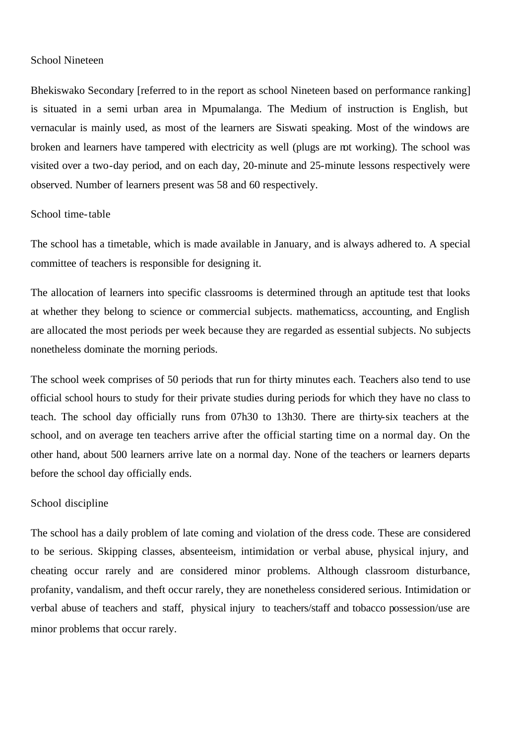School Nineteen

Bhekiswako Secondary [referred to in the report as school Nineteen based on performance ranking] is situated in a semi urban area in Mpumalanga. The Medium of instruction is English, but vernacular is mainly used, as most of the learners are Siswati speaking. Most of the windows are broken and learners have tampered with electricity as well (plugs are not working). The school was visited over a two-day period, and on each day, 20-minute and 25-minute lessons respectively were observed. Number of learners present was 58 and 60 respectively.

School time-table

The school has a timetable, which is made available in January, and is always adhered to. A special committee of teachers is responsible for designing it.

The allocation of learners into specific classrooms is determined through an aptitude test that looks at whether they belong to science or commercial subjects. mathematicss, accounting, and English are allocated the most periods per week because they are regarded as essential subjects. No subjects nonetheless dominate the morning periods.

The school week comprises of 50 periods that run for thirty minutes each. Teachers also tend to use official school hours to study for their private studies during periods for which they have no class to teach. The school day officially runs from 07h30 to 13h30. There are thirty-six teachers at the school, and on average ten teachers arrive after the official starting time on a normal day. On the other hand, about 500 learners arrive late on a normal day. None of the teachers or learners departs before the school day officially ends.

School discipline

The school has a daily problem of late coming and violation of the dress code. These are considered to be serious. Skipping classes, absenteeism, intimidation or verbal abuse, physical injury, and cheating occur rarely and are considered minor problems. Although classroom disturbance, profanity, vandalism, and theft occur rarely, they are nonetheless considered serious. Intimidation or verbal abuse of teachers and staff, physical injury to teachers/staff and tobacco possession/use are minor problems that occur rarely.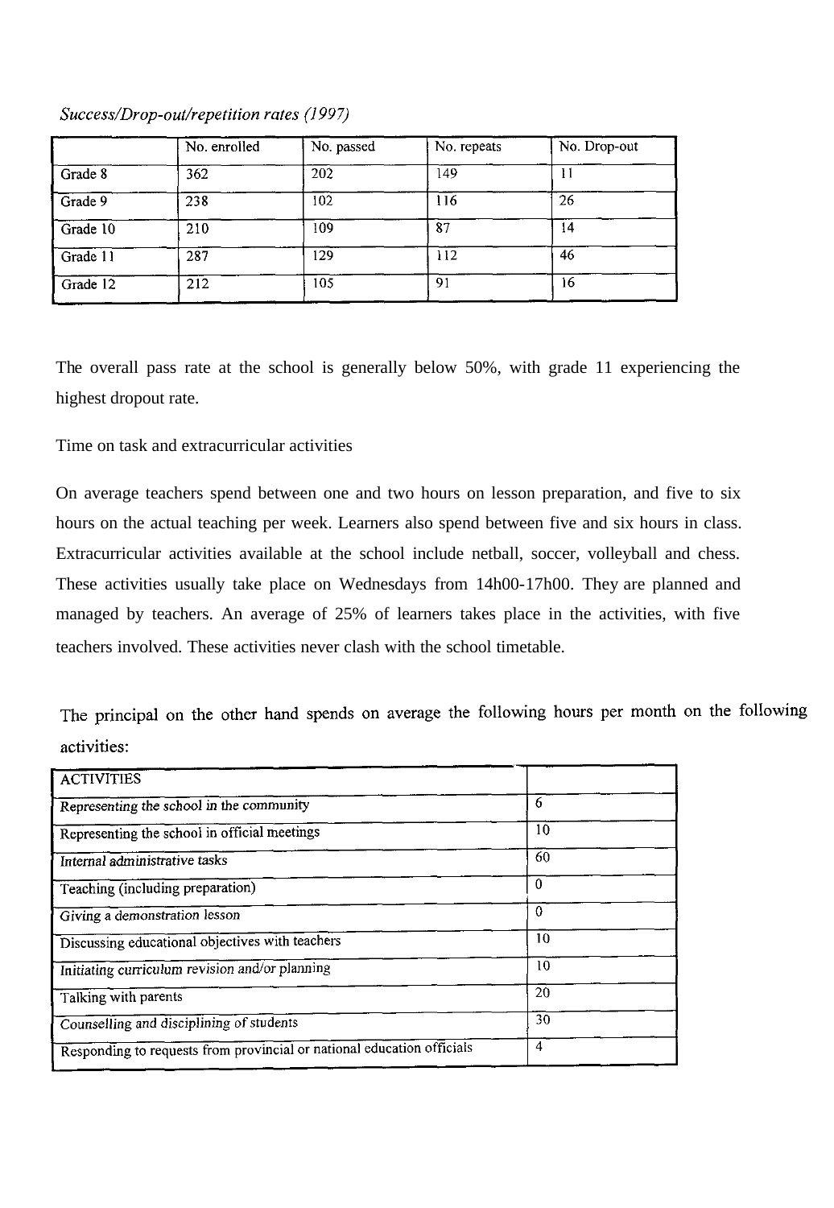*Success/Drop-out/repetition rates (1997)*

| | No. enrolled | No. passed | No. repeats | No. Drop-out |
|---|---|---|---|---|
| Grade 8 | 362 | 202 | 149 | 11 |
| Grade 9 | 238 | 102 | 116 | 26 |
| Grade 10 | 210 | 109 | 87 | 14 |
| Grade 11 | 287 | 129 | 112 | 46 |
| Grade 12 | 212 | 105 | 91 | 16 |

The overall pass rate at the school is generally below 50%, with grade 11 experiencing the highest dropout rate.

Time on task and extracurricular activities

On average teachers spend between one and two hours on lesson preparation, and five to six hours on the actual teaching per week. Learners also spend between five and six hours in class. Extracurricular activities available at the school include netball, soccer, volleyball and chess. These activities usually take place on Wednesdays from 14h00-17h00. They are planned and managed by teachers. An average of 25% of learners takes place in the activities, with five teachers involved. These activities never clash with the school timetable.

The principal on the other hand spends on average the following hours per month on the following activities:

| ACTIVITIES | |
|---|---|
| *Representing the school in the community* | 6 |
| Representing the school in official meetings | 10 |
| *Internal administrative tasks* | 60 |
| Teaching (including preparation) | 0 |
| Giving a demonstration lesson | 0 |
| Discussing educational objectives with teachers | 10 |
| Initiating curriculum revision and/or planning | 10 |
| Talking with parents | 20 |
| Counselling and disciplining of students | 30 |
| Responding to requests from provincial or national education officials | 4 |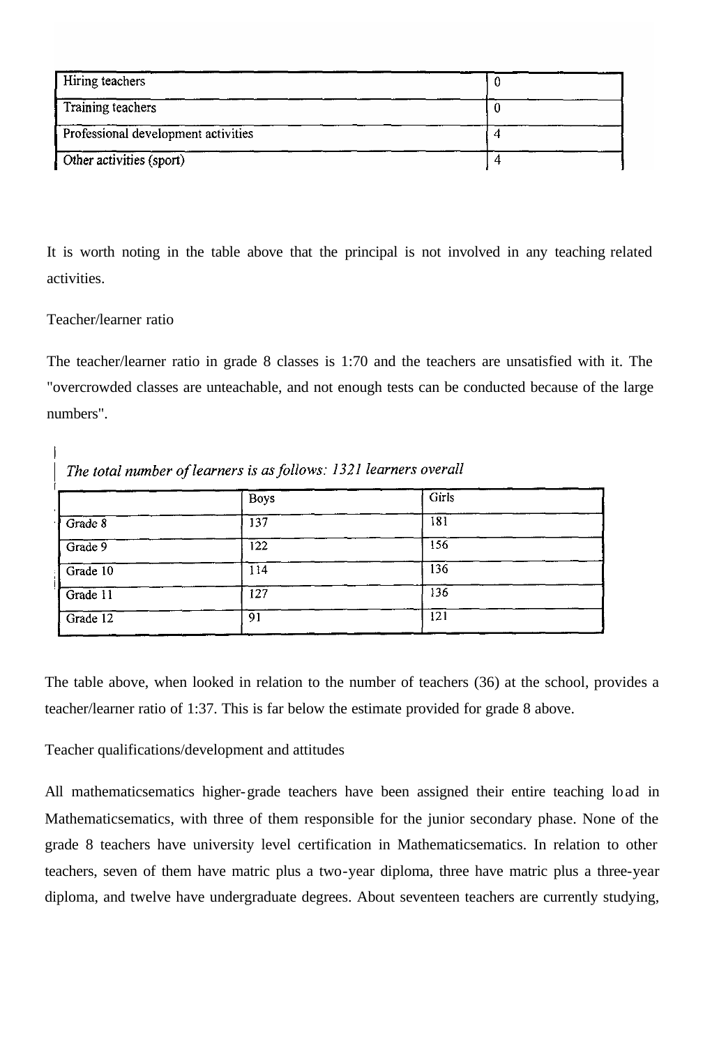| Hiring teachers | 0 |
|---|---|
| Training teachers | 0 |
| Professional development activities | 4 |
| Other activities (sport) | 4 |

It is worth noting in the table above that the principal is not involved in any teaching related activities.

Teacher/learner ratio

The teacher/learner ratio in grade 8 classes is 1:70 and the teachers are unsatisfied with it. The "overcrowded classes are unteachable, and not enough tests can be conducted because of the large numbers".

*The total number of learners is as follows: 1321 learners overall*

| | Boys | Girls |
|---|---|---|
| Grade 8 | 137 | 181 |
| Grade 9 | 122 | 156 |
| Grade 10 | 114 | 136 |
| Grade 11 | 127 | 136 |
| Grade 12 | 91 | 121 |

The table above, when looked in relation to the number of teachers (36) at the school, provides a teacher/learner ratio of 1:37. This is far below the estimate provided for grade 8 above.

Teacher qualifications/development and attitudes

All mathematicsematics higher-grade teachers have been assigned their entire teaching load in Mathematicsematics, with three of them responsible for the junior secondary phase. None of the grade 8 teachers have university level certification in Mathematicsematics. In relation to other teachers, seven of them have matric plus a two-year diploma, three have matric plus a three-year diploma, and twelve have undergraduate degrees. About seventeen teachers are currently studying,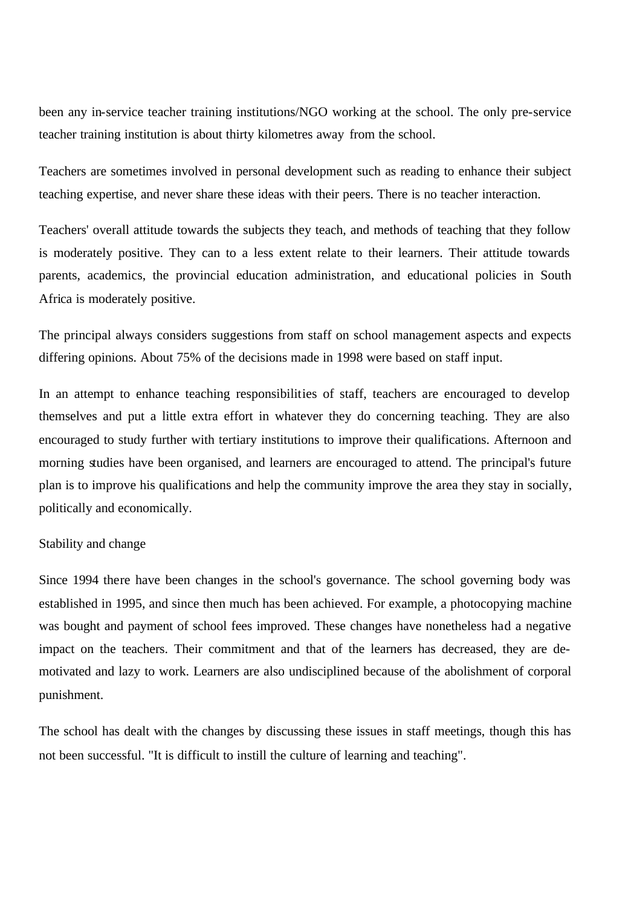been any in-service teacher training institutions/NGO working at the school. The only pre-service teacher training institution is about thirty kilometres away from the school.

Teachers are sometimes involved in personal development such as reading to enhance their subject teaching expertise, and never share these ideas with their peers. There is no teacher interaction.

Teachers' overall attitude towards the subjects they teach, and methods of teaching that they follow is moderately positive. They can to a less extent relate to their learners. Their attitude towards parents, academics, the provincial education administration, and educational policies in South Africa is moderately positive.

The principal always considers suggestions from staff on school management aspects and expects differing opinions. About 75% of the decisions made in 1998 were based on staff input.

In an attempt to enhance teaching responsibilities of staff, teachers are encouraged to develop themselves and put a little extra effort in whatever they do concerning teaching. They are also encouraged to study further with tertiary institutions to improve their qualifications. Afternoon and morning studies have been organised, and learners are encouraged to attend. The principal's future plan is to improve his qualifications and help the community improve the area they stay in socially, politically and economically.

Stability and change

Since 1994 there have been changes in the school's governance. The school governing body was established in 1995, and since then much has been achieved. For example, a photocopying machine was bought and payment of school fees improved. These changes have nonetheless had a negative impact on the teachers. Their commitment and that of the learners has decreased, they are de-motivated and lazy to work. Learners are also undisciplined because of the abolishment of corporal punishment.

The school has dealt with the changes by discussing these issues in staff meetings, though this has not been successful. "It is difficult to instill the culture of learning and teaching".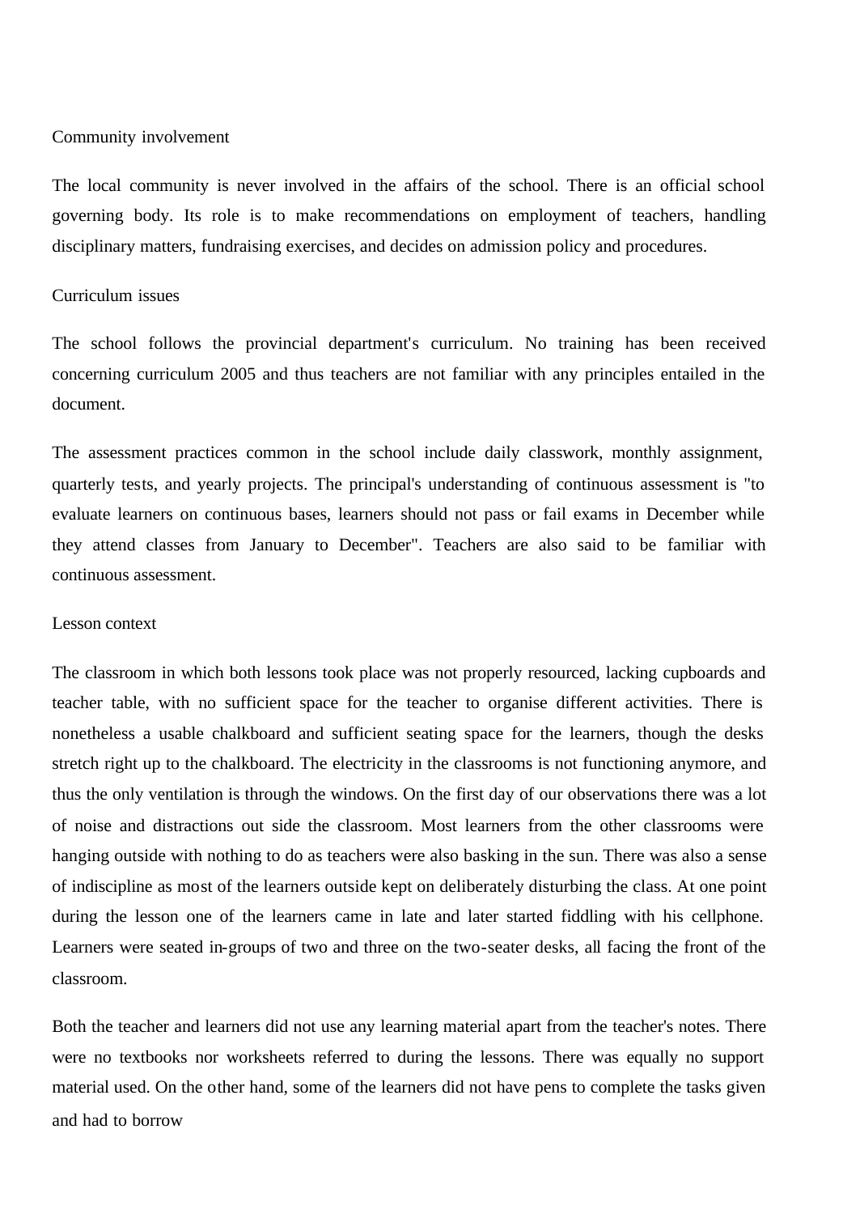Community involvement

The local community is never involved in the affairs of the school. There is an official school governing body. Its role is to make recommendations on employment of teachers, handling disciplinary matters, fundraising exercises, and decides on admission policy and procedures.

Curriculum issues

The school follows the provincial department's curriculum. No training has been received concerning curriculum 2005 and thus teachers are not familiar with any principles entailed in the document.

The assessment practices common in the school include daily classwork, monthly assignment, quarterly tests, and yearly projects. The principal's understanding of continuous assessment is "to evaluate learners on continuous bases, learners should not pass or fail exams in December while they attend classes from January to December". Teachers are also said to be familiar with continuous assessment.

Lesson context

The classroom in which both lessons took place was not properly resourced, lacking cupboards and teacher table, with no sufficient space for the teacher to organise different activities. There is nonetheless a usable chalkboard and sufficient seating space for the learners, though the desks stretch right up to the chalkboard. The electricity in the classrooms is not functioning anymore, and thus the only ventilation is through the windows. On the first day of our observations there was a lot of noise and distractions out side the classroom. Most learners from the other classrooms were hanging outside with nothing to do as teachers were also basking in the sun. There was also a sense of indiscipline as most of the learners outside kept on deliberately disturbing the class. At one point during the lesson one of the learners came in late and later started fiddling with his cellphone. Learners were seated in-groups of two and three on the two-seater desks, all facing the front of the classroom.

Both the teacher and learners did not use any learning material apart from the teacher's notes. There were no textbooks nor worksheets referred to during the lessons. There was equally no support material used. On the other hand, some of the learners did not have pens to complete the tasks given and had to borrow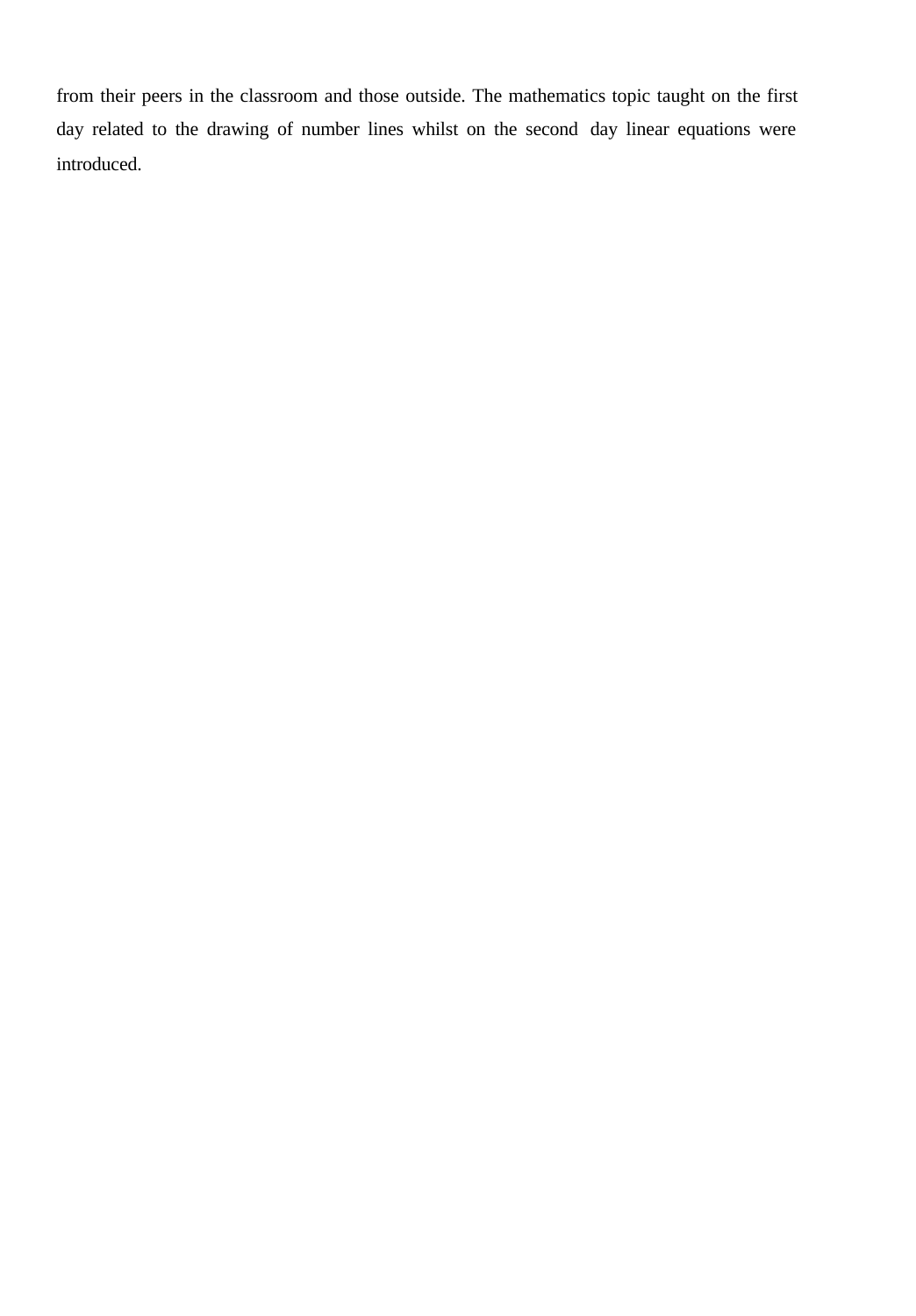from their peers in the classroom and those outside. The mathematics topic taught on the first day related to the drawing of number lines whilst on the second day linear equations were introduced.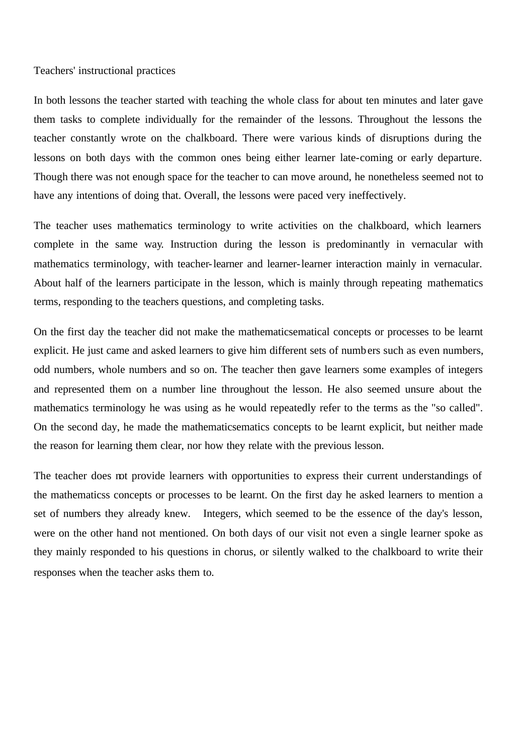Teachers' instructional practices

In both lessons the teacher started with teaching the whole class for about ten minutes and later gave them tasks to complete individually for the remainder of the lessons. Throughout the lessons the teacher constantly wrote on the chalkboard. There were various kinds of disruptions during the lessons on both days with the common ones being either learner late-coming or early departure. Though there was not enough space for the teacher to can move around, he nonetheless seemed not to have any intentions of doing that. Overall, the lessons were paced very ineffectively.

The teacher uses mathematics terminology to write activities on the chalkboard, which learners complete in the same way. Instruction during the lesson is predominantly in vernacular with mathematics terminology, with teacher-learner and learner-learner interaction mainly in vernacular. About half of the learners participate in the lesson, which is mainly through repeating mathematics terms, responding to the teachers questions, and completing tasks.

On the first day the teacher did not make the mathematicsematical concepts or processes to be learnt explicit. He just came and asked learners to give him different sets of numbers such as even numbers, odd numbers, whole numbers and so on. The teacher then gave learners some examples of integers and represented them on a number line throughout the lesson. He also seemed unsure about the mathematics terminology he was using as he would repeatedly refer to the terms as the "so called". On the second day, he made the mathematicsematics concepts to be learnt explicit, but neither made the reason for learning them clear, nor how they relate with the previous lesson.

The teacher does not provide learners with opportunities to express their current understandings of the mathematicss concepts or processes to be learnt. On the first day he asked learners to mention a set of numbers they already knew. Integers, which seemed to be the essence of the day's lesson, were on the other hand not mentioned. On both days of our visit not even a single learner spoke as they mainly responded to his questions in chorus, or silently walked to the chalkboard to write their responses when the teacher asks them to.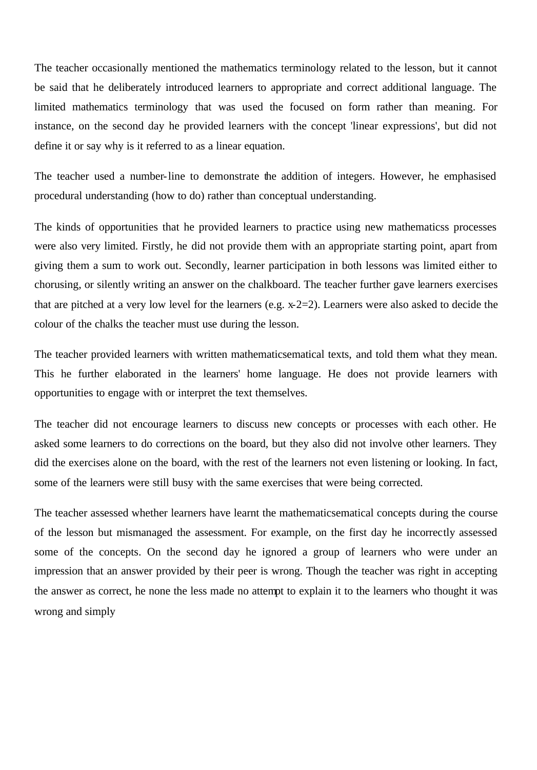The teacher occasionally mentioned the mathematics terminology related to the lesson, but it cannot be said that he deliberately introduced learners to appropriate and correct additional language. The limited mathematics terminology that was used the focused on form rather than meaning. For instance, on the second day he provided learners with the concept 'linear expressions', but did not define it or say why is it referred to as a linear equation.

The teacher used a number-line to demonstrate the addition of integers. However, he emphasised procedural understanding (how to do) rather than conceptual understanding.

The kinds of opportunities that he provided learners to practice using new mathematicss processes were also very limited. Firstly, he did not provide them with an appropriate starting point, apart from giving them a sum to work out. Secondly, learner participation in both lessons was limited either to chorusing, or silently writing an answer on the chalkboard. The teacher further gave learners exercises that are pitched at a very low level for the learners (e.g. $x-2=2$). Learners were also asked to decide the colour of the chalks the teacher must use during the lesson.

The teacher provided learners with written mathematicsematical texts, and told them what they mean. This he further elaborated in the learners' home language. He does not provide learners with opportunities to engage with or interpret the text themselves.

The teacher did not encourage learners to discuss new concepts or processes with each other. He asked some learners to do corrections on the board, but they also did not involve other learners. They did the exercises alone on the board, with the rest of the learners not even listening or looking. In fact, some of the learners were still busy with the same exercises that were being corrected.

The teacher assessed whether learners have learnt the mathematicsematical concepts during the course of the lesson but mismanaged the assessment. For example, on the first day he incorrectly assessed some of the concepts. On the second day he ignored a group of learners who were under an impression that an answer provided by their peer is wrong. Though the teacher was right in accepting the answer as correct, he none the less made no attempt to explain it to the learners who thought it was wrong and simply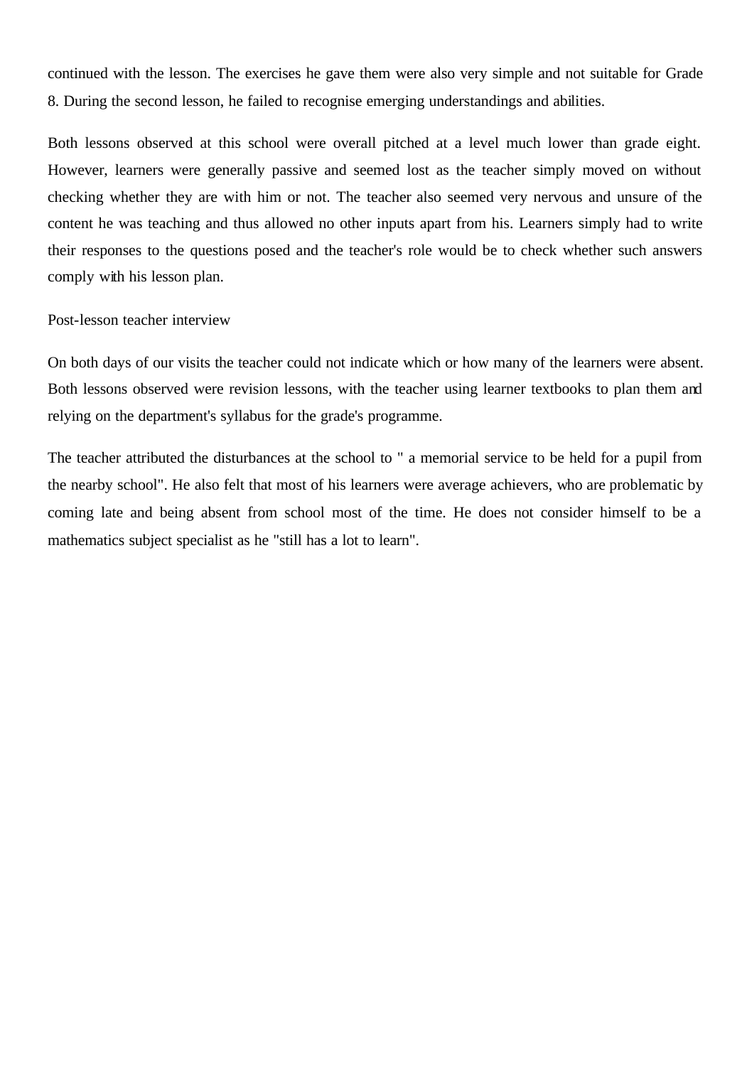continued with the lesson. The exercises he gave them were also very simple and not suitable for Grade 8. During the second lesson, he failed to recognise emerging understandings and abilities.

Both lessons observed at this school were overall pitched at a level much lower than grade eight. However, learners were generally passive and seemed lost as the teacher simply moved on without checking whether they are with him or not. The teacher also seemed very nervous and unsure of the content he was teaching and thus allowed no other inputs apart from his. Learners simply had to write their responses to the questions posed and the teacher's role would be to check whether such answers comply with his lesson plan.

Post-lesson teacher interview

On both days of our visits the teacher could not indicate which or how many of the learners were absent. Both lessons observed were revision lessons, with the teacher using learner textbooks to plan them and relying on the department's syllabus for the grade's programme.

The teacher attributed the disturbances at the school to " a memorial service to be held for a pupil from the nearby school". He also felt that most of his learners were average achievers, who are problematic by coming late and being absent from school most of the time. He does not consider himself to be a mathematics subject specialist as he "still has a lot to learn".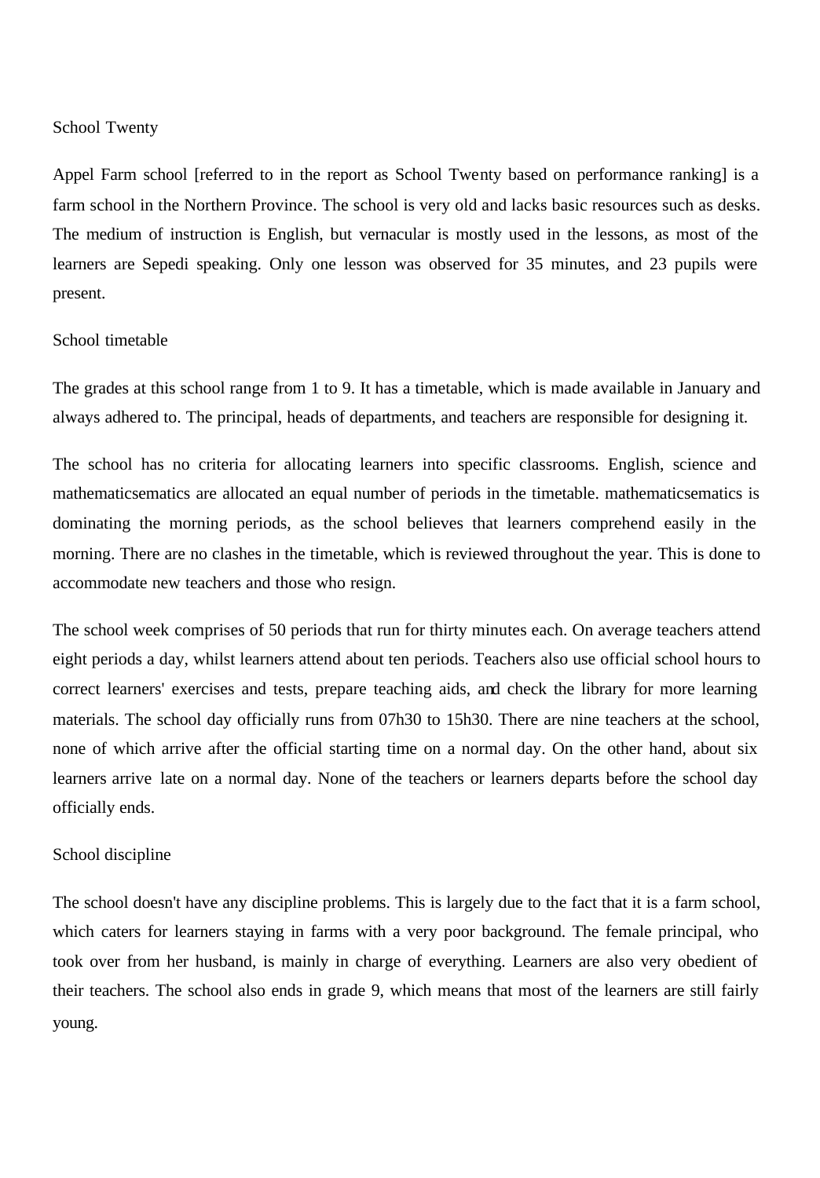School Twenty

Appel Farm school [referred to in the report as School Twenty based on performance ranking] is a farm school in the Northern Province. The school is very old and lacks basic resources such as desks. The medium of instruction is English, but vernacular is mostly used in the lessons, as most of the learners are Sepedi speaking. Only one lesson was observed for 35 minutes, and 23 pupils were present.

School timetable

The grades at this school range from 1 to 9. It has a timetable, which is made available in January and always adhered to. The principal, heads of departments, and teachers are responsible for designing it.

The school has no criteria for allocating learners into specific classrooms. English, science and mathematicsematics are allocated an equal number of periods in the timetable. mathematicsematics is dominating the morning periods, as the school believes that learners comprehend easily in the morning. There are no clashes in the timetable, which is reviewed throughout the year. This is done to accommodate new teachers and those who resign.

The school week comprises of 50 periods that run for thirty minutes each. On average teachers attend eight periods a day, whilst learners attend about ten periods. Teachers also use official school hours to correct learners' exercises and tests, prepare teaching aids, and check the library for more learning materials. The school day officially runs from 07h30 to 15h30. There are nine teachers at the school, none of which arrive after the official starting time on a normal day. On the other hand, about six learners arrive late on a normal day. None of the teachers or learners departs before the school day officially ends.

School discipline

The school doesn't have any discipline problems. This is largely due to the fact that it is a farm school, which caters for learners staying in farms with a very poor background. The female principal, who took over from her husband, is mainly in charge of everything. Learners are also very obedient of their teachers. The school also ends in grade 9, which means that most of the learners are still fairly young.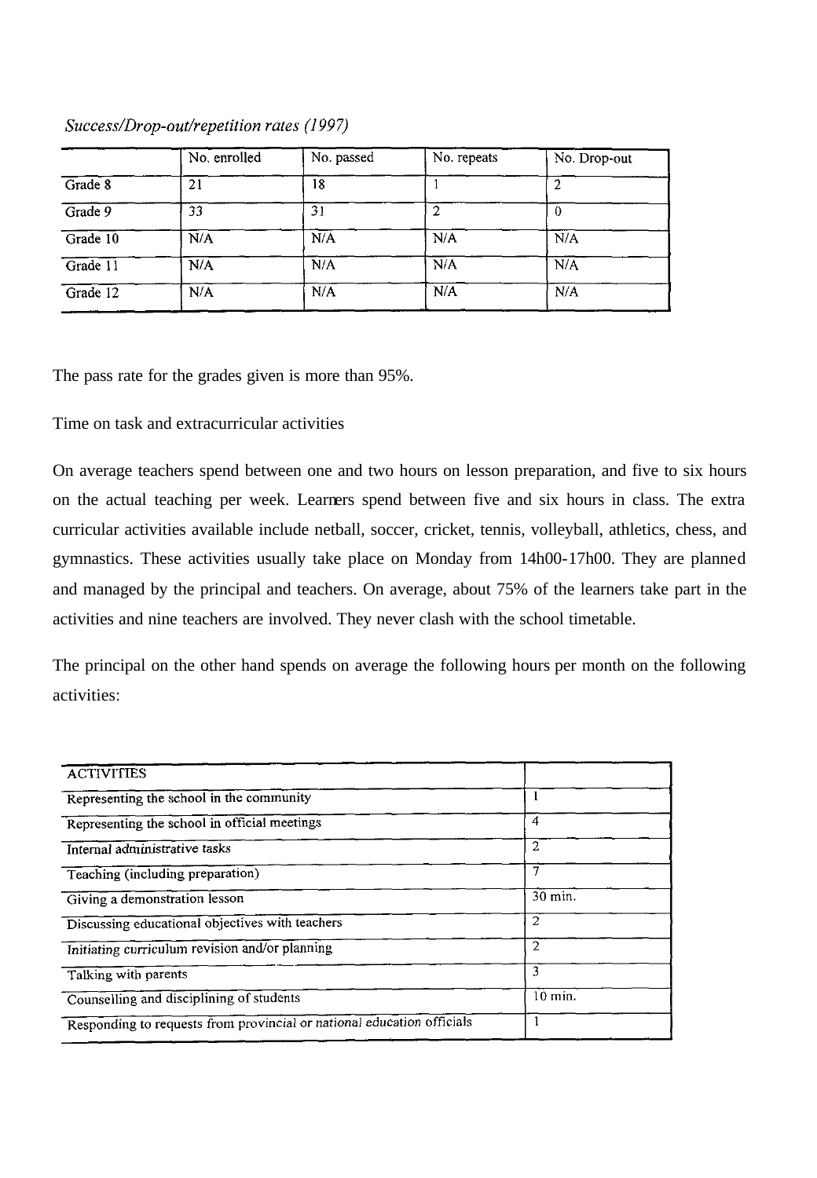*Success/Drop-out/repetition rates (1997)*

| | No. enrolled | No. passed | No. repeats | No. Drop-out |
|---|---|---|---|---|
| Grade 8 | 21 | 18 | 1 | 2 |
| Grade 9 | 33 | 31 | 2 | 0 |
| Grade 10 | N/A | N/A | N/A | N/A |
| Grade 11 | N/A | N/A | N/A | N/A |
| Grade 12 | N/A | N/A | N/A | N/A |

The pass rate for the grades given is more than 95%.

Time on task and extracurricular activities

On average teachers spend between one and two hours on lesson preparation, and five to six hours on the actual teaching per week. Learners spend between five and six hours in class. The extra curricular activities available include netball, soccer, cricket, tennis, volleyball, athletics, chess, and gymnastics. These activities usually take place on Monday from 14h00-17h00. They are planned and managed by the principal and teachers. On average, about 75% of the learners take part in the activities and nine teachers are involved. They never clash with the school timetable.

The principal on the other hand spends on average the following hours per month on the following activities:

| ACTIVITIES | |
|---|---|
| Representing the school in the community | 1 |
| Representing the school in official meetings | 4 |
| Internal administrative tasks | 2 |
| Teaching (including preparation) | 7 |
| Giving a demonstration lesson | 30 min. |
| Discussing educational objectives with teachers | 2 |
| Initiating curriculum revision and/or planning | 2 |
| Talking with parents | 3 |
| Counselling and disciplining of students | 10 min. |
| Responding to requests from provincial or national education officials | 1 |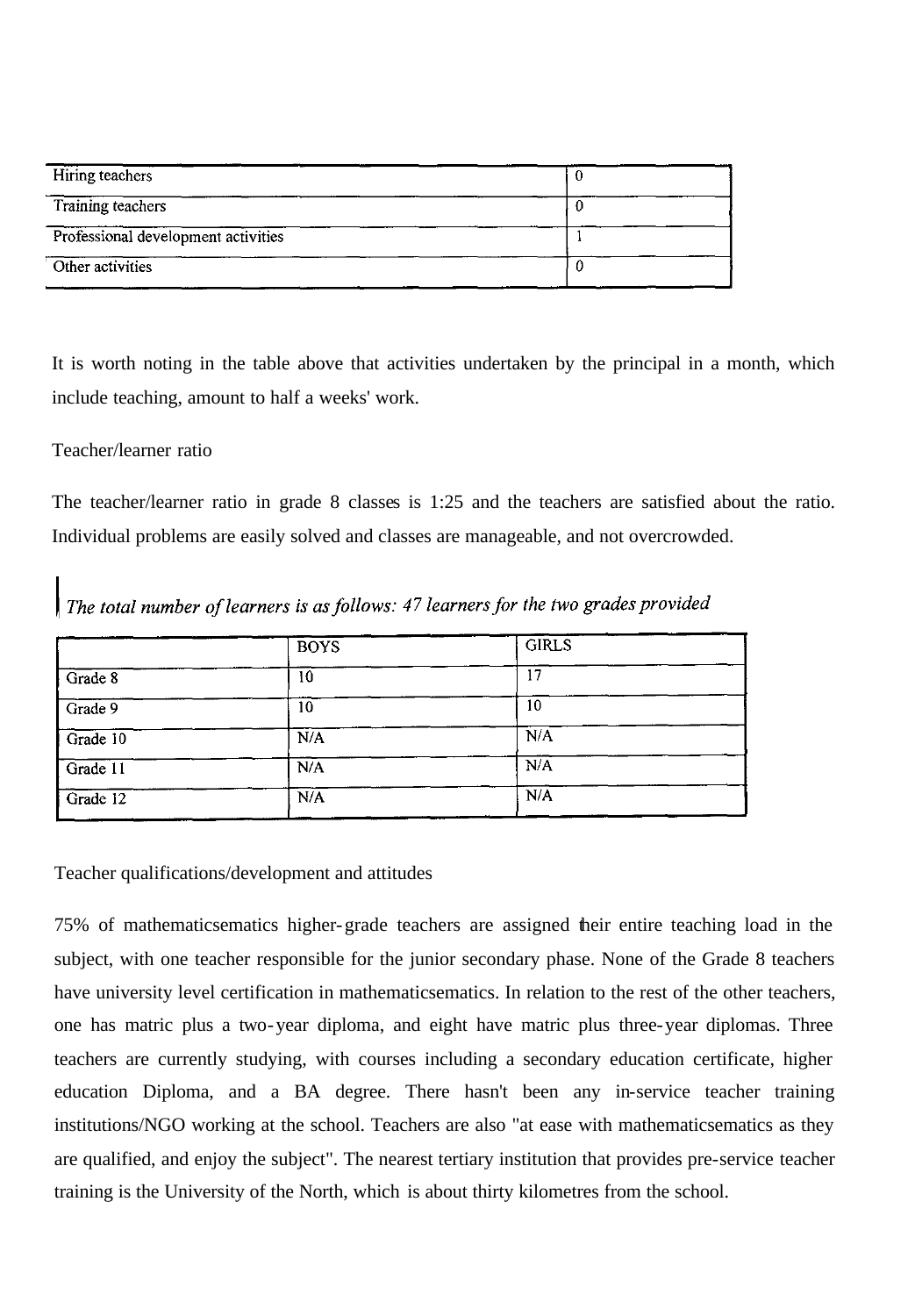| Hiring teachers | 0 |
|---|---|
| Training teachers | 0 |
| Professional development activities | 1 |
| Other activities | 0 |

It is worth noting in the table above that activities undertaken by the principal in a month, which include teaching, amount to half a weeks' work.

Teacher/learner ratio

The teacher/learner ratio in grade 8 classes is 1:25 and the teachers are satisfied about the ratio. Individual problems are easily solved and classes are manageable, and not overcrowded.

*The total number of learners is as follows: 47 learners for the two grades provided*

| | BOYS | GIRLS |
|---|---|---|
| Grade 8 | 10 | 17 |
| Grade 9 | 10 | 10 |
| Grade 10 | N/A | N/A |
| Grade 11 | N/A | N/A |
| Grade 12 | N/A | N/A |

Teacher qualifications/development and attitudes

75% of mathematicsematics higher-grade teachers are assigned their entire teaching load in the subject, with one teacher responsible for the junior secondary phase. None of the Grade 8 teachers have university level certification in mathematicsematics. In relation to the rest of the other teachers, one has matric plus a two-year diploma, and eight have matric plus three-year diplomas. Three teachers are currently studying, with courses including a secondary education certificate, higher education Diploma, and a BA degree. There hasn't been any in-service teacher training institutions/NGO working at the school. Teachers are also "at ease with mathematicsematics as they are qualified, and enjoy the subject". The nearest tertiary institution that provides pre-service teacher training is the University of the North, which is about thirty kilometres from the school.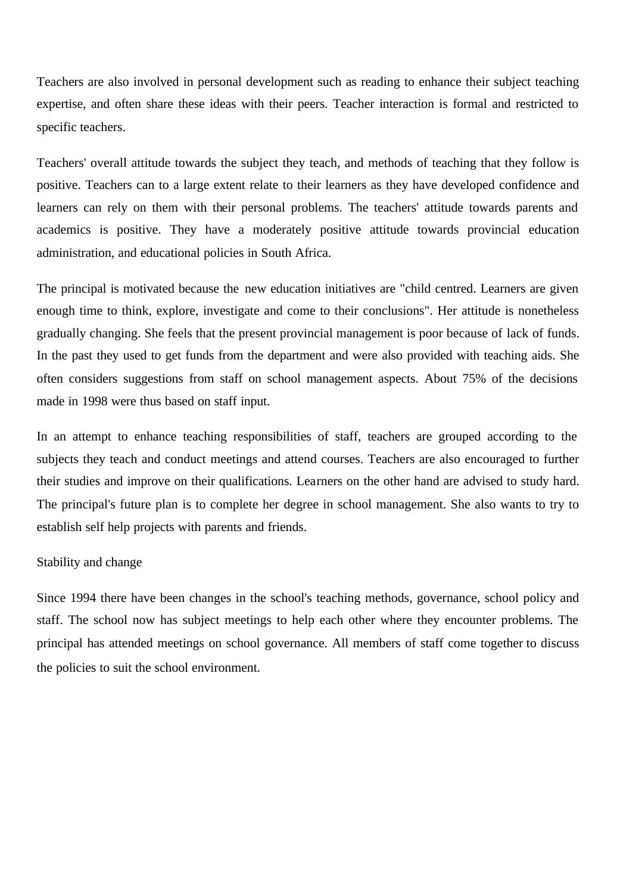Teachers are also involved in personal development such as reading to enhance their subject teaching expertise, and often share these ideas with their peers. Teacher interaction is formal and restricted to specific teachers.

Teachers' overall attitude towards the subject they teach, and methods of teaching that they follow is positive. Teachers can to a large extent relate to their learners as they have developed confidence and learners can rely on them with their personal problems. The teachers' attitude towards parents and academics is positive. They have a moderately positive attitude towards provincial education administration, and educational policies in South Africa.

The principal is motivated because the new education initiatives are "child centred. Learners are given enough time to think, explore, investigate and come to their conclusions". Her attitude is nonetheless gradually changing. She feels that the present provincial management is poor because of lack of funds. In the past they used to get funds from the department and were also provided with teaching aids. She often considers suggestions from staff on school management aspects. About 75% of the decisions made in 1998 were thus based on staff input.

In an attempt to enhance teaching responsibilities of staff, teachers are grouped according to the subjects they teach and conduct meetings and attend courses. Teachers are also encouraged to further their studies and improve on their qualifications. Learners on the other hand are advised to study hard. The principal's future plan is to complete her degree in school management. She also wants to try to establish self help projects with parents and friends.

Stability and change

Since 1994 there have been changes in the school's teaching methods, governance, school policy and staff. The school now has subject meetings to help each other where they encounter problems. The principal has attended meetings on school governance. All members of staff come together to discuss the policies to suit the school environment.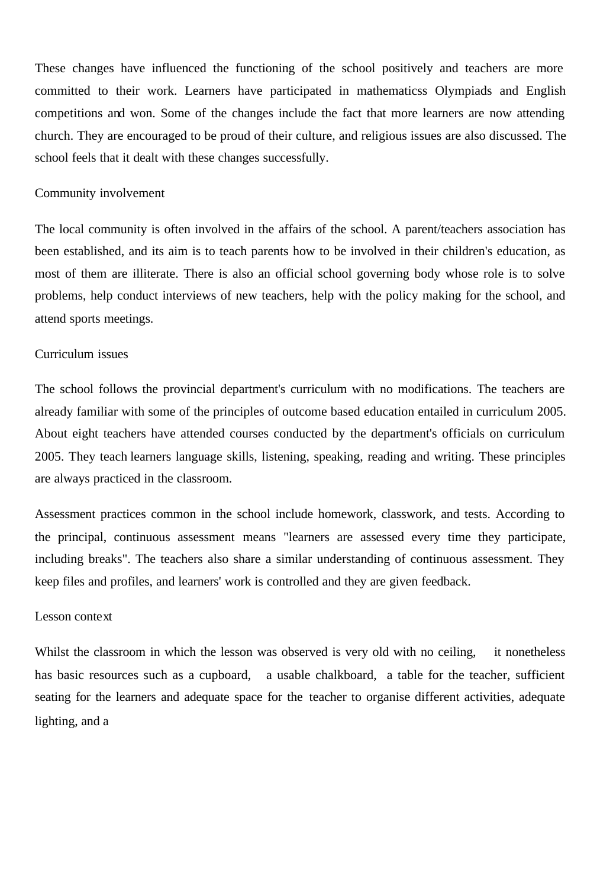These changes have influenced the functioning of the school positively and teachers are more committed to their work. Learners have participated in mathematicss Olympiads and English competitions and won. Some of the changes include the fact that more learners are now attending church. They are encouraged to be proud of their culture, and religious issues are also discussed. The school feels that it dealt with these changes successfully.

Community involvement

The local community is often involved in the affairs of the school. A parent/teachers association has been established, and its aim is to teach parents how to be involved in their children's education, as most of them are illiterate. There is also an official school governing body whose role is to solve problems, help conduct interviews of new teachers, help with the policy making for the school, and attend sports meetings.

Curriculum issues

The school follows the provincial department's curriculum with no modifications. The teachers are already familiar with some of the principles of outcome based education entailed in curriculum 2005. About eight teachers have attended courses conducted by the department's officials on curriculum 2005. They teach learners language skills, listening, speaking, reading and writing. These principles are always practiced in the classroom.

Assessment practices common in the school include homework, classwork, and tests. According to the principal, continuous assessment means "learners are assessed every time they participate, including breaks". The teachers also share a similar understanding of continuous assessment. They keep files and profiles, and learners' work is controlled and they are given feedback.

Lesson context

Whilst the classroom in which the lesson was observed is very old with no ceiling, it nonetheless has basic resources such as a cupboard, a usable chalkboard, a table for the teacher, sufficient seating for the learners and adequate space for the teacher to organise different activities, adequate lighting, and a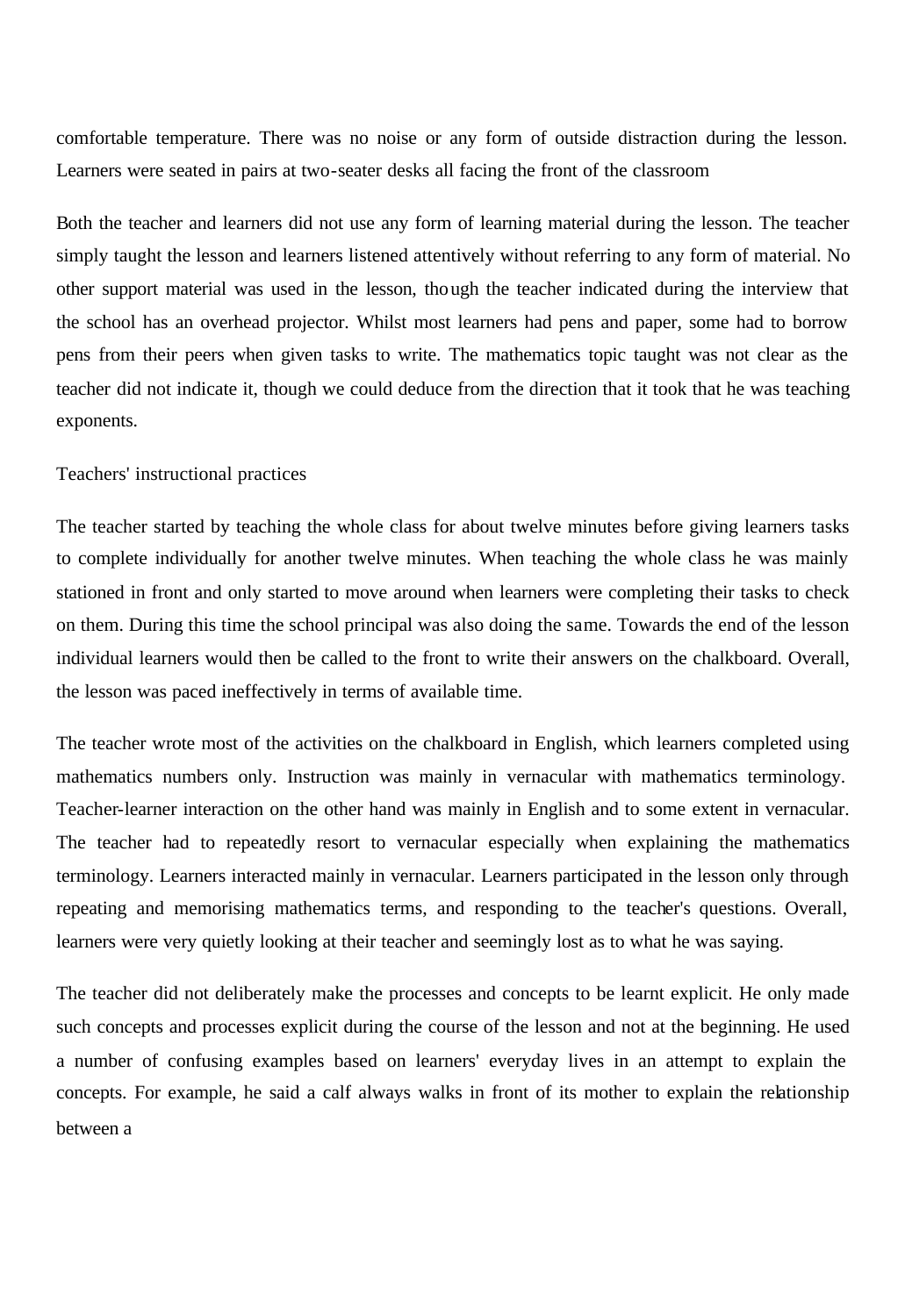comfortable temperature. There was no noise or any form of outside distraction during the lesson. Learners were seated in pairs at two-seater desks all facing the front of the classroom

Both the teacher and learners did not use any form of learning material during the lesson. The teacher simply taught the lesson and learners listened attentively without referring to any form of material. No other support material was used in the lesson, though the teacher indicated during the interview that the school has an overhead projector. Whilst most learners had pens and paper, some had to borrow pens from their peers when given tasks to write. The mathematics topic taught was not clear as the teacher did not indicate it, though we could deduce from the direction that it took that he was teaching exponents.

Teachers' instructional practices

The teacher started by teaching the whole class for about twelve minutes before giving learners tasks to complete individually for another twelve minutes. When teaching the whole class he was mainly stationed in front and only started to move around when learners were completing their tasks to check on them. During this time the school principal was also doing the same. Towards the end of the lesson individual learners would then be called to the front to write their answers on the chalkboard. Overall, the lesson was paced ineffectively in terms of available time.

The teacher wrote most of the activities on the chalkboard in English, which learners completed using mathematics numbers only. Instruction was mainly in vernacular with mathematics terminology. Teacher-learner interaction on the other hand was mainly in English and to some extent in vernacular. The teacher had to repeatedly resort to vernacular especially when explaining the mathematics terminology. Learners interacted mainly in vernacular. Learners participated in the lesson only through repeating and memorising mathematics terms, and responding to the teacher's questions. Overall, learners were very quietly looking at their teacher and seemingly lost as to what he was saying.

The teacher did not deliberately make the processes and concepts to be learnt explicit. He only made such concepts and processes explicit during the course of the lesson and not at the beginning. He used a number of confusing examples based on learners' everyday lives in an attempt to explain the concepts. For example, he said a calf always walks in front of its mother to explain the relationship between a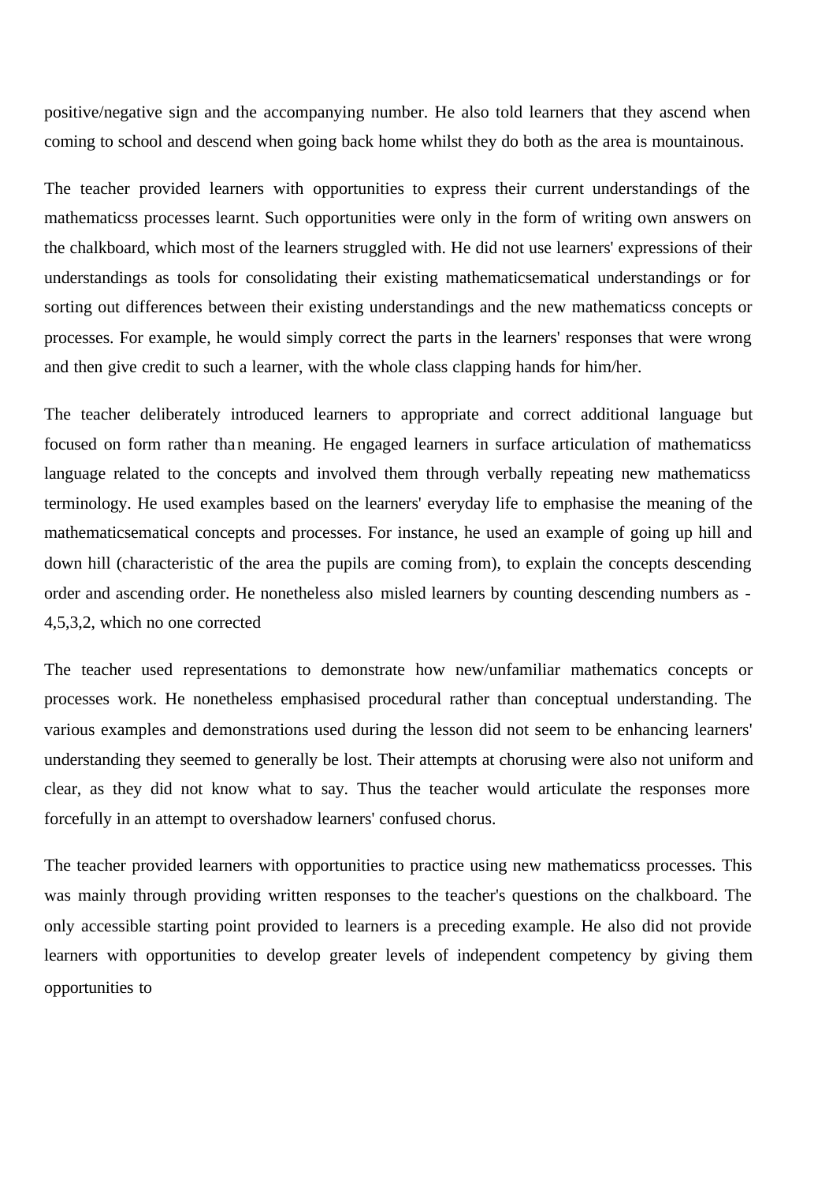positive/negative sign and the accompanying number. He also told learners that they ascend when coming to school and descend when going back home whilst they do both as the area is mountainous.

The teacher provided learners with opportunities to express their current understandings of the mathematicss processes learnt. Such opportunities were only in the form of writing own answers on the chalkboard, which most of the learners struggled with. He did not use learners' expressions of their understandings as tools for consolidating their existing mathematicsematical understandings or for sorting out differences between their existing understandings and the new mathematicss concepts or processes. For example, he would simply correct the parts in the learners' responses that were wrong and then give credit to such a learner, with the whole class clapping hands for him/her.

The teacher deliberately introduced learners to appropriate and correct additional language but focused on form rather than meaning. He engaged learners in surface articulation of mathematicss language related to the concepts and involved them through verbally repeating new mathematicss terminology. He used examples based on the learners' everyday life to emphasise the meaning of the mathematicsematical concepts and processes. For instance, he used an example of going up hill and down hill (characteristic of the area the pupils are coming from), to explain the concepts descending order and ascending order. He nonetheless also misled learners by counting descending numbers as -4,5,3,2, which no one corrected

The teacher used representations to demonstrate how new/unfamiliar mathematics concepts or processes work. He nonetheless emphasised procedural rather than conceptual understanding. The various examples and demonstrations used during the lesson did not seem to be enhancing learners' understanding they seemed to generally be lost. Their attempts at chorusing were also not uniform and clear, as they did not know what to say. Thus the teacher would articulate the responses more forcefully in an attempt to overshadow learners' confused chorus.

The teacher provided learners with opportunities to practice using new mathematicss processes. This was mainly through providing written responses to the teacher's questions on the chalkboard. The only accessible starting point provided to learners is a preceding example. He also did not provide learners with opportunities to develop greater levels of independent competency by giving them opportunities to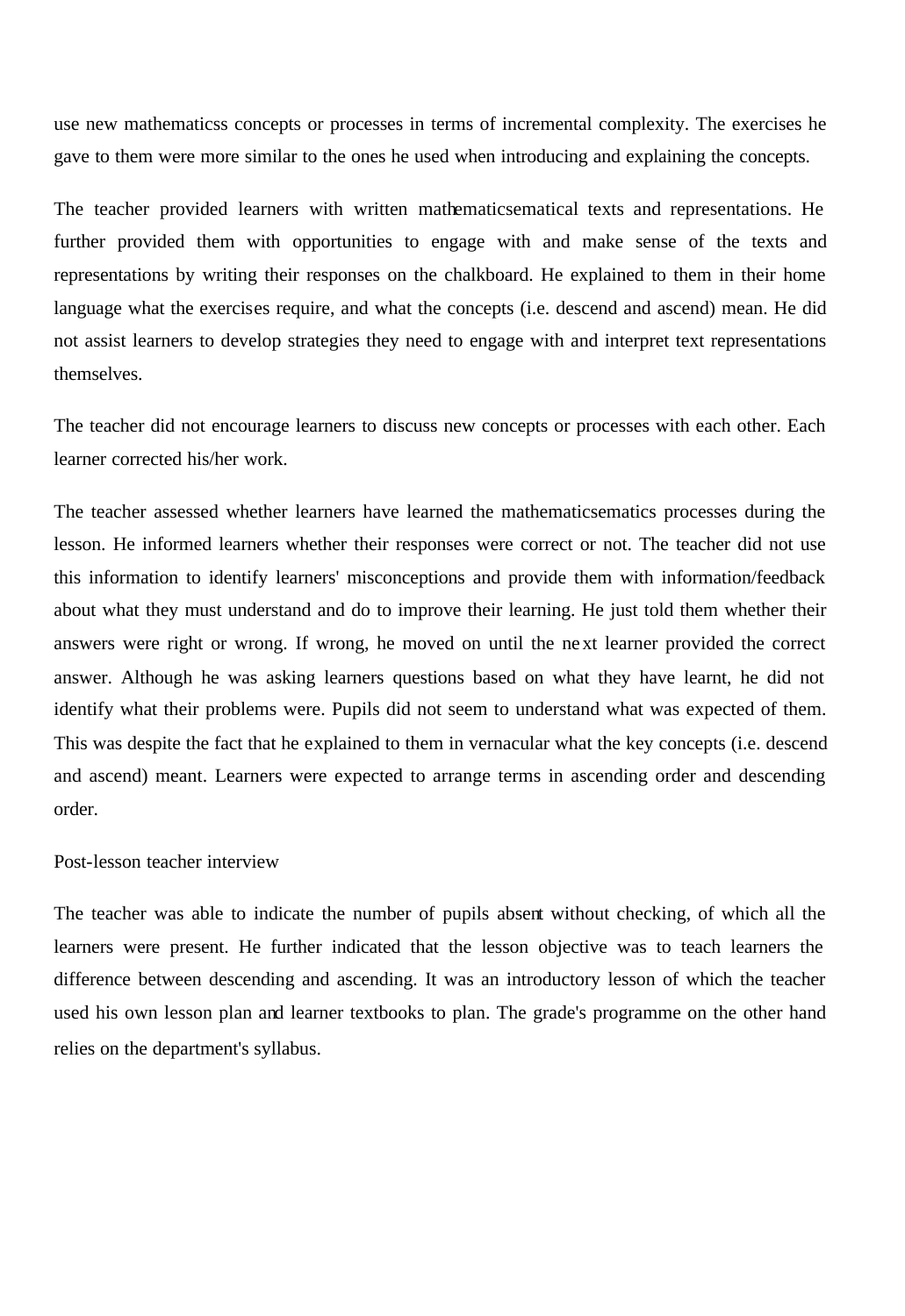use new mathematicss concepts or processes in terms of incremental complexity. The exercises he gave to them were more similar to the ones he used when introducing and explaining the concepts.

The teacher provided learners with written mathematicsematical texts and representations. He further provided them with opportunities to engage with and make sense of the texts and representations by writing their responses on the chalkboard. He explained to them in their home language what the exercises require, and what the concepts (i.e. descend and ascend) mean. He did not assist learners to develop strategies they need to engage with and interpret text representations themselves.

The teacher did not encourage learners to discuss new concepts or processes with each other. Each learner corrected his/her work.

The teacher assessed whether learners have learned the mathematicsematics processes during the lesson. He informed learners whether their responses were correct or not. The teacher did not use this information to identify learners' misconceptions and provide them with information/feedback about what they must understand and do to improve their learning. He just told them whether their answers were right or wrong. If wrong, he moved on until the next learner provided the correct answer. Although he was asking learners questions based on what they have learnt, he did not identify what their problems were. Pupils did not seem to understand what was expected of them. This was despite the fact that he explained to them in vernacular what the key concepts (i.e. descend and ascend) meant. Learners were expected to arrange terms in ascending order and descending order.

Post-lesson teacher interview

The teacher was able to indicate the number of pupils absent without checking, of which all the learners were present. He further indicated that the lesson objective was to teach learners the difference between descending and ascending. It was an introductory lesson of which the teacher used his own lesson plan and learner textbooks to plan. The grade's programme on the other hand relies on the department's syllabus.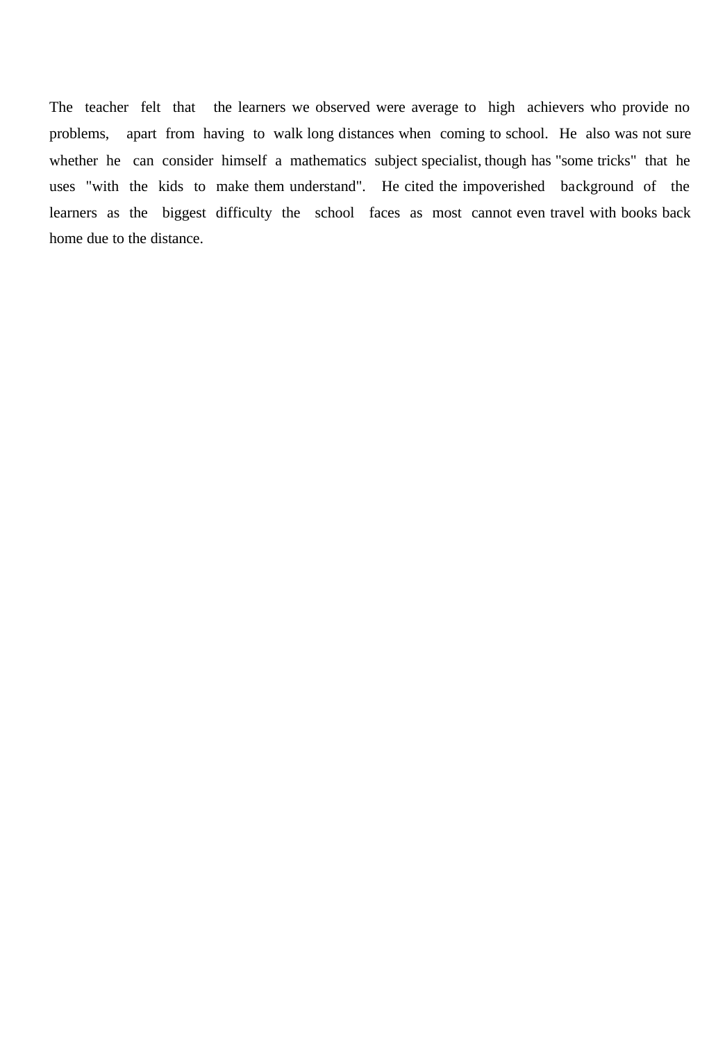The teacher felt that the learners we observed were average to high achievers who provide no problems, apart from having to walk long distances when coming to school. He also was not sure whether he can consider himself a mathematics subject specialist, though has "some tricks" that he uses "with the kids to make them understand". He cited the impoverished background of the learners as the biggest difficulty the school faces as most cannot even travel with books back home due to the distance.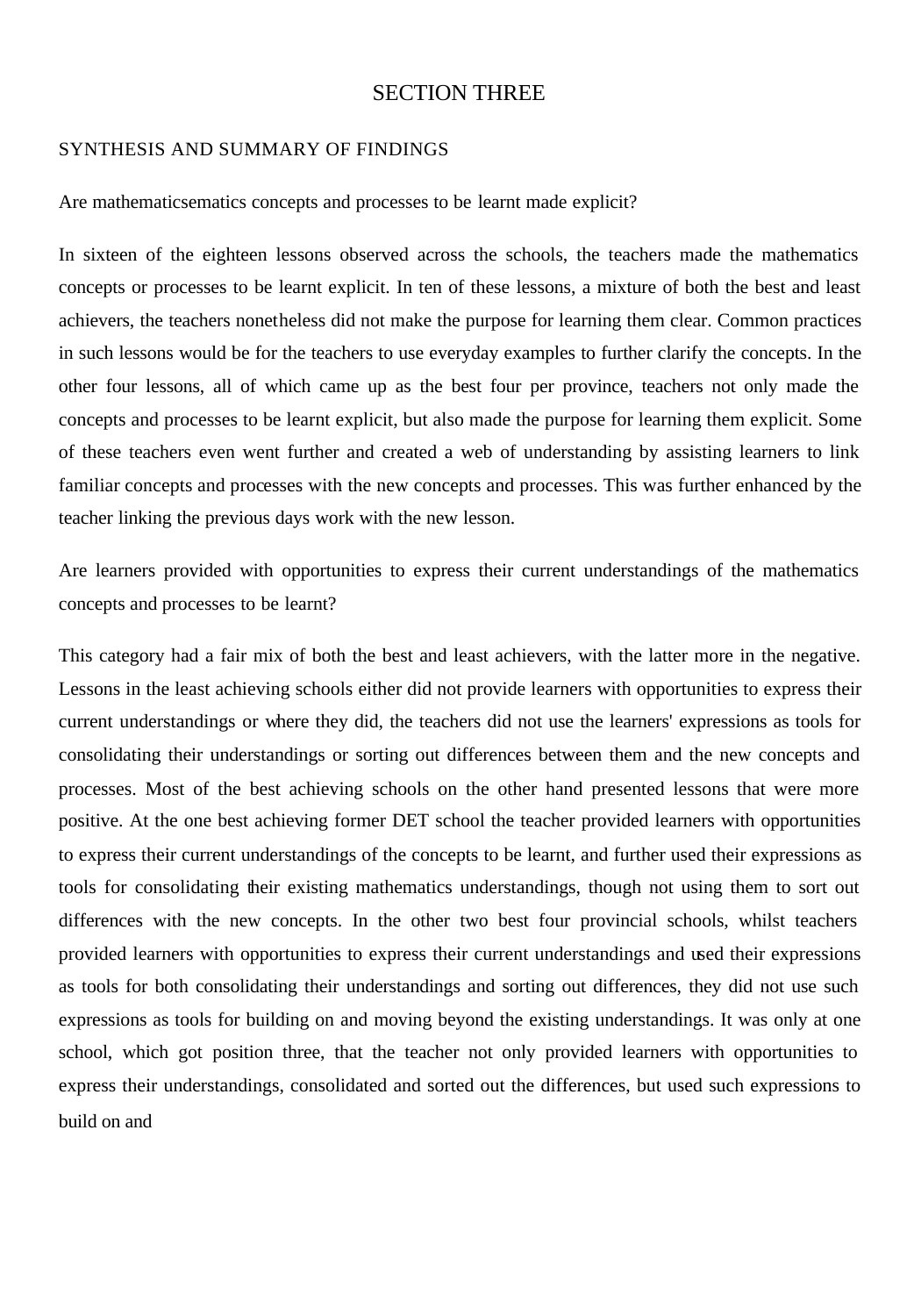# SECTION THREE

## SYNTHESIS AND SUMMARY OF FINDINGS

### Are mathematicsematics concepts and processes to be learnt made explicit?

In sixteen of the eighteen lessons observed across the schools, the teachers made the mathematics concepts or processes to be learnt explicit. In ten of these lessons, a mixture of both the best and least achievers, the teachers nonetheless did not make the purpose for learning them clear. Common practices in such lessons would be for the teachers to use everyday examples to further clarify the concepts. In the other four lessons, all of which came up as the best four per province, teachers not only made the concepts and processes to be learnt explicit, but also made the purpose for learning them explicit. Some of these teachers even went further and created a web of understanding by assisting learners to link familiar concepts and processes with the new concepts and processes. This was further enhanced by the teacher linking the previous days work with the new lesson.

### Are learners provided with opportunities to express their current understandings of the mathematics concepts and processes to be learnt?

This category had a fair mix of both the best and least achievers, with the latter more in the negative. Lessons in the least achieving schools either did not provide learners with opportunities to express their current understandings or where they did, the teachers did not use the learners' expressions as tools for consolidating their understandings or sorting out differences between them and the new concepts and processes. Most of the best achieving schools on the other hand presented lessons that were more positive. At the one best achieving former DET school the teacher provided learners with opportunities to express their current understandings of the concepts to be learnt, and further used their expressions as tools for consolidating their existing mathematics understandings, though not using them to sort out differences with the new concepts. In the other two best four provincial schools, whilst teachers provided learners with opportunities to express their current understandings and used their expressions as tools for both consolidating their understandings and sorting out differences, they did not use such expressions as tools for building on and moving beyond the existing understandings. It was only at one school, which got position three, that the teacher not only provided learners with opportunities to express their understandings, consolidated and sorted out the differences, but used such expressions to build on and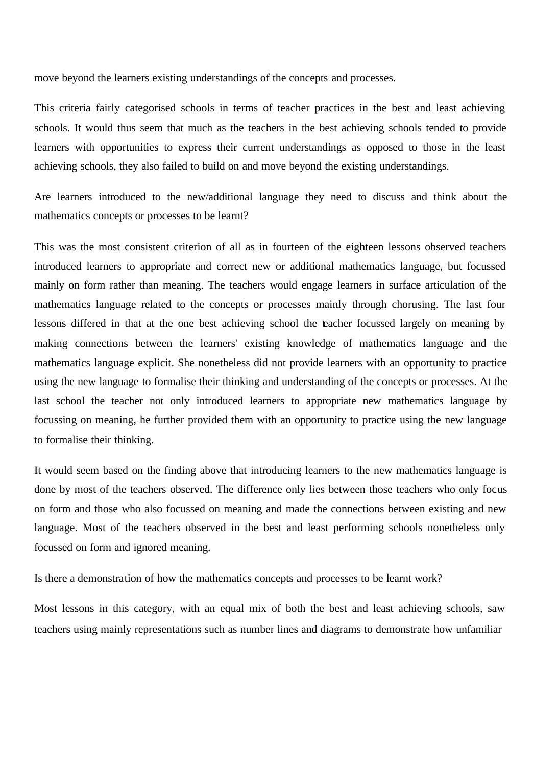move beyond the learners existing understandings of the concepts and processes.

This criteria fairly categorised schools in terms of teacher practices in the best and least achieving schools. It would thus seem that much as the teachers in the best achieving schools tended to provide learners with opportunities to express their current understandings as opposed to those in the least achieving schools, they also failed to build on and move beyond the existing understandings.

Are learners introduced to the new/additional language they need to discuss and think about the mathematics concepts or processes to be learnt?

This was the most consistent criterion of all as in fourteen of the eighteen lessons observed teachers introduced learners to appropriate and correct new or additional mathematics language, but focussed mainly on form rather than meaning. The teachers would engage learners in surface articulation of the mathematics language related to the concepts or processes mainly through chorusing. The last four lessons differed in that at the one best achieving school the teacher focussed largely on meaning by making connections between the learners' existing knowledge of mathematics language and the mathematics language explicit. She nonetheless did not provide learners with an opportunity to practice using the new language to formalise their thinking and understanding of the concepts or processes. At the last school the teacher not only introduced learners to appropriate new mathematics language by focussing on meaning, he further provided them with an opportunity to practice using the new language to formalise their thinking.

It would seem based on the finding above that introducing learners to the new mathematics language is done by most of the teachers observed. The difference only lies between those teachers who only focus on form and those who also focussed on meaning and made the connections between existing and new language. Most of the teachers observed in the best and least performing schools nonetheless only focussed on form and ignored meaning.

Is there a demonstration of how the mathematics concepts and processes to be learnt work?

Most lessons in this category, with an equal mix of both the best and least achieving schools, saw teachers using mainly representations such as number lines and diagrams to demonstrate how unfamiliar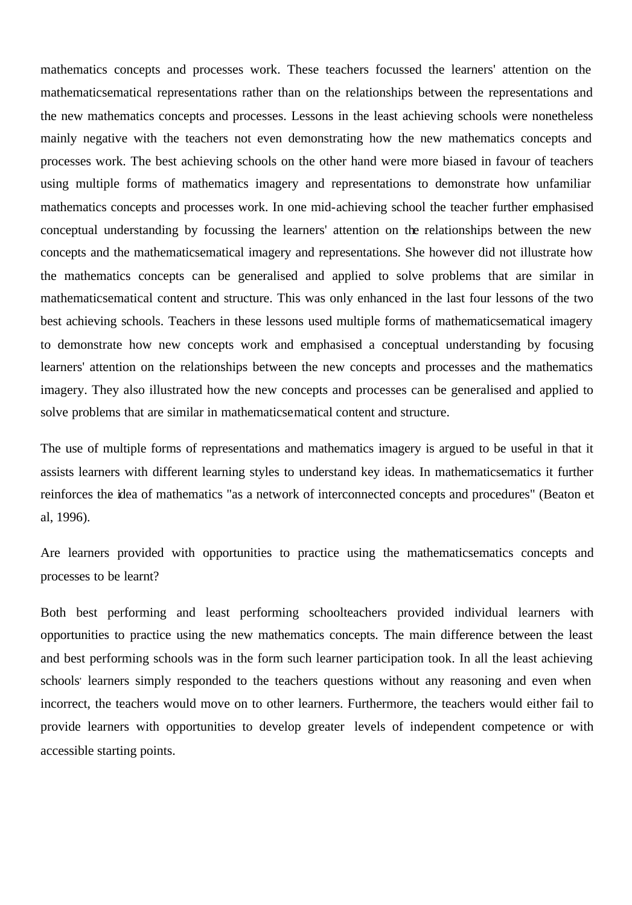mathematics concepts and processes work. These teachers focussed the learners' attention on the mathematicsematical representations rather than on the relationships between the representations and the new mathematics concepts and processes. Lessons in the least achieving schools were nonetheless mainly negative with the teachers not even demonstrating how the new mathematics concepts and processes work. The best achieving schools on the other hand were more biased in favour of teachers using multiple forms of mathematics imagery and representations to demonstrate how unfamiliar mathematics concepts and processes work. In one mid-achieving school the teacher further emphasised conceptual understanding by focussing the learners' attention on the relationships between the new concepts and the mathematicsematical imagery and representations. She however did not illustrate how the mathematics concepts can be generalised and applied to solve problems that are similar in mathematicsematical content and structure. This was only enhanced in the last four lessons of the two best achieving schools. Teachers in these lessons used multiple forms of mathematicsematical imagery to demonstrate how new concepts work and emphasised a conceptual understanding by focusing learners' attention on the relationships between the new concepts and processes and the mathematics imagery. They also illustrated how the new concepts and processes can be generalised and applied to solve problems that are similar in mathematicsematical content and structure.

The use of multiple forms of representations and mathematics imagery is argued to be useful in that it assists learners with different learning styles to understand key ideas. In mathematicsematics it further reinforces the idea of mathematics "as a network of interconnected concepts and procedures" (Beaton et al, 1996).

Are learners provided with opportunities to practice using the mathematicsematics concepts and processes to be learnt?

Both best performing and least performing schoolteachers provided individual learners with opportunities to practice using the new mathematics concepts. The main difference between the least and best performing schools was in the form such learner participation took. In all the least achieving schools' learners simply responded to the teachers questions without any reasoning and even when incorrect, the teachers would move on to other learners. Furthermore, the teachers would either fail to provide learners with opportunities to develop greater levels of independent competence or with accessible starting points.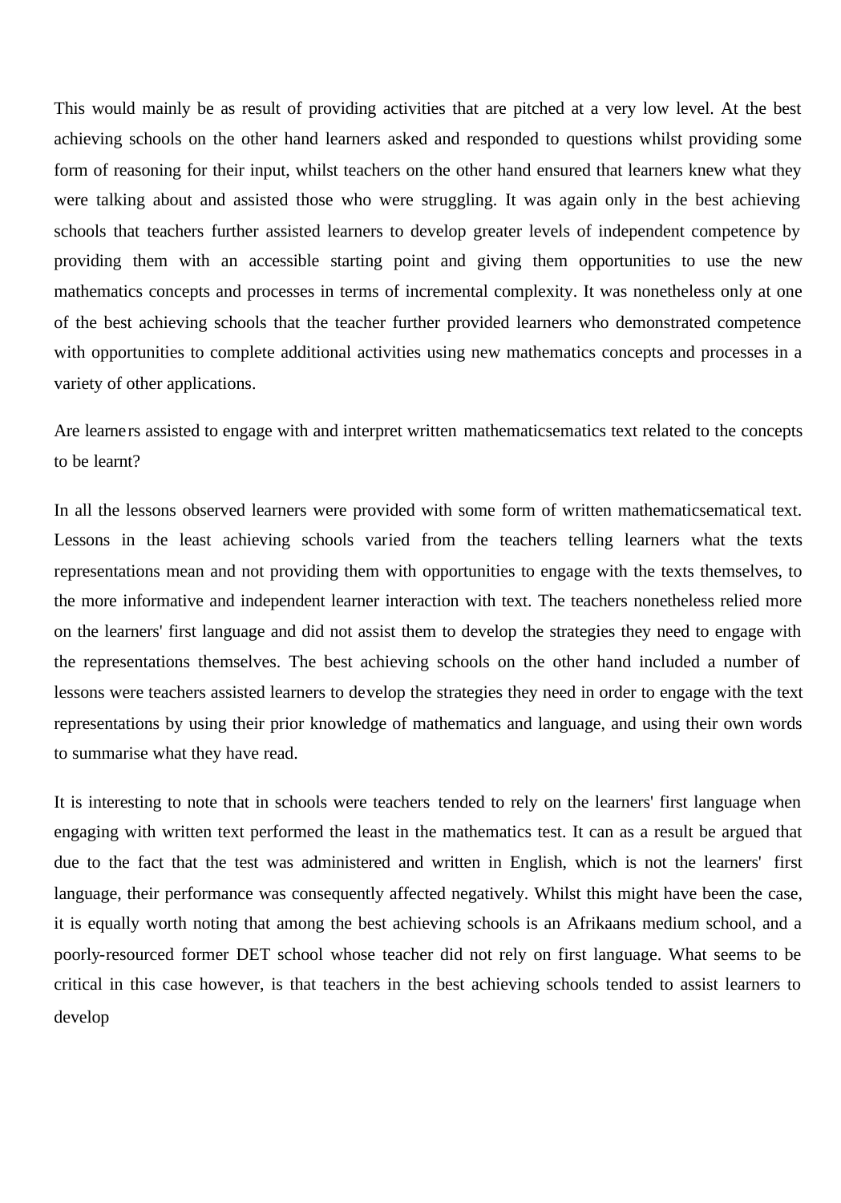This would mainly be as result of providing activities that are pitched at a very low level. At the best achieving schools on the other hand learners asked and responded to questions whilst providing some form of reasoning for their input, whilst teachers on the other hand ensured that learners knew what they were talking about and assisted those who were struggling. It was again only in the best achieving schools that teachers further assisted learners to develop greater levels of independent competence by providing them with an accessible starting point and giving them opportunities to use the new mathematics concepts and processes in terms of incremental complexity. It was nonetheless only at one of the best achieving schools that the teacher further provided learners who demonstrated competence with opportunities to complete additional activities using new mathematics concepts and processes in a variety of other applications.

Are learners assisted to engage with and interpret written mathematicsematics text related to the concepts to be learnt?

In all the lessons observed learners were provided with some form of written mathematicsematical text. Lessons in the least achieving schools varied from the teachers telling learners what the texts representations mean and not providing them with opportunities to engage with the texts themselves, to the more informative and independent learner interaction with text. The teachers nonetheless relied more on the learners' first language and did not assist them to develop the strategies they need to engage with the representations themselves. The best achieving schools on the other hand included a number of lessons were teachers assisted learners to develop the strategies they need in order to engage with the text representations by using their prior knowledge of mathematics and language, and using their own words to summarise what they have read.

It is interesting to note that in schools were teachers tended to rely on the learners' first language when engaging with written text performed the least in the mathematics test. It can as a result be argued that due to the fact that the test was administered and written in English, which is not the learners' first language, their performance was consequently affected negatively. Whilst this might have been the case, it is equally worth noting that among the best achieving schools is an Afrikaans medium school, and a poorly-resourced former DET school whose teacher did not rely on first language. What seems to be critical in this case however, is that teachers in the best achieving schools tended to assist learners to develop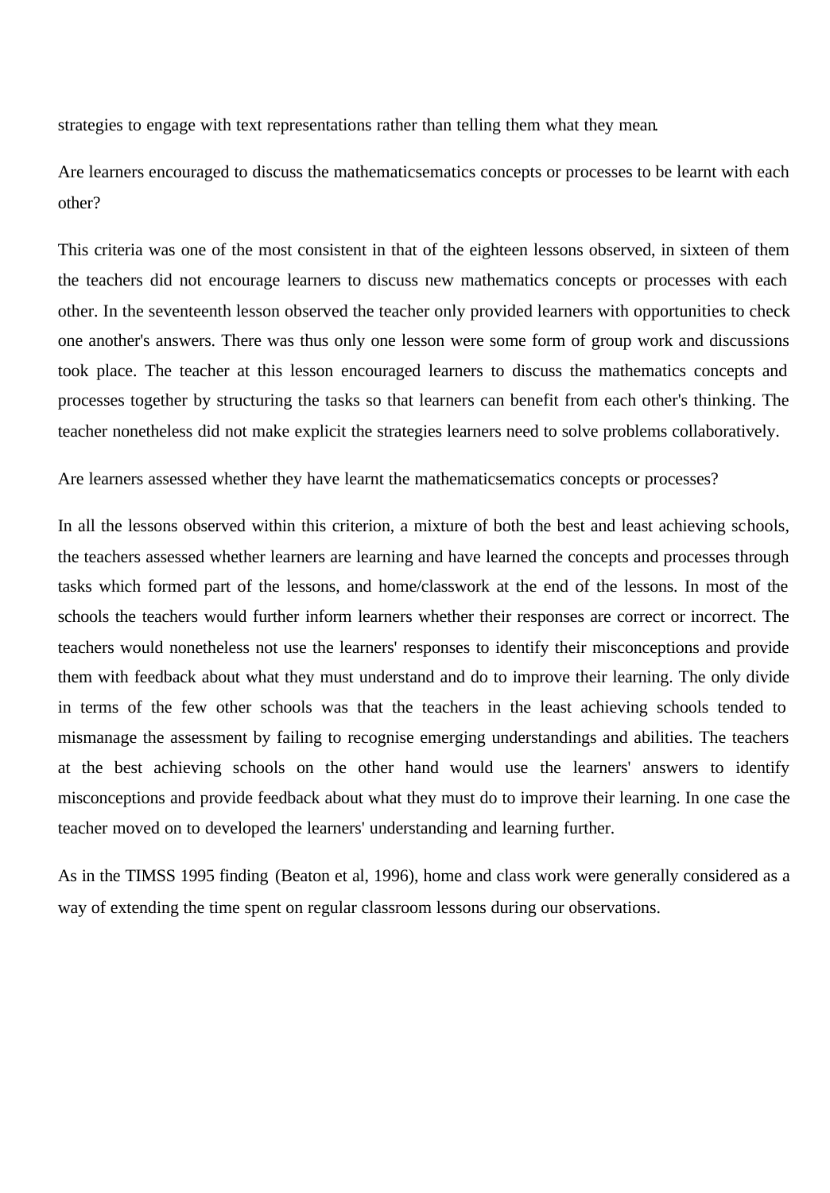strategies to engage with text representations rather than telling them what they mean.

Are learners encouraged to discuss the mathematicsematics concepts or processes to be learnt with each other?

This criteria was one of the most consistent in that of the eighteen lessons observed, in sixteen of them the teachers did not encourage learners to discuss new mathematics concepts or processes with each other. In the seventeenth lesson observed the teacher only provided learners with opportunities to check one another's answers. There was thus only one lesson were some form of group work and discussions took place. The teacher at this lesson encouraged learners to discuss the mathematics concepts and processes together by structuring the tasks so that learners can benefit from each other's thinking. The teacher nonetheless did not make explicit the strategies learners need to solve problems collaboratively.

Are learners assessed whether they have learnt the mathematicsematics concepts or processes?

In all the lessons observed within this criterion, a mixture of both the best and least achieving schools, the teachers assessed whether learners are learning and have learned the concepts and processes through tasks which formed part of the lessons, and home/classwork at the end of the lessons. In most of the schools the teachers would further inform learners whether their responses are correct or incorrect. The teachers would nonetheless not use the learners' responses to identify their misconceptions and provide them with feedback about what they must understand and do to improve their learning. The only divide in terms of the few other schools was that the teachers in the least achieving schools tended to mismanage the assessment by failing to recognise emerging understandings and abilities. The teachers at the best achieving schools on the other hand would use the learners' answers to identify misconceptions and provide feedback about what they must do to improve their learning. In one case the teacher moved on to developed the learners' understanding and learning further.

As in the TIMSS 1995 finding (Beaton et al, 1996), home and class work were generally considered as a way of extending the time spent on regular classroom lessons during our observations.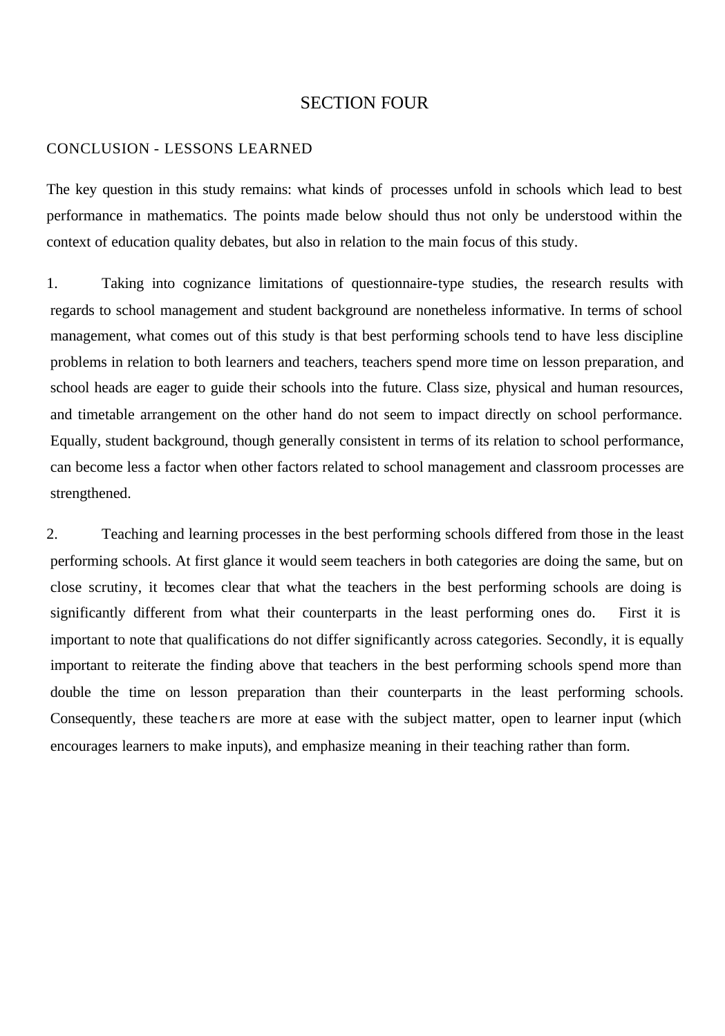# SECTION FOUR

## CONCLUSION - LESSONS LEARNED

The key question in this study remains: what kinds of processes unfold in schools which lead to best performance in mathematics. The points made below should thus not only be understood within the context of education quality debates, but also in relation to the main focus of this study.

1. Taking into cognizance limitations of questionnaire-type studies, the research results with regards to school management and student background are nonetheless informative. In terms of school management, what comes out of this study is that best performing schools tend to have less discipline problems in relation to both learners and teachers, teachers spend more time on lesson preparation, and school heads are eager to guide their schools into the future. Class size, physical and human resources, and timetable arrangement on the other hand do not seem to impact directly on school performance. Equally, student background, though generally consistent in terms of its relation to school performance, can become less a factor when other factors related to school management and classroom processes are strengthened.

2. Teaching and learning processes in the best performing schools differed from those in the least performing schools. At first glance it would seem teachers in both categories are doing the same, but on close scrutiny, it becomes clear that what the teachers in the best performing schools are doing is significantly different from what their counterparts in the least performing ones do. First it is important to note that qualifications do not differ significantly across categories. Secondly, it is equally important to reiterate the finding above that teachers in the best performing schools spend more than double the time on lesson preparation than their counterparts in the least performing schools. Consequently, these teachers are more at ease with the subject matter, open to learner input (which encourages learners to make inputs), and emphasize meaning in their teaching rather than form.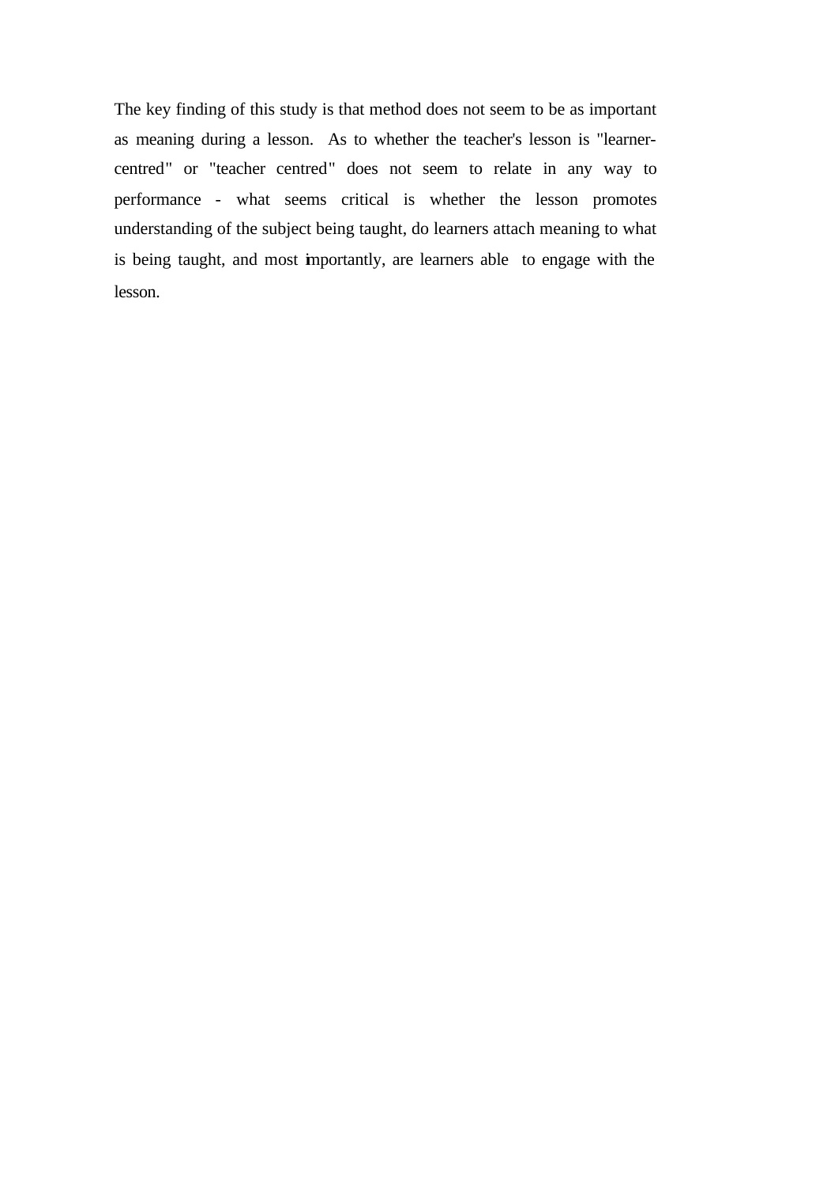The key finding of this study is that method does not seem to be as important as meaning during a lesson. As to whether the teacher's lesson is "learner-centred" or "teacher centred" does not seem to relate in any way to performance - what seems critical is whether the lesson promotes understanding of the subject being taught, do learners attach meaning to what is being taught, and most importantly, are learners able to engage with the lesson.